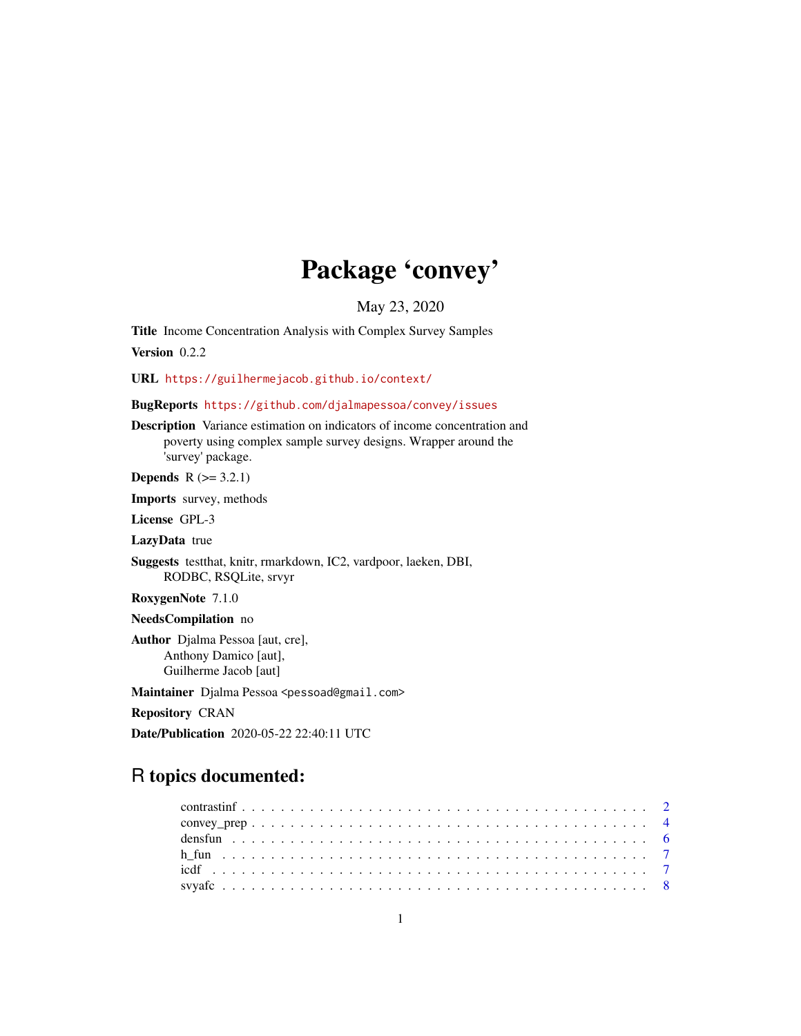# Package 'convey'

May 23, 2020

**Title** Income Concentration Analysis with Complex Survey Samples

**Version** 0.2.2

**URL** https://guilhermejacob.github.io/context/

**BugReports** https://github.com/djalmapessoa/convey/issues

**Description** Variance estimation on indicators of income concentration and poverty using complex sample survey designs. Wrapper around the 'survey' package.

**Depends** R (>= 3.2.1)

**Imports** survey, methods

**License** GPL-3

**LazyData** true

**Suggests** testthat, knitr, rmarkdown, IC2, vardpoor, laeken, DBI, RODBC, RSQLite, srvyr

**RoxygenNote** 7.1.0

**NeedsCompilation** no

**Author** Djalma Pessoa [aut, cre], Anthony Damico [aut], Guilherme Jacob [aut]

**Maintainer** Djalma Pessoa <pessoad@gmail.com>

**Repository** CRAN

**Date/Publication** 2020-05-22 22:40:11 UTC

## R topics documented:

- contrastinf . . . . . . . . . . . . . . . . . . . . . . . . . . . . . . . . . . . . . . . 2
- convey_prep . . . . . . . . . . . . . . . . . . . . . . . . . . . . . . . . . . . . . . . 4
- densfun . . . . . . . . . . . . . . . . . . . . . . . . . . . . . . . . . . . . . . . 6
- h_fun . . . . . . . . . . . . . . . . . . . . . . . . . . . . . . . . . . . . . . . 7
- icdf . . . . . . . . . . . . . . . . . . . . . . . . . . . . . . . . . . . . . . . 7
- svyafc . . . . . . . . . . . . . . . . . . . . . . . . . . . . . . . . . . . . . . . 8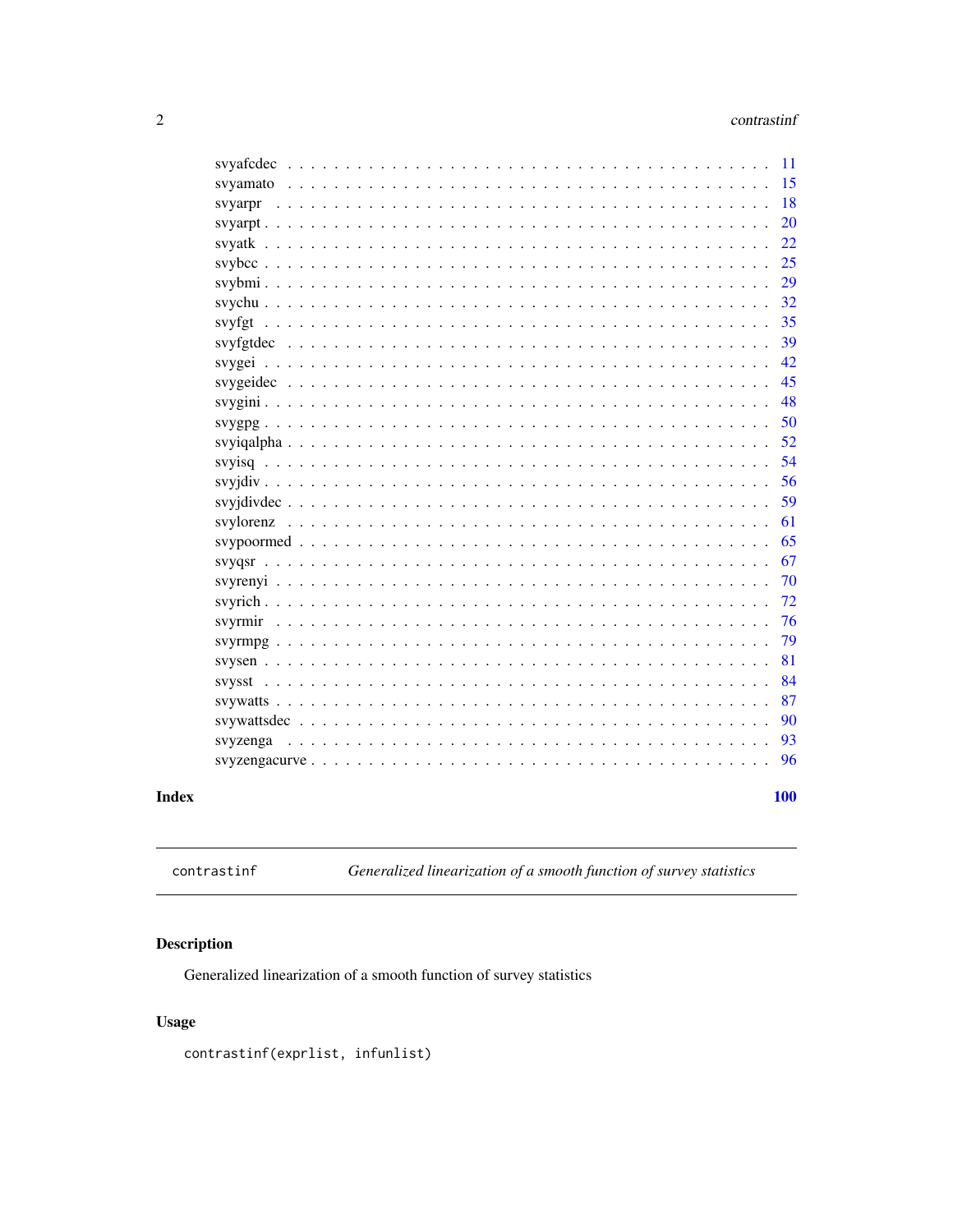| | |
|---|---|
| svyafcdec | 11 |
| svyamato | 15 |
| svyarpr | 18 |
| svyarpt | 20 |
| svyatk | 22 |
| svybcc | 25 |
| svybmi | 29 |
| svychu | 32 |
| svyfgt | 35 |
| svyfgtdec | 39 |
| svygei | 42 |
| svygeidec | 45 |
| svygini | 48 |
| svygpg | 50 |
| svyiqalpha | 52 |
| svyisq | 54 |
| svyjdiv | 56 |
| svyjdivdec | 59 |
| svylorenz | 61 |
| svypoormed | 65 |
| svyqsr | 67 |
| svyrenyi | 70 |
| svyrich | 72 |
| svyrmir | 76 |
| svyrmpg | 79 |
| svysen | 81 |
| svysst | 84 |
| svywatts | 87 |
| svywattsdec | 90 |
| svyzenga | 93 |
| svyzengacurve | 96 |

**Index** **100**

---

`contrastinf` *Generalized linearization of a smooth function of survey statistics*

---

## Description

Generalized linearization of a smooth function of survey statistics

## Usage

```
contrastinf(exprlist, infunlist)
```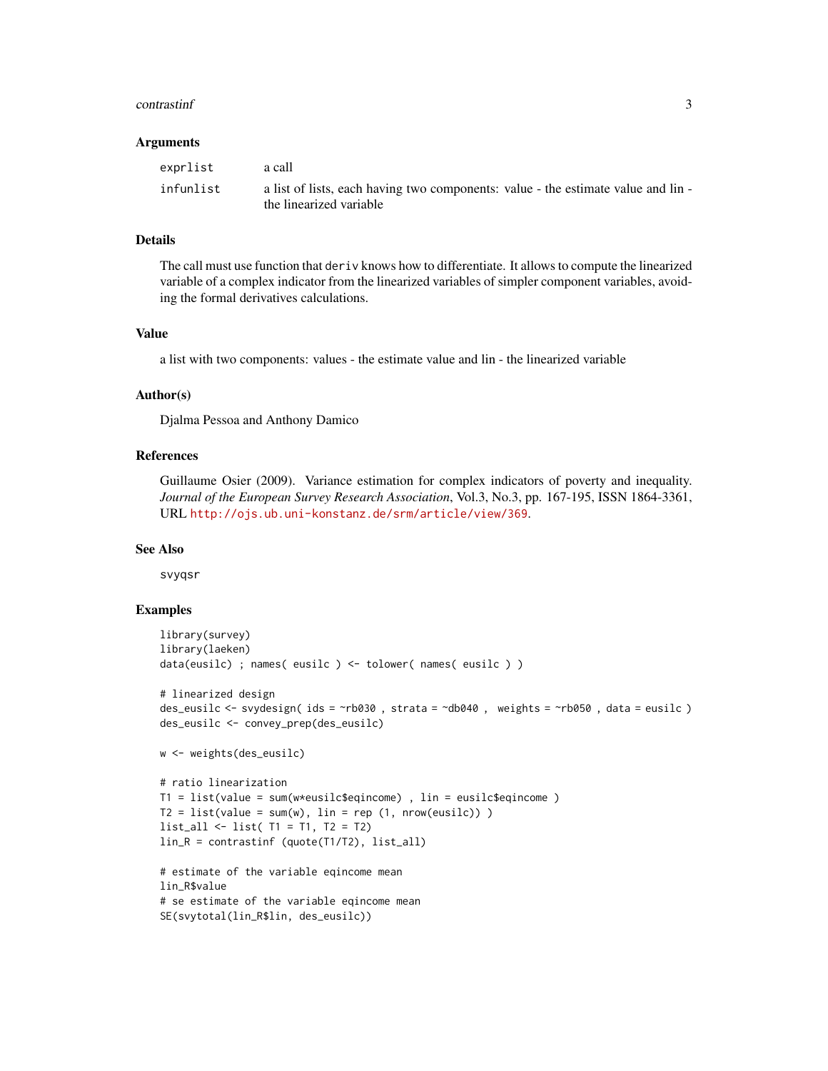## Arguments

| | |
|---|---|
| `exprlist` | a call |
| `infunlist` | a list of lists, each having two components: value - the estimate value and lin - the linearized variable |

## Details

The call must use function that `deriv` knows how to differentiate. It allows to compute the linearized variable of a complex indicator from the linearized variables of simpler component variables, avoiding the formal derivatives calculations.

## Value

a list with two components: values - the estimate value and lin - the linearized variable

## Author(s)

Djalma Pessoa and Anthony Damico

## References

Guillaume Osier (2009). Variance estimation for complex indicators of poverty and inequality. *Journal of the European Survey Research Association*, Vol.3, No.3, pp. 167-195, ISSN 1864-3361, URL http://ojs.ub.uni-konstanz.de/srm/article/view/369.

## See Also

`svyqsr`

## Examples

```
library(survey)
library(laeken)
data(eusilc) ; names( eusilc ) <- tolower( names( eusilc ) )

# linearized design
des_eusilc <- svydesign( ids = ~rb030 , strata = ~db040 ,  weights = ~rb050 , data = eusilc )
des_eusilc <- convey_prep(des_eusilc)

w <- weights(des_eusilc)

# ratio linearization
T1 = list(value = sum(w*eusilc$eqincome) , lin = eusilc$eqincome )
T2 = list(value = sum(w), lin = rep (1, nrow(eusilc)) )
list_all <- list( T1 = T1, T2 = T2)
lin_R = contrastinf (quote(T1/T2), list_all)

# estimate of the variable eqincome mean
lin_R$value
# se estimate of the variable eqincome mean
SE(svytotal(lin_R$lin, des_eusilc))
```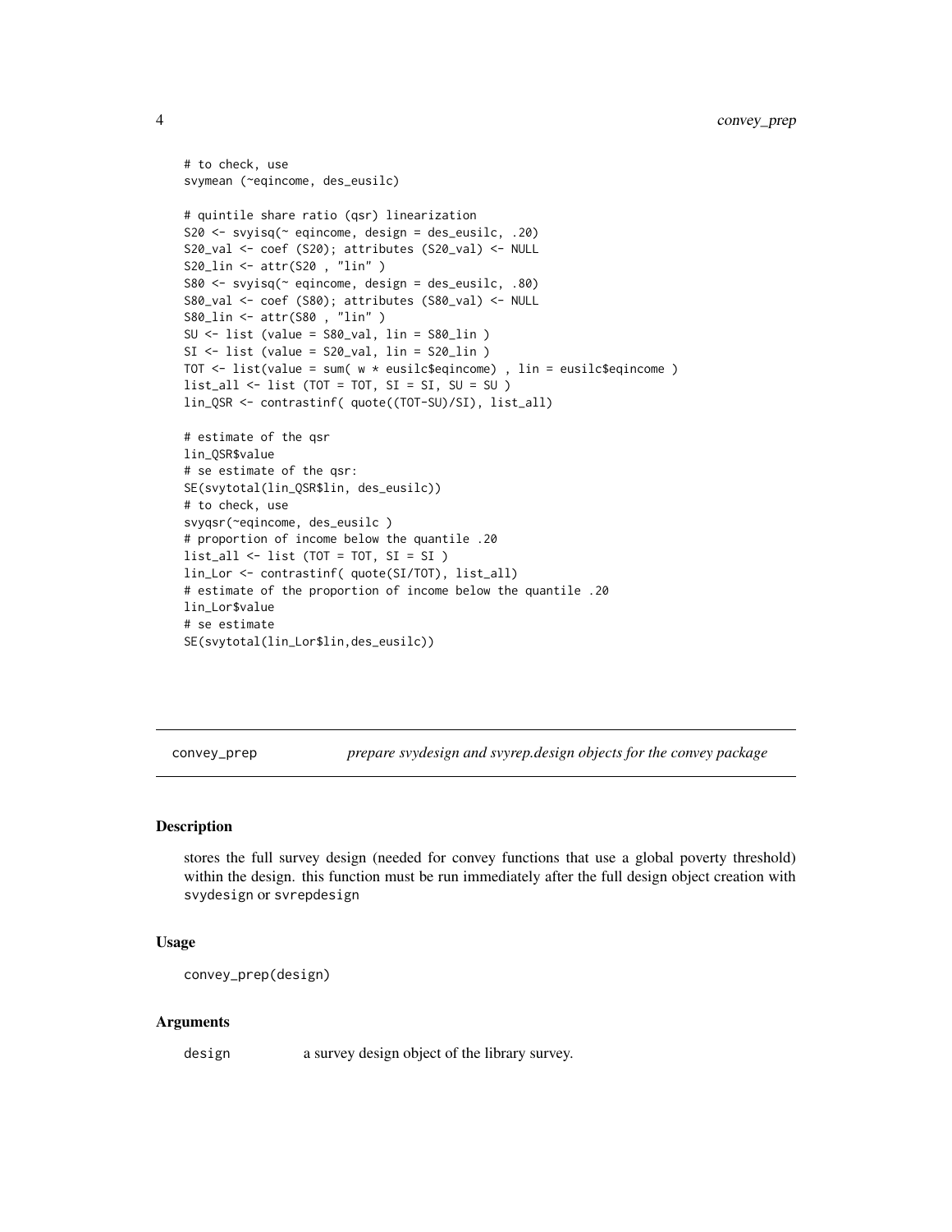```
# to check, use
svymean (~eqincome, des_eusilc)

# quintile share ratio (qsr) linearization
S20 <- svyisq(~ eqincome, design = des_eusilc, .20)
S20_val <- coef (S20); attributes (S20_val) <- NULL
S20_lin <- attr(S20 , "lin" )
S80 <- svyisq(~ eqincome, design = des_eusilc, .80)
S80_val <- coef (S80); attributes (S80_val) <- NULL
S80_lin <- attr(S80 , "lin" )
SU <- list (value = S80_val, lin = S80_lin )
SI <- list (value = S20_val, lin = S20_lin )
TOT <- list(value = sum( w * eusilc$eqincome) , lin = eusilc$eqincome )
list_all <- list (TOT = TOT, SI = SI, SU = SU )
lin_QSR <- contrastinf( quote((TOT-SU)/SI), list_all)

# estimate of the qsr
lin_QSR$value
# se estimate of the qsr:
SE(svytotal(lin_QSR$lin, des_eusilc))
# to check, use
svyqsr(~eqincome, des_eusilc )
# proportion of income below the quantile .20
list_all <- list (TOT = TOT, SI = SI )
lin_Lor <- contrastinf( quote(SI/TOT), list_all)
# estimate of the proportion of income below the quantile .20
lin_Lor$value
# se estimate
SE(svytotal(lin_Lor$lin,des_eusilc))
```

---

## convey_prep *prepare svydesign and svyrep.design objects for the convey package*

### Description

stores the full survey design (needed for convey functions that use a global poverty threshold) within the design. this function must be run immediately after the full design object creation with `svydesign` or `svrepdesign`

### Usage

```
convey_prep(design)
```

### Arguments

| | |
|---|---|
| `design` | a survey design object of the library survey. |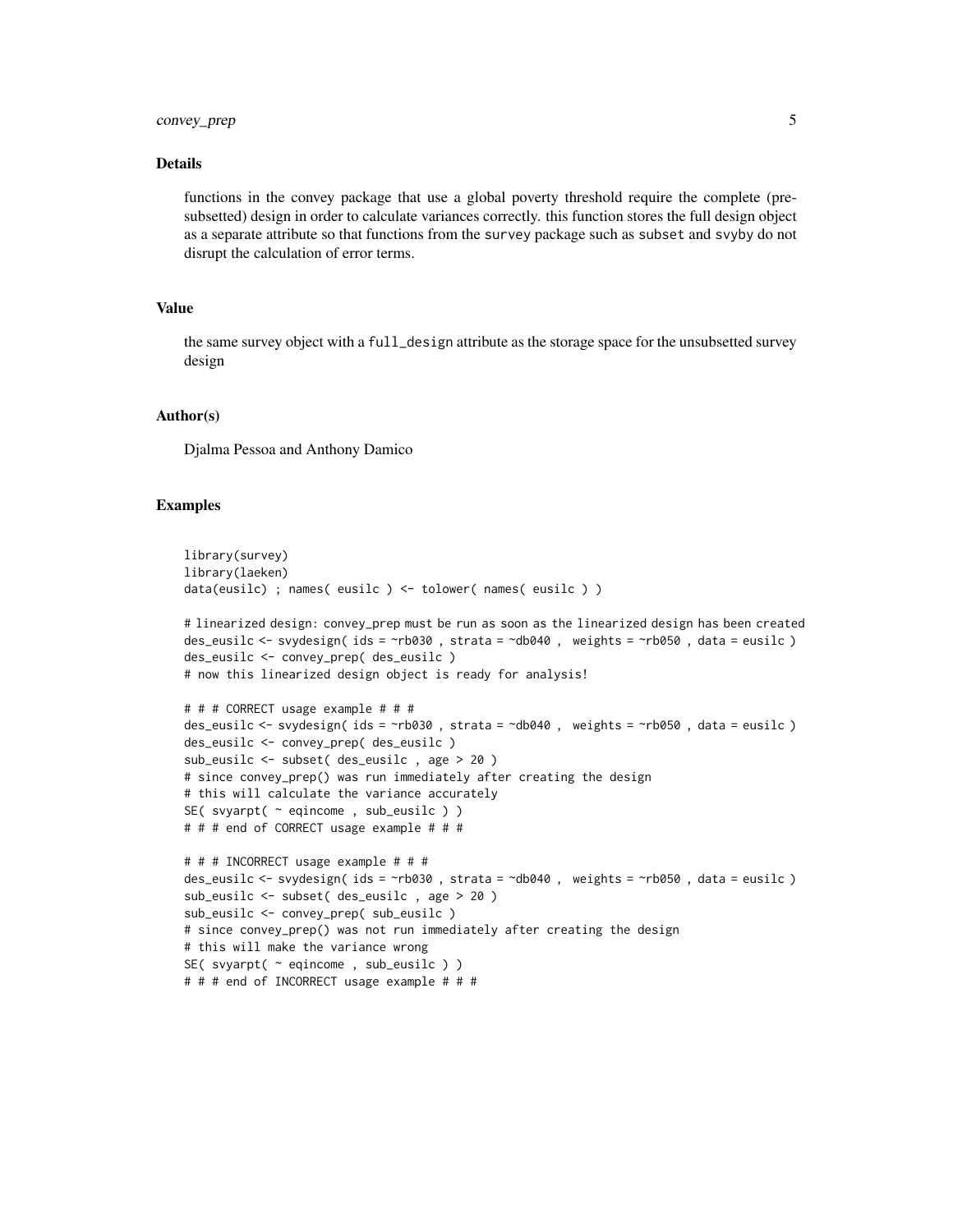## Details

functions in the convey package that use a global poverty threshold require the complete (pre-subsetted) design in order to calculate variances correctly. this function stores the full design object as a separate attribute so that functions from the `survey` package such as `subset` and `svyby` do not disrupt the calculation of error terms.

## Value

the same survey object with a `full_design` attribute as the storage space for the unsubsetted survey design

## Author(s)

Djalma Pessoa and Anthony Damico

## Examples

```
library(survey)
library(laeken)
data(eusilc) ; names( eusilc ) <- tolower( names( eusilc ) )

# linearized design: convey_prep must be run as soon as the linearized design has been created
des_eusilc <- svydesign( ids = ~rb030 , strata = ~db040 ,  weights = ~rb050 , data = eusilc )
des_eusilc <- convey_prep( des_eusilc )
# now this linearized design object is ready for analysis!

# # # CORRECT usage example # # #
des_eusilc <- svydesign( ids = ~rb030 , strata = ~db040 ,  weights = ~rb050 , data = eusilc )
des_eusilc <- convey_prep( des_eusilc )
sub_eusilc <- subset( des_eusilc , age > 20 )
# since convey_prep() was run immediately after creating the design
# this will calculate the variance accurately
SE( svyarpt( ~ eqincome , sub_eusilc ) )
# # # end of CORRECT usage example # # #

# # # INCORRECT usage example # # #
des_eusilc <- svydesign( ids = ~rb030 , strata = ~db040 ,  weights = ~rb050 , data = eusilc )
sub_eusilc <- subset( des_eusilc , age > 20 )
sub_eusilc <- convey_prep( sub_eusilc )
# since convey_prep() was not run immediately after creating the design
# this will make the variance wrong
SE( svyarpt( ~ eqincome , sub_eusilc ) )
# # # end of INCORRECT usage example # # #
```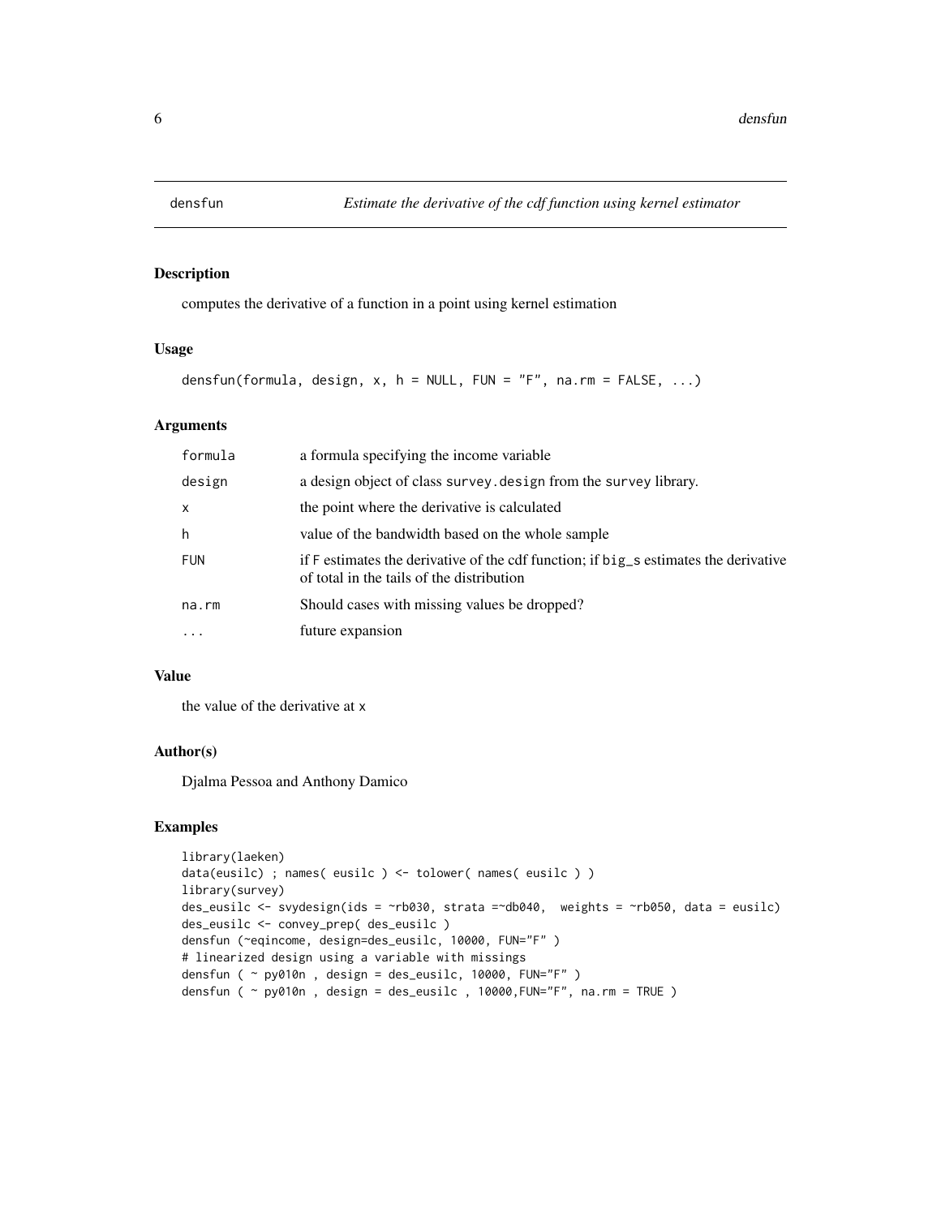# densfun — *Estimate the derivative of the cdf function using kernel estimator*

## Description

computes the derivative of a function in a point using kernel estimation

## Usage

```
densfun(formula, design, x, h = NULL, FUN = "F", na.rm = FALSE, ...)
```

## Arguments

| | |
|---|---|
| formula | a formula specifying the income variable |
| design | a design object of class survey.design from the survey library. |
| x | the point where the derivative is calculated |
| h | value of the bandwidth based on the whole sample |
| FUN | if F estimates the derivative of the cdf function; if big_s estimates the derivative of total in the tails of the distribution |
| na.rm | Should cases with missing values be dropped? |
| ... | future expansion |

## Value

the value of the derivative at x

## Author(s)

Djalma Pessoa and Anthony Damico

## Examples

```
library(laeken)
data(eusilc) ; names( eusilc ) <- tolower( names( eusilc ) )
library(survey)
des_eusilc <- svydesign(ids = ~rb030, strata =~db040,  weights = ~rb050, data = eusilc)
des_eusilc <- convey_prep( des_eusilc )
densfun (~eqincome, design=des_eusilc, 10000, FUN="F" )
# linearized design using a variable with missings
densfun ( ~ py010n , design = des_eusilc, 10000, FUN="F" )
densfun ( ~ py010n , design = des_eusilc , 10000,FUN="F", na.rm = TRUE )
```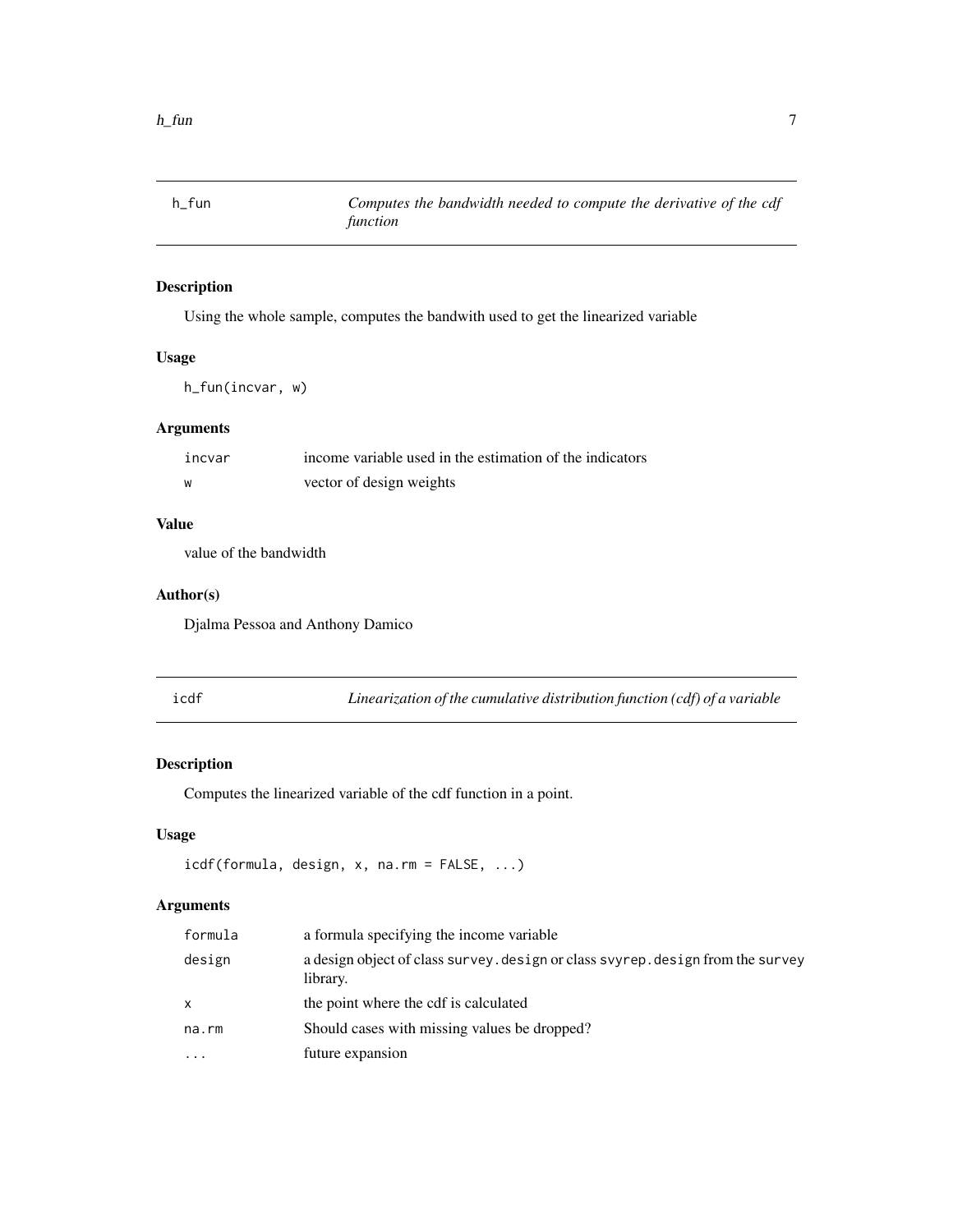## h_fun — *Computes the bandwidth needed to compute the derivative of the cdf function*

### Description

Using the whole sample, computes the bandwith used to get the linearized variable

### Usage

```
h_fun(incvar, w)
```

### Arguments

| | |
|---|---|
| incvar | income variable used in the estimation of the indicators |
| w | vector of design weights |

### Value

value of the bandwidth

### Author(s)

Djalma Pessoa and Anthony Damico

## icdf — *Linearization of the cumulative distribution function (cdf) of a variable*

### Description

Computes the linearized variable of the cdf function in a point.

### Usage

```
icdf(formula, design, x, na.rm = FALSE, ...)
```

### Arguments

| | |
|---|---|
| formula | a formula specifying the income variable |
| design | a design object of class `survey.design` or class `svyrep.design` from the `survey` library. |
| x | the point where the cdf is calculated |
| na.rm | Should cases with missing values be dropped? |
| ... | future expansion |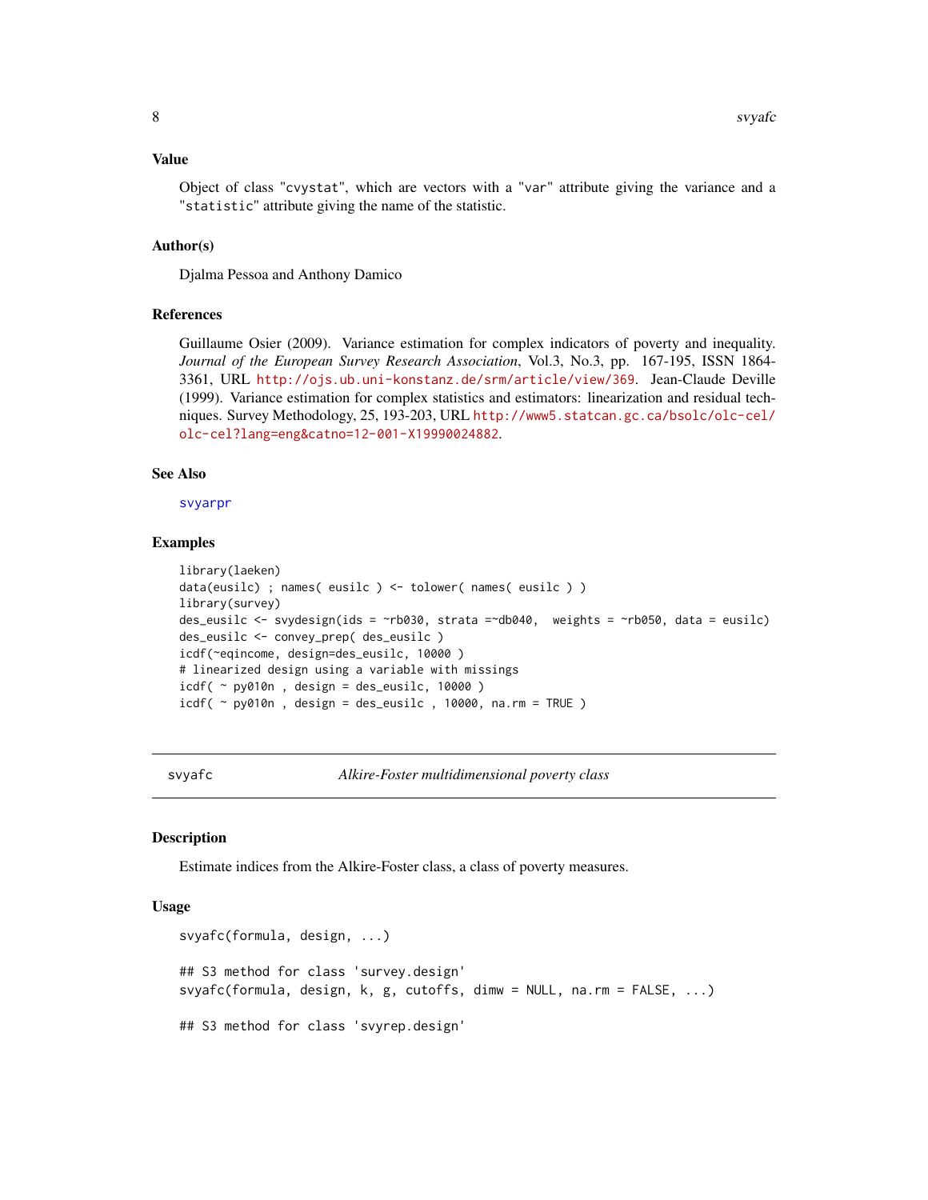### Value

Object of class "cvystat", which are vectors with a "var" attribute giving the variance and a "statistic" attribute giving the name of the statistic.

### Author(s)

Djalma Pessoa and Anthony Damico

### References

Guillaume Osier (2009). Variance estimation for complex indicators of poverty and inequality. *Journal of the European Survey Research Association*, Vol.3, No.3, pp. 167-195, ISSN 1864-3361, URL http://ojs.ub.uni-konstanz.de/srm/article/view/369. Jean-Claude Deville (1999). Variance estimation for complex statistics and estimators: linearization and residual techniques. Survey Methodology, 25, 193-203, URL http://www5.statcan.gc.ca/bsolc/olc-cel/olc-cel?lang=eng&catno=12-001-X19990024882.

### See Also

svyarpr

### Examples

```
library(laeken)
data(eusilc) ; names( eusilc ) <- tolower( names( eusilc ) )
library(survey)
des_eusilc <- svydesign(ids = ~rb030, strata =~db040,  weights = ~rb050, data = eusilc)
des_eusilc <- convey_prep( des_eusilc )
icdf(~eqincome, design=des_eusilc, 10000 )
# linearized design using a variable with missings
icdf( ~ py010n , design = des_eusilc, 10000 )
icdf( ~ py010n , design = des_eusilc , 10000, na.rm = TRUE )
```

---

## svyafc — *Alkire-Foster multidimensional poverty class*

### Description

Estimate indices from the Alkire-Foster class, a class of poverty measures.

### Usage

```
svyafc(formula, design, ...)

## S3 method for class 'survey.design'
svyafc(formula, design, k, g, cutoffs, dimw = NULL, na.rm = FALSE, ...)

## S3 method for class 'svyrep.design'
```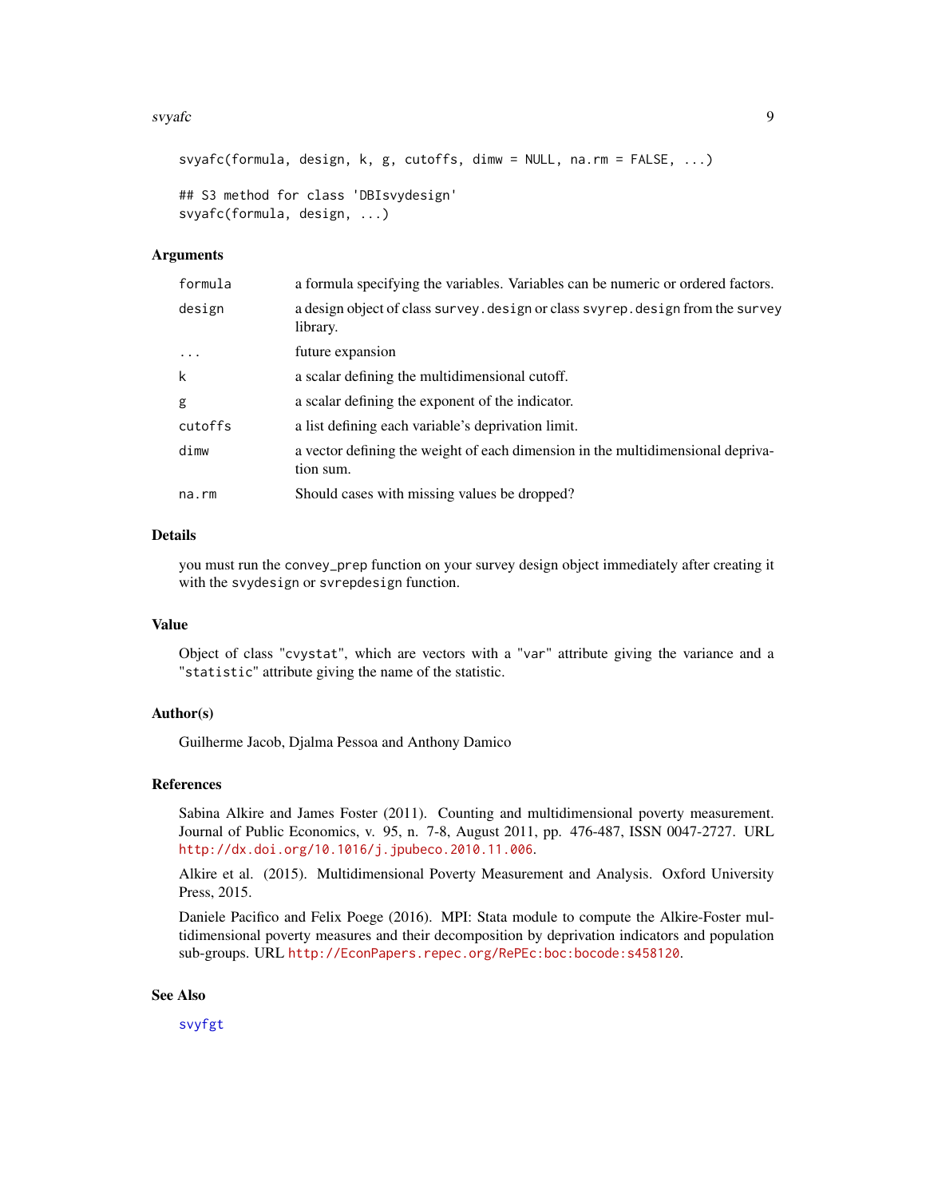```
svyafc(formula, design, k, g, cutoffs, dimw = NULL, na.rm = FALSE, ...)

## S3 method for class 'DBIsvydesign'
svyafc(formula, design, ...)
```

### Arguments

| | |
|---|---|
| formula | a formula specifying the variables. Variables can be numeric or ordered factors. |
| design | a design object of class survey.design or class svyrep.design from the survey library. |
| ... | future expansion |
| k | a scalar defining the multidimensional cutoff. |
| g | a scalar defining the exponent of the indicator. |
| cutoffs | a list defining each variable's deprivation limit. |
| dimw | a vector defining the weight of each dimension in the multidimensional deprivation sum. |
| na.rm | Should cases with missing values be dropped? |

### Details

you must run the `convey_prep` function on your survey design object immediately after creating it with the `svydesign` or `svrepdesign` function.

### Value

Object of class "`cvystat`", which are vectors with a "`var`" attribute giving the variance and a "`statistic`" attribute giving the name of the statistic.

### Author(s)

Guilherme Jacob, Djalma Pessoa and Anthony Damico

### References

Sabina Alkire and James Foster (2011). Counting and multidimensional poverty measurement. Journal of Public Economics, v. 95, n. 7-8, August 2011, pp. 476-487, ISSN 0047-2727. URL http://dx.doi.org/10.1016/j.jpubeco.2010.11.006.

Alkire et al. (2015). Multidimensional Poverty Measurement and Analysis. Oxford University Press, 2015.

Daniele Pacifico and Felix Poege (2016). MPI: Stata module to compute the Alkire-Foster multidimensional poverty measures and their decomposition by deprivation indicators and population sub-groups. URL http://EconPapers.repec.org/RePEc:boc:bocode:s458120.

### See Also

svyfgt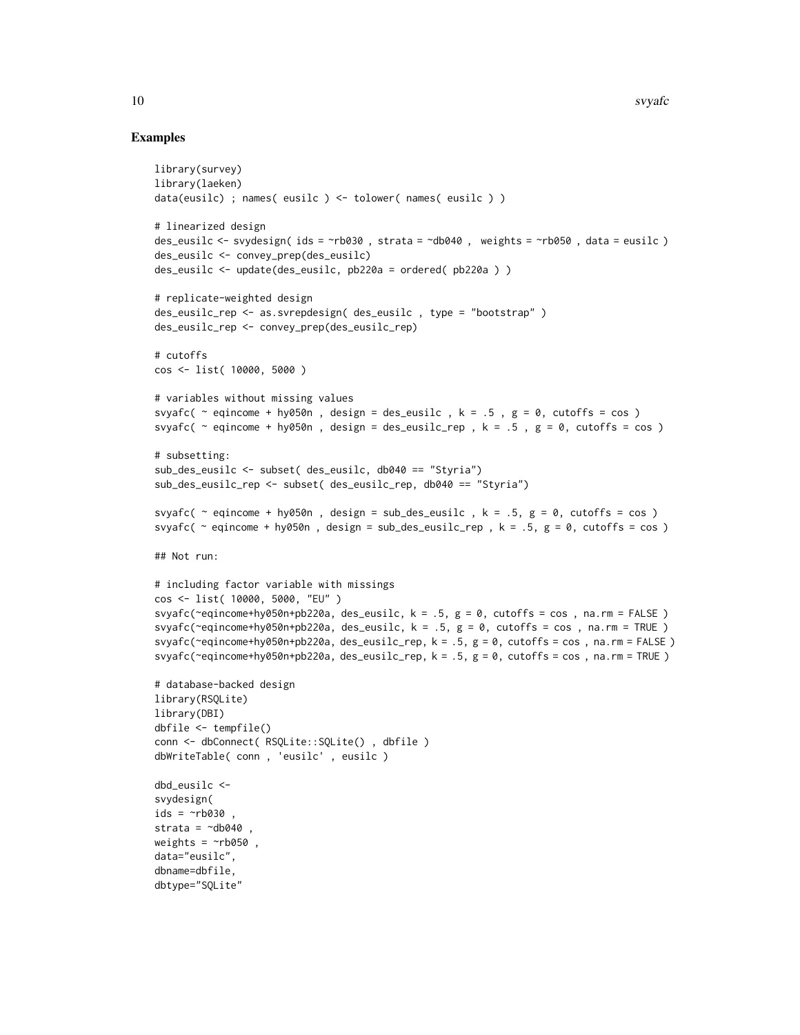## Examples

```
library(survey)
library(laeken)
data(eusilc) ; names( eusilc ) <- tolower( names( eusilc ) )

# linearized design
des_eusilc <- svydesign( ids = ~rb030 , strata = ~db040 ,  weights = ~rb050 , data = eusilc )
des_eusilc <- convey_prep(des_eusilc)
des_eusilc <- update(des_eusilc, pb220a = ordered( pb220a ) )

# replicate-weighted design
des_eusilc_rep <- as.svrepdesign( des_eusilc , type = "bootstrap" )
des_eusilc_rep <- convey_prep(des_eusilc_rep)

# cutoffs
cos <- list( 10000, 5000 )

# variables without missing values
svyafc( ~ eqincome + hy050n , design = des_eusilc , k = .5 , g = 0, cutoffs = cos )
svyafc( ~ eqincome + hy050n , design = des_eusilc_rep , k = .5 , g = 0, cutoffs = cos )

# subsetting:
sub_des_eusilc <- subset( des_eusilc, db040 == "Styria")
sub_des_eusilc_rep <- subset( des_eusilc_rep, db040 == "Styria")

svyafc( ~ eqincome + hy050n , design = sub_des_eusilc , k = .5, g = 0, cutoffs = cos )
svyafc( ~ eqincome + hy050n , design = sub_des_eusilc_rep , k = .5, g = 0, cutoffs = cos )

## Not run:

# including factor variable with missings
cos <- list( 10000, 5000, "EU" )
svyafc(~eqincome+hy050n+pb220a, des_eusilc, k = .5, g = 0, cutoffs = cos , na.rm = FALSE )
svyafc(~eqincome+hy050n+pb220a, des_eusilc, k = .5, g = 0, cutoffs = cos , na.rm = TRUE )
svyafc(~eqincome+hy050n+pb220a, des_eusilc_rep, k = .5, g = 0, cutoffs = cos , na.rm = FALSE )
svyafc(~eqincome+hy050n+pb220a, des_eusilc_rep, k = .5, g = 0, cutoffs = cos , na.rm = TRUE )

# database-backed design
library(RSQLite)
library(DBI)
dbfile <- tempfile()
conn <- dbConnect( RSQLite::SQLite() , dbfile )
dbWriteTable( conn , 'eusilc' , eusilc )

dbd_eusilc <-
svydesign(
ids = ~rb030 ,
strata = ~db040 ,
weights = ~rb050 ,
data="eusilc",
dbname=dbfile,
dbtype="SQLite"
```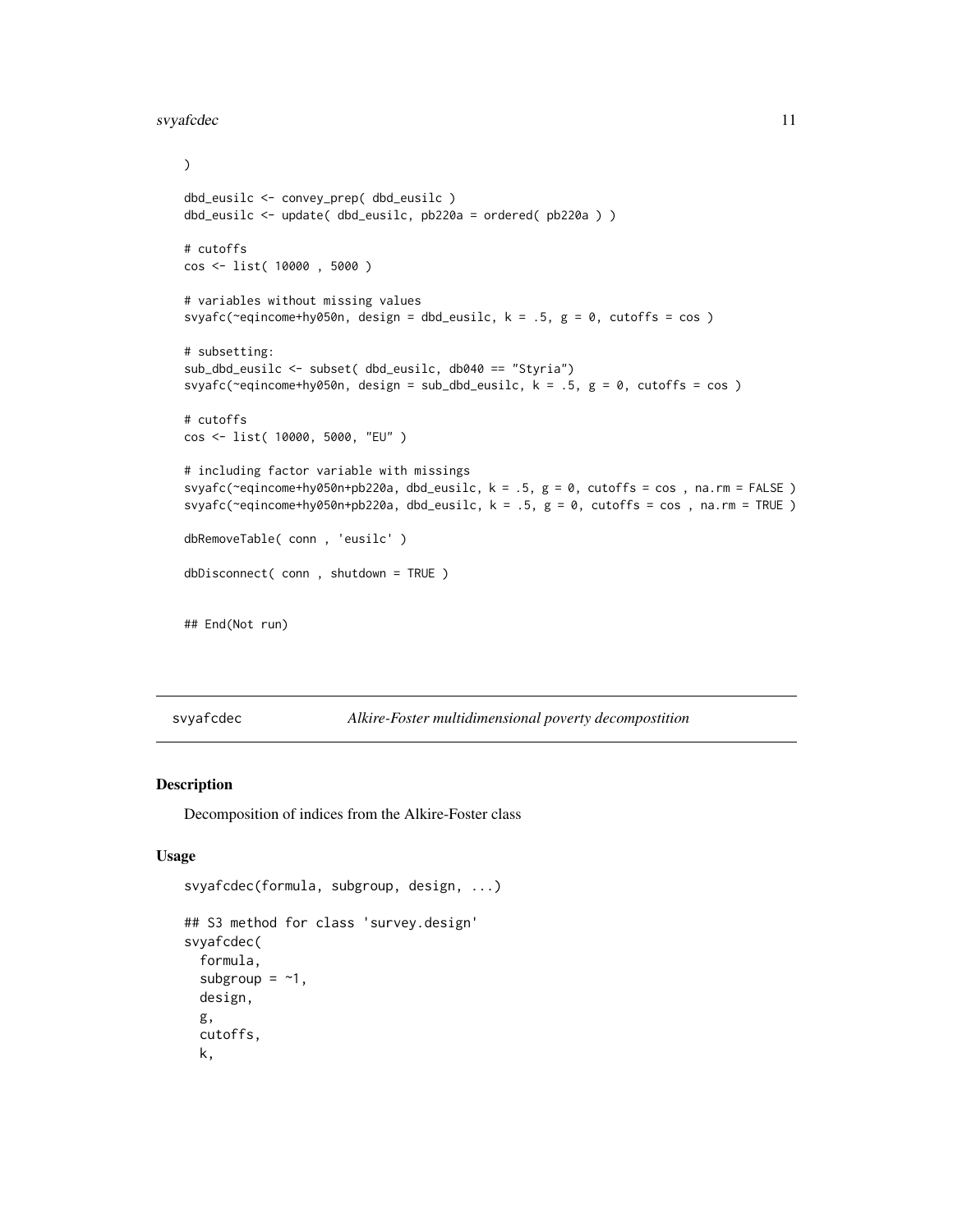```
)

dbd_eusilc <- convey_prep( dbd_eusilc )
dbd_eusilc <- update( dbd_eusilc, pb220a = ordered( pb220a ) )

# cutoffs
cos <- list( 10000 , 5000 )

# variables without missing values
svyafc(~eqincome+hy050n, design = dbd_eusilc, k = .5, g = 0, cutoffs = cos )

# subsetting:
sub_dbd_eusilc <- subset( dbd_eusilc, db040 == "Styria")
svyafc(~eqincome+hy050n, design = sub_dbd_eusilc, k = .5, g = 0, cutoffs = cos )

# cutoffs
cos <- list( 10000, 5000, "EU" )

# including factor variable with missings
svyafc(~eqincome+hy050n+pb220a, dbd_eusilc, k = .5, g = 0, cutoffs = cos , na.rm = FALSE )
svyafc(~eqincome+hy050n+pb220a, dbd_eusilc, k = .5, g = 0, cutoffs = cos , na.rm = TRUE )

dbRemoveTable( conn , 'eusilc' )

dbDisconnect( conn , shutdown = TRUE )


## End(Not run)
```

## svyafcdec — *Alkire-Foster multidimensional poverty decompostition*

### Description

Decomposition of indices from the Alkire-Foster class

### Usage

```
svyafcdec(formula, subgroup, design, ...)

## S3 method for class 'survey.design'
svyafcdec(
  formula,
  subgroup = ~1,
  design,
  g,
  cutoffs,
  k,
```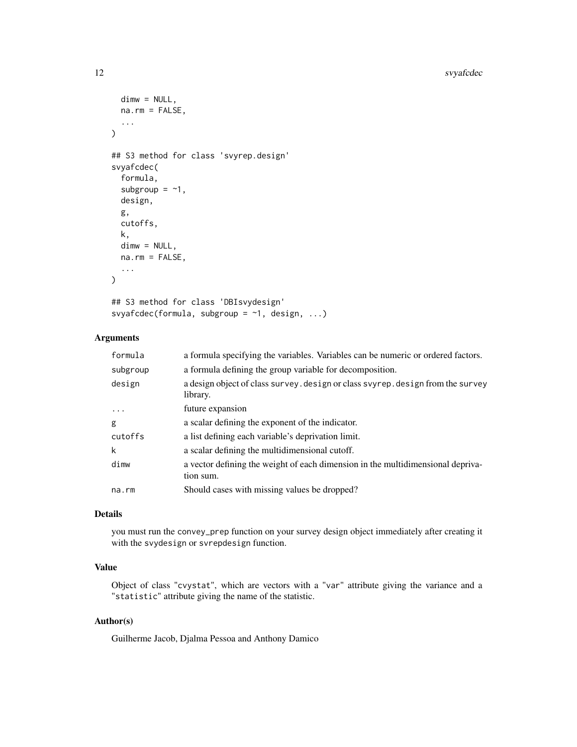```
  dimw = NULL,
  na.rm = FALSE,
  ...
)

## S3 method for class 'svyrep.design'
svyafcdec(
  formula,
  subgroup = ~1,
  design,
  g,
  cutoffs,
  k,
  dimw = NULL,
  na.rm = FALSE,
  ...
)

## S3 method for class 'DBIsvydesign'
svyafcdec(formula, subgroup = ~1, design, ...)
```

### Arguments

| | |
|---|---|
| `formula` | a formula specifying the variables. Variables can be numeric or ordered factors. |
| `subgroup` | a formula defining the group variable for decomposition. |
| `design` | a design object of class `survey.design` or class `svyrep.design` from the `survey` library. |
| `...` | future expansion |
| `g` | a scalar defining the exponent of the indicator. |
| `cutoffs` | a list defining each variable's deprivation limit. |
| `k` | a scalar defining the multidimensional cutoff. |
| `dimw` | a vector defining the weight of each dimension in the multidimensional deprivation sum. |
| `na.rm` | Should cases with missing values be dropped? |

### Details

you must run the `convey_prep` function on your survey design object immediately after creating it with the `svydesign` or `svrepdesign` function.

### Value

Object of class "`cvystat`", which are vectors with a "`var`" attribute giving the variance and a "`statistic`" attribute giving the name of the statistic.

### Author(s)

Guilherme Jacob, Djalma Pessoa and Anthony Damico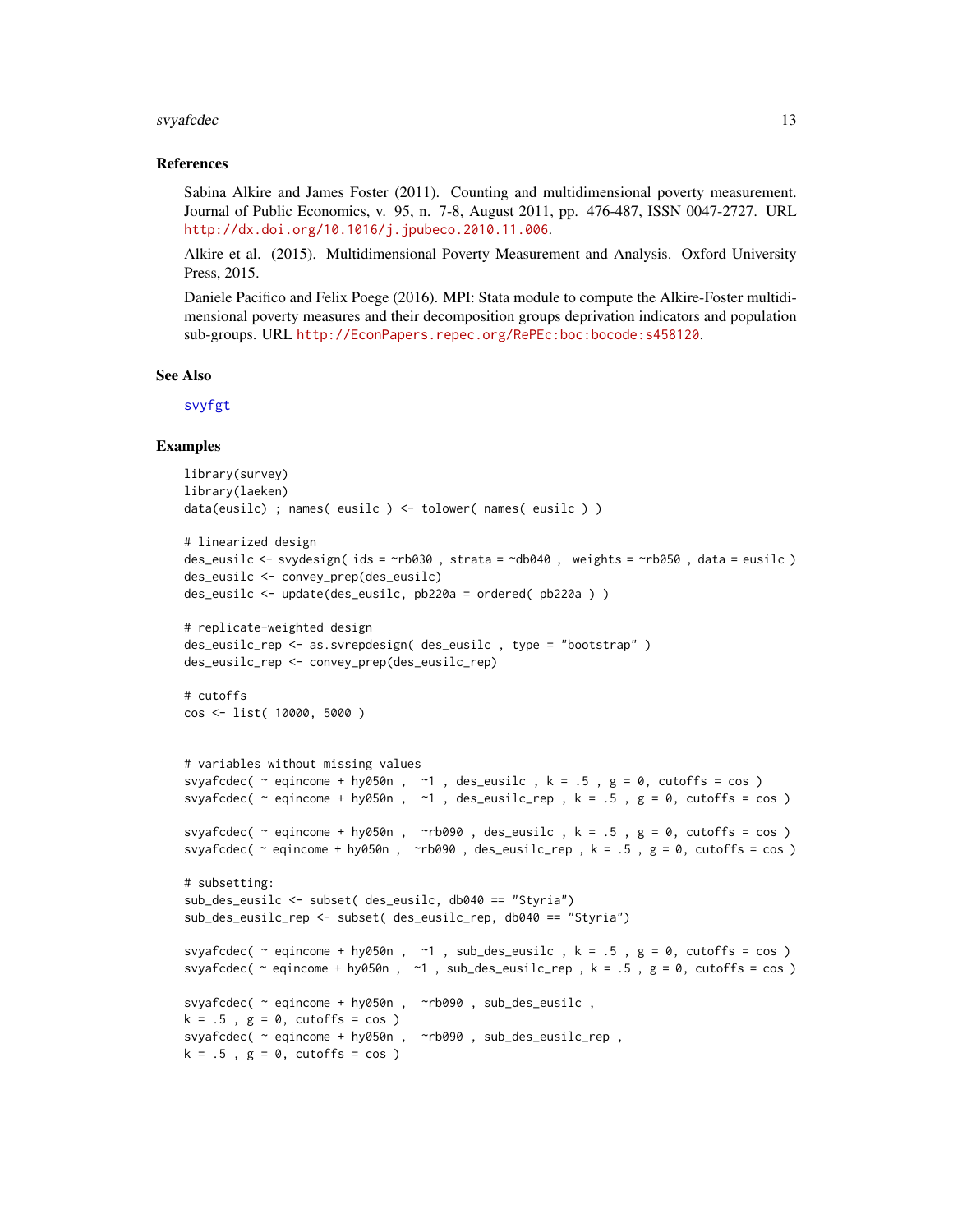## References

Sabina Alkire and James Foster (2011). Counting and multidimensional poverty measurement. Journal of Public Economics, v. 95, n. 7-8, August 2011, pp. 476-487, ISSN 0047-2727. URL http://dx.doi.org/10.1016/j.jpubeco.2010.11.006.

Alkire et al. (2015). Multidimensional Poverty Measurement and Analysis. Oxford University Press, 2015.

Daniele Pacifico and Felix Poege (2016). MPI: Stata module to compute the Alkire-Foster multidimensional poverty measures and their decomposition groups deprivation indicators and population sub-groups. URL http://EconPapers.repec.org/RePEc:boc:bocode:s458120.

## See Also

svyfgt

## Examples

```
library(survey)
library(laeken)
data(eusilc) ; names( eusilc ) <- tolower( names( eusilc ) )

# linearized design
des_eusilc <- svydesign( ids = ~rb030 , strata = ~db040 ,  weights = ~rb050 , data = eusilc )
des_eusilc <- convey_prep(des_eusilc)
des_eusilc <- update(des_eusilc, pb220a = ordered( pb220a ) )

# replicate-weighted design
des_eusilc_rep <- as.svrepdesign( des_eusilc , type = "bootstrap" )
des_eusilc_rep <- convey_prep(des_eusilc_rep)

# cutoffs
cos <- list( 10000, 5000 )


# variables without missing values
svyafcdec( ~ eqincome + hy050n ,  ~1 , des_eusilc , k = .5 , g = 0, cutoffs = cos )
svyafcdec( ~ eqincome + hy050n ,  ~1 , des_eusilc_rep , k = .5 , g = 0, cutoffs = cos )

svyafcdec( ~ eqincome + hy050n ,  ~rb090 , des_eusilc , k = .5 , g = 0, cutoffs = cos )
svyafcdec( ~ eqincome + hy050n ,  ~rb090 , des_eusilc_rep , k = .5 , g = 0, cutoffs = cos )

# subsetting:
sub_des_eusilc <- subset( des_eusilc, db040 == "Styria")
sub_des_eusilc_rep <- subset( des_eusilc_rep, db040 == "Styria")

svyafcdec( ~ eqincome + hy050n ,  ~1 , sub_des_eusilc , k = .5 , g = 0, cutoffs = cos )
svyafcdec( ~ eqincome + hy050n ,  ~1 , sub_des_eusilc_rep , k = .5 , g = 0, cutoffs = cos )

svyafcdec( ~ eqincome + hy050n ,  ~rb090 , sub_des_eusilc ,
k = .5 , g = 0, cutoffs = cos )
svyafcdec( ~ eqincome + hy050n ,  ~rb090 , sub_des_eusilc_rep ,
k = .5 , g = 0, cutoffs = cos )
```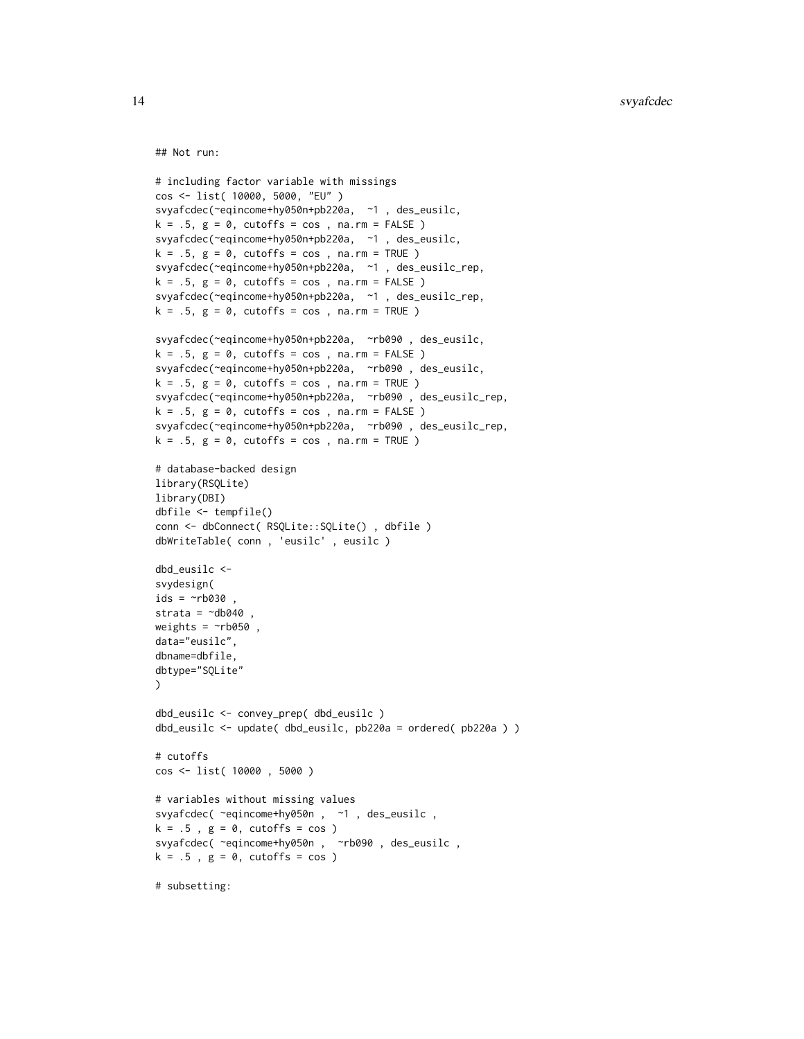```
## Not run:

# including factor variable with missings
cos <- list( 10000, 5000, "EU" )
svyafcdec(~eqincome+hy050n+pb220a,  ~1 , des_eusilc,
k = .5, g = 0, cutoffs = cos , na.rm = FALSE )
svyafcdec(~eqincome+hy050n+pb220a,  ~1 , des_eusilc,
k = .5, g = 0, cutoffs = cos , na.rm = TRUE )
svyafcdec(~eqincome+hy050n+pb220a,  ~1 , des_eusilc_rep,
k = .5, g = 0, cutoffs = cos , na.rm = FALSE )
svyafcdec(~eqincome+hy050n+pb220a,  ~1 , des_eusilc_rep,
k = .5, g = 0, cutoffs = cos , na.rm = TRUE )

svyafcdec(~eqincome+hy050n+pb220a,  ~rb090 , des_eusilc,
k = .5, g = 0, cutoffs = cos , na.rm = FALSE )
svyafcdec(~eqincome+hy050n+pb220a,  ~rb090 , des_eusilc,
k = .5, g = 0, cutoffs = cos , na.rm = TRUE )
svyafcdec(~eqincome+hy050n+pb220a,  ~rb090 , des_eusilc_rep,
k = .5, g = 0, cutoffs = cos , na.rm = FALSE )
svyafcdec(~eqincome+hy050n+pb220a,  ~rb090 , des_eusilc_rep,
k = .5, g = 0, cutoffs = cos , na.rm = TRUE )

# database-backed design
library(RSQLite)
library(DBI)
dbfile <- tempfile()
conn <- dbConnect( RSQLite::SQLite() , dbfile )
dbWriteTable( conn , 'eusilc' , eusilc )

dbd_eusilc <-
svydesign(
ids = ~rb030 ,
strata = ~db040 ,
weights = ~rb050 ,
data="eusilc",
dbname=dbfile,
dbtype="SQLite"
)

dbd_eusilc <- convey_prep( dbd_eusilc )
dbd_eusilc <- update( dbd_eusilc, pb220a = ordered( pb220a ) )

# cutoffs
cos <- list( 10000 , 5000 )

# variables without missing values
svyafcdec( ~eqincome+hy050n ,  ~1 , des_eusilc ,
k = .5 , g = 0, cutoffs = cos )
svyafcdec( ~eqincome+hy050n ,  ~rb090 , des_eusilc ,
k = .5 , g = 0, cutoffs = cos )

# subsetting:
```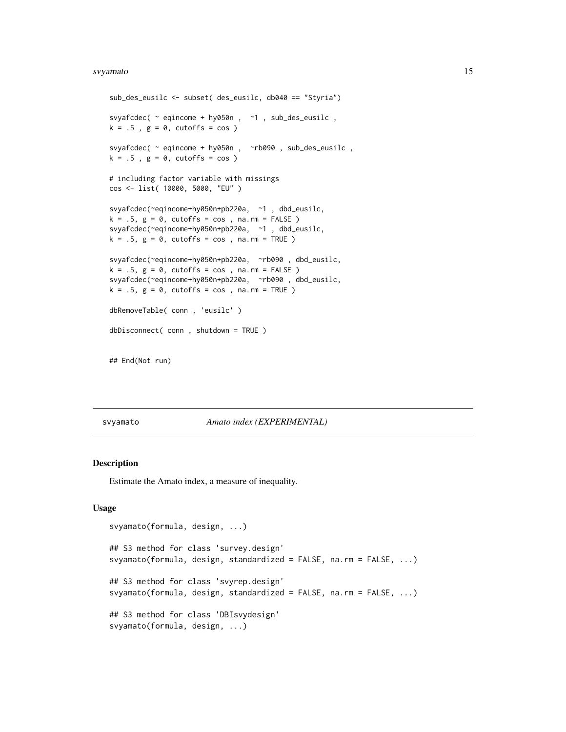```
sub_des_eusilc <- subset( des_eusilc, db040 == "Styria")

svyafcdec( ~ eqincome + hy050n ,  ~1 , sub_des_eusilc ,
k = .5 , g = 0, cutoffs = cos )

svyafcdec( ~ eqincome + hy050n ,  ~rb090 , sub_des_eusilc ,
k = .5 , g = 0, cutoffs = cos )

# including factor variable with missings
cos <- list( 10000, 5000, "EU" )

svyafcdec(~eqincome+hy050n+pb220a,  ~1 , dbd_eusilc,
k = .5, g = 0, cutoffs = cos , na.rm = FALSE )
svyafcdec(~eqincome+hy050n+pb220a,  ~1 , dbd_eusilc,
k = .5, g = 0, cutoffs = cos , na.rm = TRUE )

svyafcdec(~eqincome+hy050n+pb220a,  ~rb090 , dbd_eusilc,
k = .5, g = 0, cutoffs = cos , na.rm = FALSE )
svyafcdec(~eqincome+hy050n+pb220a,  ~rb090 , dbd_eusilc,
k = .5, g = 0, cutoffs = cos , na.rm = TRUE )

dbRemoveTable( conn , 'eusilc' )

dbDisconnect( conn , shutdown = TRUE )


## End(Not run)
```

---

## svyamato — *Amato index (EXPERIMENTAL)*

### Description

Estimate the Amato index, a measure of inequality.

### Usage

```
svyamato(formula, design, ...)

## S3 method for class 'survey.design'
svyamato(formula, design, standardized = FALSE, na.rm = FALSE, ...)

## S3 method for class 'svyrep.design'
svyamato(formula, design, standardized = FALSE, na.rm = FALSE, ...)

## S3 method for class 'DBIsvydesign'
svyamato(formula, design, ...)
```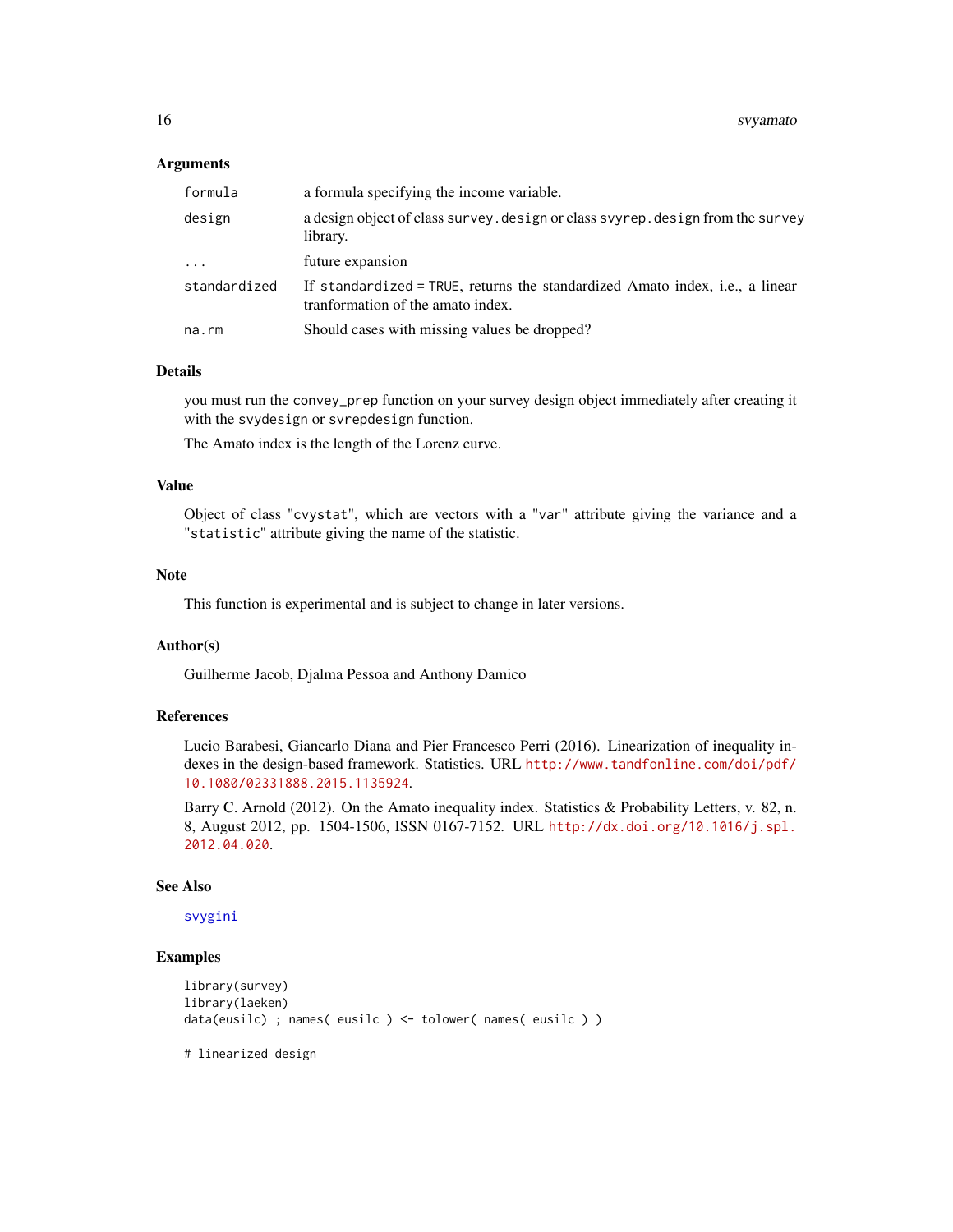### Arguments

| | |
|---|---|
| `formula` | a formula specifying the income variable. |
| `design` | a design object of class `survey.design` or class `svyrep.design` from the `survey` library. |
| `...` | future expansion |
| `standardized` | If `standardized = TRUE`, returns the standardized Amato index, i.e., a linear tranformation of the amato index. |
| `na.rm` | Should cases with missing values be dropped? |

### Details

you must run the `convey_prep` function on your survey design object immediately after creating it with the `svydesign` or `svrepdesign` function.

The Amato index is the length of the Lorenz curve.

### Value

Object of class "`cvystat`", which are vectors with a "`var`" attribute giving the variance and a "`statistic`" attribute giving the name of the statistic.

### Note

This function is experimental and is subject to change in later versions.

### Author(s)

Guilherme Jacob, Djalma Pessoa and Anthony Damico

### References

Lucio Barabesi, Giancarlo Diana and Pier Francesco Perri (2016). Linearization of inequality indexes in the design-based framework. Statistics. URL http://www.tandfonline.com/doi/pdf/10.1080/02331888.2015.1135924.

Barry C. Arnold (2012). On the Amato inequality index. Statistics & Probability Letters, v. 82, n. 8, August 2012, pp. 1504-1506, ISSN 0167-7152. URL http://dx.doi.org/10.1016/j.spl.2012.04.020.

### See Also

svygini

### Examples

```
library(survey)
library(laeken)
data(eusilc) ; names( eusilc ) <- tolower( names( eusilc ) )

# linearized design
```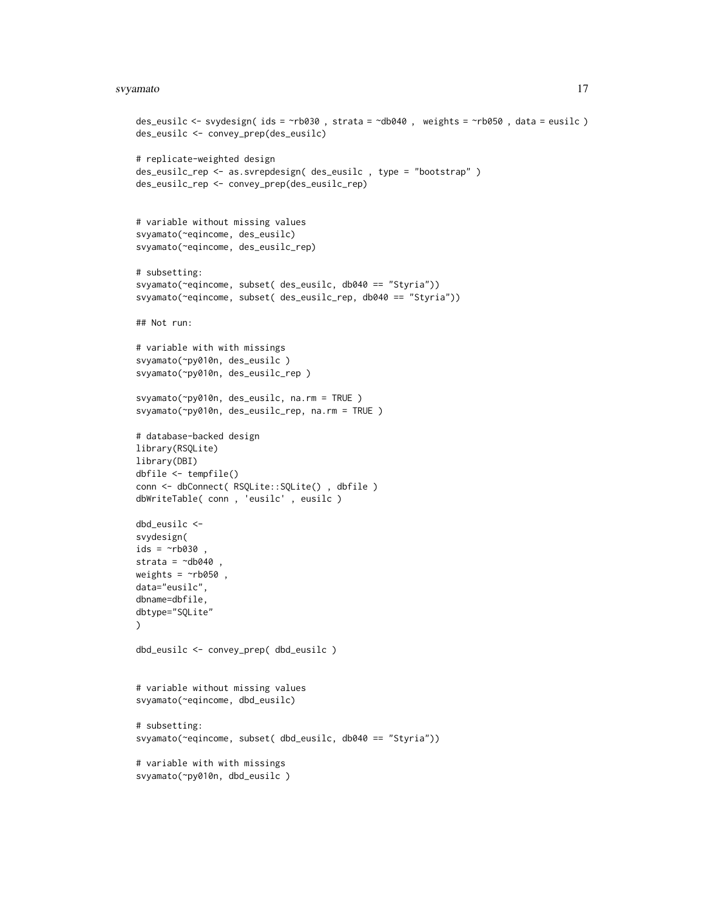```
des_eusilc <- svydesign( ids = ~rb030 , strata = ~db040 ,  weights = ~rb050 , data = eusilc )
des_eusilc <- convey_prep(des_eusilc)

# replicate-weighted design
des_eusilc_rep <- as.svrepdesign( des_eusilc , type = "bootstrap" )
des_eusilc_rep <- convey_prep(des_eusilc_rep)


# variable without missing values
svyamato(~eqincome, des_eusilc)
svyamato(~eqincome, des_eusilc_rep)

# subsetting:
svyamato(~eqincome, subset( des_eusilc, db040 == "Styria"))
svyamato(~eqincome, subset( des_eusilc_rep, db040 == "Styria"))

## Not run:

# variable with with missings
svyamato(~py010n, des_eusilc )
svyamato(~py010n, des_eusilc_rep )

svyamato(~py010n, des_eusilc, na.rm = TRUE )
svyamato(~py010n, des_eusilc_rep, na.rm = TRUE )

# database-backed design
library(RSQLite)
library(DBI)
dbfile <- tempfile()
conn <- dbConnect( RSQLite::SQLite() , dbfile )
dbWriteTable( conn , 'eusilc' , eusilc )

dbd_eusilc <-
svydesign(
ids = ~rb030 ,
strata = ~db040 ,
weights = ~rb050 ,
data="eusilc",
dbname=dbfile,
dbtype="SQLite"
)

dbd_eusilc <- convey_prep( dbd_eusilc )


# variable without missing values
svyamato(~eqincome, dbd_eusilc)

# subsetting:
svyamato(~eqincome, subset( dbd_eusilc, db040 == "Styria"))

# variable with with missings
svyamato(~py010n, dbd_eusilc )
```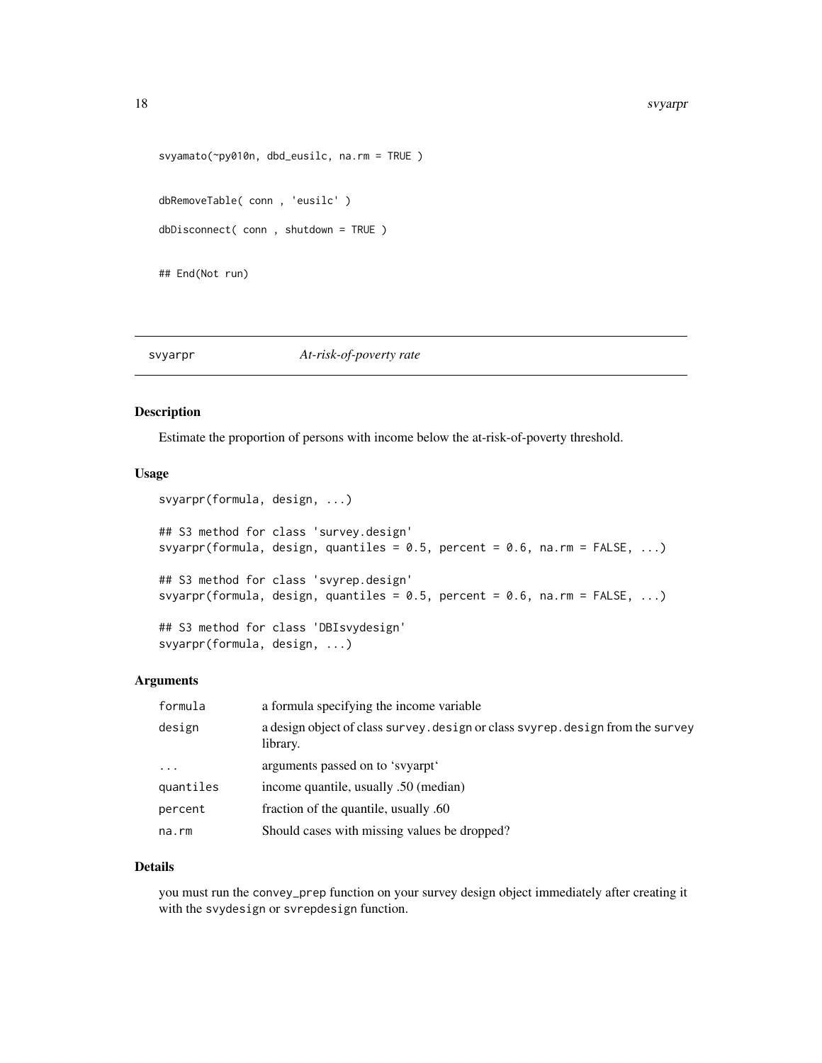```
svyamato(~py010n, dbd_eusilc, na.rm = TRUE )

dbRemoveTable( conn , 'eusilc' )

dbDisconnect( conn , shutdown = TRUE )

## End(Not run)
```

---

## svyarpr *At-risk-of-poverty rate*

---

### Description

Estimate the proportion of persons with income below the at-risk-of-poverty threshold.

### Usage

```
svyarpr(formula, design, ...)

## S3 method for class 'survey.design'
svyarpr(formula, design, quantiles = 0.5, percent = 0.6, na.rm = FALSE, ...)

## S3 method for class 'svyrep.design'
svyarpr(formula, design, quantiles = 0.5, percent = 0.6, na.rm = FALSE, ...)

## S3 method for class 'DBIsvydesign'
svyarpr(formula, design, ...)
```

### Arguments

| | |
|---|---|
| `formula` | a formula specifying the income variable |
| `design` | a design object of class `survey.design` or class `svyrep.design` from the `survey` library. |
| `...` | arguments passed on to 'svyarpt' |
| `quantiles` | income quantile, usually .50 (median) |
| `percent` | fraction of the quantile, usually .60 |
| `na.rm` | Should cases with missing values be dropped? |

### Details

you must run the `convey_prep` function on your survey design object immediately after creating it with the `svydesign` or `svrepdesign` function.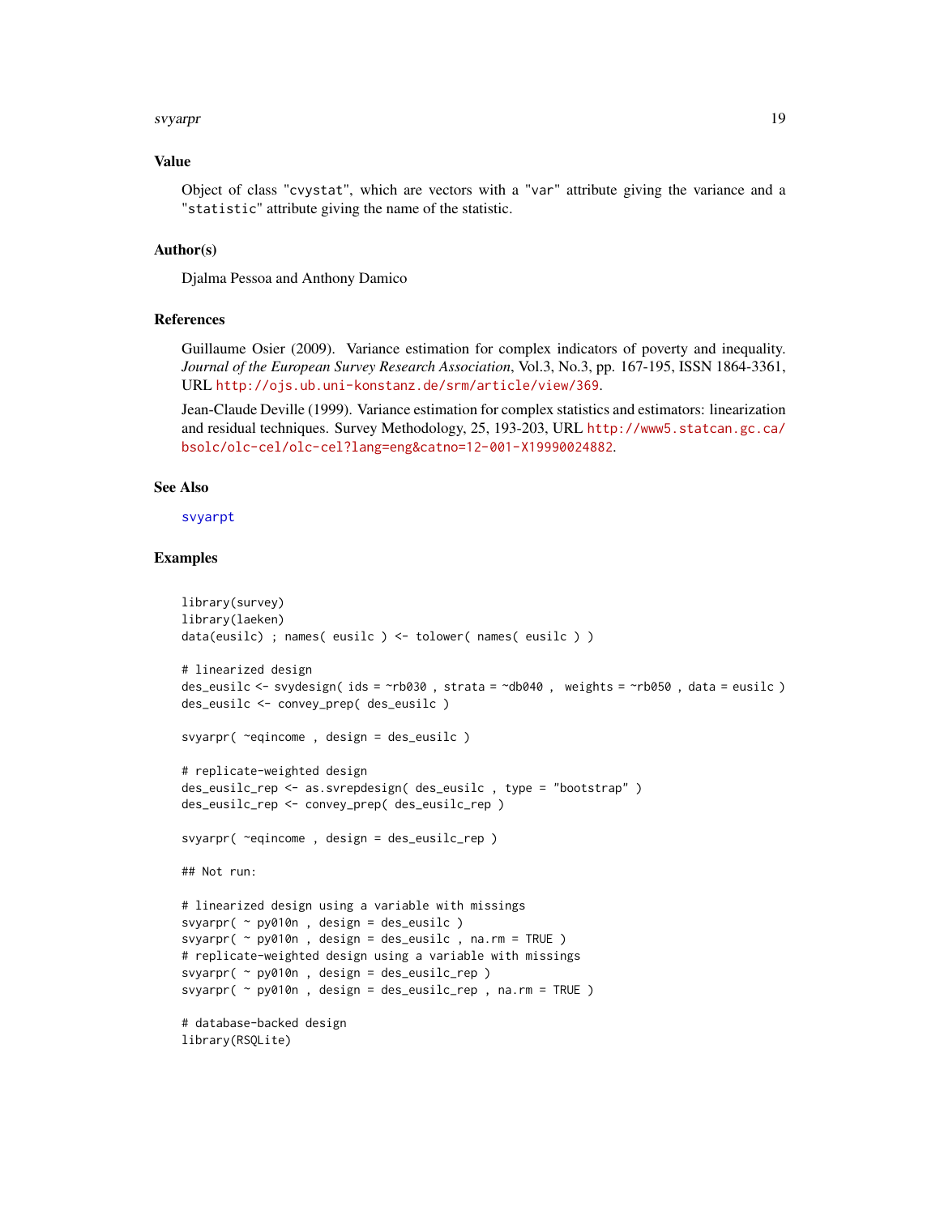## Value

Object of class "cvystat", which are vectors with a "var" attribute giving the variance and a "statistic" attribute giving the name of the statistic.

## Author(s)

Djalma Pessoa and Anthony Damico

## References

Guillaume Osier (2009). Variance estimation for complex indicators of poverty and inequality. *Journal of the European Survey Research Association*, Vol.3, No.3, pp. 167-195, ISSN 1864-3361, URL http://ojs.ub.uni-konstanz.de/srm/article/view/369.

Jean-Claude Deville (1999). Variance estimation for complex statistics and estimators: linearization and residual techniques. Survey Methodology, 25, 193-203, URL http://www5.statcan.gc.ca/bsolc/olc-cel/olc-cel?lang=eng&catno=12-001-X19990024882.

## See Also

svyarpt

## Examples

```
library(survey)
library(laeken)
data(eusilc) ; names( eusilc ) <- tolower( names( eusilc ) )

# linearized design
des_eusilc <- svydesign( ids = ~rb030 , strata = ~db040 ,  weights = ~rb050 , data = eusilc )
des_eusilc <- convey_prep( des_eusilc )

svyarpr( ~eqincome , design = des_eusilc )

# replicate-weighted design
des_eusilc_rep <- as.svrepdesign( des_eusilc , type = "bootstrap" )
des_eusilc_rep <- convey_prep( des_eusilc_rep )

svyarpr( ~eqincome , design = des_eusilc_rep )

## Not run:

# linearized design using a variable with missings
svyarpr( ~ py010n , design = des_eusilc )
svyarpr( ~ py010n , design = des_eusilc , na.rm = TRUE )
# replicate-weighted design using a variable with missings
svyarpr( ~ py010n , design = des_eusilc_rep )
svyarpr( ~ py010n , design = des_eusilc_rep , na.rm = TRUE )

# database-backed design
library(RSQLite)
```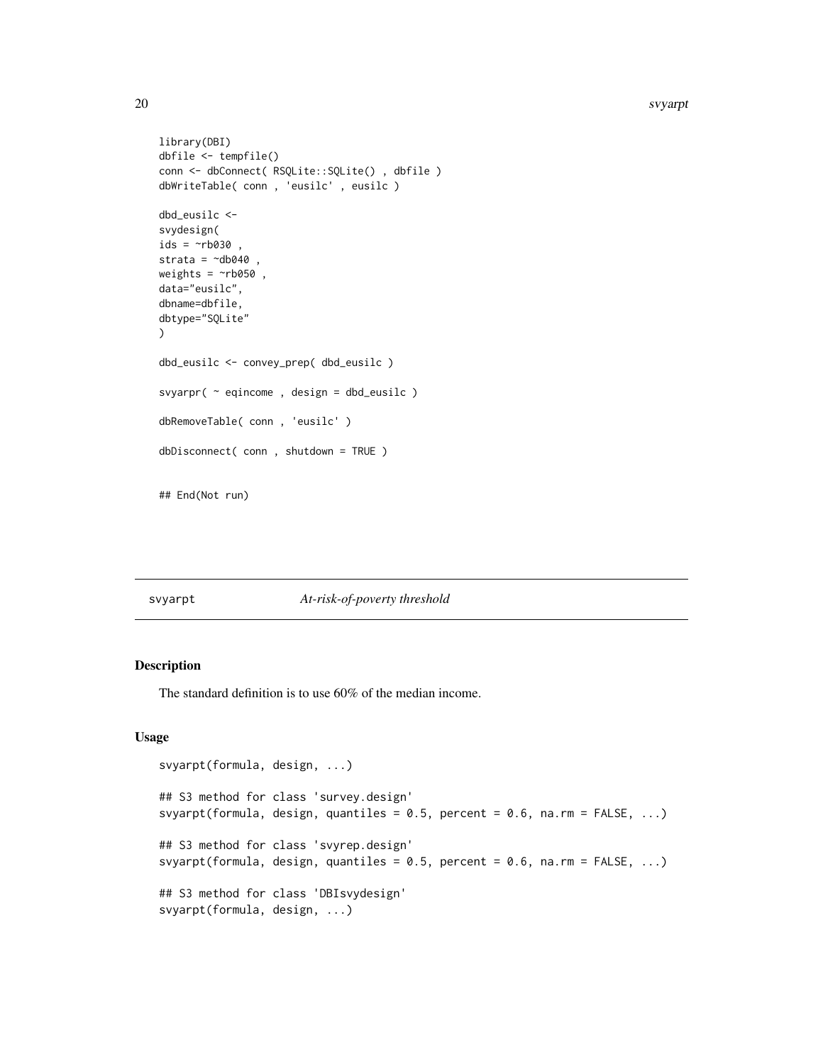```
library(DBI)
dbfile <- tempfile()
conn <- dbConnect( RSQLite::SQLite() , dbfile )
dbWriteTable( conn , 'eusilc' , eusilc )

dbd_eusilc <-
svydesign(
ids = ~rb030 ,
strata = ~db040 ,
weights = ~rb050 ,
data="eusilc",
dbname=dbfile,
dbtype="SQLite"
)

dbd_eusilc <- convey_prep( dbd_eusilc )

svyarpr( ~ eqincome , design = dbd_eusilc )

dbRemoveTable( conn , 'eusilc' )

dbDisconnect( conn , shutdown = TRUE )


## End(Not run)
```

---

## svyarpt *At-risk-of-poverty threshold*

---

### Description

The standard definition is to use 60% of the median income.

### Usage

```
svyarpt(formula, design, ...)

## S3 method for class 'survey.design'
svyarpt(formula, design, quantiles = 0.5, percent = 0.6, na.rm = FALSE, ...)

## S3 method for class 'svyrep.design'
svyarpt(formula, design, quantiles = 0.5, percent = 0.6, na.rm = FALSE, ...)

## S3 method for class 'DBIsvydesign'
svyarpt(formula, design, ...)
```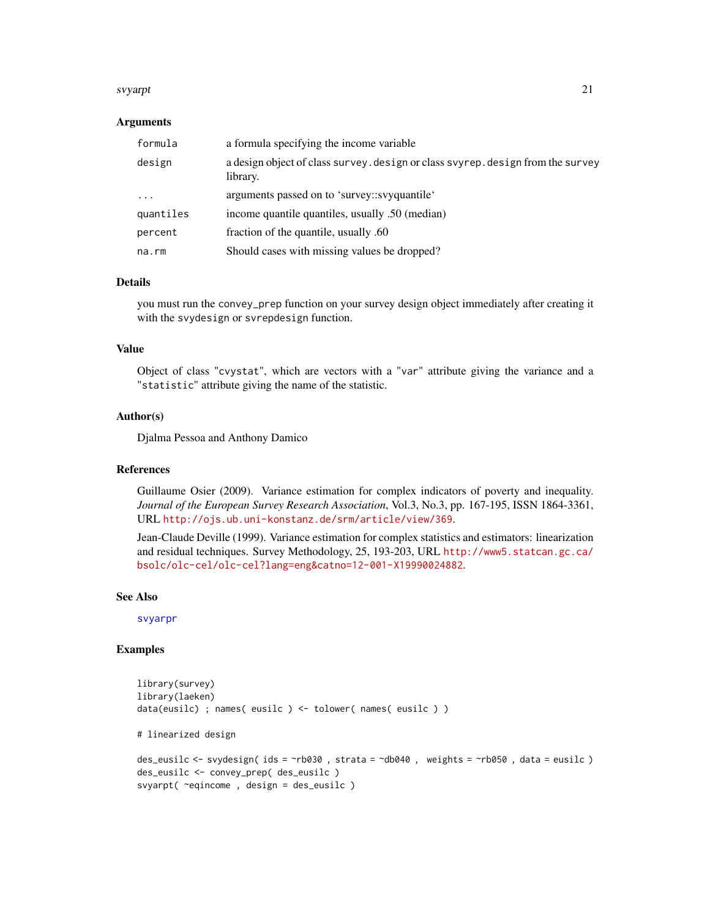### Arguments

| | |
|---|---|
| `formula` | a formula specifying the income variable |
| `design` | a design object of class `survey.design` or class `svyrep.design` from the `survey` library. |
| `...` | arguments passed on to 'survey::svyquantile' |
| `quantiles` | income quantile quantiles, usually .50 (median) |
| `percent` | fraction of the quantile, usually .60 |
| `na.rm` | Should cases with missing values be dropped? |

### Details

you must run the `convey_prep` function on your survey design object immediately after creating it with the `svydesign` or `svrepdesign` function.

### Value

Object of class "`cvystat`", which are vectors with a "`var`" attribute giving the variance and a "`statistic`" attribute giving the name of the statistic.

### Author(s)

Djalma Pessoa and Anthony Damico

### References

Guillaume Osier (2009). Variance estimation for complex indicators of poverty and inequality. *Journal of the European Survey Research Association*, Vol.3, No.3, pp. 167-195, ISSN 1864-3361, URL http://ojs.ub.uni-konstanz.de/srm/article/view/369.

Jean-Claude Deville (1999). Variance estimation for complex statistics and estimators: linearization and residual techniques. Survey Methodology, 25, 193-203, URL http://www5.statcan.gc.ca/bsolc/olc-cel/olc-cel?lang=eng&catno=12-001-X19990024882.

### See Also

svyarpr

### Examples

```
library(survey)
library(laeken)
data(eusilc) ; names( eusilc ) <- tolower( names( eusilc ) )

# linearized design

des_eusilc <- svydesign( ids = ~rb030 , strata = ~db040 ,  weights = ~rb050 , data = eusilc )
des_eusilc <- convey_prep( des_eusilc )
svyarpt( ~eqincome , design = des_eusilc )
```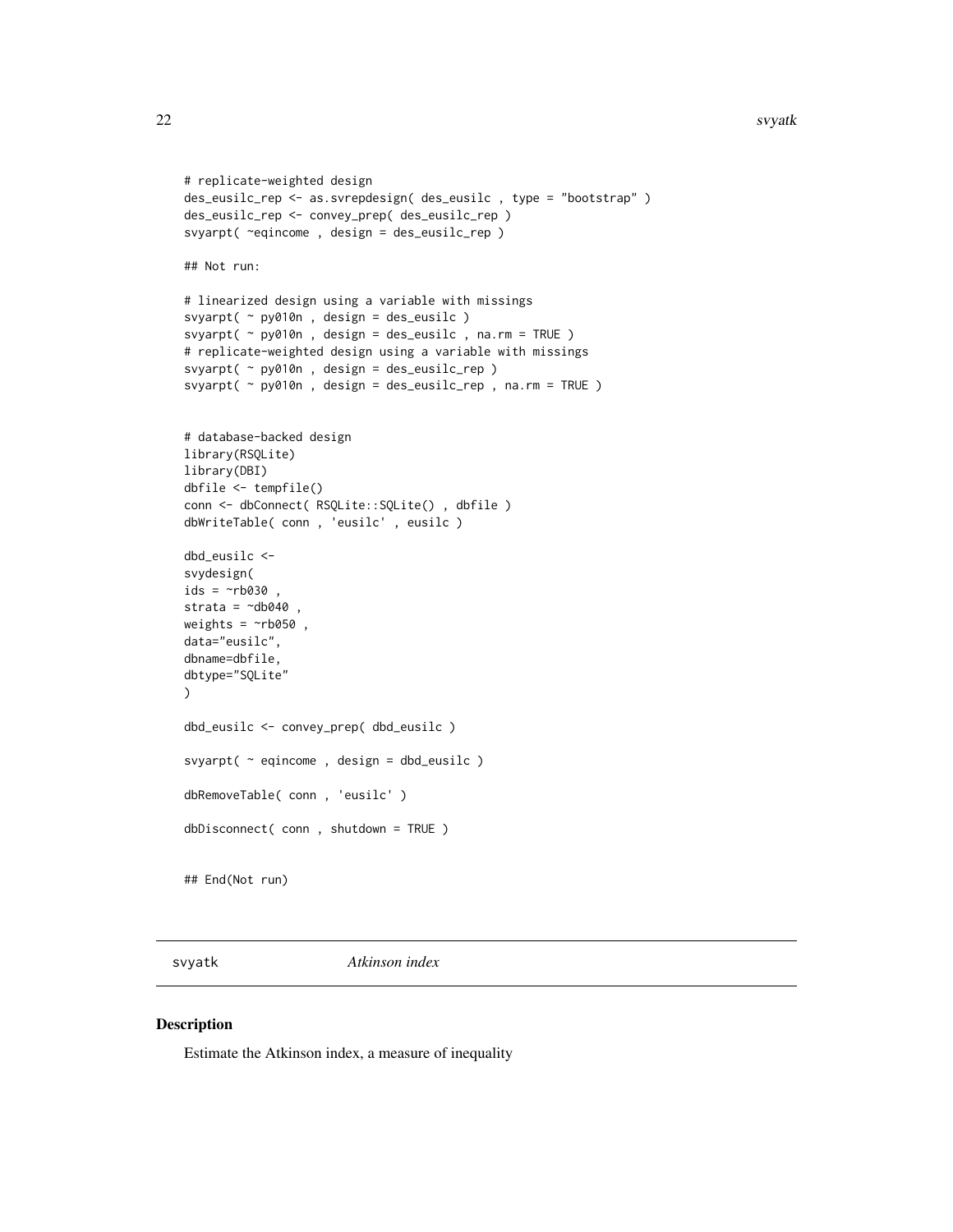```
# replicate-weighted design
des_eusilc_rep <- as.svrepdesign( des_eusilc , type = "bootstrap" )
des_eusilc_rep <- convey_prep( des_eusilc_rep )
svyarpt( ~eqincome , design = des_eusilc_rep )

## Not run:

# linearized design using a variable with missings
svyarpt( ~ py010n , design = des_eusilc )
svyarpt( ~ py010n , design = des_eusilc , na.rm = TRUE )
# replicate-weighted design using a variable with missings
svyarpt( ~ py010n , design = des_eusilc_rep )
svyarpt( ~ py010n , design = des_eusilc_rep , na.rm = TRUE )


# database-backed design
library(RSQLite)
library(DBI)
dbfile <- tempfile()
conn <- dbConnect( RSQLite::SQLite() , dbfile )
dbWriteTable( conn , 'eusilc' , eusilc )

dbd_eusilc <-
svydesign(
ids = ~rb030 ,
strata = ~db040 ,
weights = ~rb050 ,
data="eusilc",
dbname=dbfile,
dbtype="SQLite"
)

dbd_eusilc <- convey_prep( dbd_eusilc )

svyarpt( ~ eqincome , design = dbd_eusilc )

dbRemoveTable( conn , 'eusilc' )

dbDisconnect( conn , shutdown = TRUE )


## End(Not run)
```

---

svyatk *Atkinson index*

---

## Description

Estimate the Atkinson index, a measure of inequality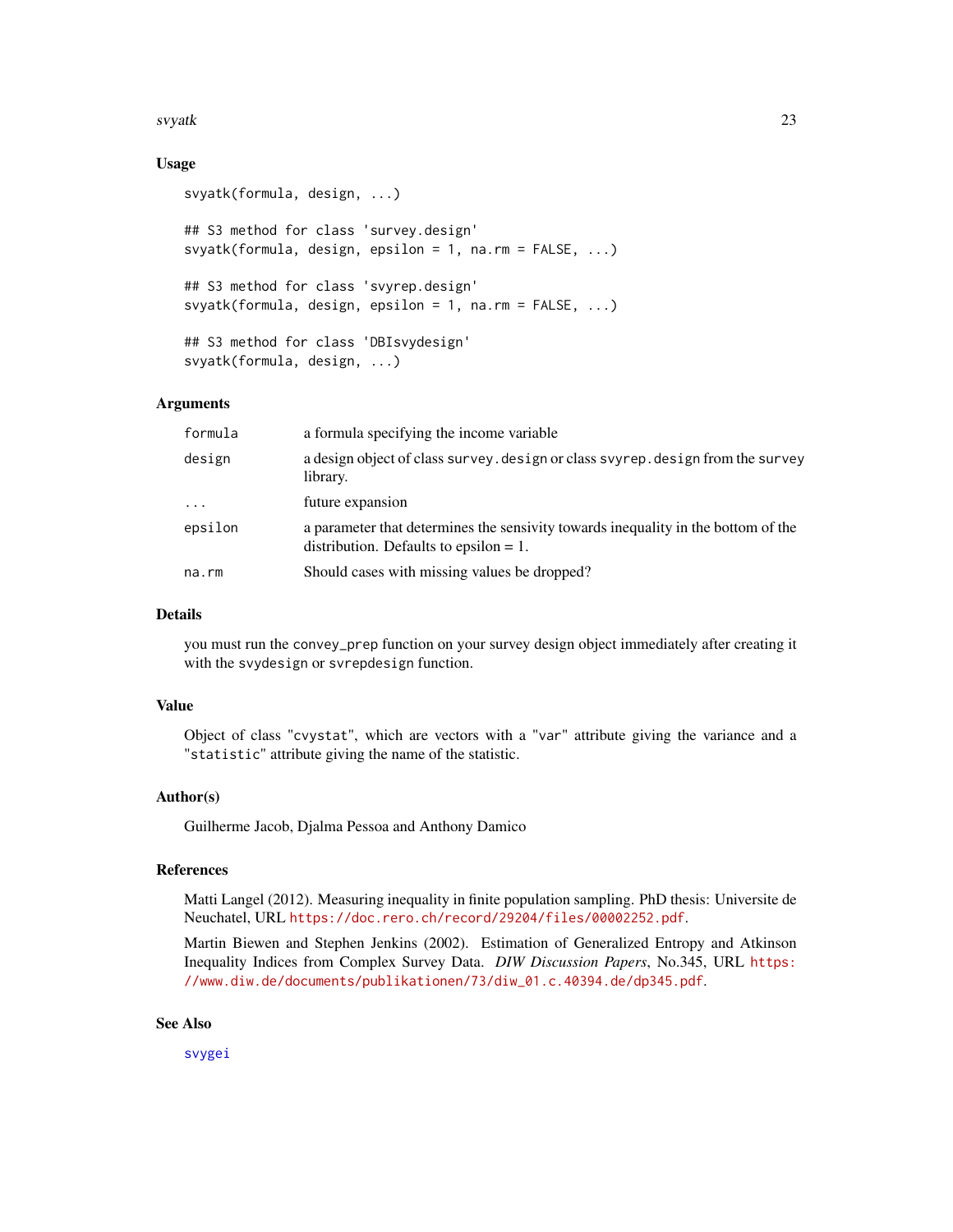## Usage

```
svyatk(formula, design, ...)

## S3 method for class 'survey.design'
svyatk(formula, design, epsilon = 1, na.rm = FALSE, ...)

## S3 method for class 'svyrep.design'
svyatk(formula, design, epsilon = 1, na.rm = FALSE, ...)

## S3 method for class 'DBIsvydesign'
svyatk(formula, design, ...)
```

## Arguments

| | |
|---|---|
| formula | a formula specifying the income variable |
| design | a design object of class survey.design or class svyrep.design from the survey library. |
| ... | future expansion |
| epsilon | a parameter that determines the sensivity towards inequality in the bottom of the distribution. Defaults to epsilon = 1. |
| na.rm | Should cases with missing values be dropped? |

## Details

you must run the convey_prep function on your survey design object immediately after creating it with the svydesign or svrepdesign function.

## Value

Object of class "cvystat", which are vectors with a "var" attribute giving the variance and a "statistic" attribute giving the name of the statistic.

## Author(s)

Guilherme Jacob, Djalma Pessoa and Anthony Damico

## References

Matti Langel (2012). Measuring inequality in finite population sampling. PhD thesis: Universite de Neuchatel, URL https://doc.rero.ch/record/29204/files/00002252.pdf.

Martin Biewen and Stephen Jenkins (2002). Estimation of Generalized Entropy and Atkinson Inequality Indices from Complex Survey Data. *DIW Discussion Papers*, No.345, URL https://www.diw.de/documents/publikationen/73/diw_01.c.40394.de/dp345.pdf.

## See Also

svygei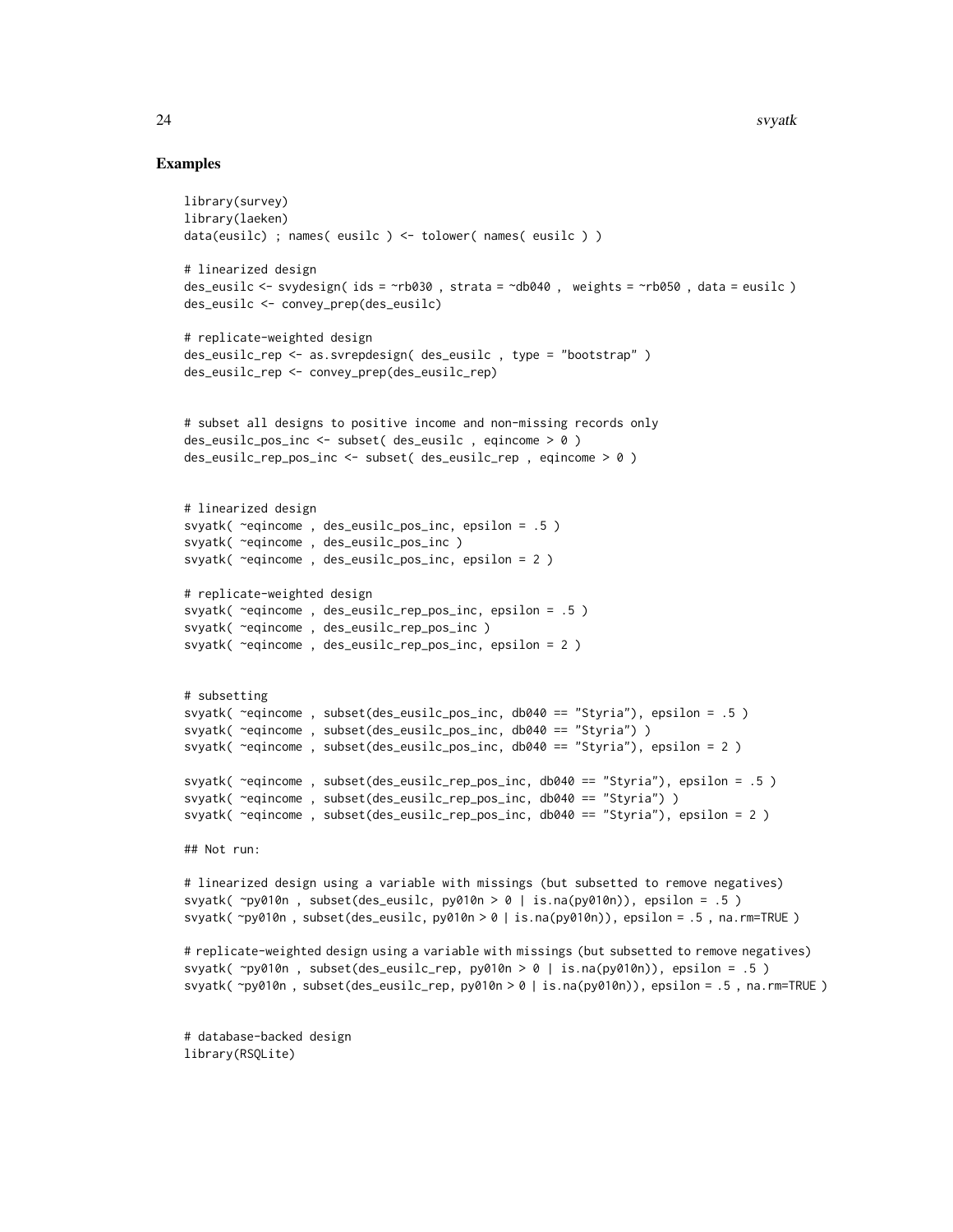## Examples

```
library(survey)
library(laeken)
data(eusilc) ; names( eusilc ) <- tolower( names( eusilc ) )

# linearized design
des_eusilc <- svydesign( ids = ~rb030 , strata = ~db040 ,  weights = ~rb050 , data = eusilc )
des_eusilc <- convey_prep(des_eusilc)

# replicate-weighted design
des_eusilc_rep <- as.svrepdesign( des_eusilc , type = "bootstrap" )
des_eusilc_rep <- convey_prep(des_eusilc_rep)


# subset all designs to positive income and non-missing records only
des_eusilc_pos_inc <- subset( des_eusilc , eqincome > 0 )
des_eusilc_rep_pos_inc <- subset( des_eusilc_rep , eqincome > 0 )


# linearized design
svyatk( ~eqincome , des_eusilc_pos_inc, epsilon = .5 )
svyatk( ~eqincome , des_eusilc_pos_inc )
svyatk( ~eqincome , des_eusilc_pos_inc, epsilon = 2 )

# replicate-weighted design
svyatk( ~eqincome , des_eusilc_rep_pos_inc, epsilon = .5 )
svyatk( ~eqincome , des_eusilc_rep_pos_inc )
svyatk( ~eqincome , des_eusilc_rep_pos_inc, epsilon = 2 )


# subsetting
svyatk( ~eqincome , subset(des_eusilc_pos_inc, db040 == "Styria"), epsilon = .5 )
svyatk( ~eqincome , subset(des_eusilc_pos_inc, db040 == "Styria") )
svyatk( ~eqincome , subset(des_eusilc_pos_inc, db040 == "Styria"), epsilon = 2 )

svyatk( ~eqincome , subset(des_eusilc_rep_pos_inc, db040 == "Styria"), epsilon = .5 )
svyatk( ~eqincome , subset(des_eusilc_rep_pos_inc, db040 == "Styria") )
svyatk( ~eqincome , subset(des_eusilc_rep_pos_inc, db040 == "Styria"), epsilon = 2 )

## Not run:

# linearized design using a variable with missings (but subsetted to remove negatives)
svyatk( ~py010n , subset(des_eusilc, py010n > 0 | is.na(py010n)), epsilon = .5 )
svyatk( ~py010n , subset(des_eusilc, py010n > 0 | is.na(py010n)), epsilon = .5 , na.rm=TRUE )

# replicate-weighted design using a variable with missings (but subsetted to remove negatives)
svyatk( ~py010n , subset(des_eusilc_rep, py010n > 0 | is.na(py010n)), epsilon = .5 )
svyatk( ~py010n , subset(des_eusilc_rep, py010n > 0 | is.na(py010n)), epsilon = .5 , na.rm=TRUE )


# database-backed design
library(RSQLite)
```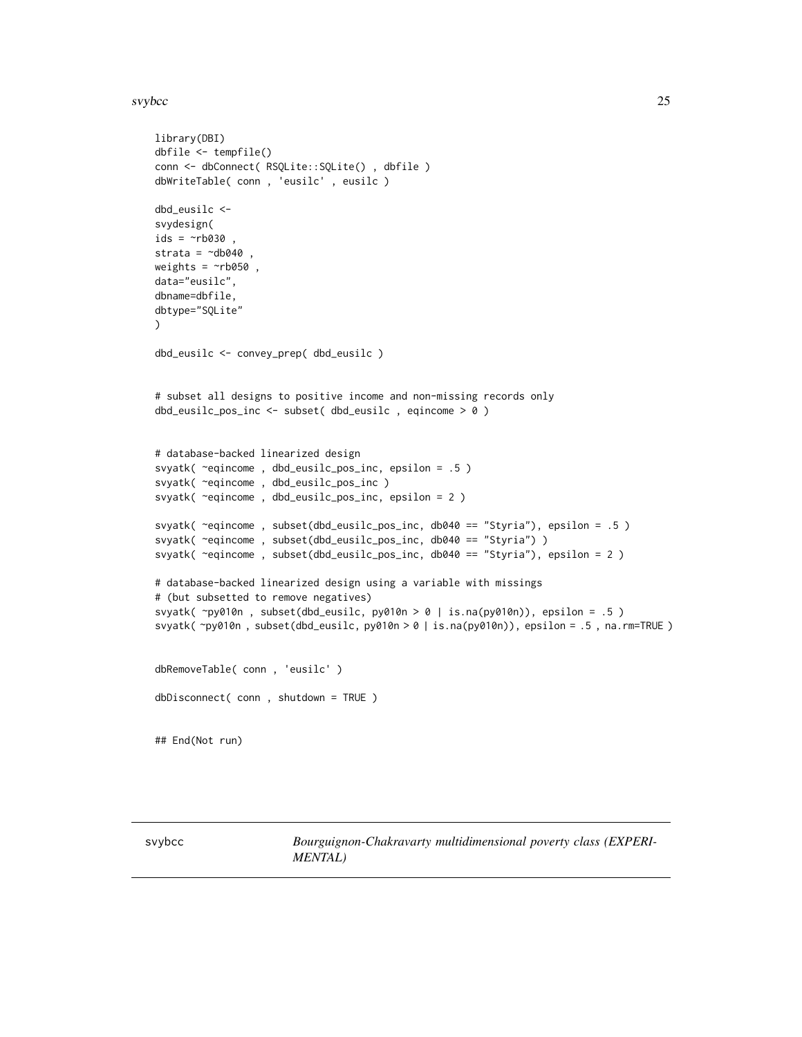```
library(DBI)
dbfile <- tempfile()
conn <- dbConnect( RSQLite::SQLite() , dbfile )
dbWriteTable( conn , 'eusilc' , eusilc )

dbd_eusilc <-
svydesign(
ids = ~rb030 ,
strata = ~db040 ,
weights = ~rb050 ,
data="eusilc",
dbname=dbfile,
dbtype="SQLite"
)

dbd_eusilc <- convey_prep( dbd_eusilc )


# subset all designs to positive income and non-missing records only
dbd_eusilc_pos_inc <- subset( dbd_eusilc , eqincome > 0 )


# database-backed linearized design
svyatk( ~eqincome , dbd_eusilc_pos_inc, epsilon = .5 )
svyatk( ~eqincome , dbd_eusilc_pos_inc )
svyatk( ~eqincome , dbd_eusilc_pos_inc, epsilon = 2 )

svyatk( ~eqincome , subset(dbd_eusilc_pos_inc, db040 == "Styria"), epsilon = .5 )
svyatk( ~eqincome , subset(dbd_eusilc_pos_inc, db040 == "Styria") )
svyatk( ~eqincome , subset(dbd_eusilc_pos_inc, db040 == "Styria"), epsilon = 2 )

# database-backed linearized design using a variable with missings
# (but subsetted to remove negatives)
svyatk( ~py010n , subset(dbd_eusilc, py010n > 0 | is.na(py010n)), epsilon = .5 )
svyatk( ~py010n , subset(dbd_eusilc, py010n > 0 | is.na(py010n)), epsilon = .5 , na.rm=TRUE )


dbRemoveTable( conn , 'eusilc' )

dbDisconnect( conn , shutdown = TRUE )


## End(Not run)
```

---

svybcc — *Bourguignon-Chakravarty multidimensional poverty class (EXPERIMENTAL)*

---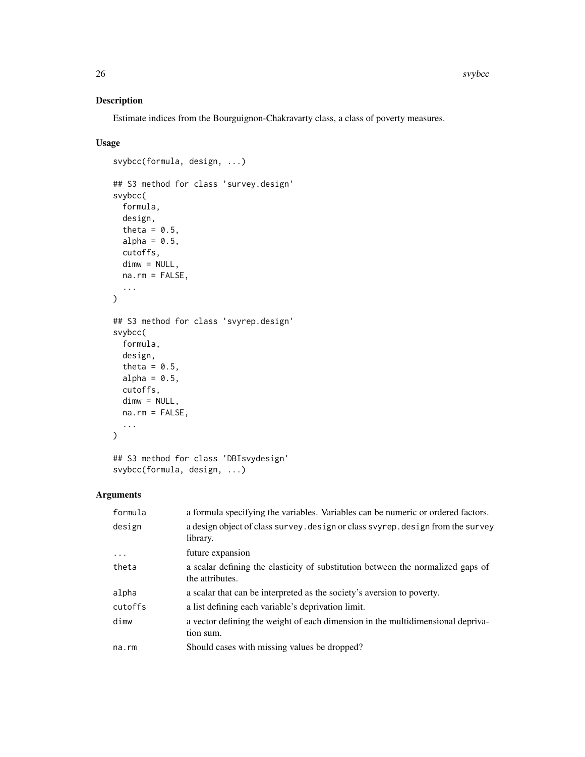## Description

Estimate indices from the Bourguignon-Chakravarty class, a class of poverty measures.

## Usage

```
svybcc(formula, design, ...)

## S3 method for class 'survey.design'
svybcc(
  formula,
  design,
  theta = 0.5,
  alpha = 0.5,
  cutoffs,
  dimw = NULL,
  na.rm = FALSE,
  ...
)

## S3 method for class 'svyrep.design'
svybcc(
  formula,
  design,
  theta = 0.5,
  alpha = 0.5,
  cutoffs,
  dimw = NULL,
  na.rm = FALSE,
  ...
)

## S3 method for class 'DBIsvydesign'
svybcc(formula, design, ...)
```

## Arguments

| | |
|---|---|
| formula | a formula specifying the variables. Variables can be numeric or ordered factors. |
| design | a design object of class survey.design or class svyrep.design from the survey library. |
| ... | future expansion |
| theta | a scalar defining the elasticity of substitution between the normalized gaps of the attributes. |
| alpha | a scalar that can be interpreted as the society's aversion to poverty. |
| cutoffs | a list defining each variable's deprivation limit. |
| dimw | a vector defining the weight of each dimension in the multidimensional deprivation sum. |
| na.rm | Should cases with missing values be dropped? |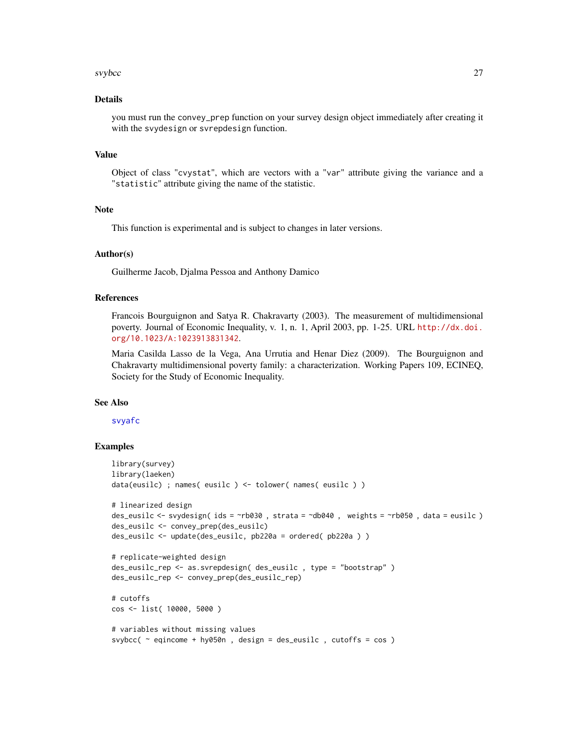## Details

you must run the `convey_prep` function on your survey design object immediately after creating it with the `svydesign` or `svrepdesign` function.

## Value

Object of class "`cvystat`", which are vectors with a "`var`" attribute giving the variance and a "`statistic`" attribute giving the name of the statistic.

## Note

This function is experimental and is subject to changes in later versions.

## Author(s)

Guilherme Jacob, Djalma Pessoa and Anthony Damico

## References

Francois Bourguignon and Satya R. Chakravarty (2003). The measurement of multidimensional poverty. Journal of Economic Inequality, v. 1, n. 1, April 2003, pp. 1-25. URL http://dx.doi.org/10.1023/A:1023913831342.

Maria Casilda Lasso de la Vega, Ana Urrutia and Henar Diez (2009). The Bourguignon and Chakravarty multidimensional poverty family: a characterization. Working Papers 109, ECINEQ, Society for the Study of Economic Inequality.

## See Also

svyafc

## Examples

```
library(survey)
library(laeken)
data(eusilc) ; names( eusilc ) <- tolower( names( eusilc ) )

# linearized design
des_eusilc <- svydesign( ids = ~rb030 , strata = ~db040 ,  weights = ~rb050 , data = eusilc )
des_eusilc <- convey_prep(des_eusilc)
des_eusilc <- update(des_eusilc, pb220a = ordered( pb220a ) )

# replicate-weighted design
des_eusilc_rep <- as.svrepdesign( des_eusilc , type = "bootstrap" )
des_eusilc_rep <- convey_prep(des_eusilc_rep)

# cutoffs
cos <- list( 10000, 5000 )

# variables without missing values
svybcc( ~ eqincome + hy050n , design = des_eusilc , cutoffs = cos )
```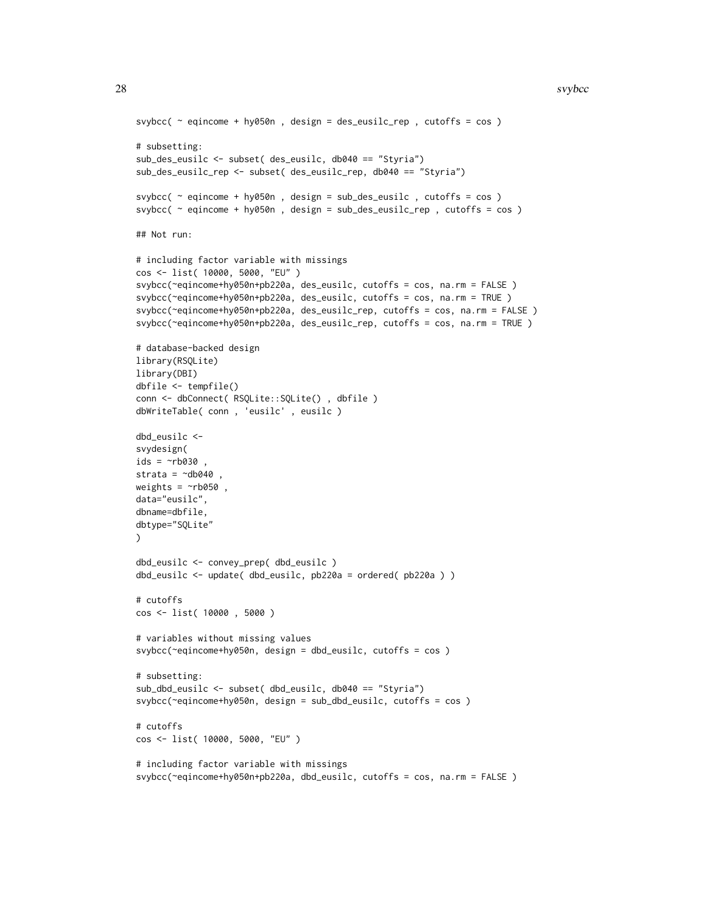```
svybcc( ~ eqincome + hy050n , design = des_eusilc_rep , cutoffs = cos )

# subsetting:
sub_des_eusilc <- subset( des_eusilc, db040 == "Styria")
sub_des_eusilc_rep <- subset( des_eusilc_rep, db040 == "Styria")

svybcc( ~ eqincome + hy050n , design = sub_des_eusilc , cutoffs = cos )
svybcc( ~ eqincome + hy050n , design = sub_des_eusilc_rep , cutoffs = cos )

## Not run:

# including factor variable with missings
cos <- list( 10000, 5000, "EU" )
svybcc(~eqincome+hy050n+pb220a, des_eusilc, cutoffs = cos, na.rm = FALSE )
svybcc(~eqincome+hy050n+pb220a, des_eusilc, cutoffs = cos, na.rm = TRUE )
svybcc(~eqincome+hy050n+pb220a, des_eusilc_rep, cutoffs = cos, na.rm = FALSE )
svybcc(~eqincome+hy050n+pb220a, des_eusilc_rep, cutoffs = cos, na.rm = TRUE )

# database-backed design
library(RSQLite)
library(DBI)
dbfile <- tempfile()
conn <- dbConnect( RSQLite::SQLite() , dbfile )
dbWriteTable( conn , 'eusilc' , eusilc )

dbd_eusilc <-
svydesign(
ids = ~rb030 ,
strata = ~db040 ,
weights = ~rb050 ,
data="eusilc",
dbname=dbfile,
dbtype="SQLite"
)

dbd_eusilc <- convey_prep( dbd_eusilc )
dbd_eusilc <- update( dbd_eusilc, pb220a = ordered( pb220a ) )

# cutoffs
cos <- list( 10000 , 5000 )

# variables without missing values
svybcc(~eqincome+hy050n, design = dbd_eusilc, cutoffs = cos )

# subsetting:
sub_dbd_eusilc <- subset( dbd_eusilc, db040 == "Styria")
svybcc(~eqincome+hy050n, design = sub_dbd_eusilc, cutoffs = cos )

# cutoffs
cos <- list( 10000, 5000, "EU" )

# including factor variable with missings
svybcc(~eqincome+hy050n+pb220a, dbd_eusilc, cutoffs = cos, na.rm = FALSE )
```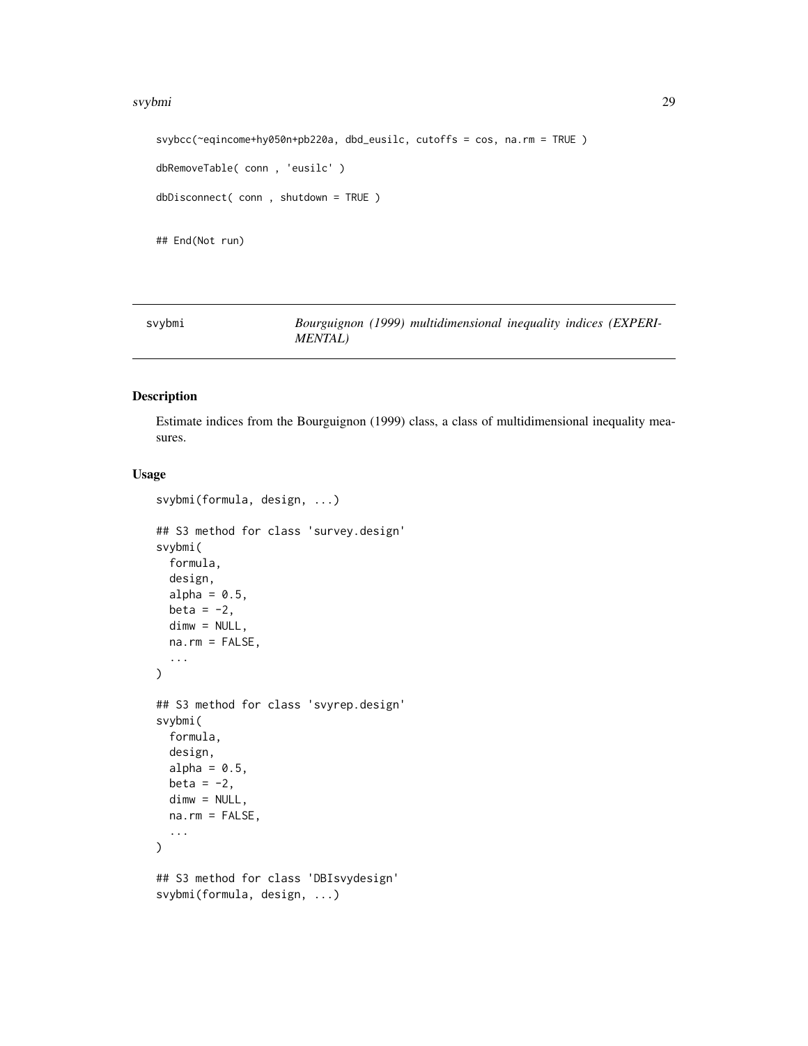```
svybcc(~eqincome+hy050n+pb220a, dbd_eusilc, cutoffs = cos, na.rm = TRUE )

dbRemoveTable( conn , 'eusilc' )

dbDisconnect( conn , shutdown = TRUE )


## End(Not run)
```

---

svybmi — *Bourguignon (1999) multidimensional inequality indices (EXPERIMENTAL)*

---

## Description

Estimate indices from the Bourguignon (1999) class, a class of multidimensional inequality measures.

## Usage

```
svybmi(formula, design, ...)

## S3 method for class 'survey.design'
svybmi(
  formula,
  design,
  alpha = 0.5,
  beta = -2,
  dimw = NULL,
  na.rm = FALSE,
  ...
)

## S3 method for class 'svyrep.design'
svybmi(
  formula,
  design,
  alpha = 0.5,
  beta = -2,
  dimw = NULL,
  na.rm = FALSE,
  ...
)

## S3 method for class 'DBIsvydesign'
svybmi(formula, design, ...)
```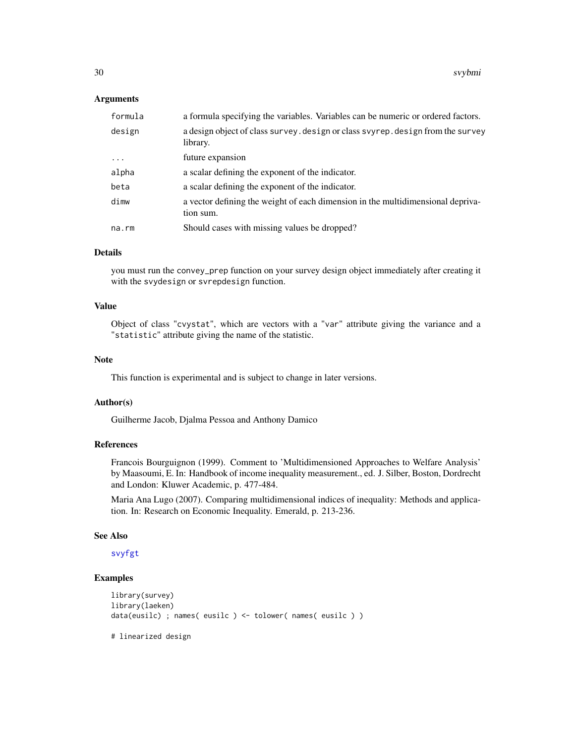## Arguments

| | |
|---|---|
| formula | a formula specifying the variables. Variables can be numeric or ordered factors. |
| design | a design object of class `survey.design` or class `svyrep.design` from the `survey` library. |
| ... | future expansion |
| alpha | a scalar defining the exponent of the indicator. |
| beta | a scalar defining the exponent of the indicator. |
| dimw | a vector defining the weight of each dimension in the multidimensional deprivation sum. |
| na.rm | Should cases with missing values be dropped? |

## Details

you must run the `convey_prep` function on your survey design object immediately after creating it with the `svydesign` or `svrepdesign` function.

## Value

Object of class "`cvystat`", which are vectors with a "`var`" attribute giving the variance and a "`statistic`" attribute giving the name of the statistic.

## Note

This function is experimental and is subject to change in later versions.

## Author(s)

Guilherme Jacob, Djalma Pessoa and Anthony Damico

## References

Francois Bourguignon (1999). Comment to 'Multidimensioned Approaches to Welfare Analysis' by Maasoumi, E. In: Handbook of income inequality measurement., ed. J. Silber, Boston, Dordrecht and London: Kluwer Academic, p. 477-484.

Maria Ana Lugo (2007). Comparing multidimensional indices of inequality: Methods and application. In: Research on Economic Inequality. Emerald, p. 213-236.

## See Also

svyfgt

## Examples

```
library(survey)
library(laeken)
data(eusilc) ; names( eusilc ) <- tolower( names( eusilc ) )

# linearized design
```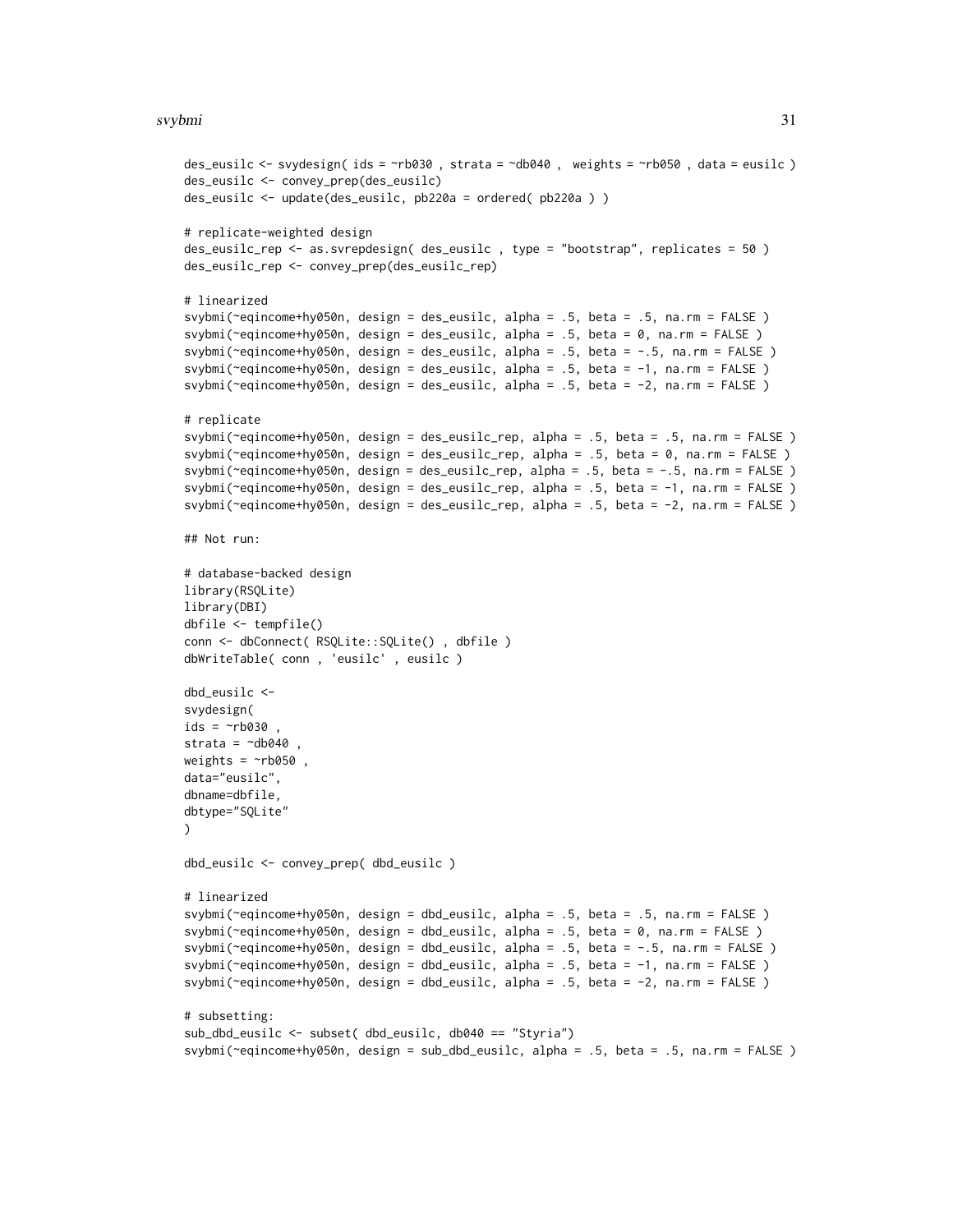```
des_eusilc <- svydesign( ids = ~rb030 , strata = ~db040 ,  weights = ~rb050 , data = eusilc )
des_eusilc <- convey_prep(des_eusilc)
des_eusilc <- update(des_eusilc, pb220a = ordered( pb220a ) )

# replicate-weighted design
des_eusilc_rep <- as.svrepdesign( des_eusilc , type = "bootstrap", replicates = 50 )
des_eusilc_rep <- convey_prep(des_eusilc_rep)

# linearized
svybmi(~eqincome+hy050n, design = des_eusilc, alpha = .5, beta = .5, na.rm = FALSE )
svybmi(~eqincome+hy050n, design = des_eusilc, alpha = .5, beta = 0, na.rm = FALSE )
svybmi(~eqincome+hy050n, design = des_eusilc, alpha = .5, beta = -.5, na.rm = FALSE )
svybmi(~eqincome+hy050n, design = des_eusilc, alpha = .5, beta = -1, na.rm = FALSE )
svybmi(~eqincome+hy050n, design = des_eusilc, alpha = .5, beta = -2, na.rm = FALSE )

# replicate
svybmi(~eqincome+hy050n, design = des_eusilc_rep, alpha = .5, beta = .5, na.rm = FALSE )
svybmi(~eqincome+hy050n, design = des_eusilc_rep, alpha = .5, beta = 0, na.rm = FALSE )
svybmi(~eqincome+hy050n, design = des_eusilc_rep, alpha = .5, beta = -.5, na.rm = FALSE )
svybmi(~eqincome+hy050n, design = des_eusilc_rep, alpha = .5, beta = -1, na.rm = FALSE )
svybmi(~eqincome+hy050n, design = des_eusilc_rep, alpha = .5, beta = -2, na.rm = FALSE )

## Not run:

# database-backed design
library(RSQLite)
library(DBI)
dbfile <- tempfile()
conn <- dbConnect( RSQLite::SQLite() , dbfile )
dbWriteTable( conn , 'eusilc' , eusilc )

dbd_eusilc <-
svydesign(
ids = ~rb030 ,
strata = ~db040 ,
weights = ~rb050 ,
data="eusilc",
dbname=dbfile,
dbtype="SQLite"
)

dbd_eusilc <- convey_prep( dbd_eusilc )

# linearized
svybmi(~eqincome+hy050n, design = dbd_eusilc, alpha = .5, beta = .5, na.rm = FALSE )
svybmi(~eqincome+hy050n, design = dbd_eusilc, alpha = .5, beta = 0, na.rm = FALSE )
svybmi(~eqincome+hy050n, design = dbd_eusilc, alpha = .5, beta = -.5, na.rm = FALSE )
svybmi(~eqincome+hy050n, design = dbd_eusilc, alpha = .5, beta = -1, na.rm = FALSE )
svybmi(~eqincome+hy050n, design = dbd_eusilc, alpha = .5, beta = -2, na.rm = FALSE )

# subsetting:
sub_dbd_eusilc <- subset( dbd_eusilc, db040 == "Styria")
svybmi(~eqincome+hy050n, design = sub_dbd_eusilc, alpha = .5, beta = .5, na.rm = FALSE )
```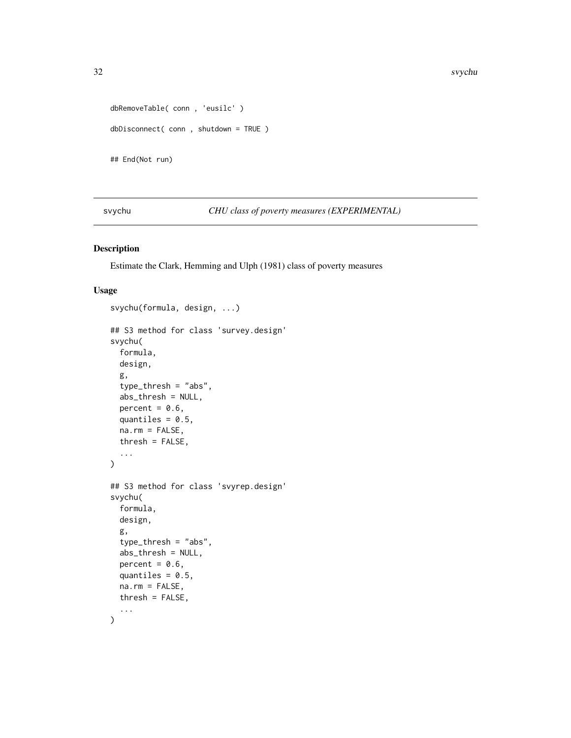```
dbRemoveTable( conn , 'eusilc' )

dbDisconnect( conn , shutdown = TRUE )

## End(Not run)
```

---

svychu *CHU class of poverty measures (EXPERIMENTAL)*

---

## Description

Estimate the Clark, Hemming and Ulph (1981) class of poverty measures

## Usage

```
svychu(formula, design, ...)

## S3 method for class 'survey.design'
svychu(
  formula,
  design,
  g,
  type_thresh = "abs",
  abs_thresh = NULL,
  percent = 0.6,
  quantiles = 0.5,
  na.rm = FALSE,
  thresh = FALSE,
  ...
)

## S3 method for class 'svyrep.design'
svychu(
  formula,
  design,
  g,
  type_thresh = "abs",
  abs_thresh = NULL,
  percent = 0.6,
  quantiles = 0.5,
  na.rm = FALSE,
  thresh = FALSE,
  ...
)
```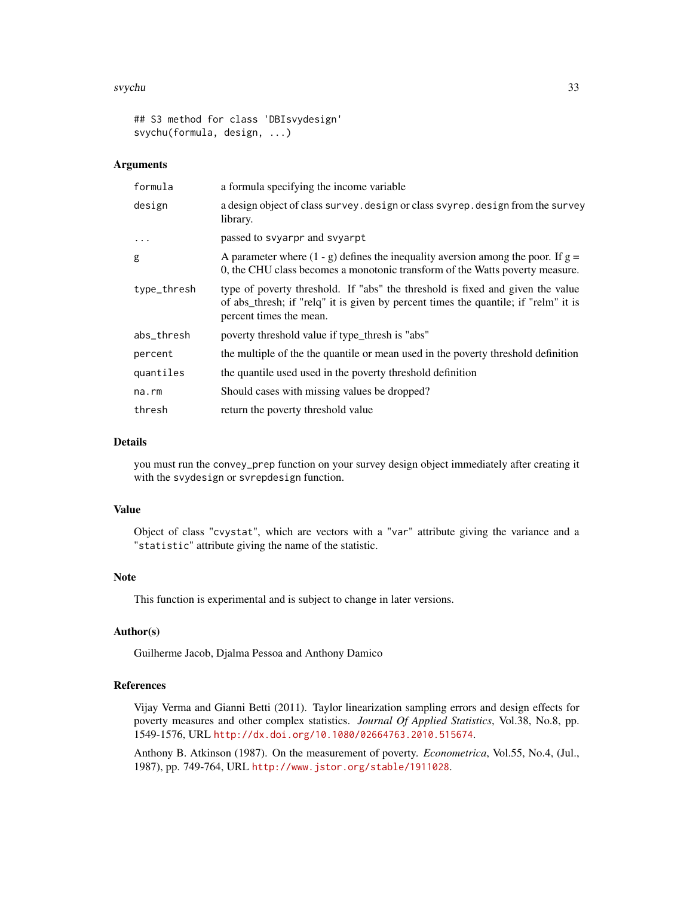```
## S3 method for class 'DBIsvydesign'
svychu(formula, design, ...)
```

### Arguments

| | |
|---|---|
| `formula` | a formula specifying the income variable |
| `design` | a design object of class `survey.design` or class `svyrep.design` from the `survey` library. |
| `...` | passed to `svyarpr` and `svyarpt` |
| `g` | A parameter where (1 - g) defines the inequality aversion among the poor. If g = 0, the CHU class becomes a monotonic transform of the Watts poverty measure. |
| `type_thresh` | type of poverty threshold. If "abs" the threshold is fixed and given the value of abs_thresh; if "relq" it is given by percent times the quantile; if "relm" it is percent times the mean. |
| `abs_thresh` | poverty threshold value if type_thresh is "abs" |
| `percent` | the multiple of the the quantile or mean used in the poverty threshold definition |
| `quantiles` | the quantile used used in the poverty threshold definition |
| `na.rm` | Should cases with missing values be dropped? |
| `thresh` | return the poverty threshold value |

### Details

you must run the `convey_prep` function on your survey design object immediately after creating it with the `svydesign` or `svrepdesign` function.

### Value

Object of class "`cvystat`", which are vectors with a "`var`" attribute giving the variance and a "`statistic`" attribute giving the name of the statistic.

### Note

This function is experimental and is subject to change in later versions.

### Author(s)

Guilherme Jacob, Djalma Pessoa and Anthony Damico

### References

Vijay Verma and Gianni Betti (2011). Taylor linearization sampling errors and design effects for poverty measures and other complex statistics. *Journal Of Applied Statistics*, Vol.38, No.8, pp. 1549-1576, URL http://dx.doi.org/10.1080/02664763.2010.515674.

Anthony B. Atkinson (1987). On the measurement of poverty. *Econometrica*, Vol.55, No.4, (Jul., 1987), pp. 749-764, URL http://www.jstor.org/stable/1911028.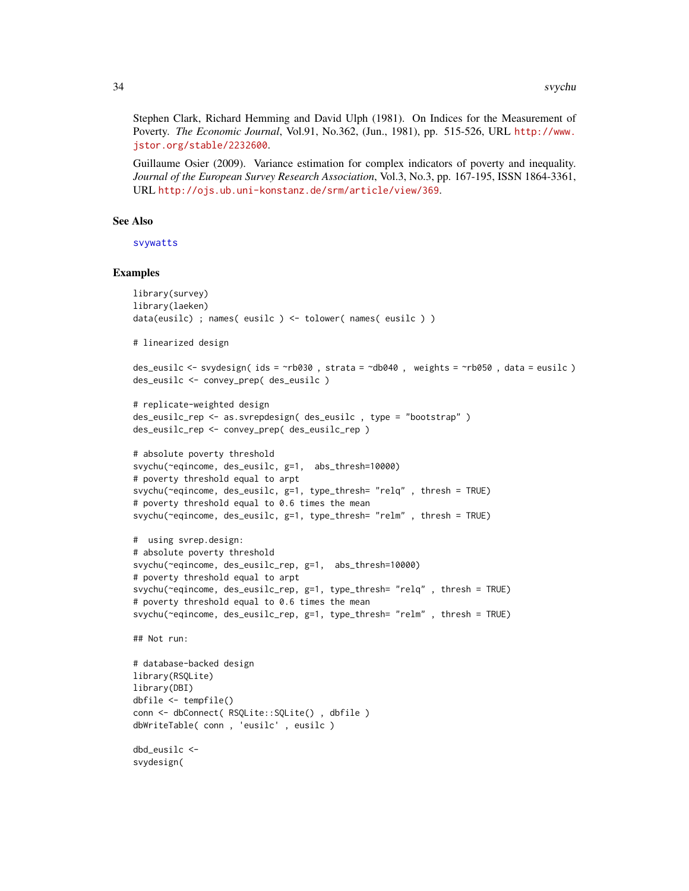Stephen Clark, Richard Hemming and David Ulph (1981). On Indices for the Measurement of Poverty. *The Economic Journal*, Vol.91, No.362, (Jun., 1981), pp. 515-526, URL http://www.jstor.org/stable/2232600.

Guillaume Osier (2009). Variance estimation for complex indicators of poverty and inequality. *Journal of the European Survey Research Association*, Vol.3, No.3, pp. 167-195, ISSN 1864-3361, URL http://ojs.ub.uni-konstanz.de/srm/article/view/369.

## See Also

svywatts

## Examples

```
library(survey)
library(laeken)
data(eusilc) ; names( eusilc ) <- tolower( names( eusilc ) )

# linearized design

des_eusilc <- svydesign( ids = ~rb030 , strata = ~db040 ,  weights = ~rb050 , data = eusilc )
des_eusilc <- convey_prep( des_eusilc )

# replicate-weighted design
des_eusilc_rep <- as.svrepdesign( des_eusilc , type = "bootstrap" )
des_eusilc_rep <- convey_prep( des_eusilc_rep )

# absolute poverty threshold
svychu(~eqincome, des_eusilc, g=1,  abs_thresh=10000)
# poverty threshold equal to arpt
svychu(~eqincome, des_eusilc, g=1, type_thresh= "relq" , thresh = TRUE)
# poverty threshold equal to 0.6 times the mean
svychu(~eqincome, des_eusilc, g=1, type_thresh= "relm" , thresh = TRUE)

#  using svrep.design:
# absolute poverty threshold
svychu(~eqincome, des_eusilc_rep, g=1,  abs_thresh=10000)
# poverty threshold equal to arpt
svychu(~eqincome, des_eusilc_rep, g=1, type_thresh= "relq" , thresh = TRUE)
# poverty threshold equal to 0.6 times the mean
svychu(~eqincome, des_eusilc_rep, g=1, type_thresh= "relm" , thresh = TRUE)

## Not run:

# database-backed design
library(RSQLite)
library(DBI)
dbfile <- tempfile()
conn <- dbConnect( RSQLite::SQLite() , dbfile )
dbWriteTable( conn , 'eusilc' , eusilc )

dbd_eusilc <-
svydesign(
```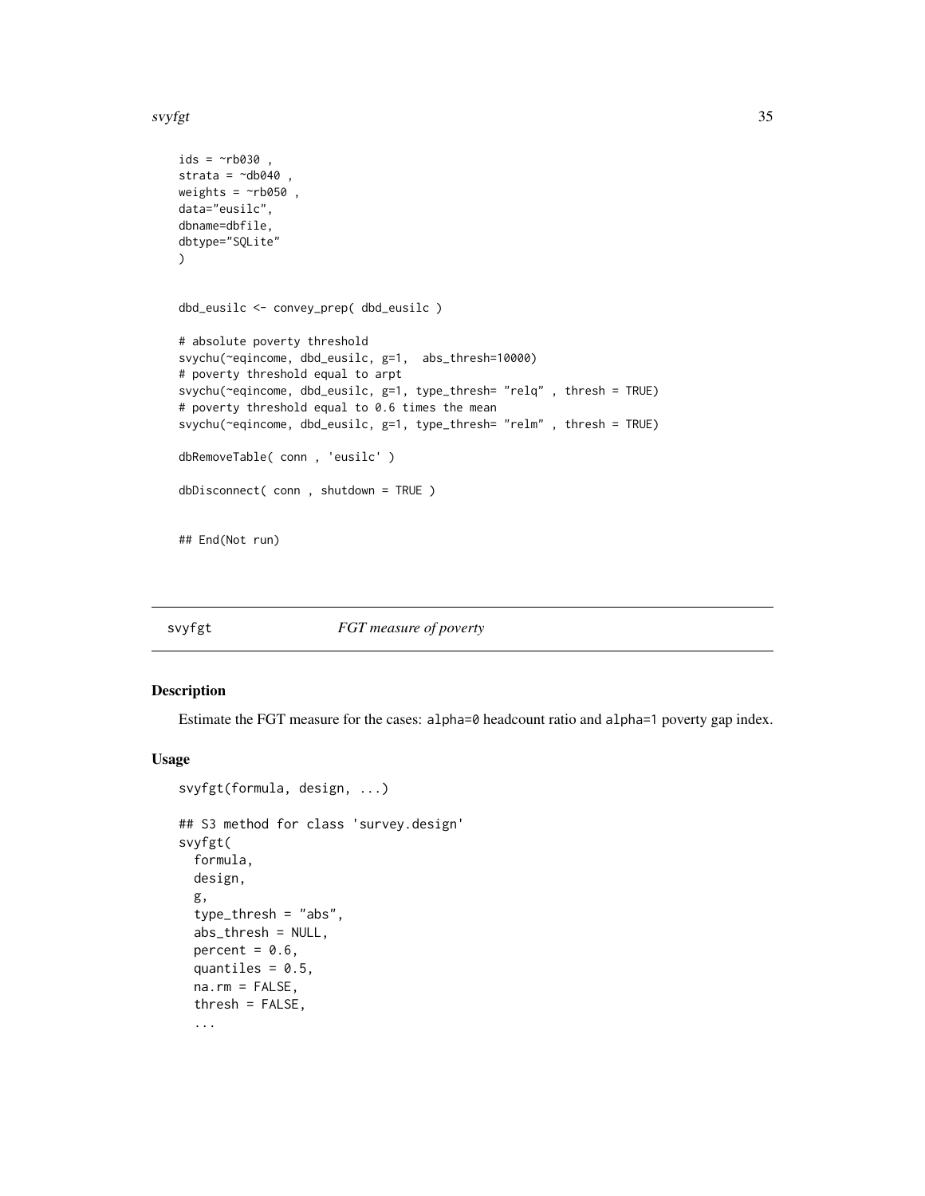```
ids = ~rb030 ,
strata = ~db040 ,
weights = ~rb050 ,
data="eusilc",
dbname=dbfile,
dbtype="SQLite"
)


dbd_eusilc <- convey_prep( dbd_eusilc )

# absolute poverty threshold
svychu(~eqincome, dbd_eusilc, g=1,  abs_thresh=10000)
# poverty threshold equal to arpt
svychu(~eqincome, dbd_eusilc, g=1, type_thresh= "relq" , thresh = TRUE)
# poverty threshold equal to 0.6 times the mean
svychu(~eqincome, dbd_eusilc, g=1, type_thresh= "relm" , thresh = TRUE)

dbRemoveTable( conn , 'eusilc' )

dbDisconnect( conn , shutdown = TRUE )


## End(Not run)
```

## svyfgt    *FGT measure of poverty*

### Description

Estimate the FGT measure for the cases: `alpha=0` headcount ratio and `alpha=1` poverty gap index.

### Usage

```
svyfgt(formula, design, ...)

## S3 method for class 'survey.design'
svyfgt(
  formula,
  design,
  g,
  type_thresh = "abs",
  abs_thresh = NULL,
  percent = 0.6,
  quantiles = 0.5,
  na.rm = FALSE,
  thresh = FALSE,
  ...
```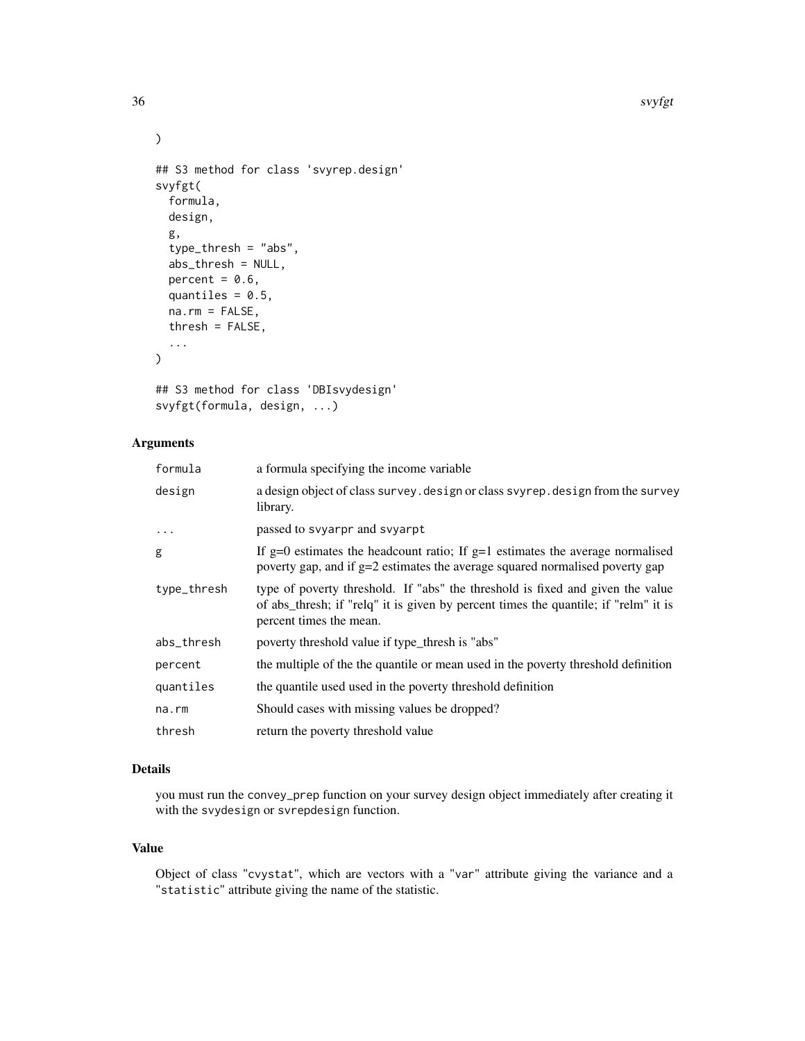```
)

## S3 method for class 'svyrep.design'
svyfgt(
  formula,
  design,
  g,
  type_thresh = "abs",
  abs_thresh = NULL,
  percent = 0.6,
  quantiles = 0.5,
  na.rm = FALSE,
  thresh = FALSE,
  ...
)

## S3 method for class 'DBIsvydesign'
svyfgt(formula, design, ...)
```

### Arguments

| | |
|---|---|
| formula | a formula specifying the income variable |
| design | a design object of class survey.design or class svyrep.design from the survey library. |
| ... | passed to svyarpr and svyarpt |
| g | If g=0 estimates the headcount ratio; If g=1 estimates the average normalised poverty gap, and if g=2 estimates the average squared normalised poverty gap |
| type_thresh | type of poverty threshold. If "abs" the threshold is fixed and given the value of abs_thresh; if "relq" it is given by percent times the quantile; if "relm" it is percent times the mean. |
| abs_thresh | poverty threshold value if type_thresh is "abs" |
| percent | the multiple of the the quantile or mean used in the poverty threshold definition |
| quantiles | the quantile used used in the poverty threshold definition |
| na.rm | Should cases with missing values be dropped? |
| thresh | return the poverty threshold value |

### Details

you must run the convey_prep function on your survey design object immediately after creating it with the svydesign or svrepdesign function.

### Value

Object of class "cvystat", which are vectors with a "var" attribute giving the variance and a "statistic" attribute giving the name of the statistic.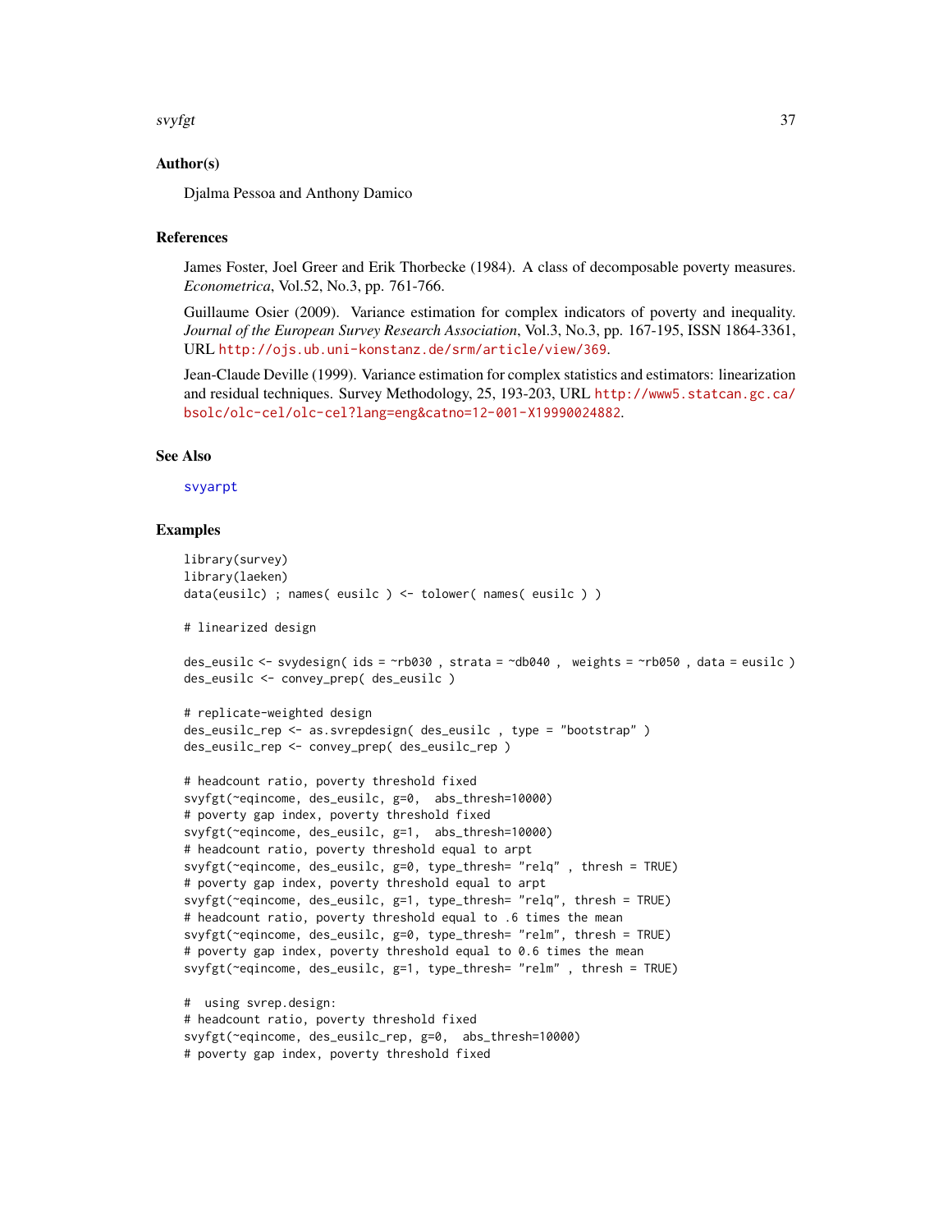## Author(s)

Djalma Pessoa and Anthony Damico

## References

James Foster, Joel Greer and Erik Thorbecke (1984). A class of decomposable poverty measures. *Econometrica*, Vol.52, No.3, pp. 761-766.

Guillaume Osier (2009). Variance estimation for complex indicators of poverty and inequality. *Journal of the European Survey Research Association*, Vol.3, No.3, pp. 167-195, ISSN 1864-3361, URL http://ojs.ub.uni-konstanz.de/srm/article/view/369.

Jean-Claude Deville (1999). Variance estimation for complex statistics and estimators: linearization and residual techniques. Survey Methodology, 25, 193-203, URL http://www5.statcan.gc.ca/bsolc/olc-cel/olc-cel?lang=eng&catno=12-001-X19990024882.

## See Also

svyarpt

## Examples

```
library(survey)
library(laeken)
data(eusilc) ; names( eusilc ) <- tolower( names( eusilc ) )

# linearized design

des_eusilc <- svydesign( ids = ~rb030 , strata = ~db040 ,  weights = ~rb050 , data = eusilc )
des_eusilc <- convey_prep( des_eusilc )

# replicate-weighted design
des_eusilc_rep <- as.svrepdesign( des_eusilc , type = "bootstrap" )
des_eusilc_rep <- convey_prep( des_eusilc_rep )

# headcount ratio, poverty threshold fixed
svyfgt(~eqincome, des_eusilc, g=0,  abs_thresh=10000)
# poverty gap index, poverty threshold fixed
svyfgt(~eqincome, des_eusilc, g=1,  abs_thresh=10000)
# headcount ratio, poverty threshold equal to arpt
svyfgt(~eqincome, des_eusilc, g=0, type_thresh= "relq" , thresh = TRUE)
# poverty gap index, poverty threshold equal to arpt
svyfgt(~eqincome, des_eusilc, g=1, type_thresh= "relq", thresh = TRUE)
# headcount ratio, poverty threshold equal to .6 times the mean
svyfgt(~eqincome, des_eusilc, g=0, type_thresh= "relm", thresh = TRUE)
# poverty gap index, poverty threshold equal to 0.6 times the mean
svyfgt(~eqincome, des_eusilc, g=1, type_thresh= "relm" , thresh = TRUE)

#  using svrep.design:
# headcount ratio, poverty threshold fixed
svyfgt(~eqincome, des_eusilc_rep, g=0,  abs_thresh=10000)
# poverty gap index, poverty threshold fixed
```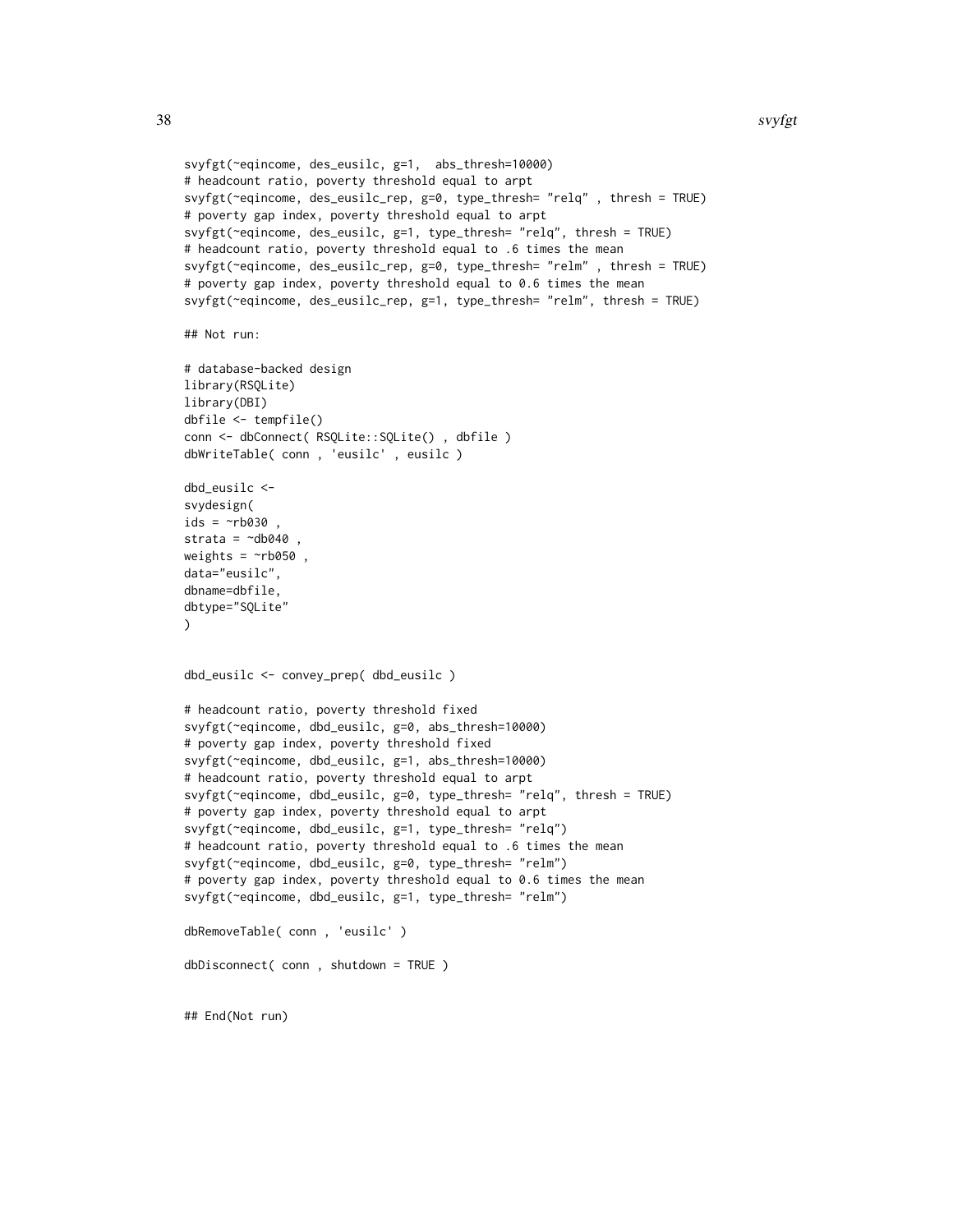```
svyfgt(~eqincome, des_eusilc, g=1,  abs_thresh=10000)
# headcount ratio, poverty threshold equal to arpt
svyfgt(~eqincome, des_eusilc_rep, g=0, type_thresh= "relq" , thresh = TRUE)
# poverty gap index, poverty threshold equal to arpt
svyfgt(~eqincome, des_eusilc, g=1, type_thresh= "relq", thresh = TRUE)
# headcount ratio, poverty threshold equal to .6 times the mean
svyfgt(~eqincome, des_eusilc_rep, g=0, type_thresh= "relm" , thresh = TRUE)
# poverty gap index, poverty threshold equal to 0.6 times the mean
svyfgt(~eqincome, des_eusilc_rep, g=1, type_thresh= "relm", thresh = TRUE)

## Not run:

# database-backed design
library(RSQLite)
library(DBI)
dbfile <- tempfile()
conn <- dbConnect( RSQLite::SQLite() , dbfile )
dbWriteTable( conn , 'eusilc' , eusilc )

dbd_eusilc <-
svydesign(
ids = ~rb030 ,
strata = ~db040 ,
weights = ~rb050 ,
data="eusilc",
dbname=dbfile,
dbtype="SQLite"
)


dbd_eusilc <- convey_prep( dbd_eusilc )

# headcount ratio, poverty threshold fixed
svyfgt(~eqincome, dbd_eusilc, g=0, abs_thresh=10000)
# poverty gap index, poverty threshold fixed
svyfgt(~eqincome, dbd_eusilc, g=1, abs_thresh=10000)
# headcount ratio, poverty threshold equal to arpt
svyfgt(~eqincome, dbd_eusilc, g=0, type_thresh= "relq", thresh = TRUE)
# poverty gap index, poverty threshold equal to arpt
svyfgt(~eqincome, dbd_eusilc, g=1, type_thresh= "relq")
# headcount ratio, poverty threshold equal to .6 times the mean
svyfgt(~eqincome, dbd_eusilc, g=0, type_thresh= "relm")
# poverty gap index, poverty threshold equal to 0.6 times the mean
svyfgt(~eqincome, dbd_eusilc, g=1, type_thresh= "relm")

dbRemoveTable( conn , 'eusilc' )

dbDisconnect( conn , shutdown = TRUE )


## End(Not run)
```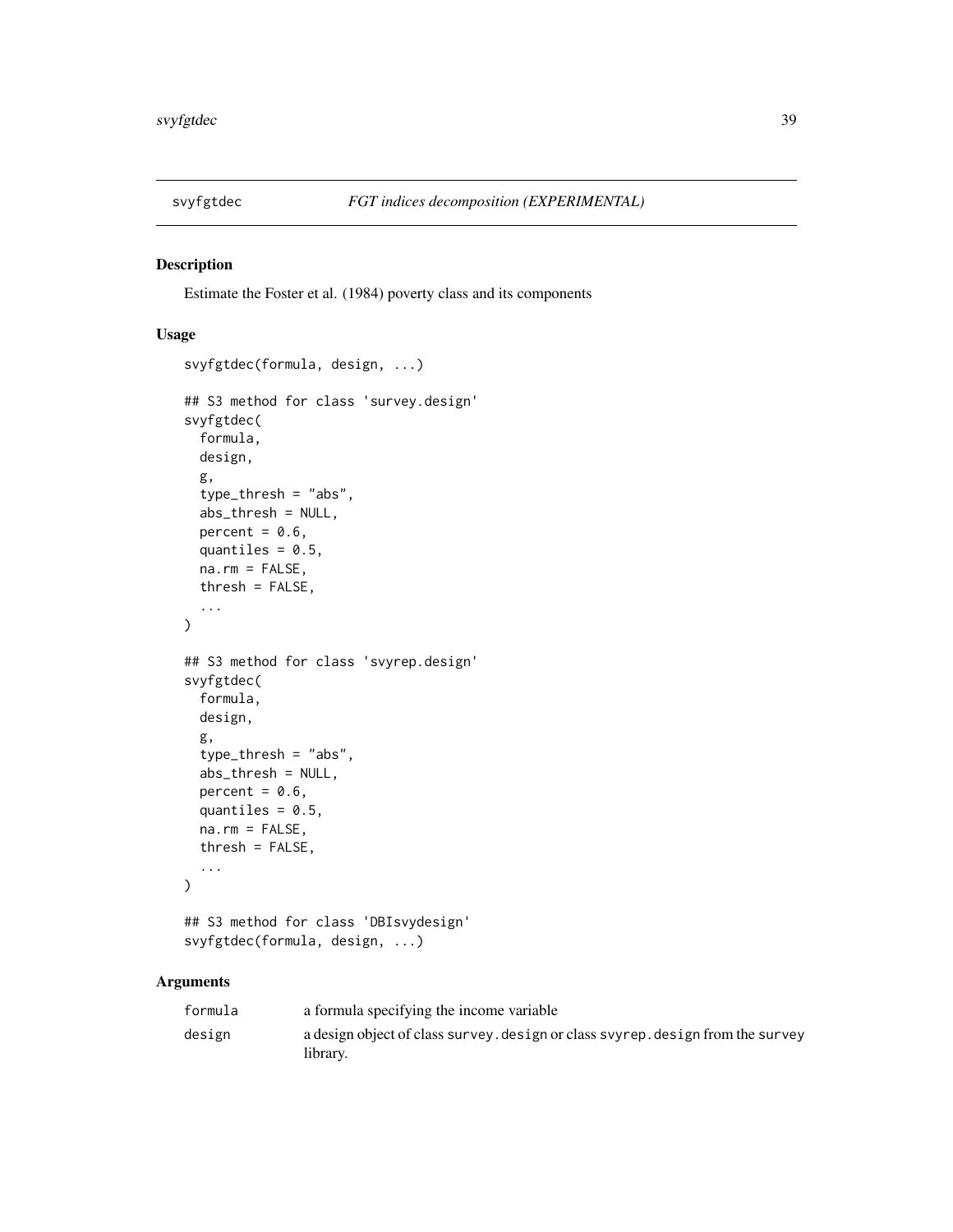## svyfgtdec — *FGT indices decomposition (EXPERIMENTAL)*

### Description

Estimate the Foster et al. (1984) poverty class and its components

### Usage

```
svyfgtdec(formula, design, ...)

## S3 method for class 'survey.design'
svyfgtdec(
  formula,
  design,
  g,
  type_thresh = "abs",
  abs_thresh = NULL,
  percent = 0.6,
  quantiles = 0.5,
  na.rm = FALSE,
  thresh = FALSE,
  ...
)

## S3 method for class 'svyrep.design'
svyfgtdec(
  formula,
  design,
  g,
  type_thresh = "abs",
  abs_thresh = NULL,
  percent = 0.6,
  quantiles = 0.5,
  na.rm = FALSE,
  thresh = FALSE,
  ...
)

## S3 method for class 'DBIsvydesign'
svyfgtdec(formula, design, ...)
```

### Arguments

| | |
|---|---|
| `formula` | a formula specifying the income variable |
| `design` | a design object of class `survey.design` or class `svyrep.design` from the `survey` library. |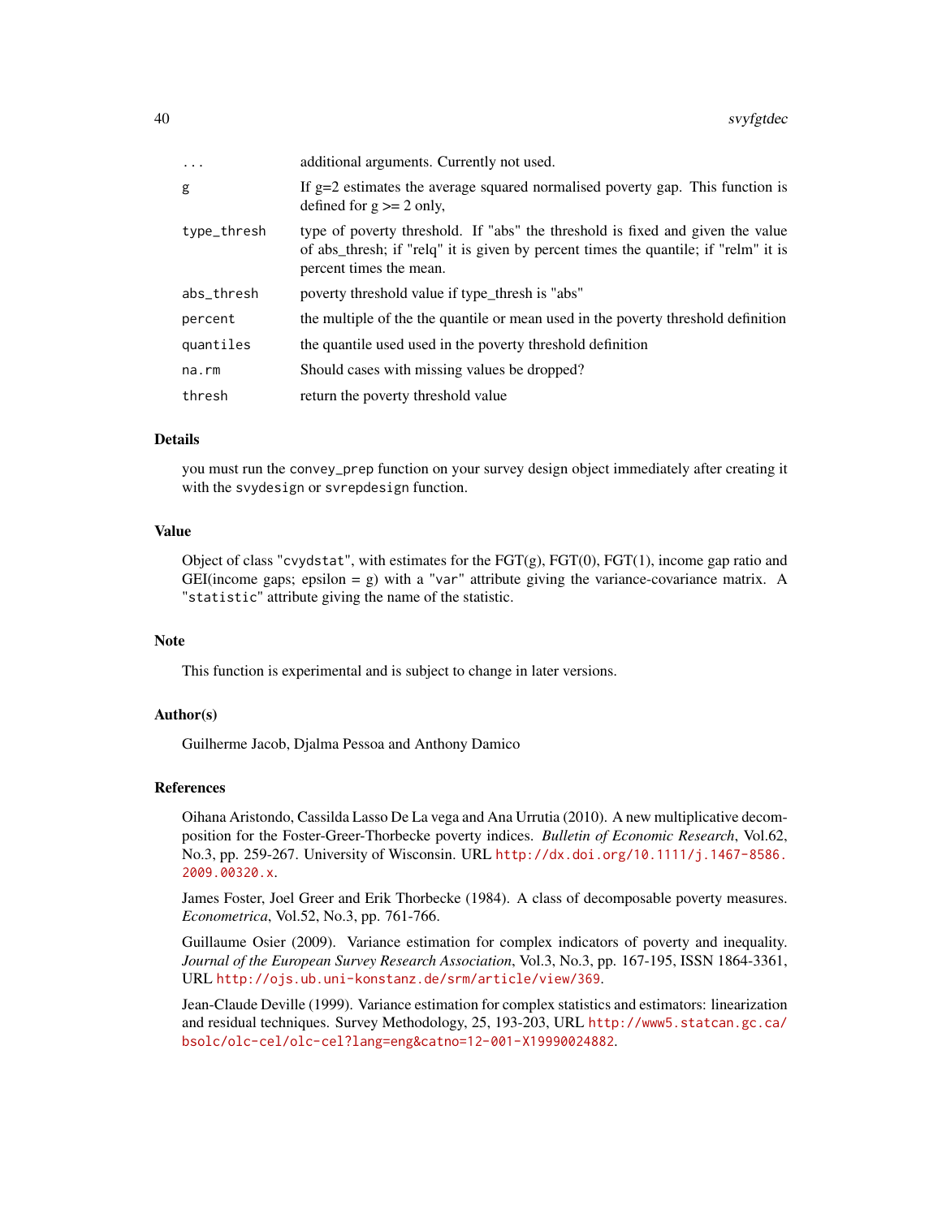| | |
|---|---|
| ... | additional arguments. Currently not used. |
| g | If g=2 estimates the average squared normalised poverty gap. This function is defined for g >= 2 only, |
| type_thresh | type of poverty threshold. If "abs" the threshold is fixed and given the value of abs_thresh; if "relq" it is given by percent times the quantile; if "relm" it is percent times the mean. |
| abs_thresh | poverty threshold value if type_thresh is "abs" |
| percent | the multiple of the the quantile or mean used in the poverty threshold definition |
| quantiles | the quantile used used in the poverty threshold definition |
| na.rm | Should cases with missing values be dropped? |
| thresh | return the poverty threshold value |

## Details

you must run the `convey_prep` function on your survey design object immediately after creating it with the `svydesign` or `svrepdesign` function.

## Value

Object of class "`cvydstat`", with estimates for the FGT(g), FGT(0), FGT(1), income gap ratio and GEI(income gaps; epsilon = g) with a "`var`" attribute giving the variance-covariance matrix. A "`statistic`" attribute giving the name of the statistic.

## Note

This function is experimental and is subject to change in later versions.

## Author(s)

Guilherme Jacob, Djalma Pessoa and Anthony Damico

## References

Oihana Aristondo, Cassilda Lasso De La vega and Ana Urrutia (2010). A new multiplicative decomposition for the Foster-Greer-Thorbecke poverty indices. *Bulletin of Economic Research*, Vol.62, No.3, pp. 259-267. University of Wisconsin. URL http://dx.doi.org/10.1111/j.1467-8586.2009.00320.x.

James Foster, Joel Greer and Erik Thorbecke (1984). A class of decomposable poverty measures. *Econometrica*, Vol.52, No.3, pp. 761-766.

Guillaume Osier (2009). Variance estimation for complex indicators of poverty and inequality. *Journal of the European Survey Research Association*, Vol.3, No.3, pp. 167-195, ISSN 1864-3361, URL http://ojs.ub.uni-konstanz.de/srm/article/view/369.

Jean-Claude Deville (1999). Variance estimation for complex statistics and estimators: linearization and residual techniques. Survey Methodology, 25, 193-203, URL http://www5.statcan.gc.ca/bsolc/olc-cel/olc-cel?lang=eng&catno=12-001-X19990024882.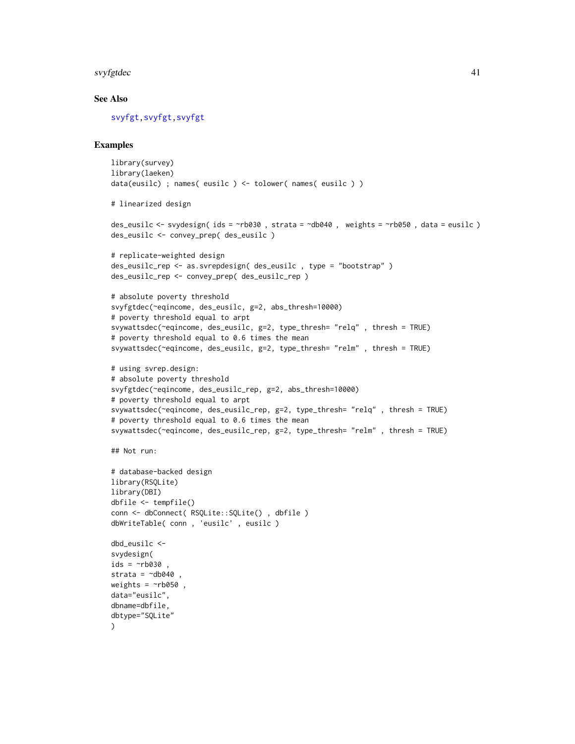## See Also

svyfgt,svyfgt,svyfgt

## Examples

```
library(survey)
library(laeken)
data(eusilc) ; names( eusilc ) <- tolower( names( eusilc ) )

# linearized design

des_eusilc <- svydesign( ids = ~rb030 , strata = ~db040 ,  weights = ~rb050 , data = eusilc )
des_eusilc <- convey_prep( des_eusilc )

# replicate-weighted design
des_eusilc_rep <- as.svrepdesign( des_eusilc , type = "bootstrap" )
des_eusilc_rep <- convey_prep( des_eusilc_rep )

# absolute poverty threshold
svyfgtdec(~eqincome, des_eusilc, g=2, abs_thresh=10000)
# poverty threshold equal to arpt
svywattsdec(~eqincome, des_eusilc, g=2, type_thresh= "relq" , thresh = TRUE)
# poverty threshold equal to 0.6 times the mean
svywattsdec(~eqincome, des_eusilc, g=2, type_thresh= "relm" , thresh = TRUE)

# using svrep.design:
# absolute poverty threshold
svyfgtdec(~eqincome, des_eusilc_rep, g=2, abs_thresh=10000)
# poverty threshold equal to arpt
svywattsdec(~eqincome, des_eusilc_rep, g=2, type_thresh= "relq" , thresh = TRUE)
# poverty threshold equal to 0.6 times the mean
svywattsdec(~eqincome, des_eusilc_rep, g=2, type_thresh= "relm" , thresh = TRUE)

## Not run:

# database-backed design
library(RSQLite)
library(DBI)
dbfile <- tempfile()
conn <- dbConnect( RSQLite::SQLite() , dbfile )
dbWriteTable( conn , 'eusilc' , eusilc )

dbd_eusilc <-
svydesign(
ids = ~rb030 ,
strata = ~db040 ,
weights = ~rb050 ,
data="eusilc",
dbname=dbfile,
dbtype="SQLite"
)
```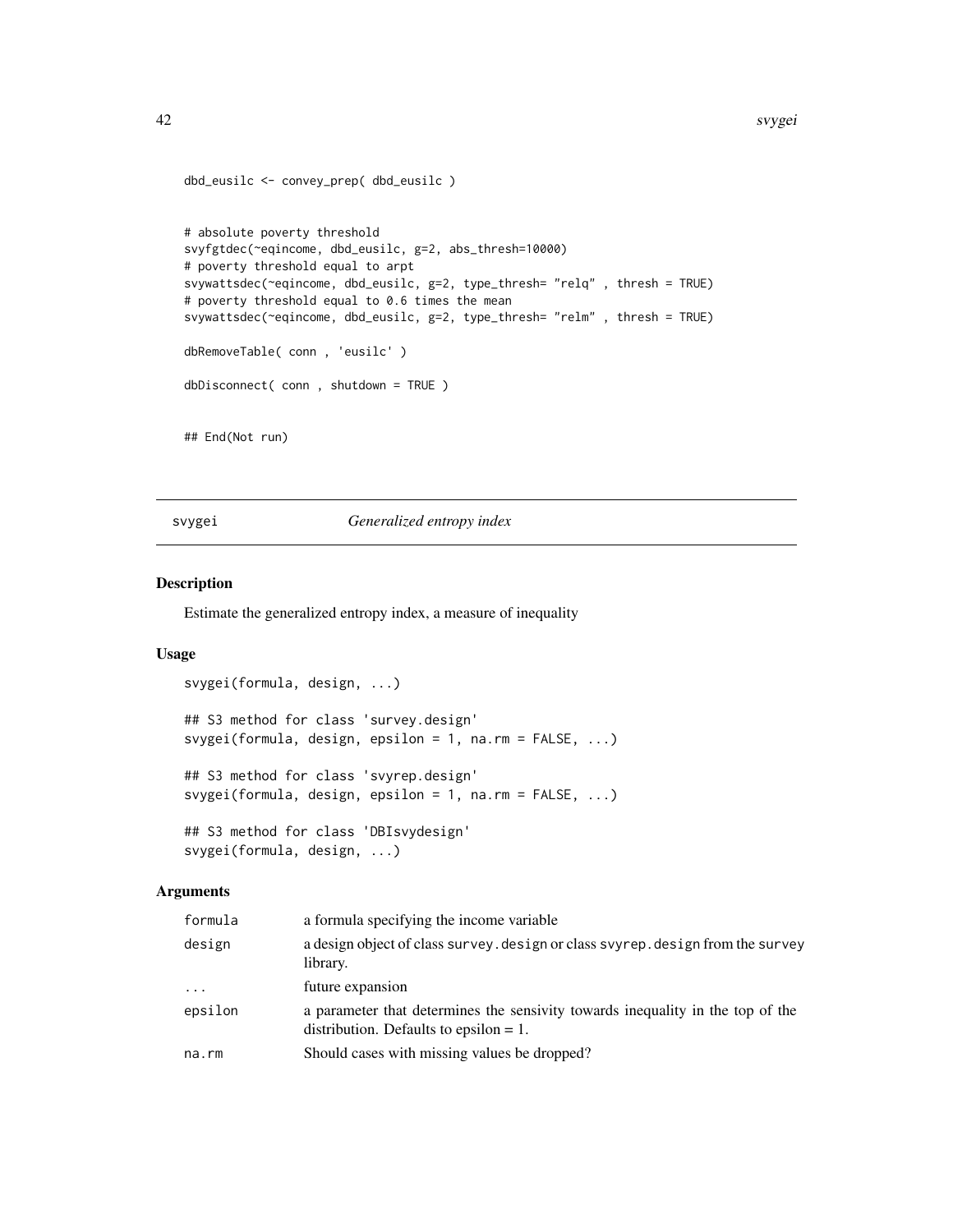```
dbd_eusilc <- convey_prep( dbd_eusilc )


# absolute poverty threshold
svyfgtdec(~eqincome, dbd_eusilc, g=2, abs_thresh=10000)
# poverty threshold equal to arpt
svywattsdec(~eqincome, dbd_eusilc, g=2, type_thresh= "relq" , thresh = TRUE)
# poverty threshold equal to 0.6 times the mean
svywattsdec(~eqincome, dbd_eusilc, g=2, type_thresh= "relm" , thresh = TRUE)

dbRemoveTable( conn , 'eusilc' )

dbDisconnect( conn , shutdown = TRUE )


## End(Not run)
```

## svygei *Generalized entropy index*

### Description

Estimate the generalized entropy index, a measure of inequality

### Usage

```
svygei(formula, design, ...)

## S3 method for class 'survey.design'
svygei(formula, design, epsilon = 1, na.rm = FALSE, ...)

## S3 method for class 'svyrep.design'
svygei(formula, design, epsilon = 1, na.rm = FALSE, ...)

## S3 method for class 'DBIsvydesign'
svygei(formula, design, ...)
```

### Arguments

| | |
|---|---|
| formula | a formula specifying the income variable |
| design | a design object of class survey.design or class svyrep.design from the survey library. |
| ... | future expansion |
| epsilon | a parameter that determines the sensivity towards inequality in the top of the distribution. Defaults to epsilon = 1. |
| na.rm | Should cases with missing values be dropped? |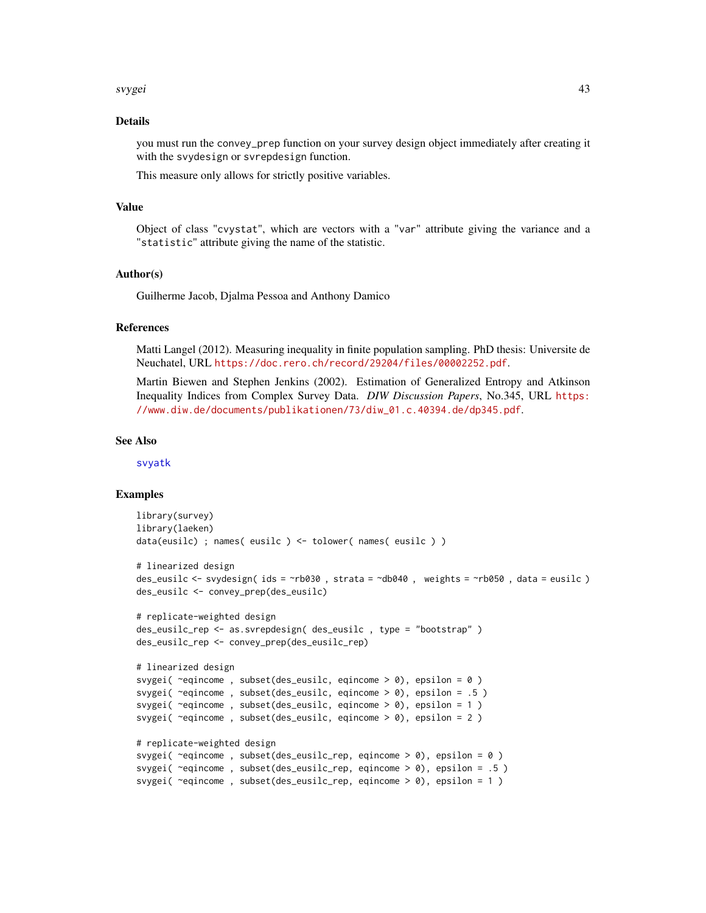## Details

you must run the `convey_prep` function on your survey design object immediately after creating it with the `svydesign` or `svrepdesign` function.

This measure only allows for strictly positive variables.

## Value

Object of class "`cvystat`", which are vectors with a "`var`" attribute giving the variance and a "`statistic`" attribute giving the name of the statistic.

## Author(s)

Guilherme Jacob, Djalma Pessoa and Anthony Damico

## References

Matti Langel (2012). Measuring inequality in finite population sampling. PhD thesis: Universite de Neuchatel, URL https://doc.rero.ch/record/29204/files/00002252.pdf.

Martin Biewen and Stephen Jenkins (2002). Estimation of Generalized Entropy and Atkinson Inequality Indices from Complex Survey Data. *DIW Discussion Papers*, No.345, URL https://www.diw.de/documents/publikationen/73/diw_01.c.40394.de/dp345.pdf.

## See Also

svyatk

## Examples

```
library(survey)
library(laeken)
data(eusilc) ; names( eusilc ) <- tolower( names( eusilc ) )

# linearized design
des_eusilc <- svydesign( ids = ~rb030 , strata = ~db040 ,  weights = ~rb050 , data = eusilc )
des_eusilc <- convey_prep(des_eusilc)

# replicate-weighted design
des_eusilc_rep <- as.svrepdesign( des_eusilc , type = "bootstrap" )
des_eusilc_rep <- convey_prep(des_eusilc_rep)

# linearized design
svygei( ~eqincome , subset(des_eusilc, eqincome > 0), epsilon = 0 )
svygei( ~eqincome , subset(des_eusilc, eqincome > 0), epsilon = .5 )
svygei( ~eqincome , subset(des_eusilc, eqincome > 0), epsilon = 1 )
svygei( ~eqincome , subset(des_eusilc, eqincome > 0), epsilon = 2 )

# replicate-weighted design
svygei( ~eqincome , subset(des_eusilc_rep, eqincome > 0), epsilon = 0 )
svygei( ~eqincome , subset(des_eusilc_rep, eqincome > 0), epsilon = .5 )
svygei( ~eqincome , subset(des_eusilc_rep, eqincome > 0), epsilon = 1 )
```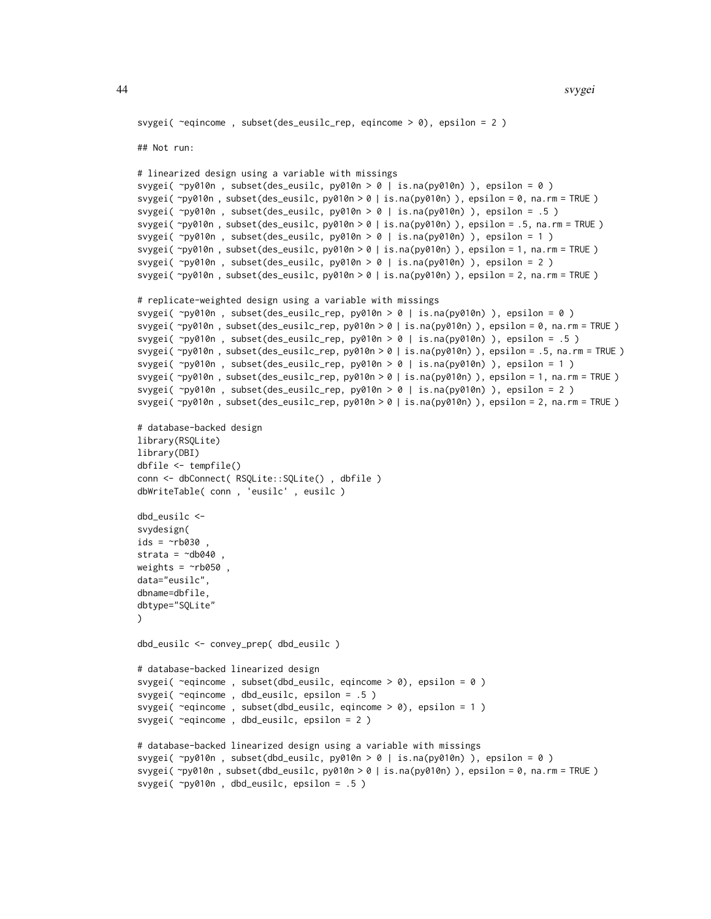```
svygei( ~eqincome , subset(des_eusilc_rep, eqincome > 0), epsilon = 2 )

## Not run:

# linearized design using a variable with missings
svygei( ~py010n , subset(des_eusilc, py010n > 0 | is.na(py010n) ), epsilon = 0 )
svygei( ~py010n , subset(des_eusilc, py010n > 0 | is.na(py010n) ), epsilon = 0, na.rm = TRUE )
svygei( ~py010n , subset(des_eusilc, py010n > 0 | is.na(py010n) ), epsilon = .5 )
svygei( ~py010n , subset(des_eusilc, py010n > 0 | is.na(py010n) ), epsilon = .5, na.rm = TRUE )
svygei( ~py010n , subset(des_eusilc, py010n > 0 | is.na(py010n) ), epsilon = 1 )
svygei( ~py010n , subset(des_eusilc, py010n > 0 | is.na(py010n) ), epsilon = 1, na.rm = TRUE )
svygei( ~py010n , subset(des_eusilc, py010n > 0 | is.na(py010n) ), epsilon = 2 )
svygei( ~py010n , subset(des_eusilc, py010n > 0 | is.na(py010n) ), epsilon = 2, na.rm = TRUE )

# replicate-weighted design using a variable with missings
svygei( ~py010n , subset(des_eusilc_rep, py010n > 0 | is.na(py010n) ), epsilon = 0 )
svygei( ~py010n , subset(des_eusilc_rep, py010n > 0 | is.na(py010n) ), epsilon = 0, na.rm = TRUE )
svygei( ~py010n , subset(des_eusilc_rep, py010n > 0 | is.na(py010n) ), epsilon = .5 )
svygei( ~py010n , subset(des_eusilc_rep, py010n > 0 | is.na(py010n) ), epsilon = .5, na.rm = TRUE )
svygei( ~py010n , subset(des_eusilc_rep, py010n > 0 | is.na(py010n) ), epsilon = 1 )
svygei( ~py010n , subset(des_eusilc_rep, py010n > 0 | is.na(py010n) ), epsilon = 1, na.rm = TRUE )
svygei( ~py010n , subset(des_eusilc_rep, py010n > 0 | is.na(py010n) ), epsilon = 2 )
svygei( ~py010n , subset(des_eusilc_rep, py010n > 0 | is.na(py010n) ), epsilon = 2, na.rm = TRUE )

# database-backed design
library(RSQLite)
library(DBI)
dbfile <- tempfile()
conn <- dbConnect( RSQLite::SQLite() , dbfile )
dbWriteTable( conn , 'eusilc' , eusilc )

dbd_eusilc <-
svydesign(
ids = ~rb030 ,
strata = ~db040 ,
weights = ~rb050 ,
data="eusilc",
dbname=dbfile,
dbtype="SQLite"
)

dbd_eusilc <- convey_prep( dbd_eusilc )

# database-backed linearized design
svygei( ~eqincome , subset(dbd_eusilc, eqincome > 0), epsilon = 0 )
svygei( ~eqincome , dbd_eusilc, epsilon = .5 )
svygei( ~eqincome , subset(dbd_eusilc, eqincome > 0), epsilon = 1 )
svygei( ~eqincome , dbd_eusilc, epsilon = 2 )

# database-backed linearized design using a variable with missings
svygei( ~py010n , subset(dbd_eusilc, py010n > 0 | is.na(py010n) ), epsilon = 0 )
svygei( ~py010n , subset(dbd_eusilc, py010n > 0 | is.na(py010n) ), epsilon = 0, na.rm = TRUE )
svygei( ~py010n , dbd_eusilc, epsilon = .5 )
```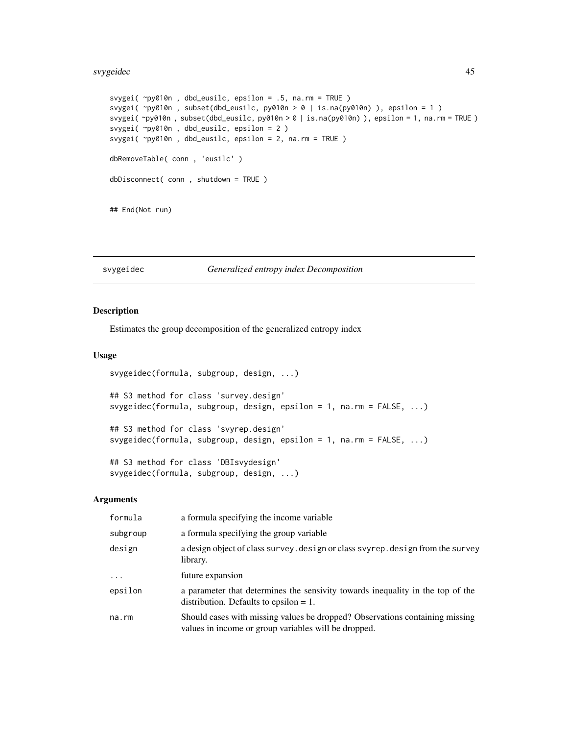```
svygei( ~py010n , dbd_eusilc, epsilon = .5, na.rm = TRUE )
svygei( ~py010n , subset(dbd_eusilc, py010n > 0 | is.na(py010n) ), epsilon = 1 )
svygei( ~py010n , subset(dbd_eusilc, py010n > 0 | is.na(py010n) ), epsilon = 1, na.rm = TRUE )
svygei( ~py010n , dbd_eusilc, epsilon = 2 )
svygei( ~py010n , dbd_eusilc, epsilon = 2, na.rm = TRUE )

dbRemoveTable( conn , 'eusilc' )

dbDisconnect( conn , shutdown = TRUE )


## End(Not run)
```

## svygeidec — *Generalized entropy index Decomposition*

### Description

Estimates the group decomposition of the generalized entropy index

### Usage

```
svygeidec(formula, subgroup, design, ...)

## S3 method for class 'survey.design'
svygeidec(formula, subgroup, design, epsilon = 1, na.rm = FALSE, ...)

## S3 method for class 'svyrep.design'
svygeidec(formula, subgroup, design, epsilon = 1, na.rm = FALSE, ...)

## S3 method for class 'DBIsvydesign'
svygeidec(formula, subgroup, design, ...)
```

### Arguments

| | |
|---|---|
| `formula` | a formula specifying the income variable |
| `subgroup` | a formula specifying the group variable |
| `design` | a design object of class `survey.design` or class `svyrep.design` from the `survey` library. |
| `...` | future expansion |
| `epsilon` | a parameter that determines the sensivity towards inequality in the top of the distribution. Defaults to epsilon = 1. |
| `na.rm` | Should cases with missing values be dropped? Observations containing missing values in income or group variables will be dropped. |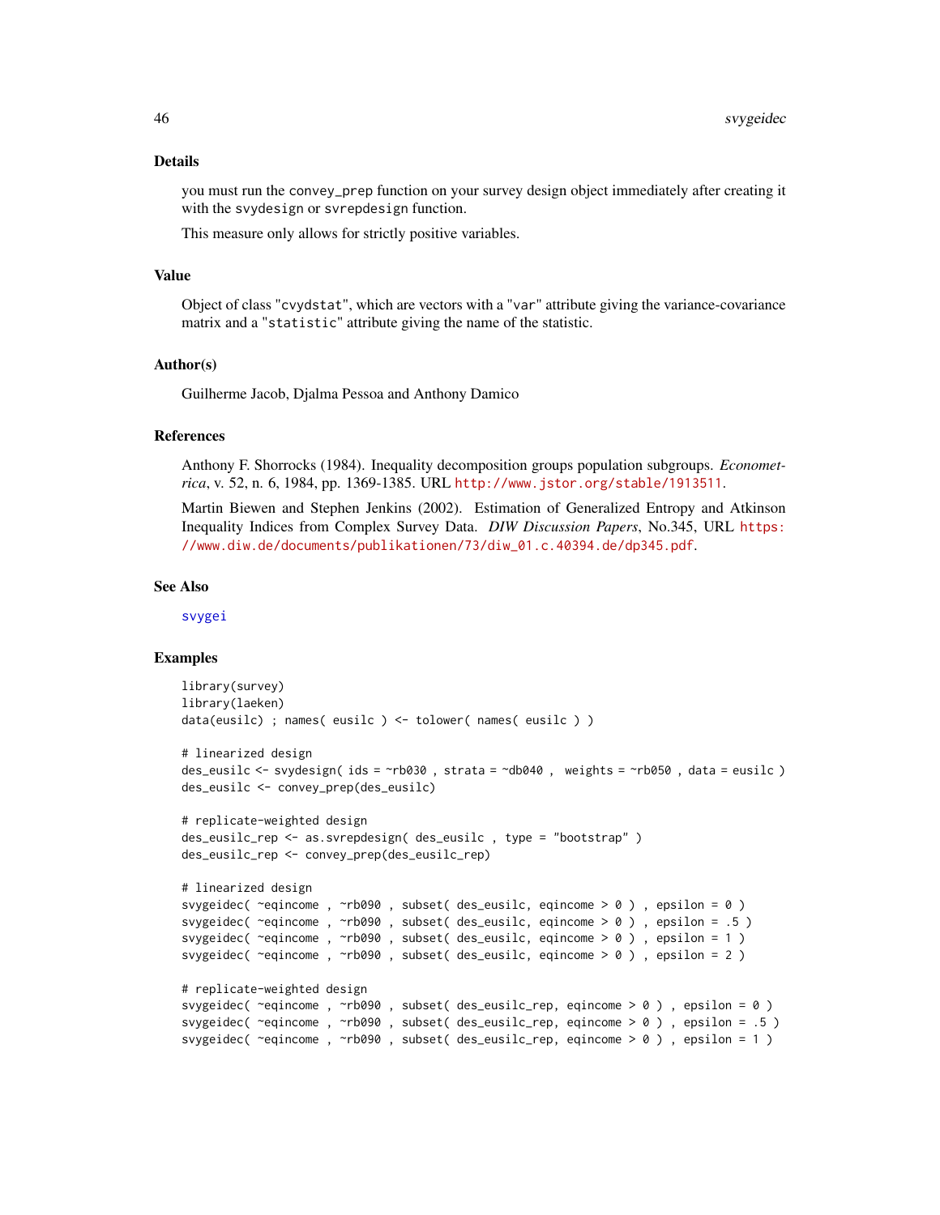## Details

you must run the `convey_prep` function on your survey design object immediately after creating it with the `svydesign` or `svrepdesign` function.

This measure only allows for strictly positive variables.

## Value

Object of class "`cvydstat`", which are vectors with a "`var`" attribute giving the variance-covariance matrix and a "`statistic`" attribute giving the name of the statistic.

## Author(s)

Guilherme Jacob, Djalma Pessoa and Anthony Damico

## References

Anthony F. Shorrocks (1984). Inequality decomposition groups population subgroups. *Econometrica*, v. 52, n. 6, 1984, pp. 1369-1385. URL http://www.jstor.org/stable/1913511.

Martin Biewen and Stephen Jenkins (2002). Estimation of Generalized Entropy and Atkinson Inequality Indices from Complex Survey Data. *DIW Discussion Papers*, No.345, URL https://www.diw.de/documents/publikationen/73/diw_01.c.40394.de/dp345.pdf.

## See Also

svygei

## Examples

```
library(survey)
library(laeken)
data(eusilc) ; names( eusilc ) <- tolower( names( eusilc ) )

# linearized design
des_eusilc <- svydesign( ids = ~rb030 , strata = ~db040 ,  weights = ~rb050 , data = eusilc )
des_eusilc <- convey_prep(des_eusilc)

# replicate-weighted design
des_eusilc_rep <- as.svrepdesign( des_eusilc , type = "bootstrap" )
des_eusilc_rep <- convey_prep(des_eusilc_rep)

# linearized design
svygeidec( ~eqincome , ~rb090 , subset( des_eusilc, eqincome > 0 ) , epsilon = 0 )
svygeidec( ~eqincome , ~rb090 , subset( des_eusilc, eqincome > 0 ) , epsilon = .5 )
svygeidec( ~eqincome , ~rb090 , subset( des_eusilc, eqincome > 0 ) , epsilon = 1 )
svygeidec( ~eqincome , ~rb090 , subset( des_eusilc, eqincome > 0 ) , epsilon = 2 )

# replicate-weighted design
svygeidec( ~eqincome , ~rb090 , subset( des_eusilc_rep, eqincome > 0 ) , epsilon = 0 )
svygeidec( ~eqincome , ~rb090 , subset( des_eusilc_rep, eqincome > 0 ) , epsilon = .5 )
svygeidec( ~eqincome , ~rb090 , subset( des_eusilc_rep, eqincome > 0 ) , epsilon = 1 )
```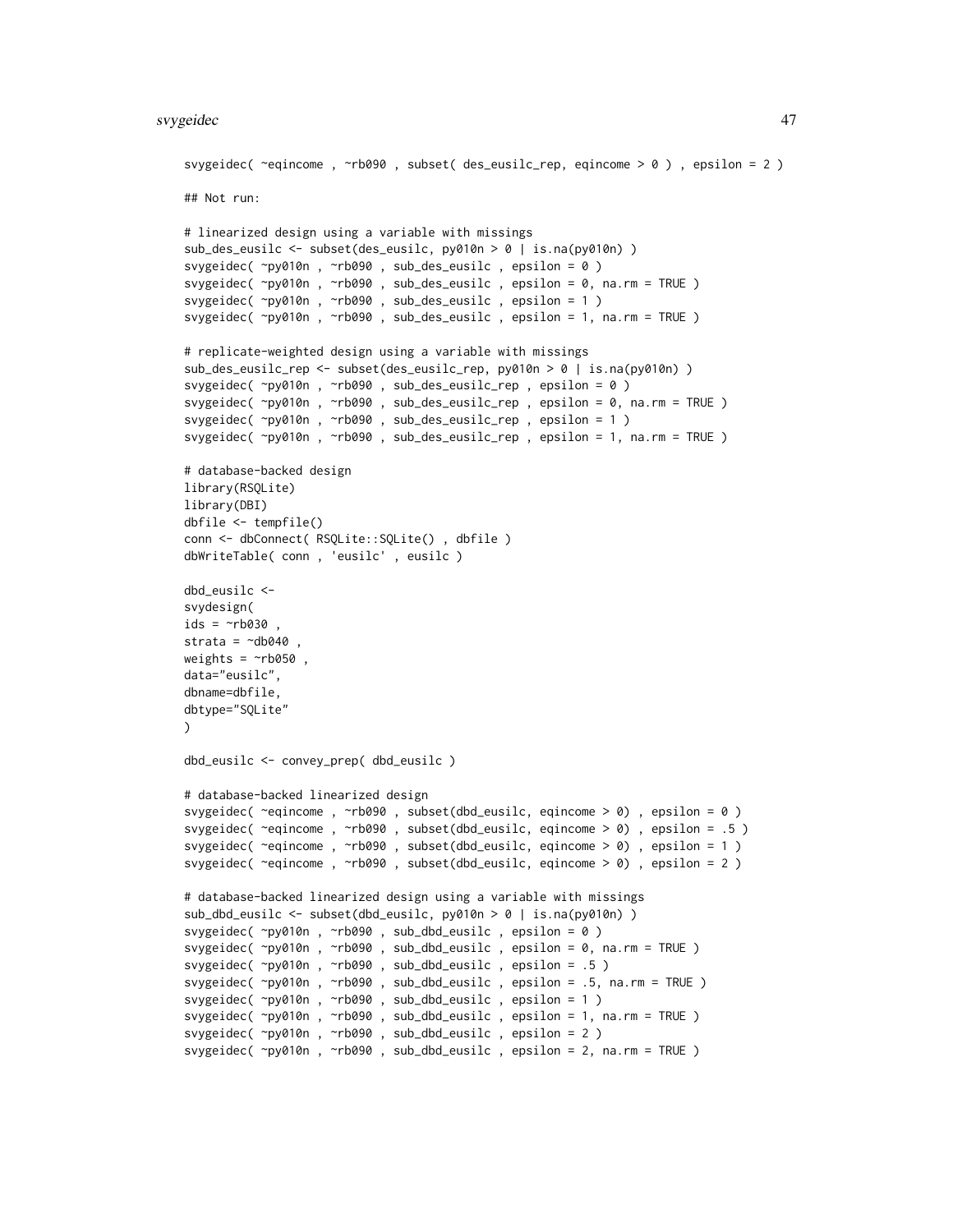```
svygeidec( ~eqincome , ~rb090 , subset( des_eusilc_rep, eqincome > 0 ) , epsilon = 2 )

## Not run:

# linearized design using a variable with missings
sub_des_eusilc <- subset(des_eusilc, py010n > 0 | is.na(py010n) )
svygeidec( ~py010n , ~rb090 , sub_des_eusilc , epsilon = 0 )
svygeidec( ~py010n , ~rb090 , sub_des_eusilc , epsilon = 0, na.rm = TRUE )
svygeidec( ~py010n , ~rb090 , sub_des_eusilc , epsilon = 1 )
svygeidec( ~py010n , ~rb090 , sub_des_eusilc , epsilon = 1, na.rm = TRUE )

# replicate-weighted design using a variable with missings
sub_des_eusilc_rep <- subset(des_eusilc_rep, py010n > 0 | is.na(py010n) )
svygeidec( ~py010n , ~rb090 , sub_des_eusilc_rep , epsilon = 0 )
svygeidec( ~py010n , ~rb090 , sub_des_eusilc_rep , epsilon = 0, na.rm = TRUE )
svygeidec( ~py010n , ~rb090 , sub_des_eusilc_rep , epsilon = 1 )
svygeidec( ~py010n , ~rb090 , sub_des_eusilc_rep , epsilon = 1, na.rm = TRUE )

# database-backed design
library(RSQLite)
library(DBI)
dbfile <- tempfile()
conn <- dbConnect( RSQLite::SQLite() , dbfile )
dbWriteTable( conn , 'eusilc' , eusilc )

dbd_eusilc <-
svydesign(
ids = ~rb030 ,
strata = ~db040 ,
weights = ~rb050 ,
data="eusilc",
dbname=dbfile,
dbtype="SQLite"
)

dbd_eusilc <- convey_prep( dbd_eusilc )

# database-backed linearized design
svygeidec( ~eqincome , ~rb090 , subset(dbd_eusilc, eqincome > 0) , epsilon = 0 )
svygeidec( ~eqincome , ~rb090 , subset(dbd_eusilc, eqincome > 0) , epsilon = .5 )
svygeidec( ~eqincome , ~rb090 , subset(dbd_eusilc, eqincome > 0) , epsilon = 1 )
svygeidec( ~eqincome , ~rb090 , subset(dbd_eusilc, eqincome > 0) , epsilon = 2 )

# database-backed linearized design using a variable with missings
sub_dbd_eusilc <- subset(dbd_eusilc, py010n > 0 | is.na(py010n) )
svygeidec( ~py010n , ~rb090 , sub_dbd_eusilc , epsilon = 0 )
svygeidec( ~py010n , ~rb090 , sub_dbd_eusilc , epsilon = 0, na.rm = TRUE )
svygeidec( ~py010n , ~rb090 , sub_dbd_eusilc , epsilon = .5 )
svygeidec( ~py010n , ~rb090 , sub_dbd_eusilc , epsilon = .5, na.rm = TRUE )
svygeidec( ~py010n , ~rb090 , sub_dbd_eusilc , epsilon = 1 )
svygeidec( ~py010n , ~rb090 , sub_dbd_eusilc , epsilon = 1, na.rm = TRUE )
svygeidec( ~py010n , ~rb090 , sub_dbd_eusilc , epsilon = 2 )
svygeidec( ~py010n , ~rb090 , sub_dbd_eusilc , epsilon = 2, na.rm = TRUE )
```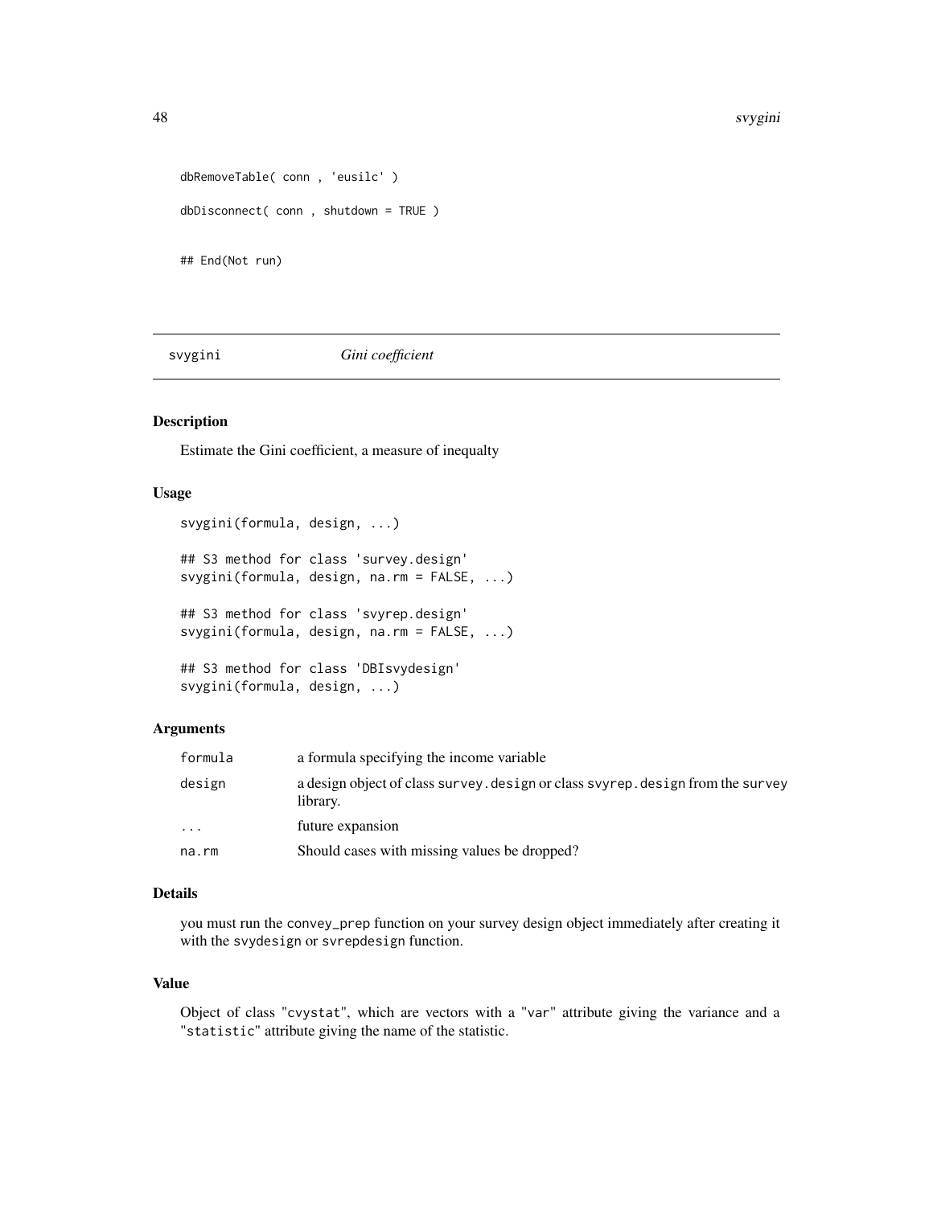```
dbRemoveTable( conn , 'eusilc' )

dbDisconnect( conn , shutdown = TRUE )

## End(Not run)
```

## svygini — *Gini coefficient*

### Description

Estimate the Gini coefficient, a measure of inequalty

### Usage

```
svygini(formula, design, ...)

## S3 method for class 'survey.design'
svygini(formula, design, na.rm = FALSE, ...)

## S3 method for class 'svyrep.design'
svygini(formula, design, na.rm = FALSE, ...)

## S3 method for class 'DBIsvydesign'
svygini(formula, design, ...)
```

### Arguments

| | |
|---|---|
| formula | a formula specifying the income variable |
| design | a design object of class `survey.design` or class `svyrep.design` from the `survey` library. |
| ... | future expansion |
| na.rm | Should cases with missing values be dropped? |

### Details

you must run the `convey_prep` function on your survey design object immediately after creating it with the `svydesign` or `svrepdesign` function.

### Value

Object of class "`cvystat`", which are vectors with a "`var`" attribute giving the variance and a "`statistic`" attribute giving the name of the statistic.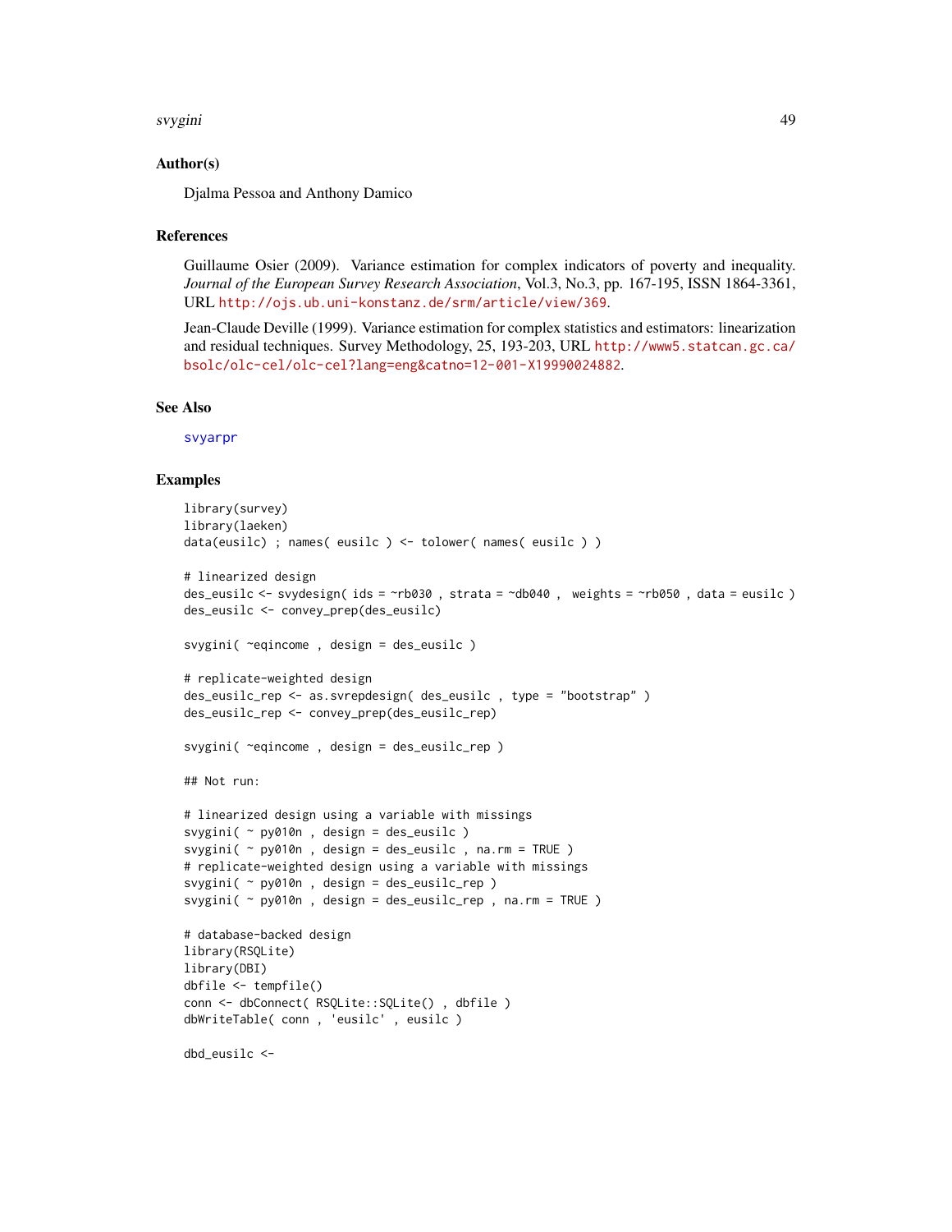## Author(s)

Djalma Pessoa and Anthony Damico

## References

Guillaume Osier (2009). Variance estimation for complex indicators of poverty and inequality. *Journal of the European Survey Research Association*, Vol.3, No.3, pp. 167-195, ISSN 1864-3361, URL http://ojs.ub.uni-konstanz.de/srm/article/view/369.

Jean-Claude Deville (1999). Variance estimation for complex statistics and estimators: linearization and residual techniques. Survey Methodology, 25, 193-203, URL http://www5.statcan.gc.ca/bsolc/olc-cel/olc-cel?lang=eng&catno=12-001-X19990024882.

## See Also

svyarpr

## Examples

```
library(survey)
library(laeken)
data(eusilc) ; names( eusilc ) <- tolower( names( eusilc ) )

# linearized design
des_eusilc <- svydesign( ids = ~rb030 , strata = ~db040 ,  weights = ~rb050 , data = eusilc )
des_eusilc <- convey_prep(des_eusilc)

svygini( ~eqincome , design = des_eusilc )

# replicate-weighted design
des_eusilc_rep <- as.svrepdesign( des_eusilc , type = "bootstrap" )
des_eusilc_rep <- convey_prep(des_eusilc_rep)

svygini( ~eqincome , design = des_eusilc_rep )

## Not run:

# linearized design using a variable with missings
svygini( ~ py010n , design = des_eusilc )
svygini( ~ py010n , design = des_eusilc , na.rm = TRUE )
# replicate-weighted design using a variable with missings
svygini( ~ py010n , design = des_eusilc_rep )
svygini( ~ py010n , design = des_eusilc_rep , na.rm = TRUE )

# database-backed design
library(RSQLite)
library(DBI)
dbfile <- tempfile()
conn <- dbConnect( RSQLite::SQLite() , dbfile )
dbWriteTable( conn , 'eusilc' , eusilc )

dbd_eusilc <-
```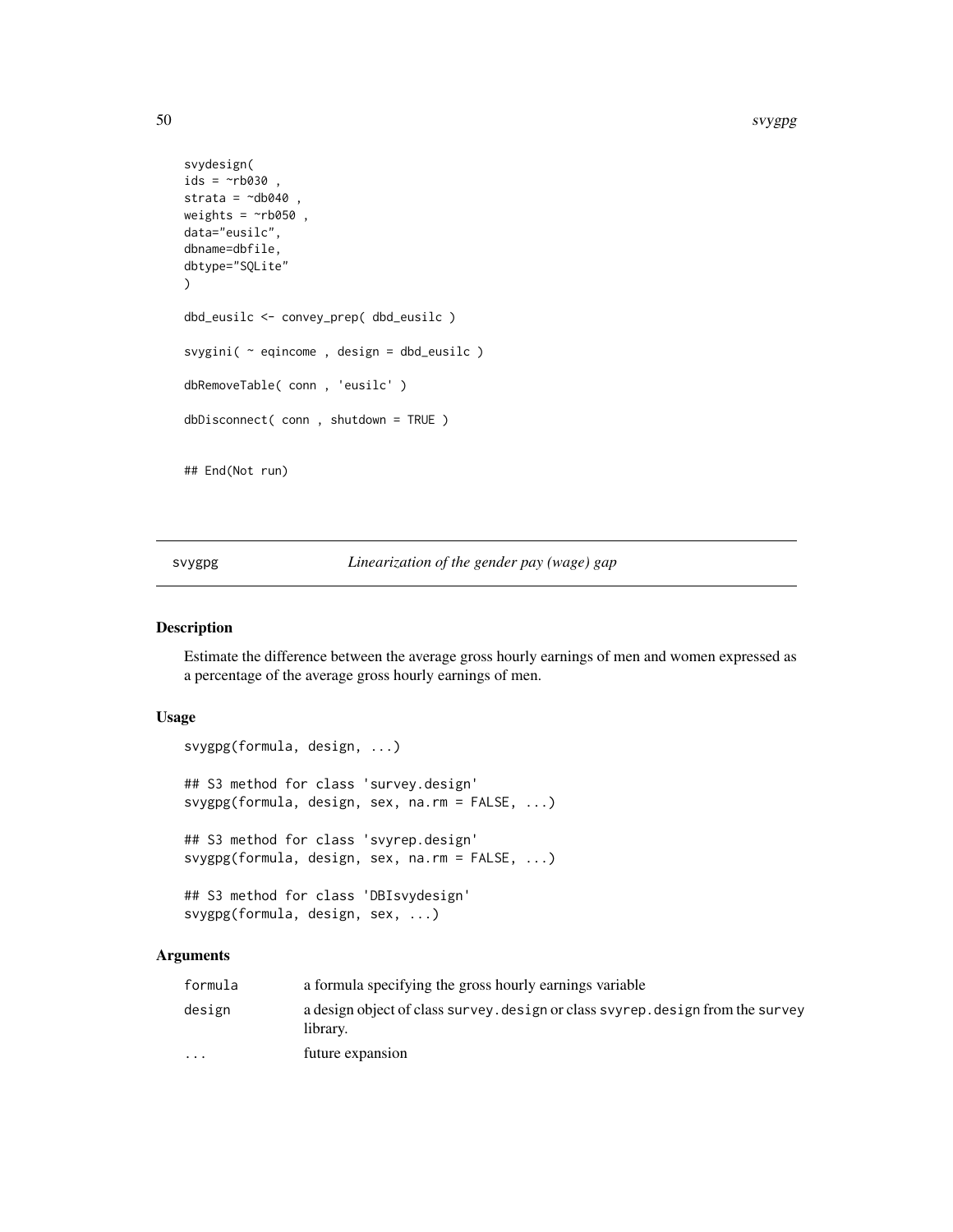```
svydesign(
ids = ~rb030 ,
strata = ~db040 ,
weights = ~rb050 ,
data="eusilc",
dbname=dbfile,
dbtype="SQLite"
)

dbd_eusilc <- convey_prep( dbd_eusilc )

svygini( ~ eqincome , design = dbd_eusilc )

dbRemoveTable( conn , 'eusilc' )

dbDisconnect( conn , shutdown = TRUE )


## End(Not run)
```

---

svygpg *Linearization of the gender pay (wage) gap*

---

### Description

Estimate the difference between the average gross hourly earnings of men and women expressed as a percentage of the average gross hourly earnings of men.

### Usage

```
svygpg(formula, design, ...)

## S3 method for class 'survey.design'
svygpg(formula, design, sex, na.rm = FALSE, ...)

## S3 method for class 'svyrep.design'
svygpg(formula, design, sex, na.rm = FALSE, ...)

## S3 method for class 'DBIsvydesign'
svygpg(formula, design, sex, ...)
```

### Arguments

| | |
|---|---|
| `formula` | a formula specifying the gross hourly earnings variable |
| `design` | a design object of class `survey.design` or class `svyrep.design` from the `survey` library. |
| `...` | future expansion |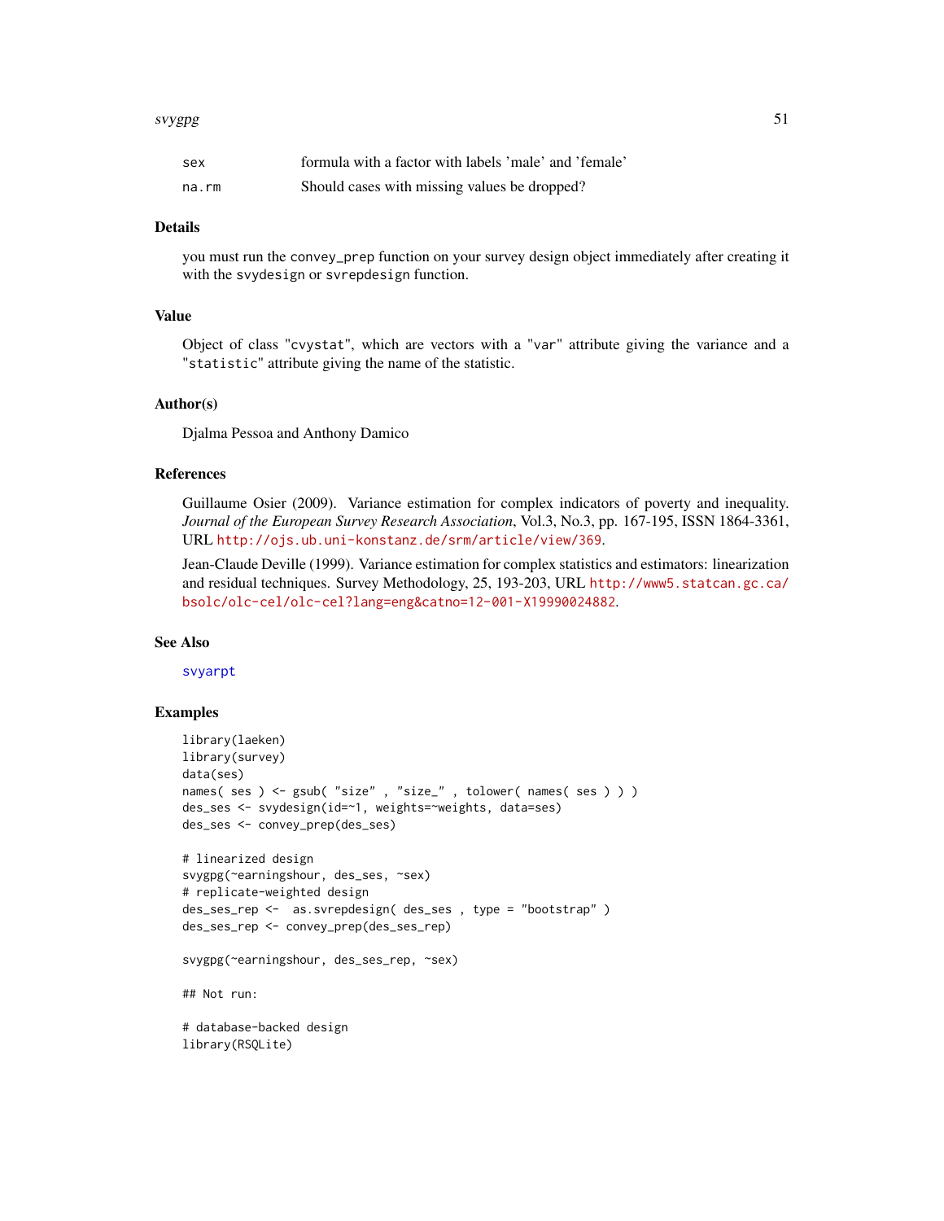| | |
|---|---|
| sex | formula with a factor with labels 'male' and 'female' |
| na.rm | Should cases with missing values be dropped? |

### Details

you must run the convey_prep function on your survey design object immediately after creating it with the svydesign or svrepdesign function.

### Value

Object of class "cvystat", which are vectors with a "var" attribute giving the variance and a "statistic" attribute giving the name of the statistic.

### Author(s)

Djalma Pessoa and Anthony Damico

### References

Guillaume Osier (2009). Variance estimation for complex indicators of poverty and inequality. *Journal of the European Survey Research Association*, Vol.3, No.3, pp. 167-195, ISSN 1864-3361, URL http://ojs.ub.uni-konstanz.de/srm/article/view/369.

Jean-Claude Deville (1999). Variance estimation for complex statistics and estimators: linearization and residual techniques. Survey Methodology, 25, 193-203, URL http://www5.statcan.gc.ca/bsolc/olc-cel/olc-cel?lang=eng&catno=12-001-X19990024882.

### See Also

svyarpt

### Examples

```
library(laeken)
library(survey)
data(ses)
names( ses ) <- gsub( "size" , "size_" , tolower( names( ses ) ) )
des_ses <- svydesign(id=~1, weights=~weights, data=ses)
des_ses <- convey_prep(des_ses)

# linearized design
svygpg(~earningshour, des_ses, ~sex)
# replicate-weighted design
des_ses_rep <-  as.svrepdesign( des_ses , type = "bootstrap" )
des_ses_rep <- convey_prep(des_ses_rep)

svygpg(~earningshour, des_ses_rep, ~sex)

## Not run:

# database-backed design
library(RSQLite)
```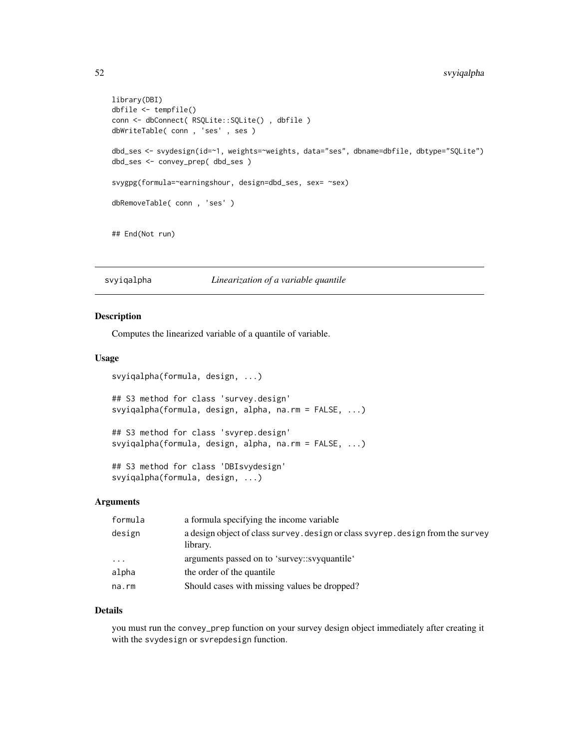```
library(DBI)
dbfile <- tempfile()
conn <- dbConnect( RSQLite::SQLite() , dbfile )
dbWriteTable( conn , 'ses' , ses )

dbd_ses <- svydesign(id=~1, weights=~weights, data="ses", dbname=dbfile, dbtype="SQLite")
dbd_ses <- convey_prep( dbd_ses )

svygpg(formula=~earningshour, design=dbd_ses, sex= ~sex)

dbRemoveTable( conn , 'ses' )


## End(Not run)
```

---

## svyiqalpha *Linearization of a variable quantile*

---

### Description

Computes the linearized variable of a quantile of variable.

### Usage

```
svyiqalpha(formula, design, ...)

## S3 method for class 'survey.design'
svyiqalpha(formula, design, alpha, na.rm = FALSE, ...)

## S3 method for class 'svyrep.design'
svyiqalpha(formula, design, alpha, na.rm = FALSE, ...)

## S3 method for class 'DBIsvydesign'
svyiqalpha(formula, design, ...)
```

### Arguments

| | |
|---|---|
| formula | a formula specifying the income variable |
| design | a design object of class `survey.design` or class `svyrep.design` from the `survey` library. |
| ... | arguments passed on to 'survey::svyquantile' |
| alpha | the order of the quantile |
| na.rm | Should cases with missing values be dropped? |

### Details

you must run the `convey_prep` function on your survey design object immediately after creating it with the `svydesign` or `svrepdesign` function.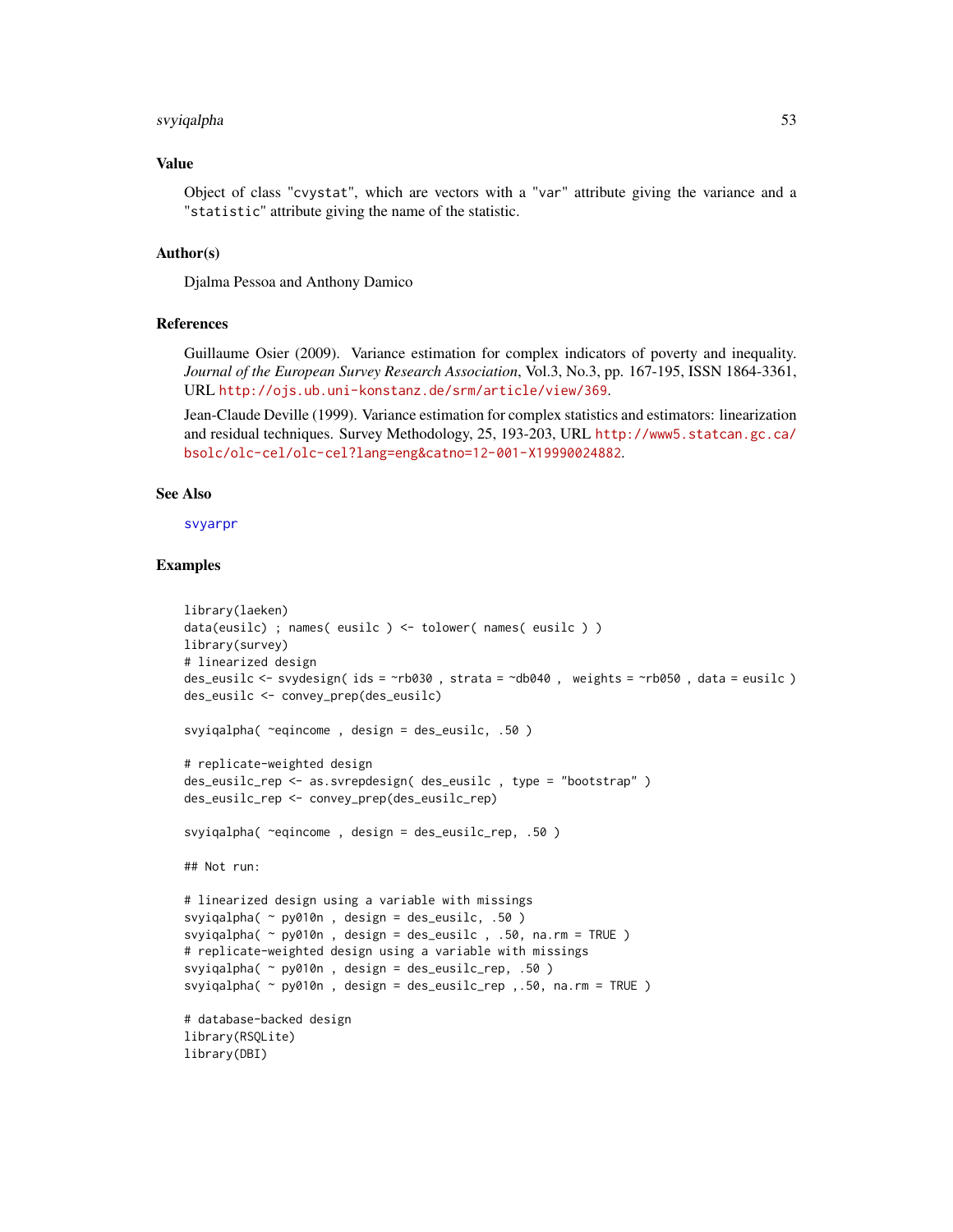## Value

Object of class "cvystat", which are vectors with a "var" attribute giving the variance and a "statistic" attribute giving the name of the statistic.

## Author(s)

Djalma Pessoa and Anthony Damico

## References

Guillaume Osier (2009). Variance estimation for complex indicators of poverty and inequality. *Journal of the European Survey Research Association*, Vol.3, No.3, pp. 167-195, ISSN 1864-3361, URL http://ojs.ub.uni-konstanz.de/srm/article/view/369.

Jean-Claude Deville (1999). Variance estimation for complex statistics and estimators: linearization and residual techniques. Survey Methodology, 25, 193-203, URL http://www5.statcan.gc.ca/bsolc/olc-cel/olc-cel?lang=eng&catno=12-001-X19990024882.

## See Also

svyarpr

## Examples

```
library(laeken)
data(eusilc) ; names( eusilc ) <- tolower( names( eusilc ) )
library(survey)
# linearized design
des_eusilc <- svydesign( ids = ~rb030 , strata = ~db040 ,  weights = ~rb050 , data = eusilc )
des_eusilc <- convey_prep(des_eusilc)

svyiqalpha( ~eqincome , design = des_eusilc, .50 )

# replicate-weighted design
des_eusilc_rep <- as.svrepdesign( des_eusilc , type = "bootstrap" )
des_eusilc_rep <- convey_prep(des_eusilc_rep)

svyiqalpha( ~eqincome , design = des_eusilc_rep, .50 )

## Not run:

# linearized design using a variable with missings
svyiqalpha( ~ py010n , design = des_eusilc, .50 )
svyiqalpha( ~ py010n , design = des_eusilc , .50, na.rm = TRUE )
# replicate-weighted design using a variable with missings
svyiqalpha( ~ py010n , design = des_eusilc_rep, .50 )
svyiqalpha( ~ py010n , design = des_eusilc_rep ,.50, na.rm = TRUE )

# database-backed design
library(RSQLite)
library(DBI)
```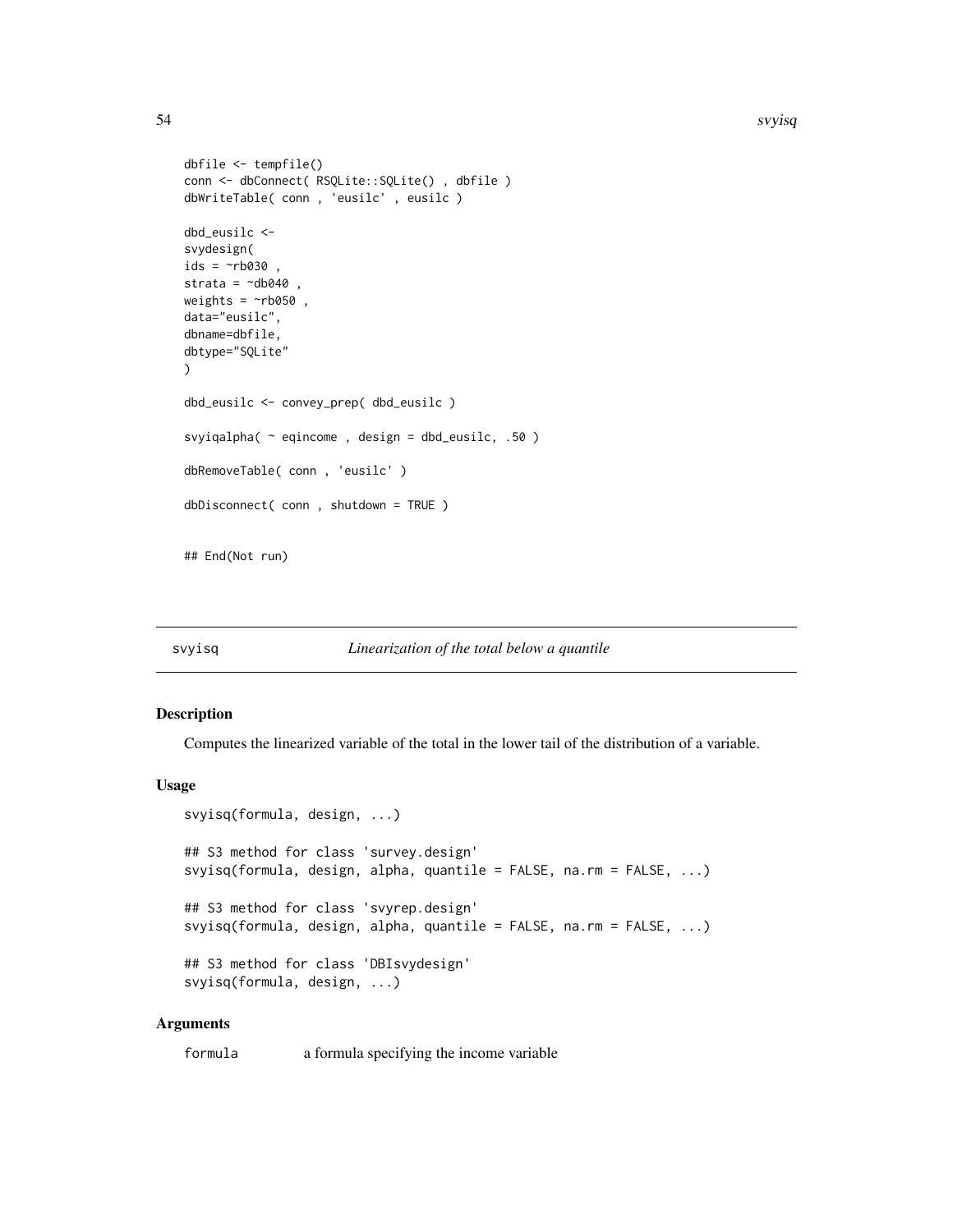```
dbfile <- tempfile()
conn <- dbConnect( RSQLite::SQLite() , dbfile )
dbWriteTable( conn , 'eusilc' , eusilc )

dbd_eusilc <-
svydesign(
ids = ~rb030 ,
strata = ~db040 ,
weights = ~rb050 ,
data="eusilc",
dbname=dbfile,
dbtype="SQLite"
)

dbd_eusilc <- convey_prep( dbd_eusilc )

svyiqalpha( ~ eqincome , design = dbd_eusilc, .50 )

dbRemoveTable( conn , 'eusilc' )

dbDisconnect( conn , shutdown = TRUE )


## End(Not run)
```

---

## svyisq — *Linearization of the total below a quantile*

---

### Description

Computes the linearized variable of the total in the lower tail of the distribution of a variable.

### Usage

```
svyisq(formula, design, ...)

## S3 method for class 'survey.design'
svyisq(formula, design, alpha, quantile = FALSE, na.rm = FALSE, ...)

## S3 method for class 'svyrep.design'
svyisq(formula, design, alpha, quantile = FALSE, na.rm = FALSE, ...)

## S3 method for class 'DBIsvydesign'
svyisq(formula, design, ...)
```

### Arguments

`formula` a formula specifying the income variable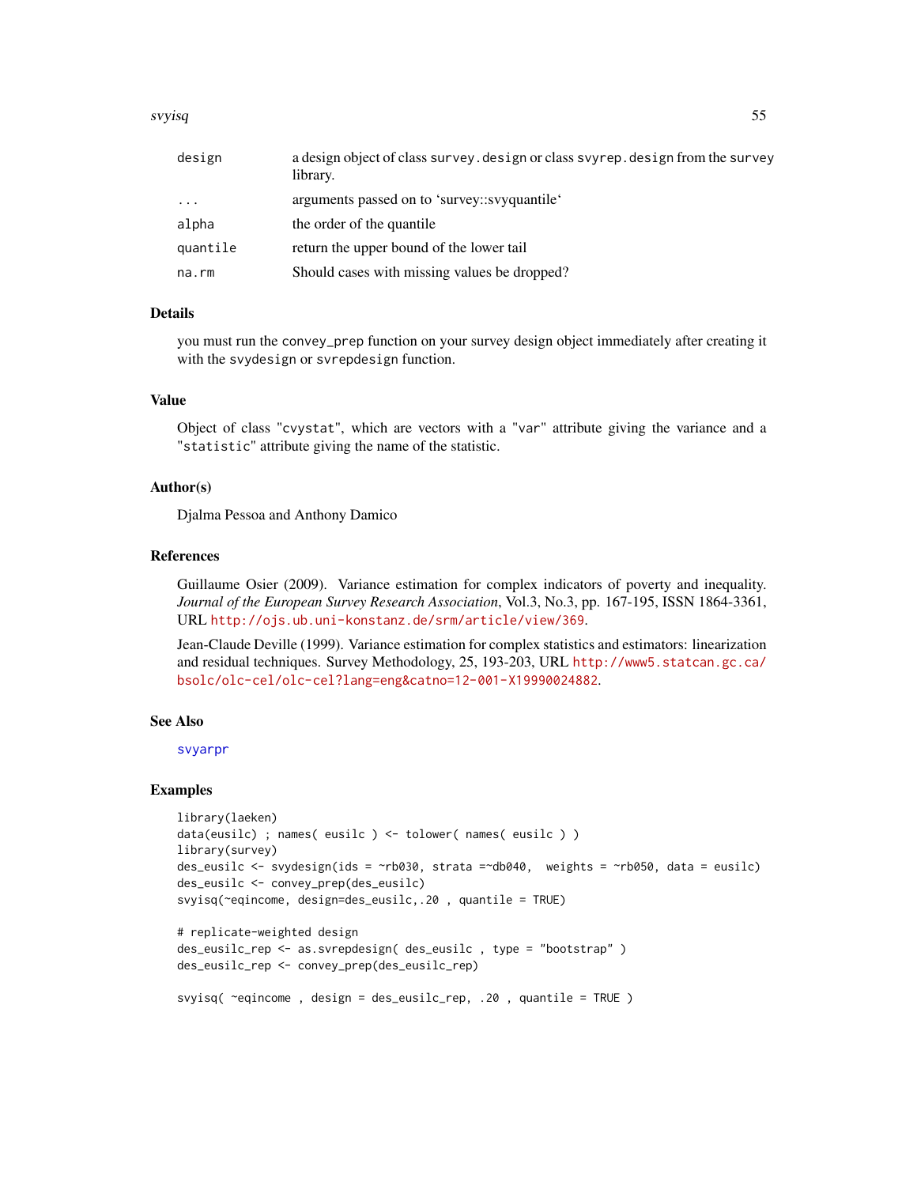| | |
|---|---|
| design | a design object of class survey.design or class svyrep.design from the survey library. |
| ... | arguments passed on to 'survey::svyquantile' |
| alpha | the order of the quantile |
| quantile | return the upper bound of the lower tail |
| na.rm | Should cases with missing values be dropped? |

## Details

you must run the convey_prep function on your survey design object immediately after creating it with the svydesign or svrepdesign function.

## Value

Object of class "cvystat", which are vectors with a "var" attribute giving the variance and a "statistic" attribute giving the name of the statistic.

## Author(s)

Djalma Pessoa and Anthony Damico

## References

Guillaume Osier (2009). Variance estimation for complex indicators of poverty and inequality. *Journal of the European Survey Research Association*, Vol.3, No.3, pp. 167-195, ISSN 1864-3361, URL http://ojs.ub.uni-konstanz.de/srm/article/view/369.

Jean-Claude Deville (1999). Variance estimation for complex statistics and estimators: linearization and residual techniques. Survey Methodology, 25, 193-203, URL http://www5.statcan.gc.ca/bsolc/olc-cel/olc-cel?lang=eng&catno=12-001-X19990024882.

## See Also

svyarpr

## Examples

```
library(laeken)
data(eusilc) ; names( eusilc ) <- tolower( names( eusilc ) )
library(survey)
des_eusilc <- svydesign(ids = ~rb030, strata =~db040,  weights = ~rb050, data = eusilc)
des_eusilc <- convey_prep(des_eusilc)
svyisq(~eqincome, design=des_eusilc,.20 , quantile = TRUE)

# replicate-weighted design
des_eusilc_rep <- as.svrepdesign( des_eusilc , type = "bootstrap" )
des_eusilc_rep <- convey_prep(des_eusilc_rep)

svyisq( ~eqincome , design = des_eusilc_rep, .20 , quantile = TRUE )
```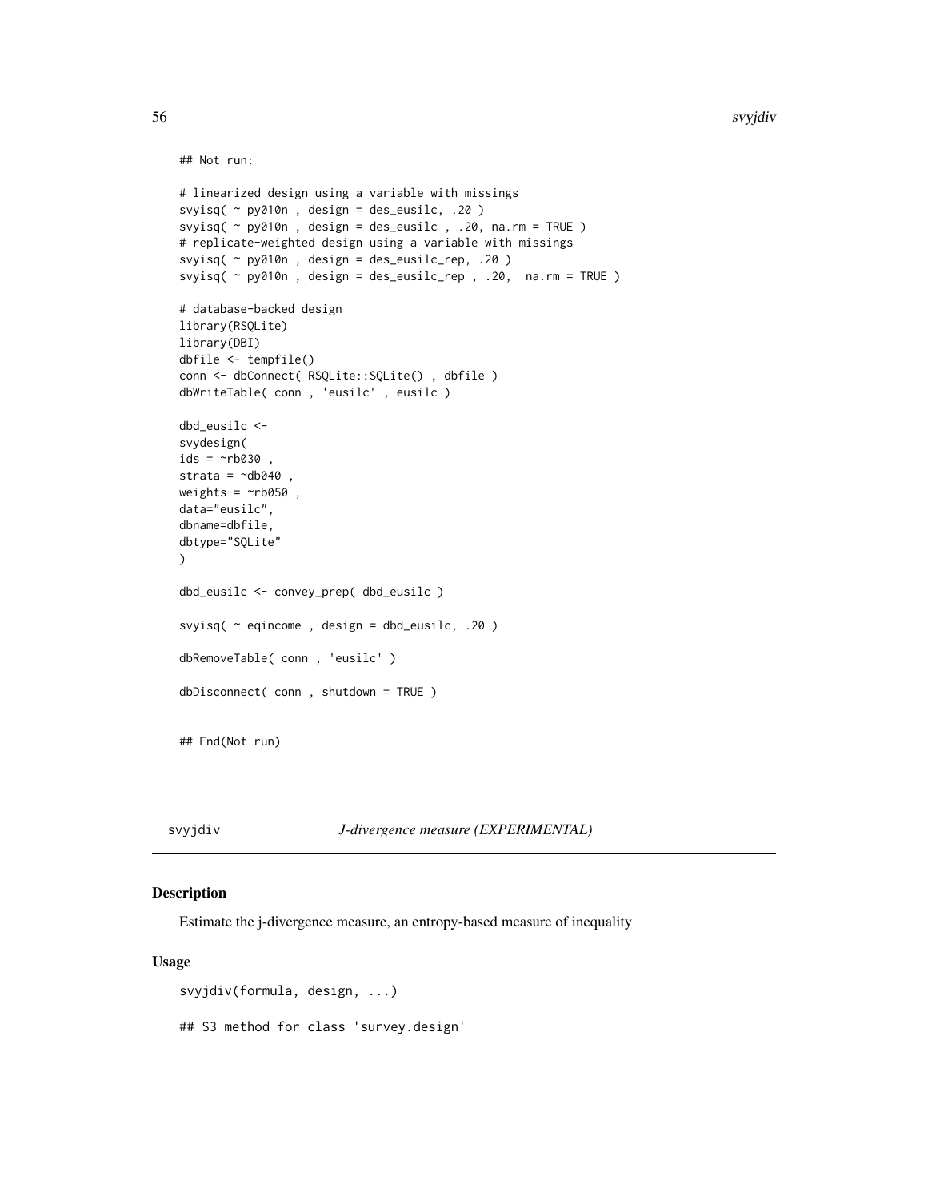```
## Not run:

# linearized design using a variable with missings
svyisq( ~ py010n , design = des_eusilc, .20 )
svyisq( ~ py010n , design = des_eusilc , .20, na.rm = TRUE )
# replicate-weighted design using a variable with missings
svyisq( ~ py010n , design = des_eusilc_rep, .20 )
svyisq( ~ py010n , design = des_eusilc_rep , .20,  na.rm = TRUE )

# database-backed design
library(RSQLite)
library(DBI)
dbfile <- tempfile()
conn <- dbConnect( RSQLite::SQLite() , dbfile )
dbWriteTable( conn , 'eusilc' , eusilc )

dbd_eusilc <-
svydesign(
ids = ~rb030 ,
strata = ~db040 ,
weights = ~rb050 ,
data="eusilc",
dbname=dbfile,
dbtype="SQLite"
)

dbd_eusilc <- convey_prep( dbd_eusilc )

svyisq( ~ eqincome , design = dbd_eusilc, .20 )

dbRemoveTable( conn , 'eusilc' )

dbDisconnect( conn , shutdown = TRUE )


## End(Not run)
```

---

## svyjdiv — *J-divergence measure (EXPERIMENTAL)*

### Description

Estimate the j-divergence measure, an entropy-based measure of inequality

### Usage

```
svyjdiv(formula, design, ...)

## S3 method for class 'survey.design'
```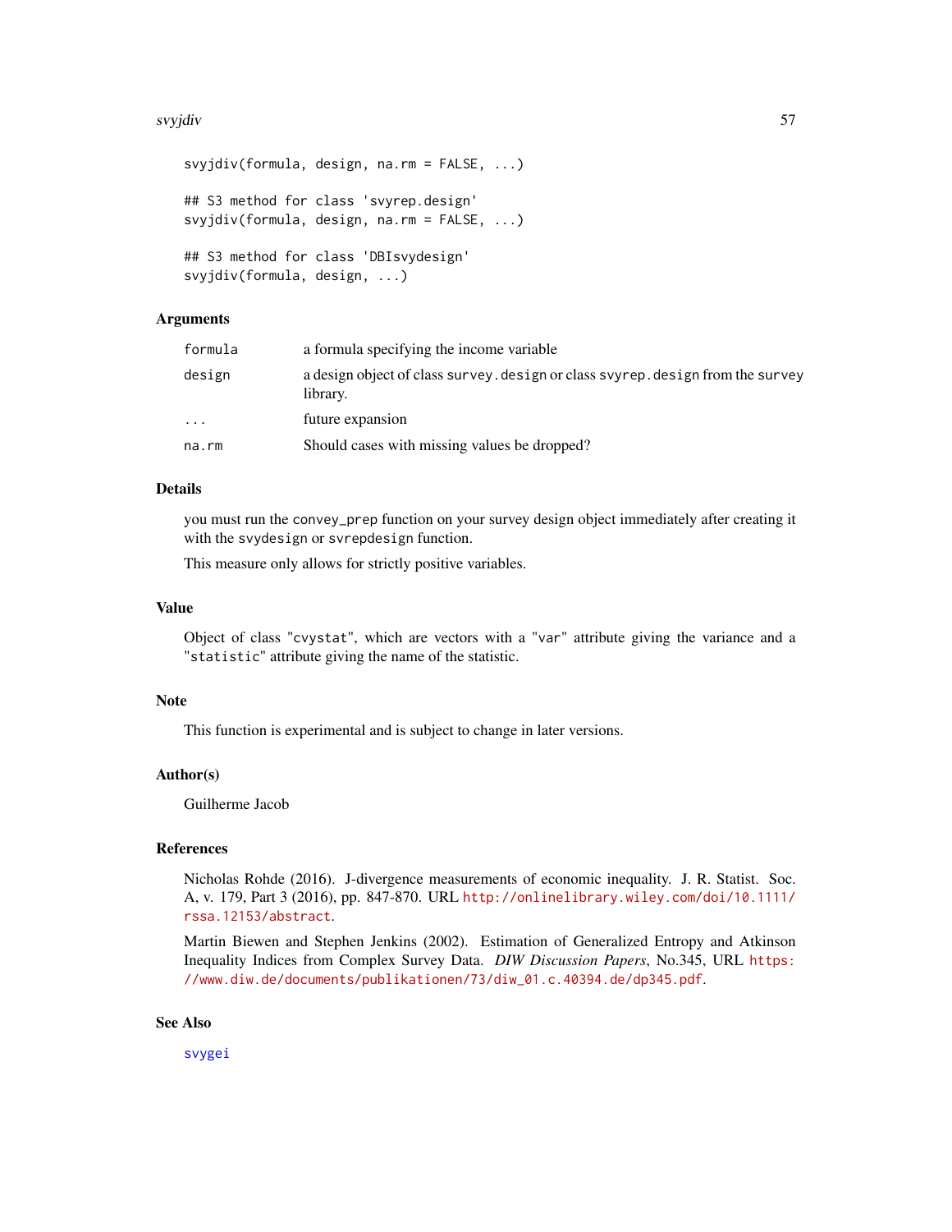```
svyjdiv(formula, design, na.rm = FALSE, ...)

## S3 method for class 'svyrep.design'
svyjdiv(formula, design, na.rm = FALSE, ...)

## S3 method for class 'DBIsvydesign'
svyjdiv(formula, design, ...)
```

### Arguments

| | |
|---|---|
| `formula` | a formula specifying the income variable |
| `design` | a design object of class `survey.design` or class `svyrep.design` from the `survey` library. |
| `...` | future expansion |
| `na.rm` | Should cases with missing values be dropped? |

### Details

you must run the `convey_prep` function on your survey design object immediately after creating it with the `svydesign` or `svrepdesign` function.

This measure only allows for strictly positive variables.

### Value

Object of class "`cvystat`", which are vectors with a "`var`" attribute giving the variance and a "`statistic`" attribute giving the name of the statistic.

### Note

This function is experimental and is subject to change in later versions.

### Author(s)

Guilherme Jacob

### References

Nicholas Rohde (2016). J-divergence measurements of economic inequality. J. R. Statist. Soc. A, v. 179, Part 3 (2016), pp. 847-870. URL http://onlinelibrary.wiley.com/doi/10.1111/rssa.12153/abstract.

Martin Biewen and Stephen Jenkins (2002). Estimation of Generalized Entropy and Atkinson Inequality Indices from Complex Survey Data. *DIW Discussion Papers*, No.345, URL https://www.diw.de/documents/publikationen/73/diw_01.c.40394.de/dp345.pdf.

### See Also

`svygei`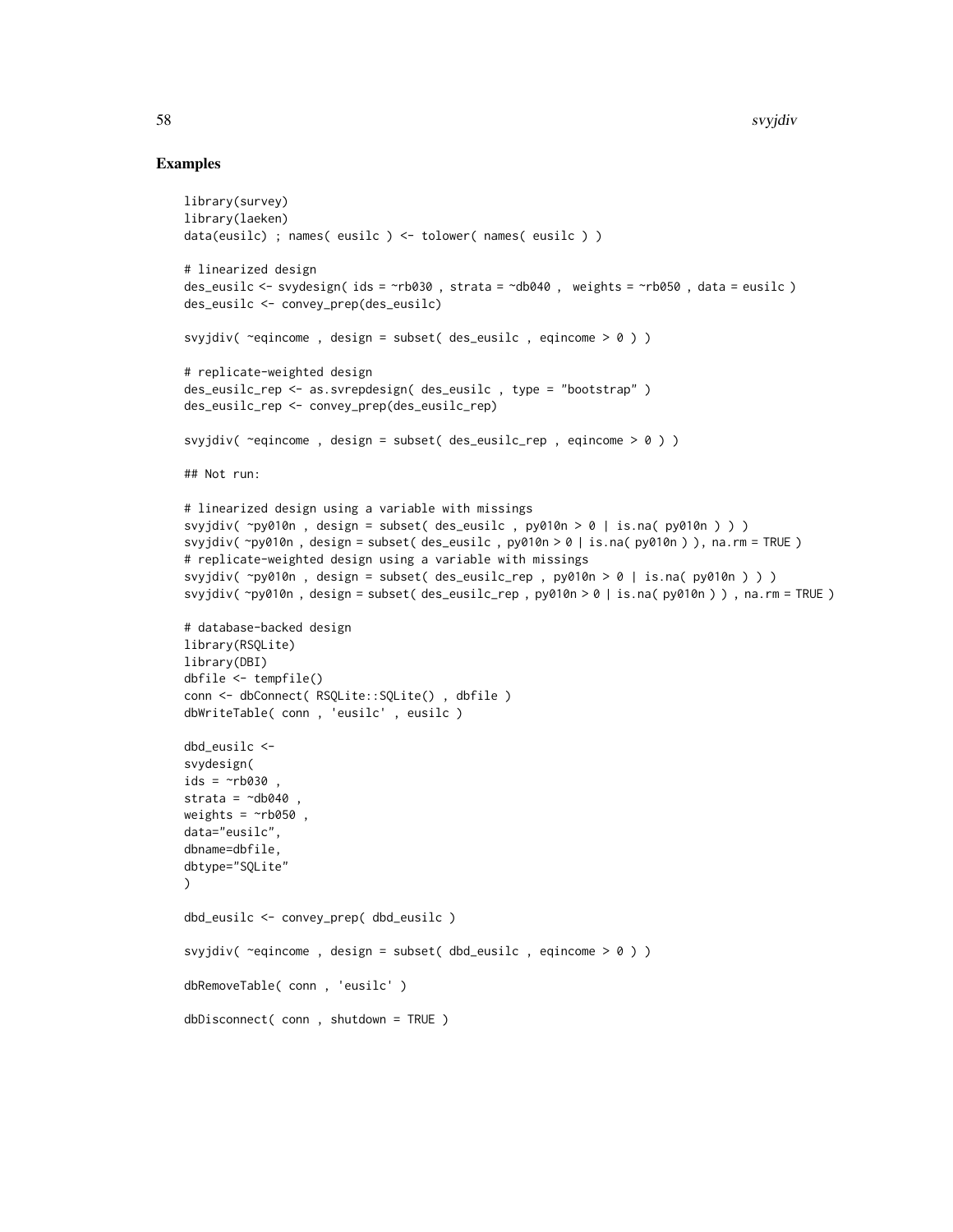## Examples

```
library(survey)
library(laeken)
data(eusilc) ; names( eusilc ) <- tolower( names( eusilc ) )

# linearized design
des_eusilc <- svydesign( ids = ~rb030 , strata = ~db040 ,  weights = ~rb050 , data = eusilc )
des_eusilc <- convey_prep(des_eusilc)

svyjdiv( ~eqincome , design = subset( des_eusilc , eqincome > 0 ) )

# replicate-weighted design
des_eusilc_rep <- as.svrepdesign( des_eusilc , type = "bootstrap" )
des_eusilc_rep <- convey_prep(des_eusilc_rep)

svyjdiv( ~eqincome , design = subset( des_eusilc_rep , eqincome > 0 ) )

## Not run:

# linearized design using a variable with missings
svyjdiv( ~py010n , design = subset( des_eusilc , py010n > 0 | is.na( py010n ) ) )
svyjdiv( ~py010n , design = subset( des_eusilc , py010n > 0 | is.na( py010n ) ), na.rm = TRUE )
# replicate-weighted design using a variable with missings
svyjdiv( ~py010n , design = subset( des_eusilc_rep , py010n > 0 | is.na( py010n ) ) )
svyjdiv( ~py010n , design = subset( des_eusilc_rep , py010n > 0 | is.na( py010n ) ) , na.rm = TRUE )

# database-backed design
library(RSQLite)
library(DBI)
dbfile <- tempfile()
conn <- dbConnect( RSQLite::SQLite() , dbfile )
dbWriteTable( conn , 'eusilc' , eusilc )

dbd_eusilc <-
svydesign(
ids = ~rb030 ,
strata = ~db040 ,
weights = ~rb050 ,
data="eusilc",
dbname=dbfile,
dbtype="SQLite"
)

dbd_eusilc <- convey_prep( dbd_eusilc )

svyjdiv( ~eqincome , design = subset( dbd_eusilc , eqincome > 0 ) )

dbRemoveTable( conn , 'eusilc' )

dbDisconnect( conn , shutdown = TRUE )
```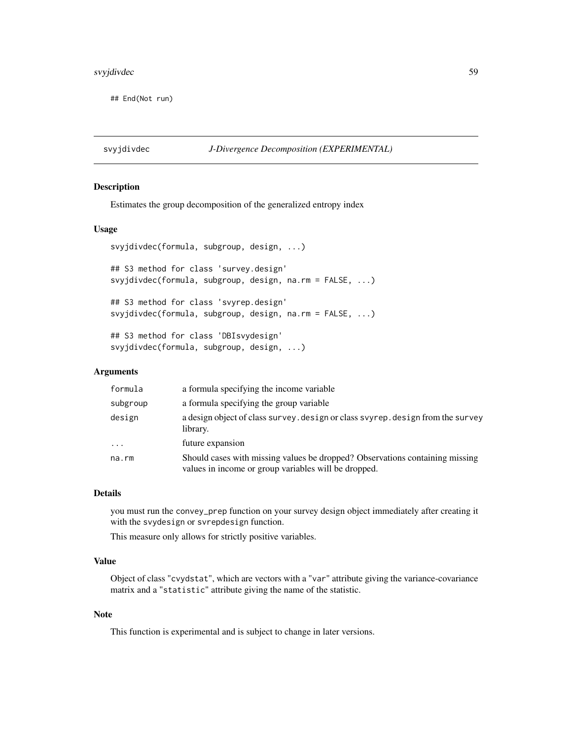```
## End(Not run)
```

## svyjdivdec — *J-Divergence Decomposition (EXPERIMENTAL)*

### Description

Estimates the group decomposition of the generalized entropy index

### Usage

```
svyjdivdec(formula, subgroup, design, ...)

## S3 method for class 'survey.design'
svyjdivdec(formula, subgroup, design, na.rm = FALSE, ...)

## S3 method for class 'svyrep.design'
svyjdivdec(formula, subgroup, design, na.rm = FALSE, ...)

## S3 method for class 'DBIsvydesign'
svyjdivdec(formula, subgroup, design, ...)
```

### Arguments

| | |
|---|---|
| `formula` | a formula specifying the income variable |
| `subgroup` | a formula specifying the group variable |
| `design` | a design object of class `survey.design` or class `svyrep.design` from the `survey` library. |
| `...` | future expansion |
| `na.rm` | Should cases with missing values be dropped? Observations containing missing values in income or group variables will be dropped. |

### Details

you must run the `convey_prep` function on your survey design object immediately after creating it with the `svydesign` or `svrepdesign` function.

This measure only allows for strictly positive variables.

### Value

Object of class "`cvydstat`", which are vectors with a "`var`" attribute giving the variance-covariance matrix and a "`statistic`" attribute giving the name of the statistic.

### Note

This function is experimental and is subject to change in later versions.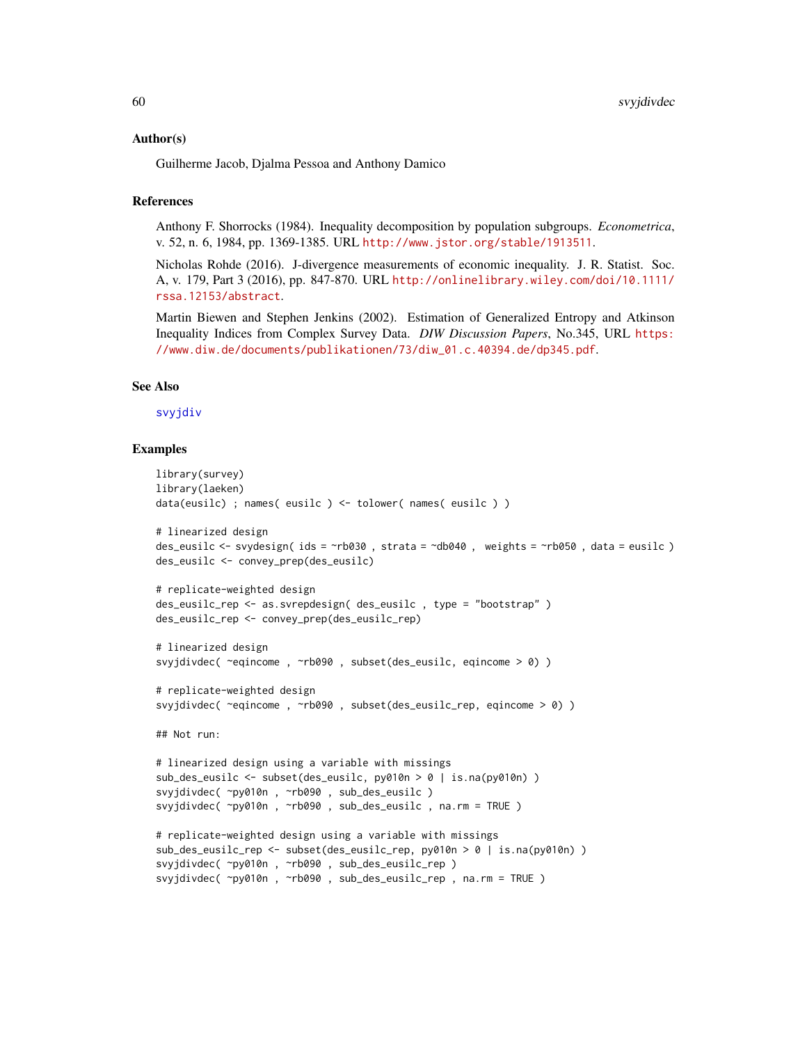## Author(s)

Guilherme Jacob, Djalma Pessoa and Anthony Damico

## References

Anthony F. Shorrocks (1984). Inequality decomposition by population subgroups. *Econometrica*, v. 52, n. 6, 1984, pp. 1369-1385. URL http://www.jstor.org/stable/1913511.

Nicholas Rohde (2016). J-divergence measurements of economic inequality. J. R. Statist. Soc. A, v. 179, Part 3 (2016), pp. 847-870. URL http://onlinelibrary.wiley.com/doi/10.1111/rssa.12153/abstract.

Martin Biewen and Stephen Jenkins (2002). Estimation of Generalized Entropy and Atkinson Inequality Indices from Complex Survey Data. *DIW Discussion Papers*, No.345, URL https://www.diw.de/documents/publikationen/73/diw_01.c.40394.de/dp345.pdf.

## See Also

svyjdiv

## Examples

```
library(survey)
library(laeken)
data(eusilc) ; names( eusilc ) <- tolower( names( eusilc ) )

# linearized design
des_eusilc <- svydesign( ids = ~rb030 , strata = ~db040 ,  weights = ~rb050 , data = eusilc )
des_eusilc <- convey_prep(des_eusilc)

# replicate-weighted design
des_eusilc_rep <- as.svrepdesign( des_eusilc , type = "bootstrap" )
des_eusilc_rep <- convey_prep(des_eusilc_rep)

# linearized design
svyjdivdec( ~eqincome , ~rb090 , subset(des_eusilc, eqincome > 0) )

# replicate-weighted design
svyjdivdec( ~eqincome , ~rb090 , subset(des_eusilc_rep, eqincome > 0) )

## Not run:

# linearized design using a variable with missings
sub_des_eusilc <- subset(des_eusilc, py010n > 0 | is.na(py010n) )
svyjdivdec( ~py010n , ~rb090 , sub_des_eusilc )
svyjdivdec( ~py010n , ~rb090 , sub_des_eusilc , na.rm = TRUE )

# replicate-weighted design using a variable with missings
sub_des_eusilc_rep <- subset(des_eusilc_rep, py010n > 0 | is.na(py010n) )
svyjdivdec( ~py010n , ~rb090 , sub_des_eusilc_rep )
svyjdivdec( ~py010n , ~rb090 , sub_des_eusilc_rep , na.rm = TRUE )
```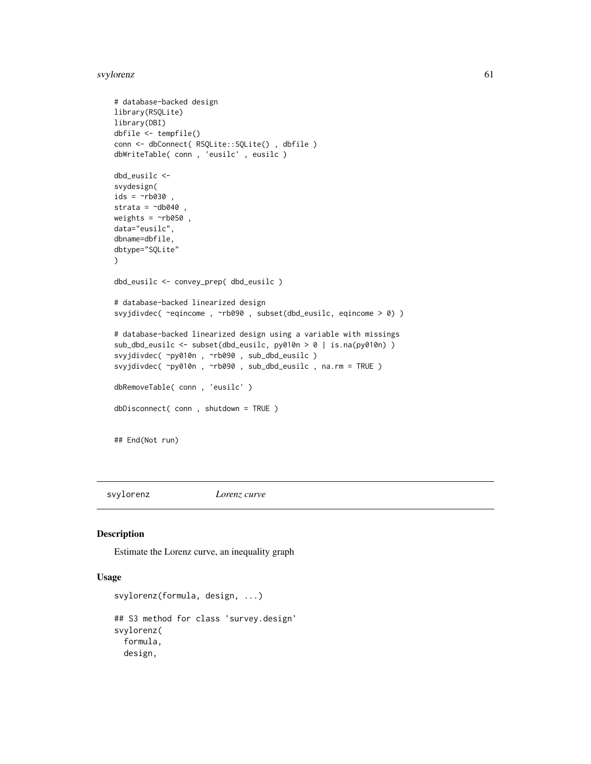```
# database-backed design
library(RSQLite)
library(DBI)
dbfile <- tempfile()
conn <- dbConnect( RSQLite::SQLite() , dbfile )
dbWriteTable( conn , 'eusilc' , eusilc )

dbd_eusilc <-
svydesign(
ids = ~rb030 ,
strata = ~db040 ,
weights = ~rb050 ,
data="eusilc",
dbname=dbfile,
dbtype="SQLite"
)

dbd_eusilc <- convey_prep( dbd_eusilc )

# database-backed linearized design
svyjdivdec( ~eqincome , ~rb090 , subset(dbd_eusilc, eqincome > 0) )

# database-backed linearized design using a variable with missings
sub_dbd_eusilc <- subset(dbd_eusilc, py010n > 0 | is.na(py010n) )
svyjdivdec( ~py010n , ~rb090 , sub_dbd_eusilc )
svyjdivdec( ~py010n , ~rb090 , sub_dbd_eusilc , na.rm = TRUE )

dbRemoveTable( conn , 'eusilc' )

dbDisconnect( conn , shutdown = TRUE )


## End(Not run)
```

## svylorenz *Lorenz curve*

### Description

Estimate the Lorenz curve, an inequality graph

### Usage

```
svylorenz(formula, design, ...)

## S3 method for class 'survey.design'
svylorenz(
  formula,
  design,
```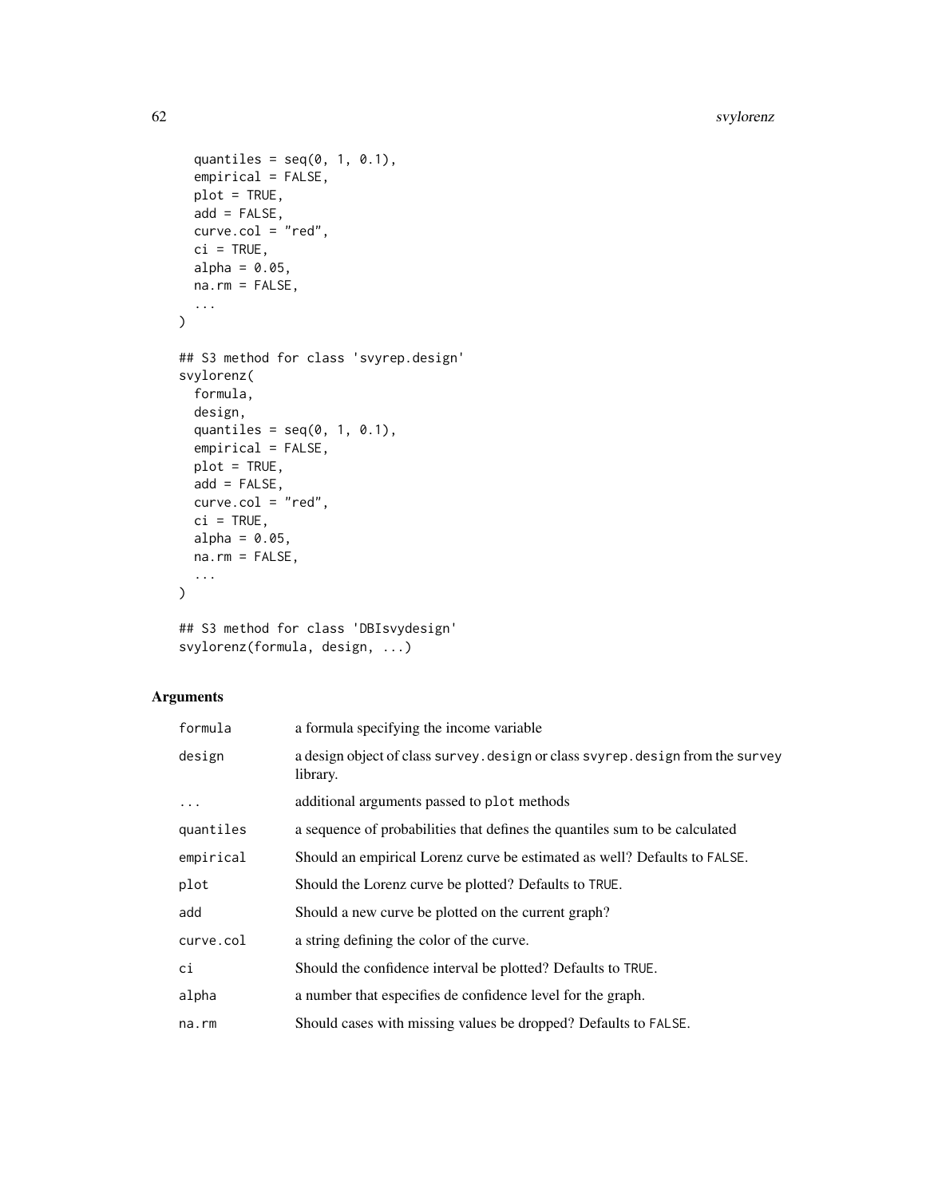```
  quantiles = seq(0, 1, 0.1),
  empirical = FALSE,
  plot = TRUE,
  add = FALSE,
  curve.col = "red",
  ci = TRUE,
  alpha = 0.05,
  na.rm = FALSE,
  ...
)

## S3 method for class 'svyrep.design'
svylorenz(
  formula,
  design,
  quantiles = seq(0, 1, 0.1),
  empirical = FALSE,
  plot = TRUE,
  add = FALSE,
  curve.col = "red",
  ci = TRUE,
  alpha = 0.05,
  na.rm = FALSE,
  ...
)

## S3 method for class 'DBIsvydesign'
svylorenz(formula, design, ...)
```

## Arguments

| | |
|---|---|
| formula | a formula specifying the income variable |
| design | a design object of class survey.design or class svyrep.design from the survey library. |
| ... | additional arguments passed to plot methods |
| quantiles | a sequence of probabilities that defines the quantiles sum to be calculated |
| empirical | Should an empirical Lorenz curve be estimated as well? Defaults to FALSE. |
| plot | Should the Lorenz curve be plotted? Defaults to TRUE. |
| add | Should a new curve be plotted on the current graph? |
| curve.col | a string defining the color of the curve. |
| ci | Should the confidence interval be plotted? Defaults to TRUE. |
| alpha | a number that especifies de confidence level for the graph. |
| na.rm | Should cases with missing values be dropped? Defaults to FALSE. |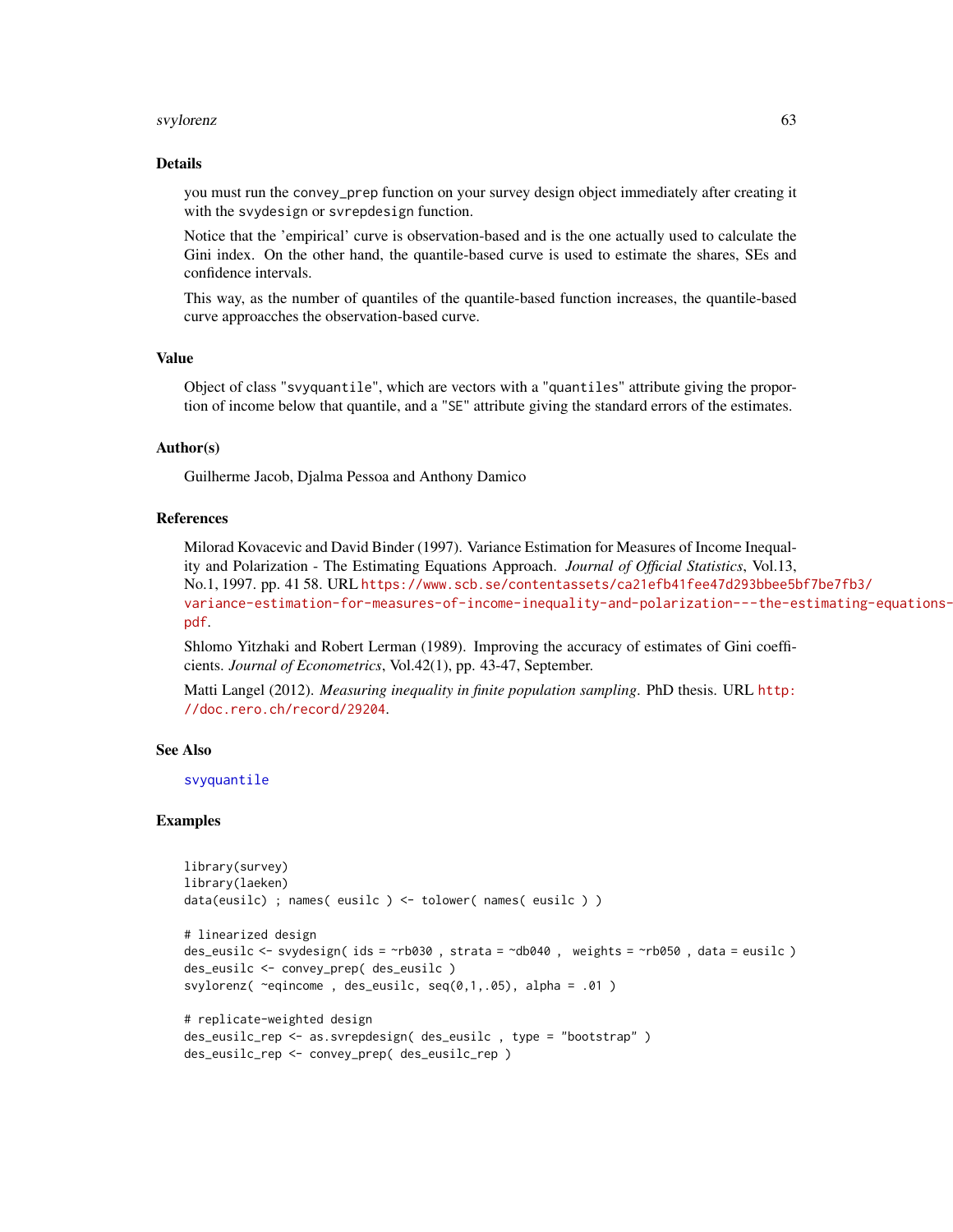## Details

you must run the `convey_prep` function on your survey design object immediately after creating it with the `svydesign` or `svrepdesign` function.

Notice that the 'empirical' curve is observation-based and is the one actually used to calculate the Gini index. On the other hand, the quantile-based curve is used to estimate the shares, SEs and confidence intervals.

This way, as the number of quantiles of the quantile-based function increases, the quantile-based curve approacches the observation-based curve.

## Value

Object of class "svyquantile", which are vectors with a "quantiles" attribute giving the proportion of income below that quantile, and a "SE" attribute giving the standard errors of the estimates.

## Author(s)

Guilherme Jacob, Djalma Pessoa and Anthony Damico

## References

Milorad Kovacevic and David Binder (1997). Variance Estimation for Measures of Income Inequality and Polarization - The Estimating Equations Approach. *Journal of Official Statistics*, Vol.13, No.1, 1997. pp. 41 58. URL https://www.scb.se/contentassets/ca21efb41fee47d293bbee5bf7be7fb3/variance-estimation-for-measures-of-income-inequality-and-polarization---the-estimating-equations-pdf.

Shlomo Yitzhaki and Robert Lerman (1989). Improving the accuracy of estimates of Gini coefficients. *Journal of Econometrics*, Vol.42(1), pp. 43-47, September.

Matti Langel (2012). *Measuring inequality in finite population sampling*. PhD thesis. URL http://doc.rero.ch/record/29204.

## See Also

svyquantile

## Examples

```
library(survey)
library(laeken)
data(eusilc) ; names( eusilc ) <- tolower( names( eusilc ) )

# linearized design
des_eusilc <- svydesign( ids = ~rb030 , strata = ~db040 ,  weights = ~rb050 , data = eusilc )
des_eusilc <- convey_prep( des_eusilc )
svylorenz( ~eqincome , des_eusilc, seq(0,1,.05), alpha = .01 )

# replicate-weighted design
des_eusilc_rep <- as.svrepdesign( des_eusilc , type = "bootstrap" )
des_eusilc_rep <- convey_prep( des_eusilc_rep )
```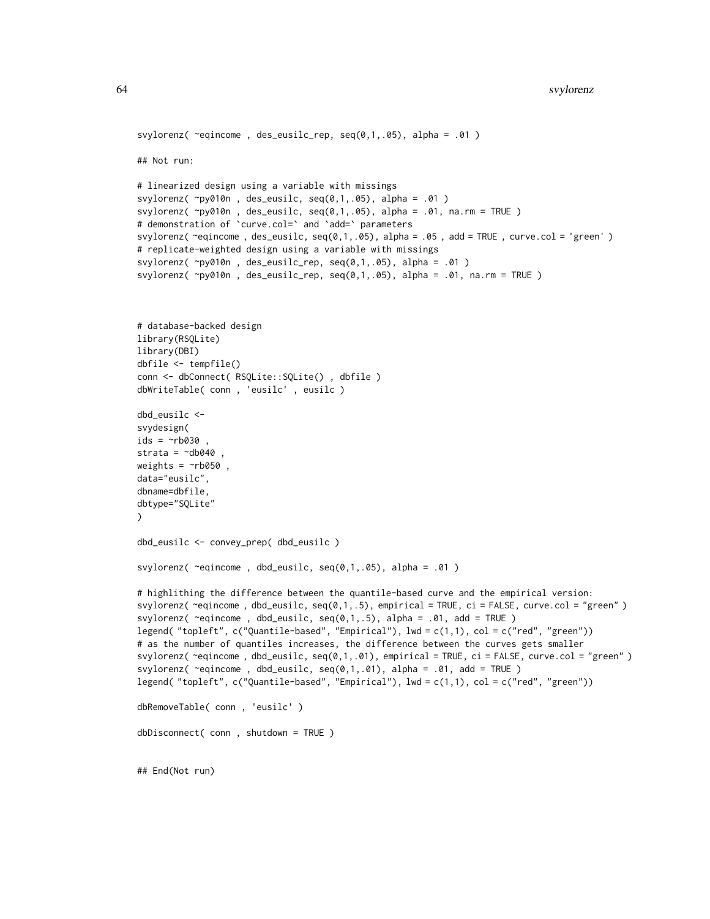```
svylorenz( ~eqincome , des_eusilc_rep, seq(0,1,.05), alpha = .01 )

## Not run:

# linearized design using a variable with missings
svylorenz( ~py010n , des_eusilc, seq(0,1,.05), alpha = .01 )
svylorenz( ~py010n , des_eusilc, seq(0,1,.05), alpha = .01, na.rm = TRUE )
# demonstration of `curve.col=` and `add=` parameters
svylorenz( ~eqincome , des_eusilc, seq(0,1,.05), alpha = .05 , add = TRUE , curve.col = 'green' )
# replicate-weighted design using a variable with missings
svylorenz( ~py010n , des_eusilc_rep, seq(0,1,.05), alpha = .01 )
svylorenz( ~py010n , des_eusilc_rep, seq(0,1,.05), alpha = .01, na.rm = TRUE )



# database-backed design
library(RSQLite)
library(DBI)
dbfile <- tempfile()
conn <- dbConnect( RSQLite::SQLite() , dbfile )
dbWriteTable( conn , 'eusilc' , eusilc )

dbd_eusilc <-
svydesign(
ids = ~rb030 ,
strata = ~db040 ,
weights = ~rb050 ,
data="eusilc",
dbname=dbfile,
dbtype="SQLite"
)

dbd_eusilc <- convey_prep( dbd_eusilc )

svylorenz( ~eqincome , dbd_eusilc, seq(0,1,.05), alpha = .01 )

# highlithing the difference between the quantile-based curve and the empirical version:
svylorenz( ~eqincome , dbd_eusilc, seq(0,1,.5), empirical = TRUE, ci = FALSE, curve.col = "green" )
svylorenz( ~eqincome , dbd_eusilc, seq(0,1,.5), alpha = .01, add = TRUE )
legend( "topleft", c("Quantile-based", "Empirical"), lwd = c(1,1), col = c("red", "green"))
# as the number of quantiles increases, the difference between the curves gets smaller
svylorenz( ~eqincome , dbd_eusilc, seq(0,1,.01), empirical = TRUE, ci = FALSE, curve.col = "green" )
svylorenz( ~eqincome , dbd_eusilc, seq(0,1,.01), alpha = .01, add = TRUE )
legend( "topleft", c("Quantile-based", "Empirical"), lwd = c(1,1), col = c("red", "green"))

dbRemoveTable( conn , 'eusilc' )

dbDisconnect( conn , shutdown = TRUE )


## End(Not run)
```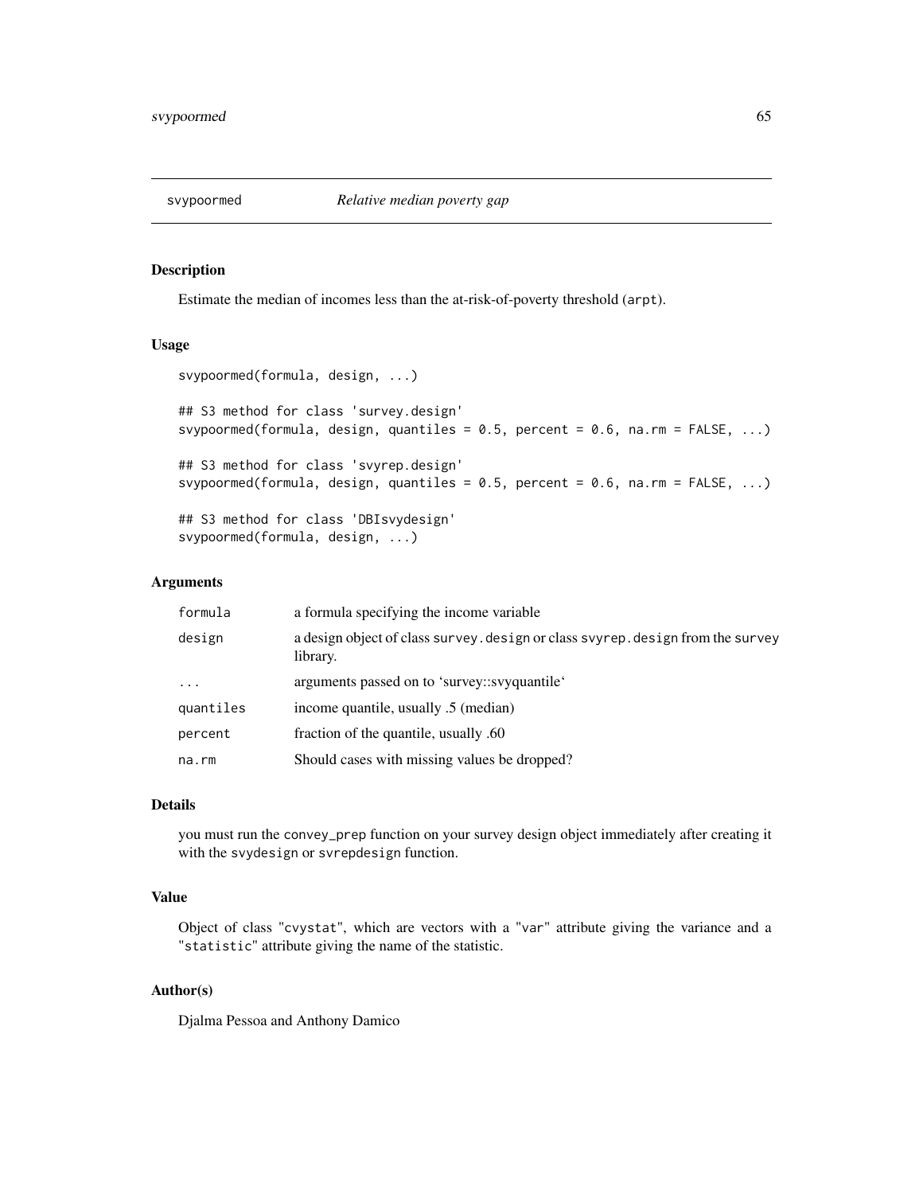## svypoormed — *Relative median poverty gap*

### Description

Estimate the median of incomes less than the at-risk-of-poverty threshold (arpt).

### Usage

```
svypoormed(formula, design, ...)

## S3 method for class 'survey.design'
svypoormed(formula, design, quantiles = 0.5, percent = 0.6, na.rm = FALSE, ...)

## S3 method for class 'svyrep.design'
svypoormed(formula, design, quantiles = 0.5, percent = 0.6, na.rm = FALSE, ...)

## S3 method for class 'DBIsvydesign'
svypoormed(formula, design, ...)
```

### Arguments

| | |
|---|---|
| formula | a formula specifying the income variable |
| design | a design object of class survey.design or class svyrep.design from the survey library. |
| ... | arguments passed on to 'survey::svyquantile' |
| quantiles | income quantile, usually .5 (median) |
| percent | fraction of the quantile, usually .60 |
| na.rm | Should cases with missing values be dropped? |

### Details

you must run the convey_prep function on your survey design object immediately after creating it with the svydesign or svrepdesign function.

### Value

Object of class "cvystat", which are vectors with a "var" attribute giving the variance and a "statistic" attribute giving the name of the statistic.

### Author(s)

Djalma Pessoa and Anthony Damico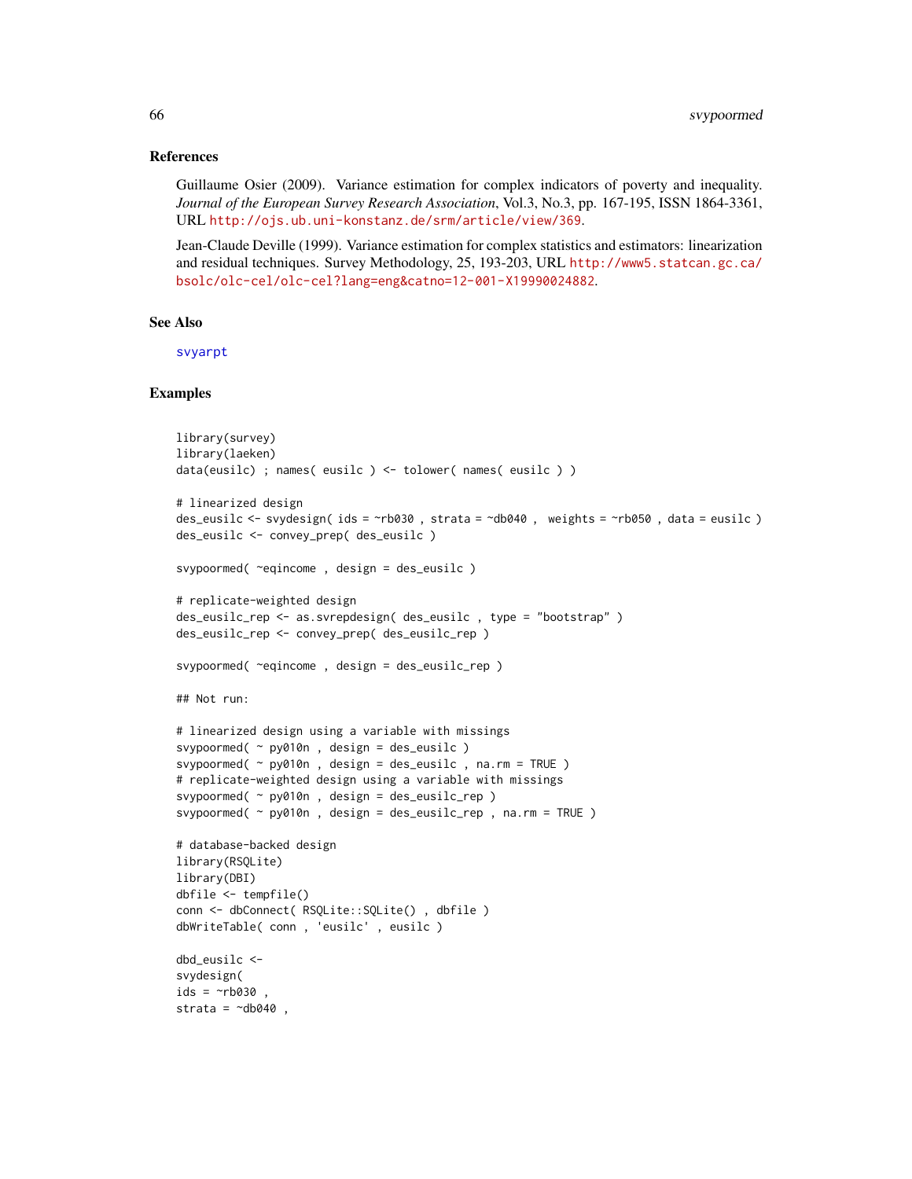## References

Guillaume Osier (2009). Variance estimation for complex indicators of poverty and inequality. *Journal of the European Survey Research Association*, Vol.3, No.3, pp. 167-195, ISSN 1864-3361, URL http://ojs.ub.uni-konstanz.de/srm/article/view/369.

Jean-Claude Deville (1999). Variance estimation for complex statistics and estimators: linearization and residual techniques. Survey Methodology, 25, 193-203, URL http://www5.statcan.gc.ca/bsolc/olc-cel/olc-cel?lang=eng&catno=12-001-X19990024882.

## See Also

svyarpt

## Examples

```
library(survey)
library(laeken)
data(eusilc) ; names( eusilc ) <- tolower( names( eusilc ) )

# linearized design
des_eusilc <- svydesign( ids = ~rb030 , strata = ~db040 ,  weights = ~rb050 , data = eusilc )
des_eusilc <- convey_prep( des_eusilc )

svypoormed( ~eqincome , design = des_eusilc )

# replicate-weighted design
des_eusilc_rep <- as.svrepdesign( des_eusilc , type = "bootstrap" )
des_eusilc_rep <- convey_prep( des_eusilc_rep )

svypoormed( ~eqincome , design = des_eusilc_rep )

## Not run:

# linearized design using a variable with missings
svypoormed( ~ py010n , design = des_eusilc )
svypoormed( ~ py010n , design = des_eusilc , na.rm = TRUE )
# replicate-weighted design using a variable with missings
svypoormed( ~ py010n , design = des_eusilc_rep )
svypoormed( ~ py010n , design = des_eusilc_rep , na.rm = TRUE )

# database-backed design
library(RSQLite)
library(DBI)
dbfile <- tempfile()
conn <- dbConnect( RSQLite::SQLite() , dbfile )
dbWriteTable( conn , 'eusilc' , eusilc )

dbd_eusilc <-
svydesign(
ids = ~rb030 ,
strata = ~db040 ,
```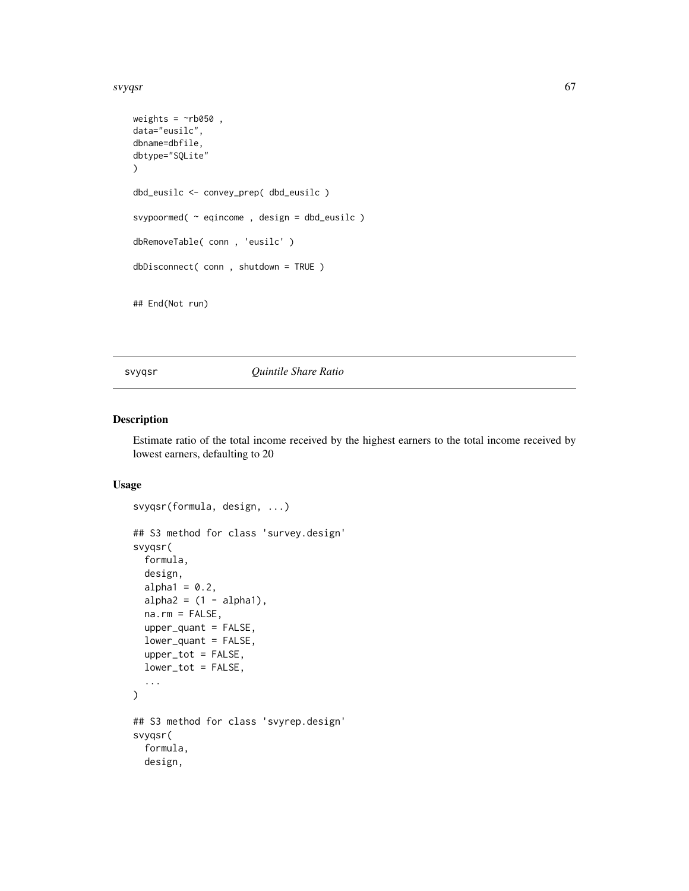```
weights = ~rb050 ,
data="eusilc",
dbname=dbfile,
dbtype="SQLite"
)

dbd_eusilc <- convey_prep( dbd_eusilc )

svypoormed( ~ eqincome , design = dbd_eusilc )

dbRemoveTable( conn , 'eusilc' )

dbDisconnect( conn , shutdown = TRUE )


## End(Not run)
```

---

svyqsr &emsp;&emsp;&emsp;&emsp; *Quintile Share Ratio*

---

## Description

Estimate ratio of the total income received by the highest earners to the total income received by lowest earners, defaulting to 20

## Usage

```
svyqsr(formula, design, ...)

## S3 method for class 'survey.design'
svyqsr(
  formula,
  design,
  alpha1 = 0.2,
  alpha2 = (1 - alpha1),
  na.rm = FALSE,
  upper_quant = FALSE,
  lower_quant = FALSE,
  upper_tot = FALSE,
  lower_tot = FALSE,
  ...
)

## S3 method for class 'svyrep.design'
svyqsr(
  formula,
  design,
```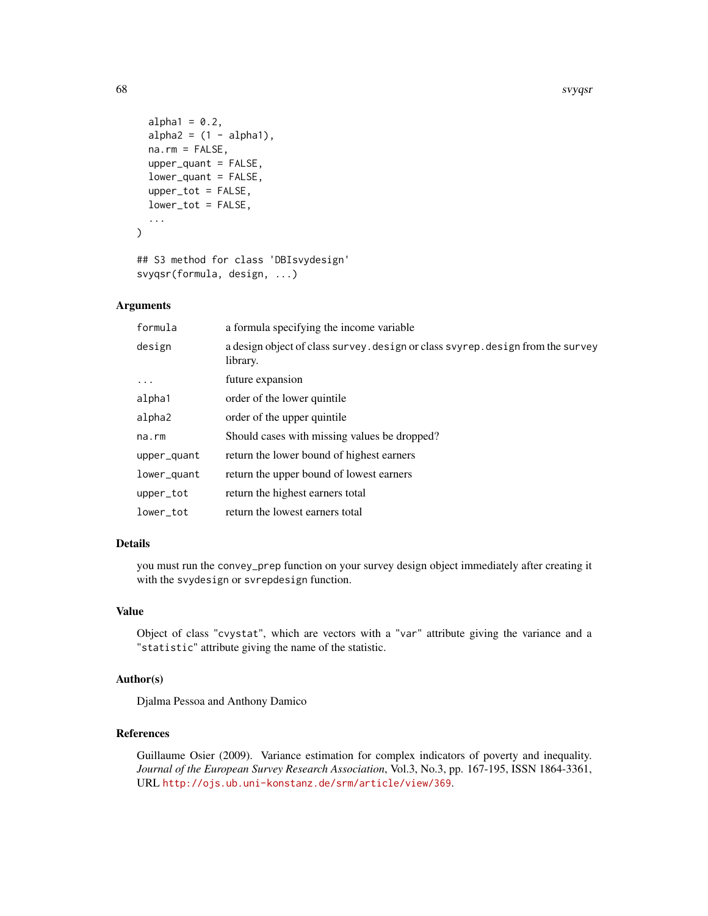```
  alpha1 = 0.2,
  alpha2 = (1 - alpha1),
  na.rm = FALSE,
  upper_quant = FALSE,
  lower_quant = FALSE,
  upper_tot = FALSE,
  lower_tot = FALSE,
  ...
)

## S3 method for class 'DBIsvydesign'
svyqsr(formula, design, ...)
```

### Arguments

| | |
|---|---|
| formula | a formula specifying the income variable |
| design | a design object of class survey.design or class svyrep.design from the survey library. |
| ... | future expansion |
| alpha1 | order of the lower quintile |
| alpha2 | order of the upper quintile |
| na.rm | Should cases with missing values be dropped? |
| upper_quant | return the lower bound of highest earners |
| lower_quant | return the upper bound of lowest earners |
| upper_tot | return the highest earners total |
| lower_tot | return the lowest earners total |

### Details

you must run the convey_prep function on your survey design object immediately after creating it with the svydesign or svrepdesign function.

### Value

Object of class "cvystat", which are vectors with a "var" attribute giving the variance and a "statistic" attribute giving the name of the statistic.

### Author(s)

Djalma Pessoa and Anthony Damico

### References

Guillaume Osier (2009). Variance estimation for complex indicators of poverty and inequality. *Journal of the European Survey Research Association*, Vol.3, No.3, pp. 167-195, ISSN 1864-3361, URL http://ojs.ub.uni-konstanz.de/srm/article/view/369.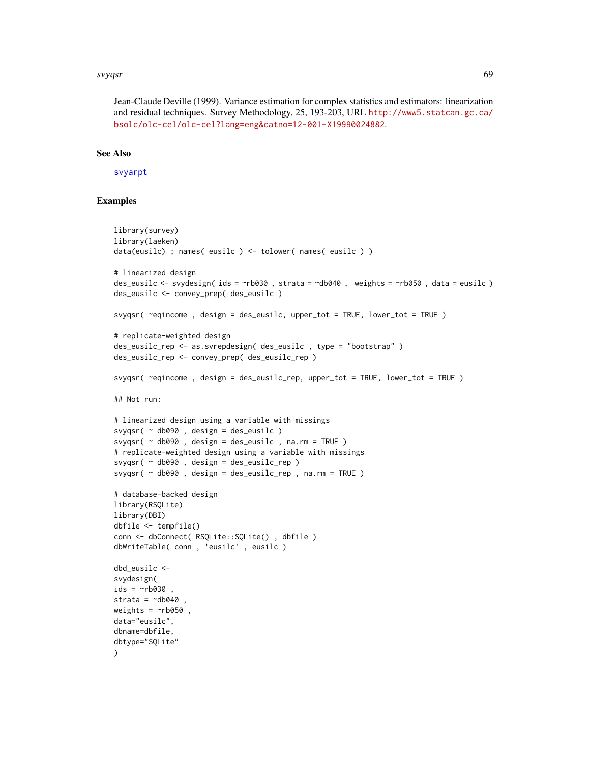Jean-Claude Deville (1999). Variance estimation for complex statistics and estimators: linearization and residual techniques. Survey Methodology, 25, 193-203, URL http://www5.statcan.gc.ca/bsolc/olc-cel/olc-cel?lang=eng&catno=12-001-X19990024882.

## See Also

svyarpt

## Examples

```
library(survey)
library(laeken)
data(eusilc) ; names( eusilc ) <- tolower( names( eusilc ) )

# linearized design
des_eusilc <- svydesign( ids = ~rb030 , strata = ~db040 ,  weights = ~rb050 , data = eusilc )
des_eusilc <- convey_prep( des_eusilc )

svyqsr( ~eqincome , design = des_eusilc, upper_tot = TRUE, lower_tot = TRUE )

# replicate-weighted design
des_eusilc_rep <- as.svrepdesign( des_eusilc , type = "bootstrap" )
des_eusilc_rep <- convey_prep( des_eusilc_rep )

svyqsr( ~eqincome , design = des_eusilc_rep, upper_tot = TRUE, lower_tot = TRUE )

## Not run:

# linearized design using a variable with missings
svyqsr( ~ db090 , design = des_eusilc )
svyqsr( ~ db090 , design = des_eusilc , na.rm = TRUE )
# replicate-weighted design using a variable with missings
svyqsr( ~ db090 , design = des_eusilc_rep )
svyqsr( ~ db090 , design = des_eusilc_rep , na.rm = TRUE )

# database-backed design
library(RSQLite)
library(DBI)
dbfile <- tempfile()
conn <- dbConnect( RSQLite::SQLite() , dbfile )
dbWriteTable( conn , 'eusilc' , eusilc )

dbd_eusilc <-
svydesign(
ids = ~rb030 ,
strata = ~db040 ,
weights = ~rb050 ,
data="eusilc",
dbname=dbfile,
dbtype="SQLite"
)
```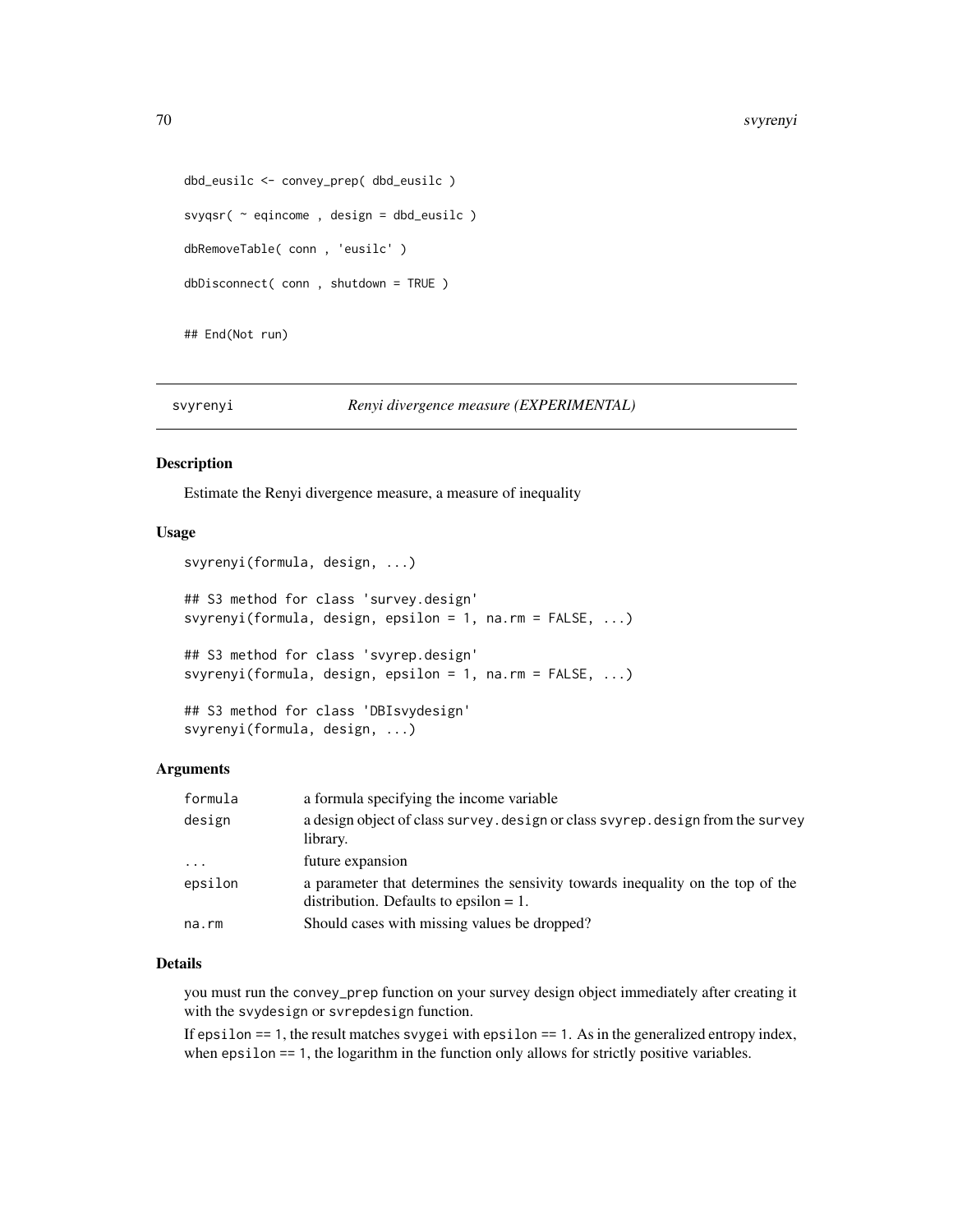```
dbd_eusilc <- convey_prep( dbd_eusilc )

svyqsr( ~ eqincome , design = dbd_eusilc )

dbRemoveTable( conn , 'eusilc' )

dbDisconnect( conn , shutdown = TRUE )

## End(Not run)
```

---

## svyrenyi — *Renyi divergence measure (EXPERIMENTAL)*

### Description

Estimate the Renyi divergence measure, a measure of inequality

### Usage

```
svyrenyi(formula, design, ...)

## S3 method for class 'survey.design'
svyrenyi(formula, design, epsilon = 1, na.rm = FALSE, ...)

## S3 method for class 'svyrep.design'
svyrenyi(formula, design, epsilon = 1, na.rm = FALSE, ...)

## S3 method for class 'DBIsvydesign'
svyrenyi(formula, design, ...)
```

### Arguments

| | |
|---|---|
| `formula` | a formula specifying the income variable |
| `design` | a design object of class `survey.design` or class `svyrep.design` from the `survey` library. |
| `...` | future expansion |
| `epsilon` | a parameter that determines the sensivity towards inequality on the top of the distribution. Defaults to epsilon = 1. |
| `na.rm` | Should cases with missing values be dropped? |

### Details

you must run the `convey_prep` function on your survey design object immediately after creating it with the `svydesign` or `svrepdesign` function.

If `epsilon == 1`, the result matches `svygei` with `epsilon == 1`. As in the generalized entropy index, when `epsilon == 1`, the logarithm in the function only allows for strictly positive variables.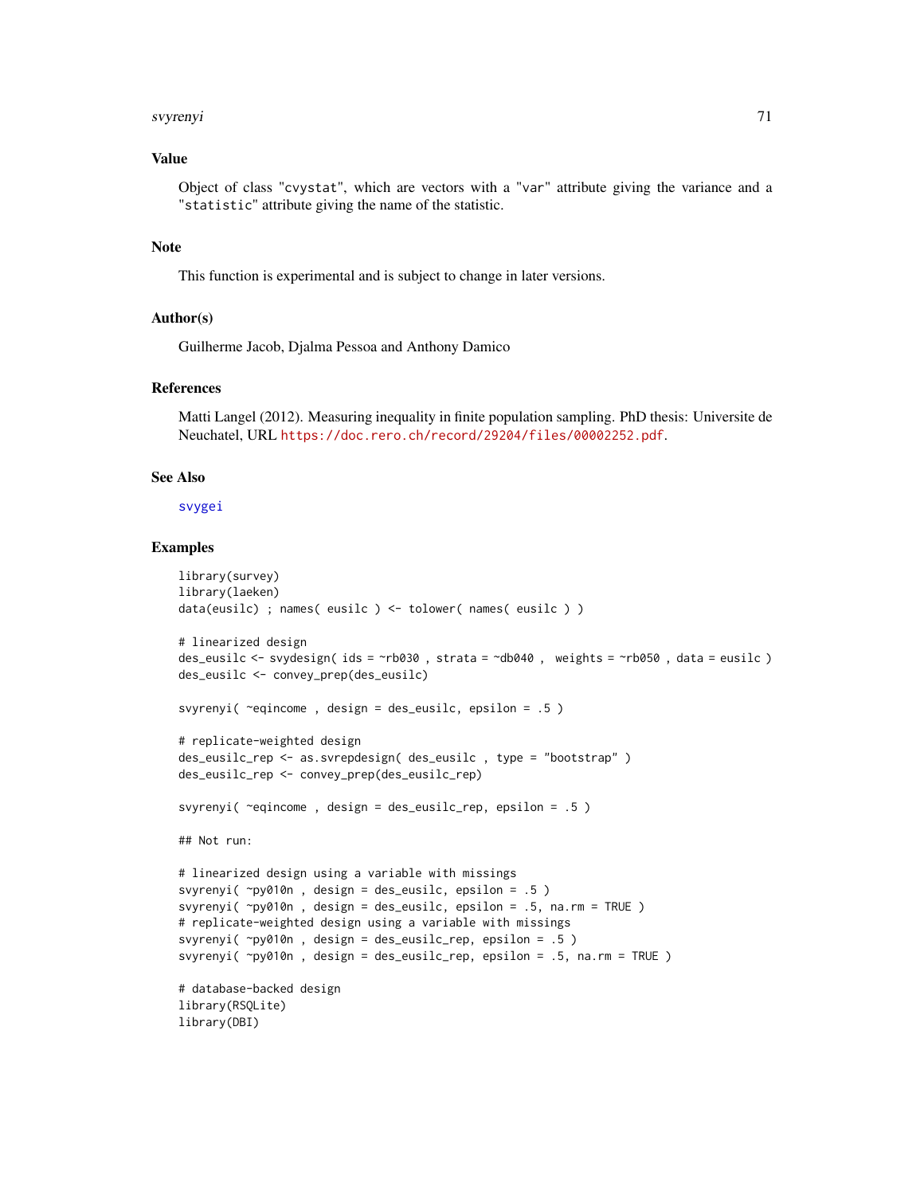## Value

Object of class "cvystat", which are vectors with a "var" attribute giving the variance and a "statistic" attribute giving the name of the statistic.

## Note

This function is experimental and is subject to change in later versions.

## Author(s)

Guilherme Jacob, Djalma Pessoa and Anthony Damico

## References

Matti Langel (2012). Measuring inequality in finite population sampling. PhD thesis: Universite de Neuchatel, URL https://doc.rero.ch/record/29204/files/00002252.pdf.

## See Also

svygei

## Examples

```
library(survey)
library(laeken)
data(eusilc) ; names( eusilc ) <- tolower( names( eusilc ) )

# linearized design
des_eusilc <- svydesign( ids = ~rb030 , strata = ~db040 ,  weights = ~rb050 , data = eusilc )
des_eusilc <- convey_prep(des_eusilc)

svyrenyi( ~eqincome , design = des_eusilc, epsilon = .5 )

# replicate-weighted design
des_eusilc_rep <- as.svrepdesign( des_eusilc , type = "bootstrap" )
des_eusilc_rep <- convey_prep(des_eusilc_rep)

svyrenyi( ~eqincome , design = des_eusilc_rep, epsilon = .5 )

## Not run:

# linearized design using a variable with missings
svyrenyi( ~py010n , design = des_eusilc, epsilon = .5 )
svyrenyi( ~py010n , design = des_eusilc, epsilon = .5, na.rm = TRUE )
# replicate-weighted design using a variable with missings
svyrenyi( ~py010n , design = des_eusilc_rep, epsilon = .5 )
svyrenyi( ~py010n , design = des_eusilc_rep, epsilon = .5, na.rm = TRUE )

# database-backed design
library(RSQLite)
library(DBI)
```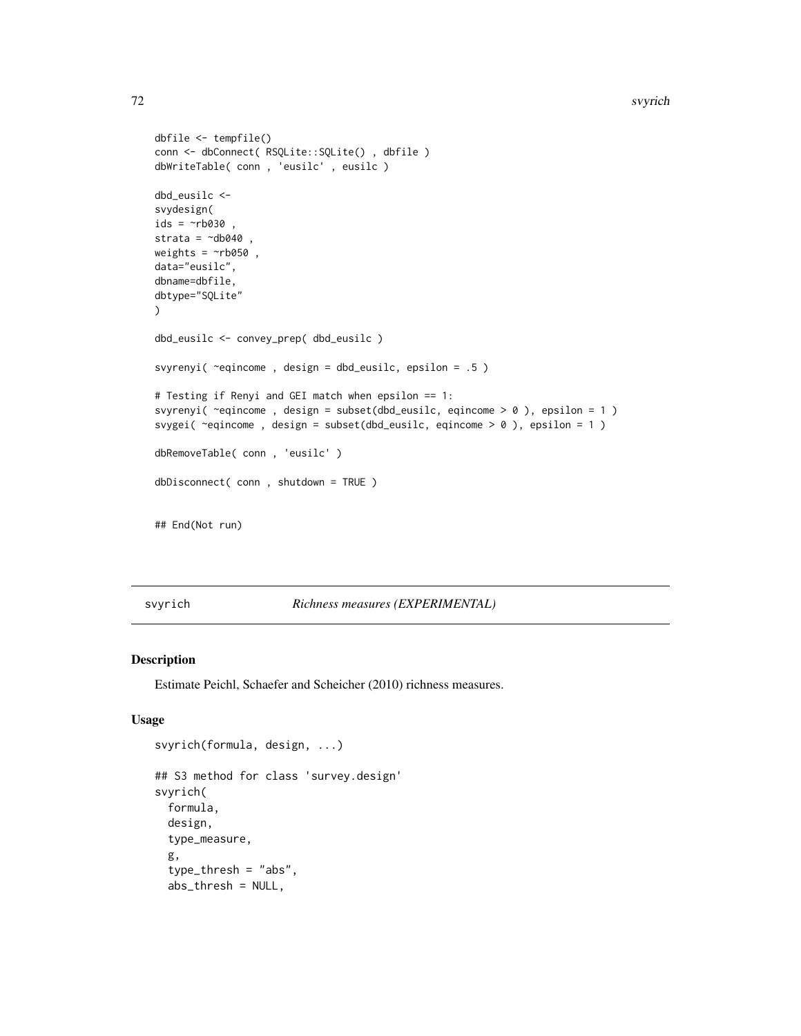```
dbfile <- tempfile()
conn <- dbConnect( RSQLite::SQLite() , dbfile )
dbWriteTable( conn , 'eusilc' , eusilc )

dbd_eusilc <-
svydesign(
ids = ~rb030 ,
strata = ~db040 ,
weights = ~rb050 ,
data="eusilc",
dbname=dbfile,
dbtype="SQLite"
)

dbd_eusilc <- convey_prep( dbd_eusilc )

svyrenyi( ~eqincome , design = dbd_eusilc, epsilon = .5 )

# Testing if Renyi and GEI match when epsilon == 1:
svyrenyi( ~eqincome , design = subset(dbd_eusilc, eqincome > 0 ), epsilon = 1 )
svygei( ~eqincome , design = subset(dbd_eusilc, eqincome > 0 ), epsilon = 1 )

dbRemoveTable( conn , 'eusilc' )

dbDisconnect( conn , shutdown = TRUE )


## End(Not run)
```

## svyrich — *Richness measures (EXPERIMENTAL)*

### Description

Estimate Peichl, Schaefer and Scheicher (2010) richness measures.

### Usage

```
svyrich(formula, design, ...)

## S3 method for class 'survey.design'
svyrich(
  formula,
  design,
  type_measure,
  g,
  type_thresh = "abs",
  abs_thresh = NULL,
```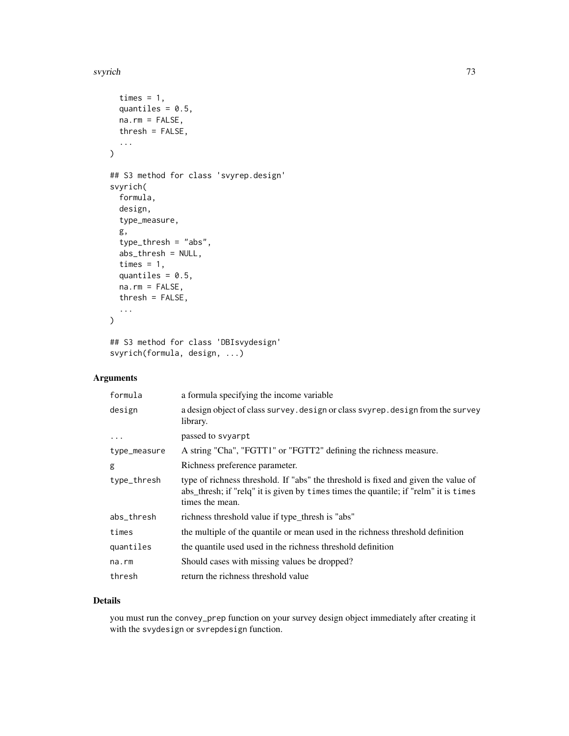```
  times = 1,
  quantiles = 0.5,
  na.rm = FALSE,
  thresh = FALSE,
  ...
)

## S3 method for class 'svyrep.design'
svyrich(
  formula,
  design,
  type_measure,
  g,
  type_thresh = "abs",
  abs_thresh = NULL,
  times = 1,
  quantiles = 0.5,
  na.rm = FALSE,
  thresh = FALSE,
  ...
)

## S3 method for class 'DBIsvydesign'
svyrich(formula, design, ...)
```

## Arguments

| | |
|---|---|
| formula | a formula specifying the income variable |
| design | a design object of class survey.design or class svyrep.design from the survey library. |
| ... | passed to svyarpt |
| type_measure | A string "Cha", "FGTT1" or "FGTT2" defining the richness measure. |
| g | Richness preference parameter. |
| type_thresh | type of richness threshold. If "abs" the threshold is fixed and given the value of abs_thresh; if "relq" it is given by times times the quantile; if "relm" it is times times the mean. |
| abs_thresh | richness threshold value if type_thresh is "abs" |
| times | the multiple of the quantile or mean used in the richness threshold definition |
| quantiles | the quantile used used in the richness threshold definition |
| na.rm | Should cases with missing values be dropped? |
| thresh | return the richness threshold value |

## Details

you must run the convey_prep function on your survey design object immediately after creating it with the svydesign or svrepdesign function.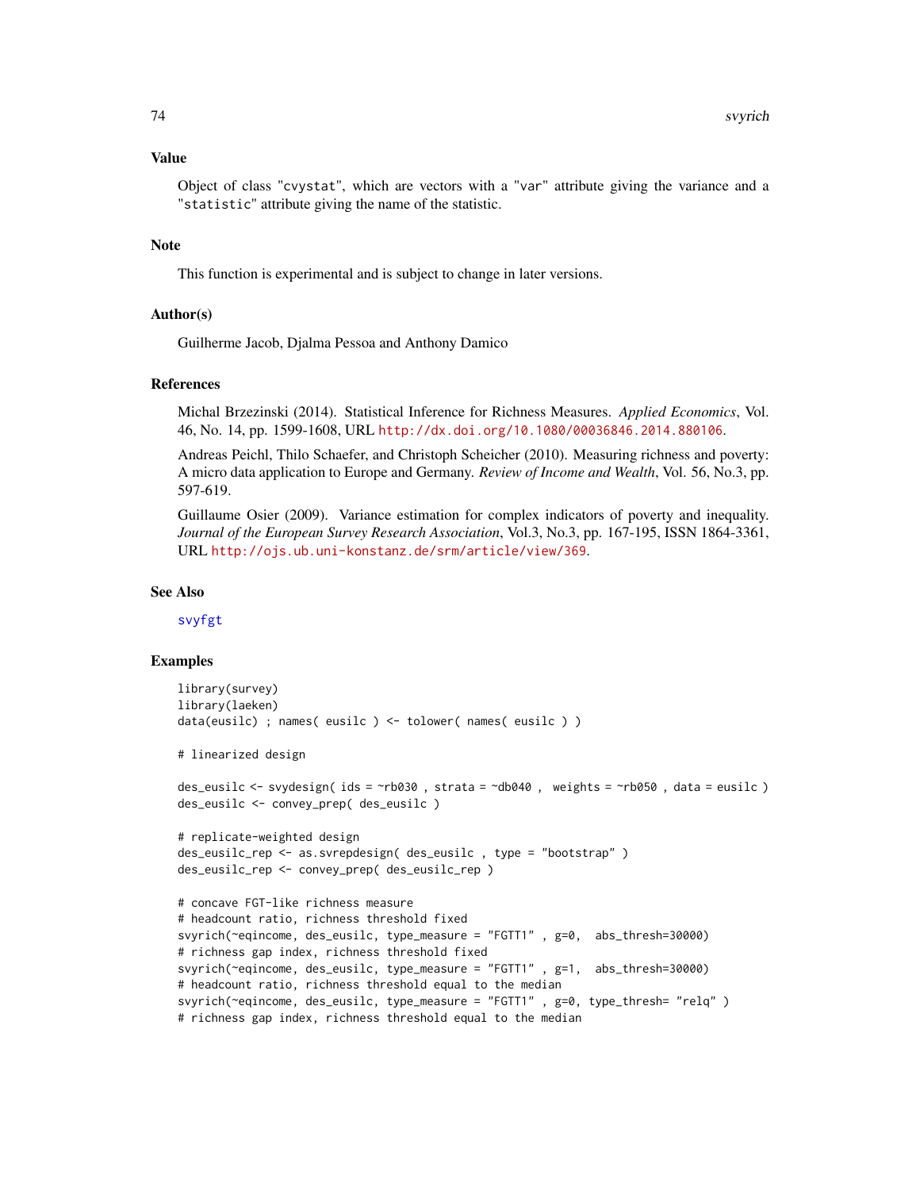## Value

Object of class "cvystat", which are vectors with a "var" attribute giving the variance and a "statistic" attribute giving the name of the statistic.

## Note

This function is experimental and is subject to change in later versions.

## Author(s)

Guilherme Jacob, Djalma Pessoa and Anthony Damico

## References

Michal Brzezinski (2014). Statistical Inference for Richness Measures. *Applied Economics*, Vol. 46, No. 14, pp. 1599-1608, URL http://dx.doi.org/10.1080/00036846.2014.880106.

Andreas Peichl, Thilo Schaefer, and Christoph Scheicher (2010). Measuring richness and poverty: A micro data application to Europe and Germany. *Review of Income and Wealth*, Vol. 56, No.3, pp. 597-619.

Guillaume Osier (2009). Variance estimation for complex indicators of poverty and inequality. *Journal of the European Survey Research Association*, Vol.3, No.3, pp. 167-195, ISSN 1864-3361, URL http://ojs.ub.uni-konstanz.de/srm/article/view/369.

## See Also

svyfgt

## Examples

```
library(survey)
library(laeken)
data(eusilc) ; names( eusilc ) <- tolower( names( eusilc ) )

# linearized design

des_eusilc <- svydesign( ids = ~rb030 , strata = ~db040 ,  weights = ~rb050 , data = eusilc )
des_eusilc <- convey_prep( des_eusilc )

# replicate-weighted design
des_eusilc_rep <- as.svrepdesign( des_eusilc , type = "bootstrap" )
des_eusilc_rep <- convey_prep( des_eusilc_rep )

# concave FGT-like richness measure
# headcount ratio, richness threshold fixed
svyrich(~eqincome, des_eusilc, type_measure = "FGTT1" , g=0,  abs_thresh=30000)
# richness gap index, richness threshold fixed
svyrich(~eqincome, des_eusilc, type_measure = "FGTT1" , g=1,  abs_thresh=30000)
# headcount ratio, richness threshold equal to the median
svyrich(~eqincome, des_eusilc, type_measure = "FGTT1" , g=0, type_thresh= "relq" )
# richness gap index, richness threshold equal to the median
```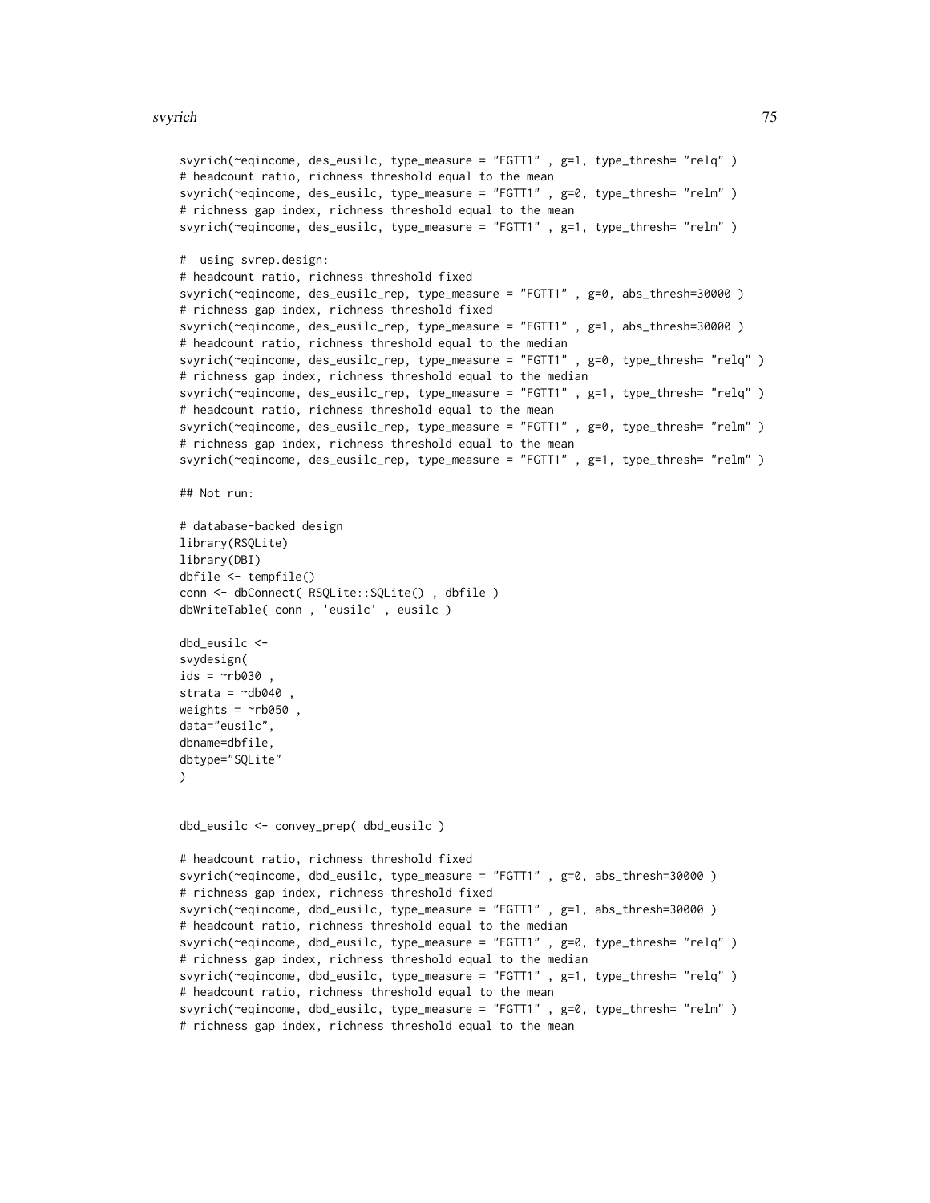```
svyrich(~eqincome, des_eusilc, type_measure = "FGTT1" , g=1, type_thresh= "relq" )
# headcount ratio, richness threshold equal to the mean
svyrich(~eqincome, des_eusilc, type_measure = "FGTT1" , g=0, type_thresh= "relm" )
# richness gap index, richness threshold equal to the mean
svyrich(~eqincome, des_eusilc, type_measure = "FGTT1" , g=1, type_thresh= "relm" )

#  using svrep.design:
# headcount ratio, richness threshold fixed
svyrich(~eqincome, des_eusilc_rep, type_measure = "FGTT1" , g=0, abs_thresh=30000 )
# richness gap index, richness threshold fixed
svyrich(~eqincome, des_eusilc_rep, type_measure = "FGTT1" , g=1, abs_thresh=30000 )
# headcount ratio, richness threshold equal to the median
svyrich(~eqincome, des_eusilc_rep, type_measure = "FGTT1" , g=0, type_thresh= "relq" )
# richness gap index, richness threshold equal to the median
svyrich(~eqincome, des_eusilc_rep, type_measure = "FGTT1" , g=1, type_thresh= "relq" )
# headcount ratio, richness threshold equal to the mean
svyrich(~eqincome, des_eusilc_rep, type_measure = "FGTT1" , g=0, type_thresh= "relm" )
# richness gap index, richness threshold equal to the mean
svyrich(~eqincome, des_eusilc_rep, type_measure = "FGTT1" , g=1, type_thresh= "relm" )

## Not run:

# database-backed design
library(RSQLite)
library(DBI)
dbfile <- tempfile()
conn <- dbConnect( RSQLite::SQLite() , dbfile )
dbWriteTable( conn , 'eusilc' , eusilc )

dbd_eusilc <-
svydesign(
ids = ~rb030 ,
strata = ~db040 ,
weights = ~rb050 ,
data="eusilc",
dbname=dbfile,
dbtype="SQLite"
)


dbd_eusilc <- convey_prep( dbd_eusilc )

# headcount ratio, richness threshold fixed
svyrich(~eqincome, dbd_eusilc, type_measure = "FGTT1" , g=0, abs_thresh=30000 )
# richness gap index, richness threshold fixed
svyrich(~eqincome, dbd_eusilc, type_measure = "FGTT1" , g=1, abs_thresh=30000 )
# headcount ratio, richness threshold equal to the median
svyrich(~eqincome, dbd_eusilc, type_measure = "FGTT1" , g=0, type_thresh= "relq" )
# richness gap index, richness threshold equal to the median
svyrich(~eqincome, dbd_eusilc, type_measure = "FGTT1" , g=1, type_thresh= "relq" )
# headcount ratio, richness threshold equal to the mean
svyrich(~eqincome, dbd_eusilc, type_measure = "FGTT1" , g=0, type_thresh= "relm" )
# richness gap index, richness threshold equal to the mean
```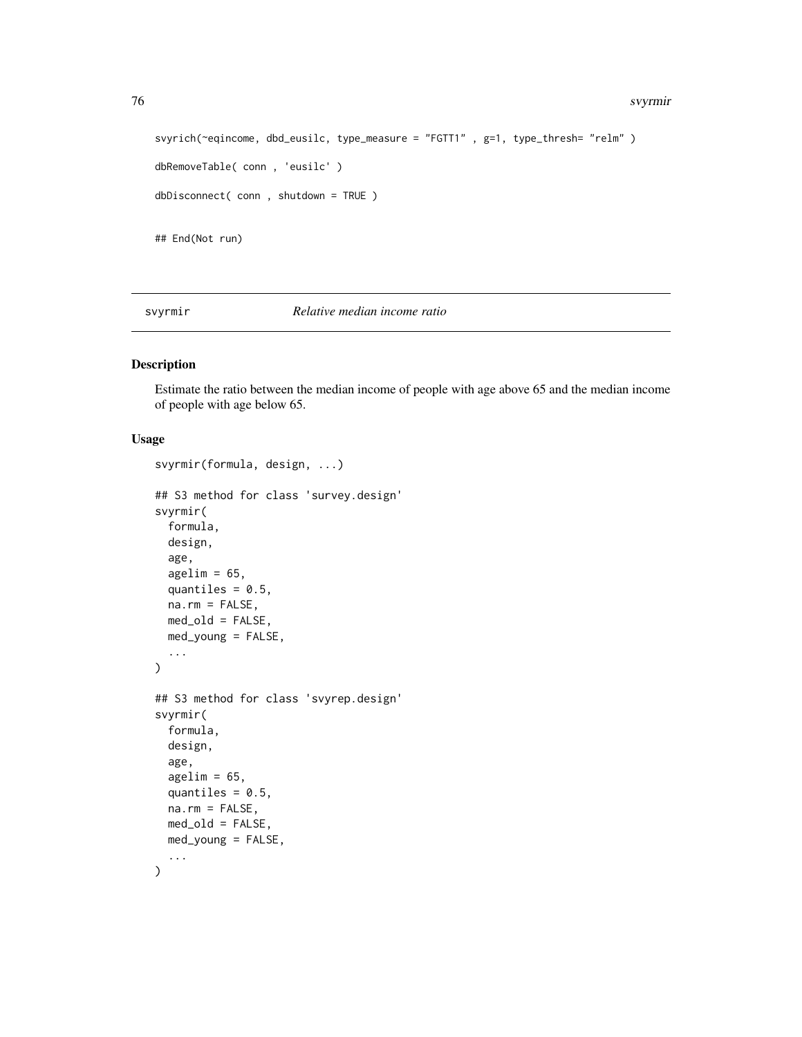```
svyrich(~eqincome, dbd_eusilc, type_measure = "FGTT1" , g=1, type_thresh= "relm" )

dbRemoveTable( conn , 'eusilc' )

dbDisconnect( conn , shutdown = TRUE )

## End(Not run)
```

## svyrmir *Relative median income ratio*

### Description

Estimate the ratio between the median income of people with age above 65 and the median income of people with age below 65.

### Usage

```
svyrmir(formula, design, ...)

## S3 method for class 'survey.design'
svyrmir(
  formula,
  design,
  age,
  agelim = 65,
  quantiles = 0.5,
  na.rm = FALSE,
  med_old = FALSE,
  med_young = FALSE,
  ...
)

## S3 method for class 'svyrep.design'
svyrmir(
  formula,
  design,
  age,
  agelim = 65,
  quantiles = 0.5,
  na.rm = FALSE,
  med_old = FALSE,
  med_young = FALSE,
  ...
)
```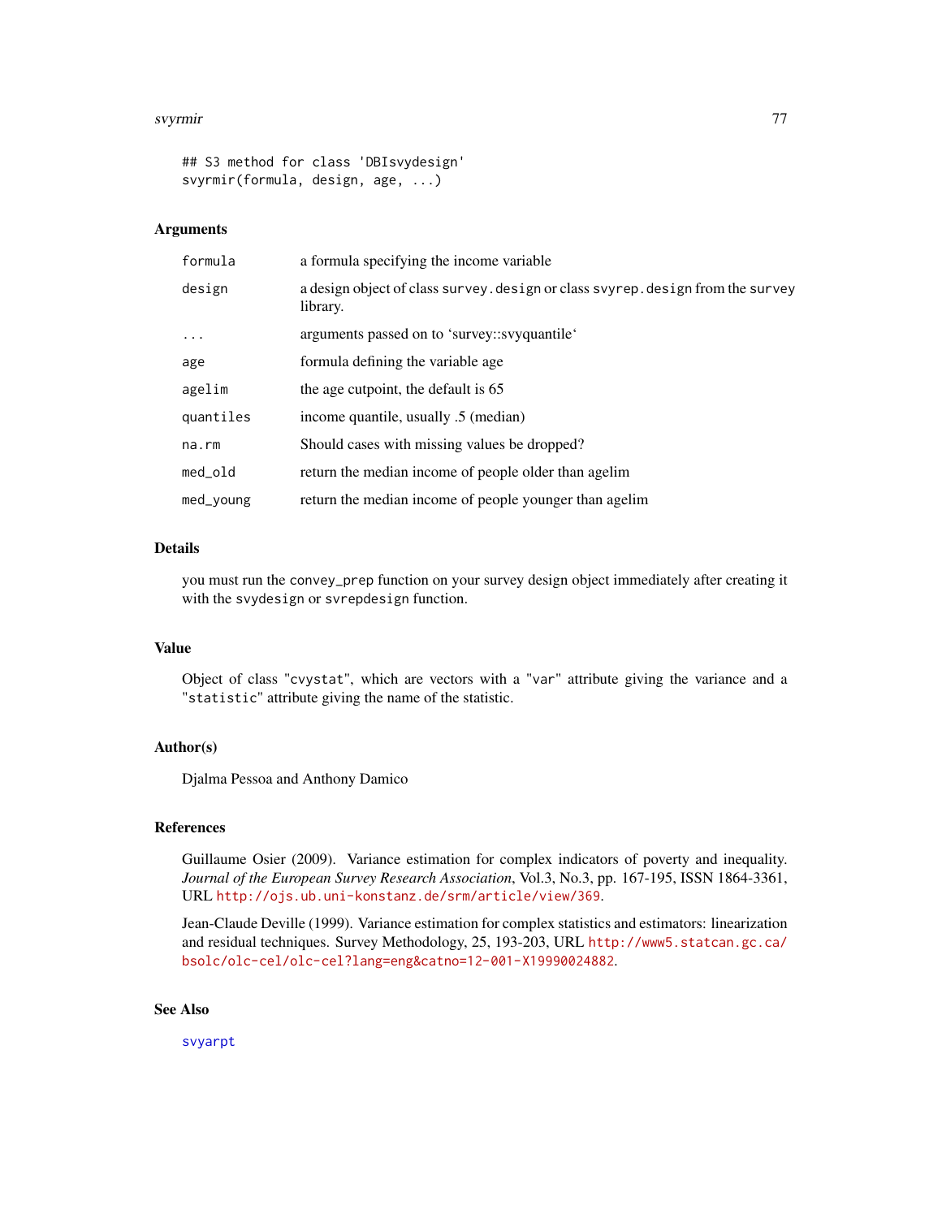```
## S3 method for class 'DBIsvydesign'
svyrmir(formula, design, age, ...)
```

### Arguments

| | |
|---|---|
| formula | a formula specifying the income variable |
| design | a design object of class survey.design or class svyrep.design from the survey library. |
| ... | arguments passed on to 'survey::svyquantile' |
| age | formula defining the variable age |
| agelim | the age cutpoint, the default is 65 |
| quantiles | income quantile, usually .5 (median) |
| na.rm | Should cases with missing values be dropped? |
| med_old | return the median income of people older than agelim |
| med_young | return the median income of people younger than agelim |

### Details

you must run the convey_prep function on your survey design object immediately after creating it with the svydesign or svrepdesign function.

### Value

Object of class "cvystat", which are vectors with a "var" attribute giving the variance and a "statistic" attribute giving the name of the statistic.

### Author(s)

Djalma Pessoa and Anthony Damico

### References

Guillaume Osier (2009). Variance estimation for complex indicators of poverty and inequality. *Journal of the European Survey Research Association*, Vol.3, No.3, pp. 167-195, ISSN 1864-3361, URL http://ojs.ub.uni-konstanz.de/srm/article/view/369.

Jean-Claude Deville (1999). Variance estimation for complex statistics and estimators: linearization and residual techniques. Survey Methodology, 25, 193-203, URL http://www5.statcan.gc.ca/bsolc/olc-cel/olc-cel?lang=eng&catno=12-001-X19990024882.

### See Also

svyarpt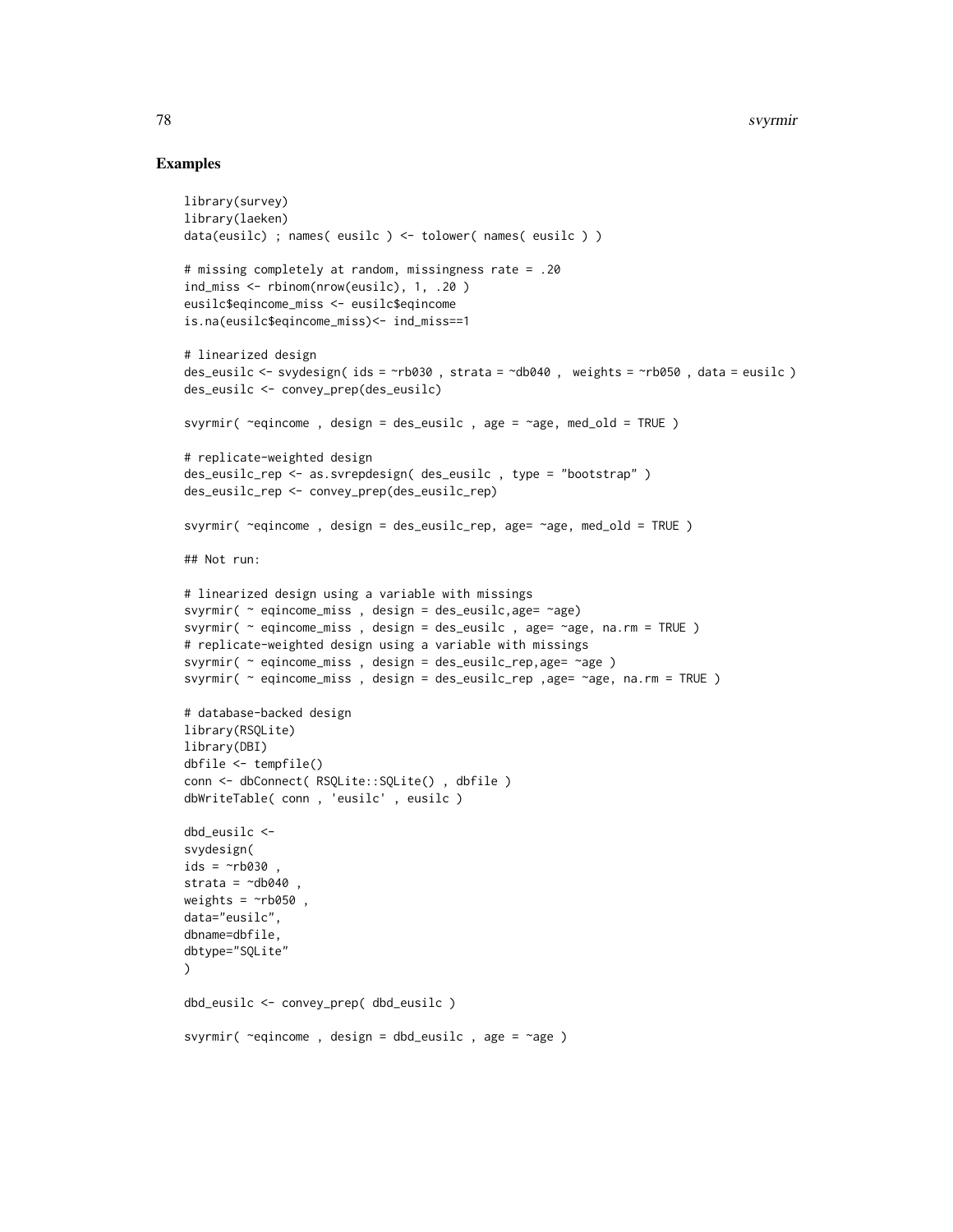## Examples

```
library(survey)
library(laeken)
data(eusilc) ; names( eusilc ) <- tolower( names( eusilc ) )

# missing completely at random, missingness rate = .20
ind_miss <- rbinom(nrow(eusilc), 1, .20 )
eusilc$eqincome_miss <- eusilc$eqincome
is.na(eusilc$eqincome_miss)<- ind_miss==1

# linearized design
des_eusilc <- svydesign( ids = ~rb030 , strata = ~db040 ,  weights = ~rb050 , data = eusilc )
des_eusilc <- convey_prep(des_eusilc)

svyrmir( ~eqincome , design = des_eusilc , age = ~age, med_old = TRUE )

# replicate-weighted design
des_eusilc_rep <- as.svrepdesign( des_eusilc , type = "bootstrap" )
des_eusilc_rep <- convey_prep(des_eusilc_rep)

svyrmir( ~eqincome , design = des_eusilc_rep, age= ~age, med_old = TRUE )

## Not run:

# linearized design using a variable with missings
svyrmir( ~ eqincome_miss , design = des_eusilc,age= ~age)
svyrmir( ~ eqincome_miss , design = des_eusilc , age= ~age, na.rm = TRUE )
# replicate-weighted design using a variable with missings
svyrmir( ~ eqincome_miss , design = des_eusilc_rep,age= ~age )
svyrmir( ~ eqincome_miss , design = des_eusilc_rep ,age= ~age, na.rm = TRUE )

# database-backed design
library(RSQLite)
library(DBI)
dbfile <- tempfile()
conn <- dbConnect( RSQLite::SQLite() , dbfile )
dbWriteTable( conn , 'eusilc' , eusilc )

dbd_eusilc <-
svydesign(
ids = ~rb030 ,
strata = ~db040 ,
weights = ~rb050 ,
data="eusilc",
dbname=dbfile,
dbtype="SQLite"
)

dbd_eusilc <- convey_prep( dbd_eusilc )

svyrmir( ~eqincome , design = dbd_eusilc , age = ~age )
```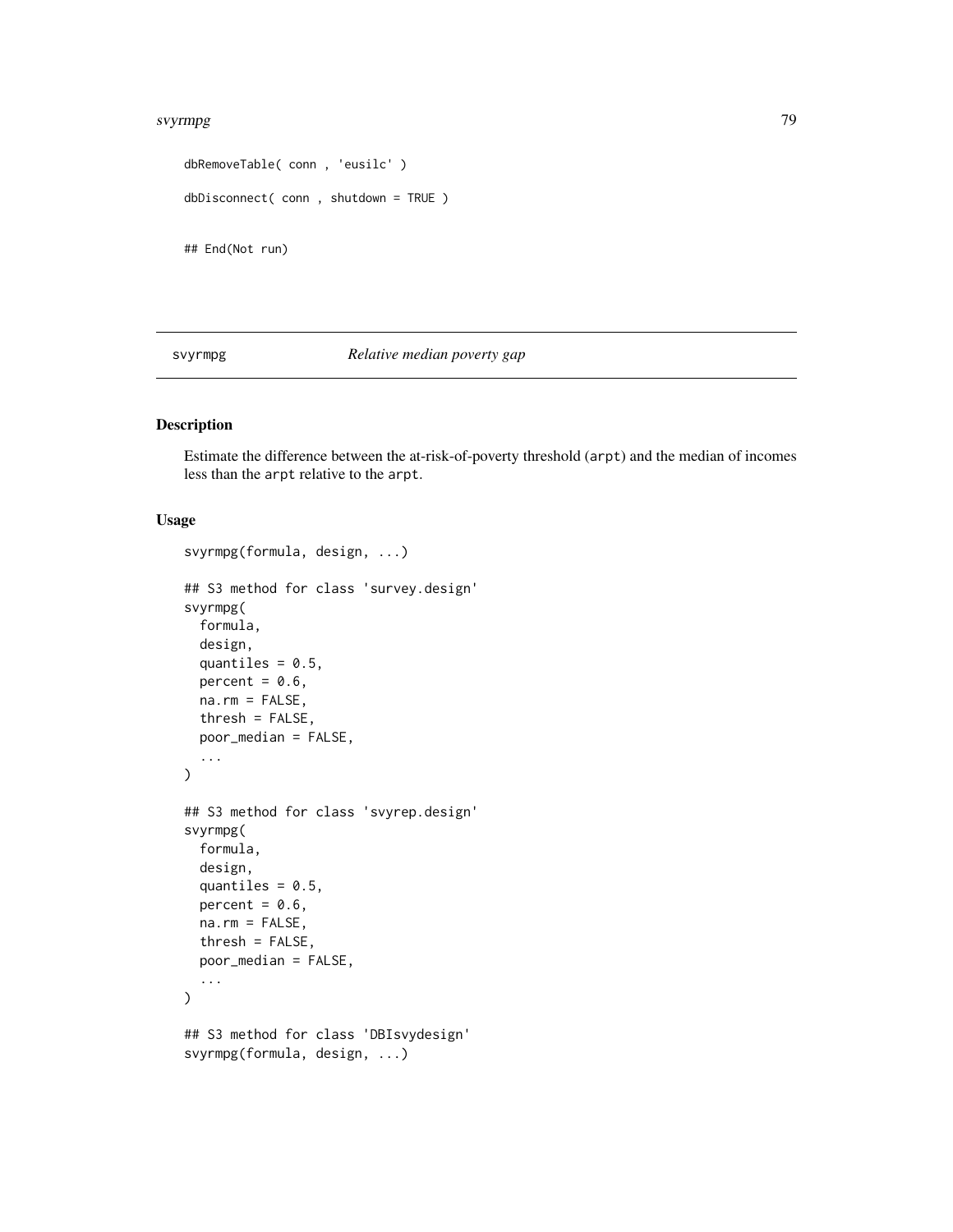```
dbRemoveTable( conn , 'eusilc' )

dbDisconnect( conn , shutdown = TRUE )

## End(Not run)
```

## svyrmpg — *Relative median poverty gap*

### Description

Estimate the difference between the at-risk-of-poverty threshold (arpt) and the median of incomes less than the arpt relative to the arpt.

### Usage

```
svyrmpg(formula, design, ...)

## S3 method for class 'survey.design'
svyrmpg(
  formula,
  design,
  quantiles = 0.5,
  percent = 0.6,
  na.rm = FALSE,
  thresh = FALSE,
  poor_median = FALSE,
  ...
)

## S3 method for class 'svyrep.design'
svyrmpg(
  formula,
  design,
  quantiles = 0.5,
  percent = 0.6,
  na.rm = FALSE,
  thresh = FALSE,
  poor_median = FALSE,
  ...
)

## S3 method for class 'DBIsvydesign'
svyrmpg(formula, design, ...)
```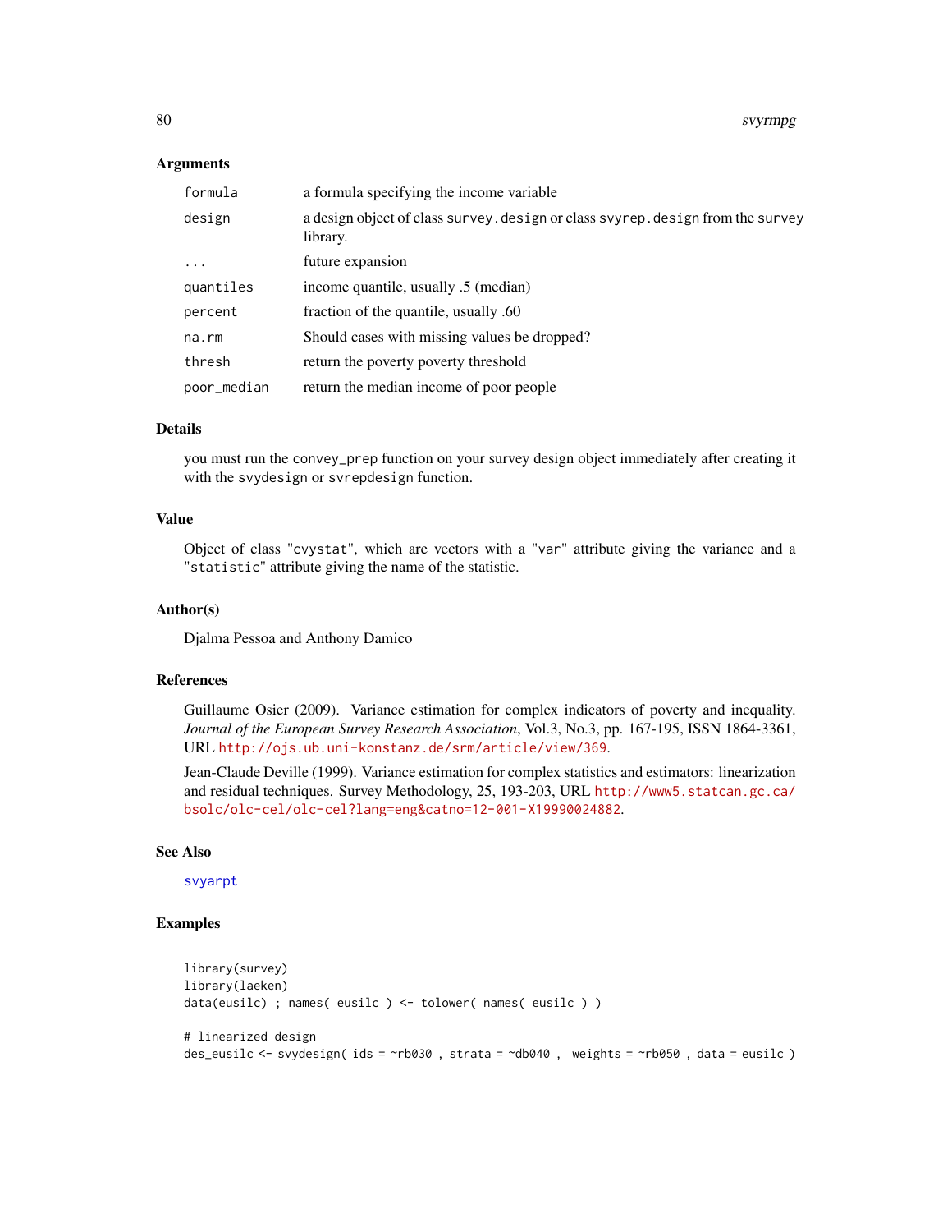## Arguments

| | |
|---|---|
| `formula` | a formula specifying the income variable |
| `design` | a design object of class `survey.design` or class `svyrep.design` from the `survey` library. |
| `...` | future expansion |
| `quantiles` | income quantile, usually .5 (median) |
| `percent` | fraction of the quantile, usually .60 |
| `na.rm` | Should cases with missing values be dropped? |
| `thresh` | return the poverty poverty threshold |
| `poor_median` | return the median income of poor people |

## Details

you must run the `convey_prep` function on your survey design object immediately after creating it with the `svydesign` or `svrepdesign` function.

## Value

Object of class "`cvystat`", which are vectors with a "`var`" attribute giving the variance and a "`statistic`" attribute giving the name of the statistic.

## Author(s)

Djalma Pessoa and Anthony Damico

## References

Guillaume Osier (2009). Variance estimation for complex indicators of poverty and inequality. *Journal of the European Survey Research Association*, Vol.3, No.3, pp. 167-195, ISSN 1864-3361, URL http://ojs.ub.uni-konstanz.de/srm/article/view/369.

Jean-Claude Deville (1999). Variance estimation for complex statistics and estimators: linearization and residual techniques. Survey Methodology, 25, 193-203, URL http://www5.statcan.gc.ca/bsolc/olc-cel/olc-cel?lang=eng&catno=12-001-X19990024882.

## See Also

`svyarpt`

## Examples

```
library(survey)
library(laeken)
data(eusilc) ; names( eusilc ) <- tolower( names( eusilc ) )

# linearized design
des_eusilc <- svydesign( ids = ~rb030 , strata = ~db040 ,  weights = ~rb050 , data = eusilc )
```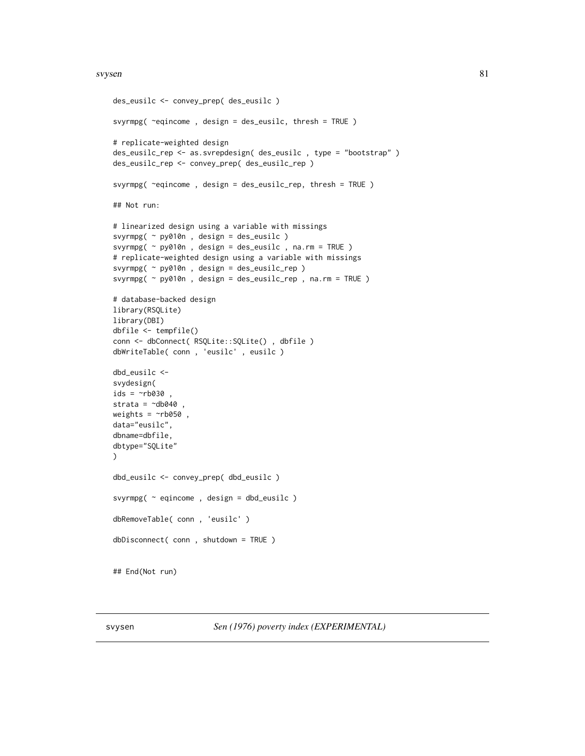```
des_eusilc <- convey_prep( des_eusilc )

svyrmpg( ~eqincome , design = des_eusilc, thresh = TRUE )

# replicate-weighted design
des_eusilc_rep <- as.svrepdesign( des_eusilc , type = "bootstrap" )
des_eusilc_rep <- convey_prep( des_eusilc_rep )

svyrmpg( ~eqincome , design = des_eusilc_rep, thresh = TRUE )

## Not run:

# linearized design using a variable with missings
svyrmpg( ~ py010n , design = des_eusilc )
svyrmpg( ~ py010n , design = des_eusilc , na.rm = TRUE )
# replicate-weighted design using a variable with missings
svyrmpg( ~ py010n , design = des_eusilc_rep )
svyrmpg( ~ py010n , design = des_eusilc_rep , na.rm = TRUE )

# database-backed design
library(RSQLite)
library(DBI)
dbfile <- tempfile()
conn <- dbConnect( RSQLite::SQLite() , dbfile )
dbWriteTable( conn , 'eusilc' , eusilc )

dbd_eusilc <-
svydesign(
ids = ~rb030 ,
strata = ~db040 ,
weights = ~rb050 ,
data="eusilc",
dbname=dbfile,
dbtype="SQLite"
)

dbd_eusilc <- convey_prep( dbd_eusilc )

svyrmpg( ~ eqincome , design = dbd_eusilc )

dbRemoveTable( conn , 'eusilc' )

dbDisconnect( conn , shutdown = TRUE )


## End(Not run)
```

---

## svysen — *Sen (1976) poverty index (EXPERIMENTAL)*

---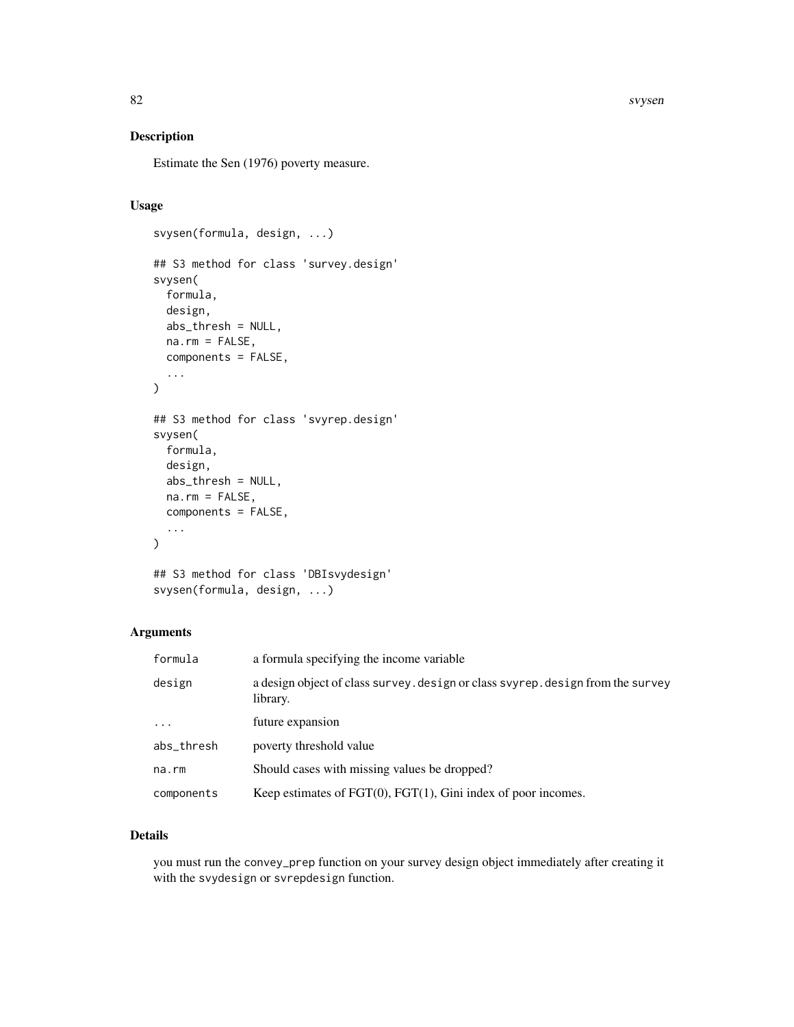## Description

Estimate the Sen (1976) poverty measure.

## Usage

```
svysen(formula, design, ...)

## S3 method for class 'survey.design'
svysen(
  formula,
  design,
  abs_thresh = NULL,
  na.rm = FALSE,
  components = FALSE,
  ...
)

## S3 method for class 'svyrep.design'
svysen(
  formula,
  design,
  abs_thresh = NULL,
  na.rm = FALSE,
  components = FALSE,
  ...
)

## S3 method for class 'DBIsvydesign'
svysen(formula, design, ...)
```

## Arguments

| | |
|---|---|
| formula | a formula specifying the income variable |
| design | a design object of class `survey.design` or class `svyrep.design` from the `survey` library. |
| ... | future expansion |
| abs_thresh | poverty threshold value |
| na.rm | Should cases with missing values be dropped? |
| components | Keep estimates of FGT(0), FGT(1), Gini index of poor incomes. |

## Details

you must run the `convey_prep` function on your survey design object immediately after creating it with the `svydesign` or `svrepdesign` function.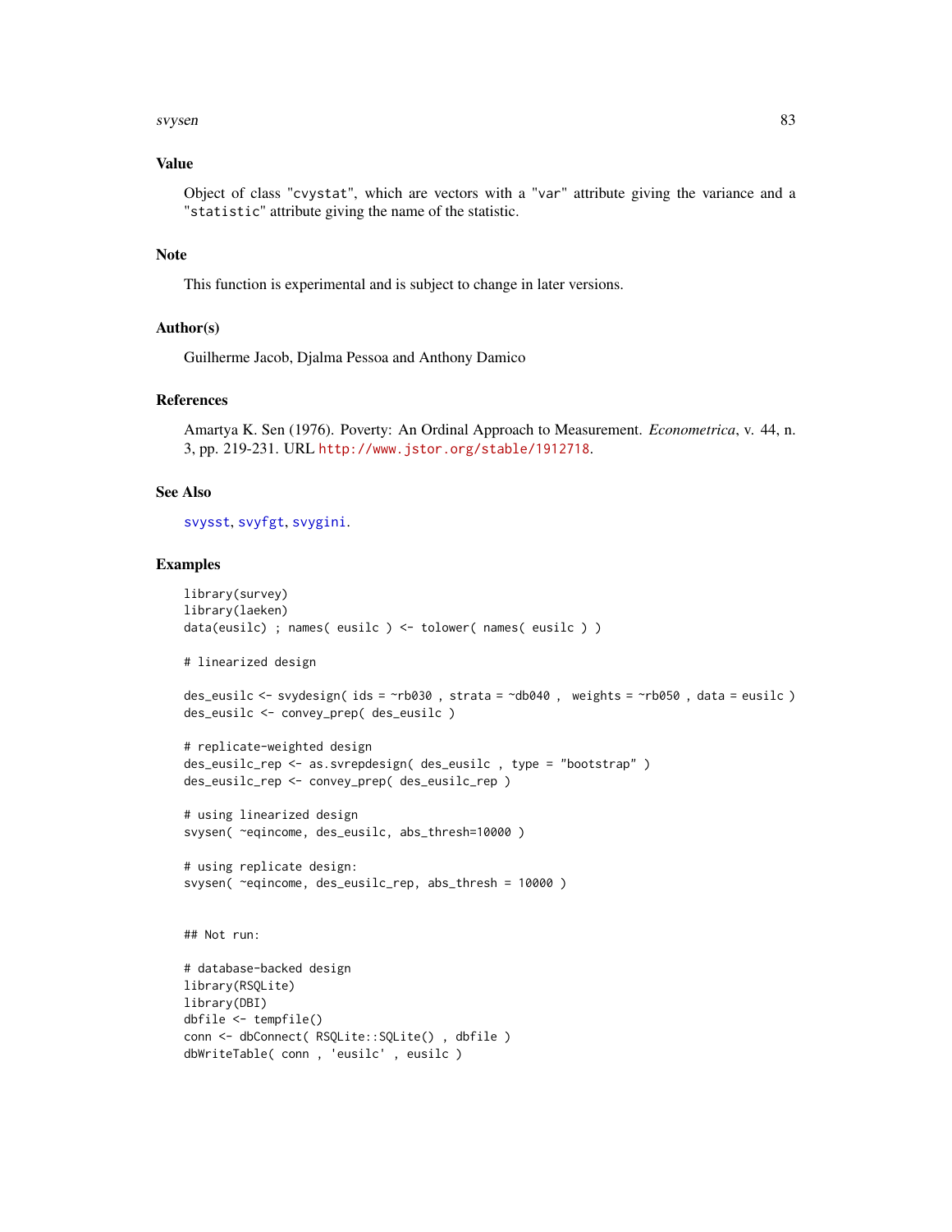## Value

Object of class "cvystat", which are vectors with a "var" attribute giving the variance and a "statistic" attribute giving the name of the statistic.

## Note

This function is experimental and is subject to change in later versions.

## Author(s)

Guilherme Jacob, Djalma Pessoa and Anthony Damico

## References

Amartya K. Sen (1976). Poverty: An Ordinal Approach to Measurement. *Econometrica*, v. 44, n. 3, pp. 219-231. URL http://www.jstor.org/stable/1912718.

## See Also

svysst, svyfgt, svygini.

## Examples

```
library(survey)
library(laeken)
data(eusilc) ; names( eusilc ) <- tolower( names( eusilc ) )

# linearized design

des_eusilc <- svydesign( ids = ~rb030 , strata = ~db040 ,  weights = ~rb050 , data = eusilc )
des_eusilc <- convey_prep( des_eusilc )

# replicate-weighted design
des_eusilc_rep <- as.svrepdesign( des_eusilc , type = "bootstrap" )
des_eusilc_rep <- convey_prep( des_eusilc_rep )

# using linearized design
svysen( ~eqincome, des_eusilc, abs_thresh=10000 )

# using replicate design:
svysen( ~eqincome, des_eusilc_rep, abs_thresh = 10000 )


## Not run:

# database-backed design
library(RSQLite)
library(DBI)
dbfile <- tempfile()
conn <- dbConnect( RSQLite::SQLite() , dbfile )
dbWriteTable( conn , 'eusilc' , eusilc )
```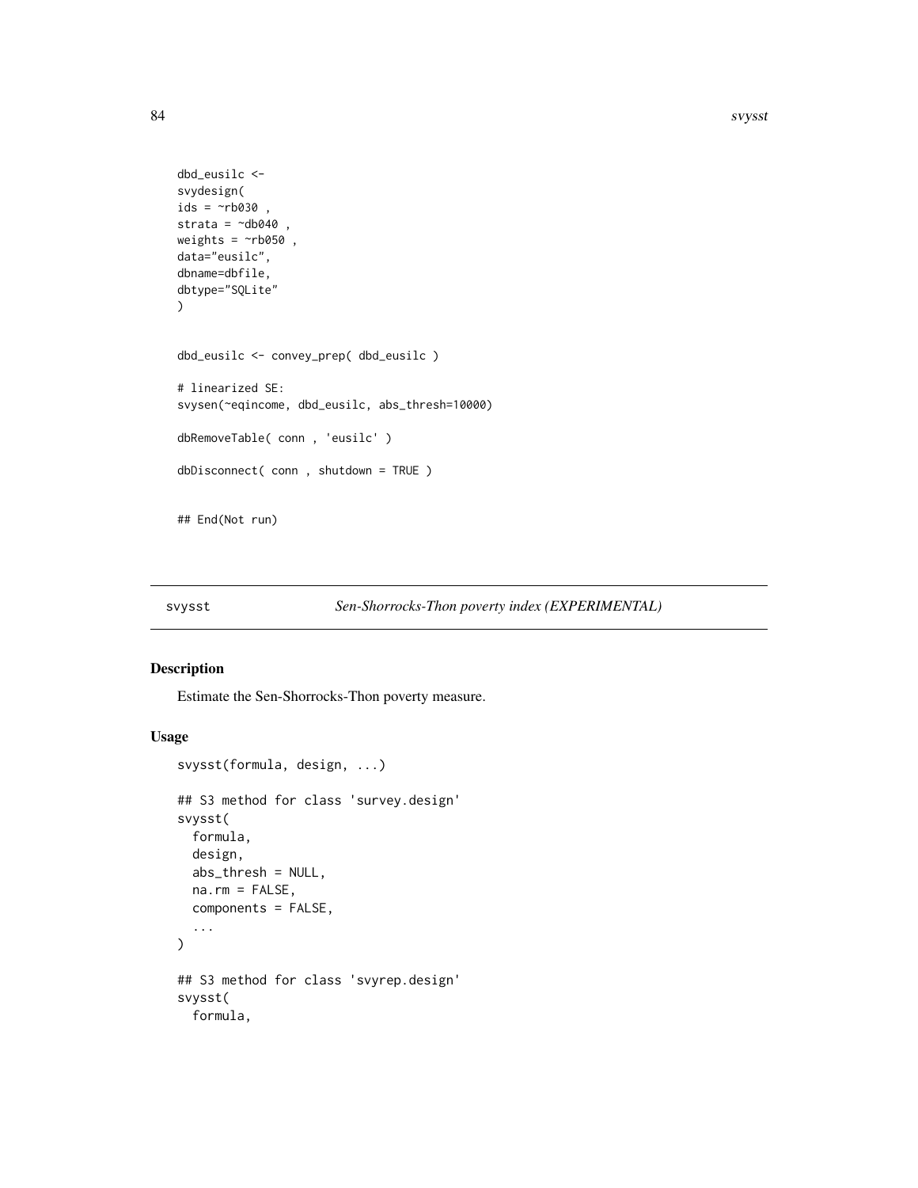```
dbd_eusilc <-
svydesign(
ids = ~rb030 ,
strata = ~db040 ,
weights = ~rb050 ,
data="eusilc",
dbname=dbfile,
dbtype="SQLite"
)


dbd_eusilc <- convey_prep( dbd_eusilc )

# linearized SE:
svysen(~eqincome, dbd_eusilc, abs_thresh=10000)

dbRemoveTable( conn , 'eusilc' )

dbDisconnect( conn , shutdown = TRUE )


## End(Not run)
```

---

## svysst — *Sen-Shorrocks-Thon poverty index (EXPERIMENTAL)*

---

### Description

Estimate the Sen-Shorrocks-Thon poverty measure.

### Usage

```
svysst(formula, design, ...)

## S3 method for class 'survey.design'
svysst(
  formula,
  design,
  abs_thresh = NULL,
  na.rm = FALSE,
  components = FALSE,
  ...
)

## S3 method for class 'svyrep.design'
svysst(
  formula,
```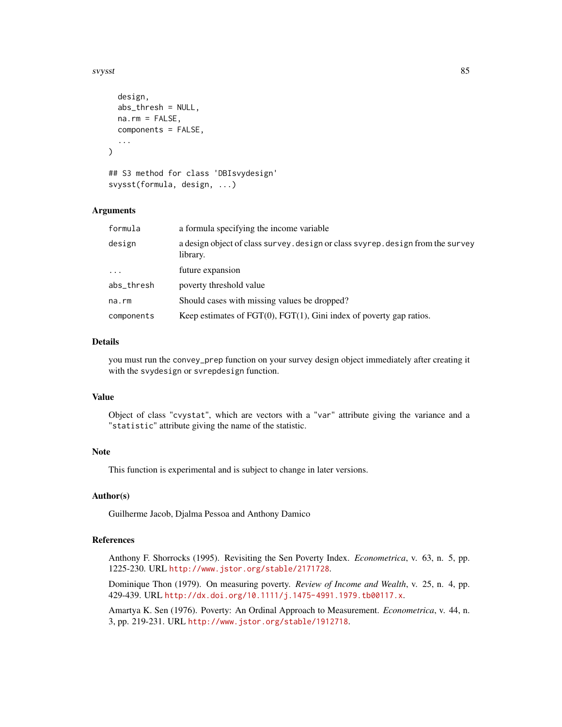```
  design,
  abs_thresh = NULL,
  na.rm = FALSE,
  components = FALSE,
  ...
)

## S3 method for class 'DBIsvydesign'
svysst(formula, design, ...)
```

### Arguments

| | |
|---|---|
| formula | a formula specifying the income variable |
| design | a design object of class survey.design or class svyrep.design from the survey library. |
| ... | future expansion |
| abs_thresh | poverty threshold value |
| na.rm | Should cases with missing values be dropped? |
| components | Keep estimates of FGT(0), FGT(1), Gini index of poverty gap ratios. |

### Details

you must run the convey_prep function on your survey design object immediately after creating it with the svydesign or svrepdesign function.

### Value

Object of class "cvystat", which are vectors with a "var" attribute giving the variance and a "statistic" attribute giving the name of the statistic.

### Note

This function is experimental and is subject to change in later versions.

### Author(s)

Guilherme Jacob, Djalma Pessoa and Anthony Damico

### References

Anthony F. Shorrocks (1995). Revisiting the Sen Poverty Index. *Econometrica*, v. 63, n. 5, pp. 1225-230. URL http://www.jstor.org/stable/2171728.

Dominique Thon (1979). On measuring poverty. *Review of Income and Wealth*, v. 25, n. 4, pp. 429-439. URL http://dx.doi.org/10.1111/j.1475-4991.1979.tb00117.x.

Amartya K. Sen (1976). Poverty: An Ordinal Approach to Measurement. *Econometrica*, v. 44, n. 3, pp. 219-231. URL http://www.jstor.org/stable/1912718.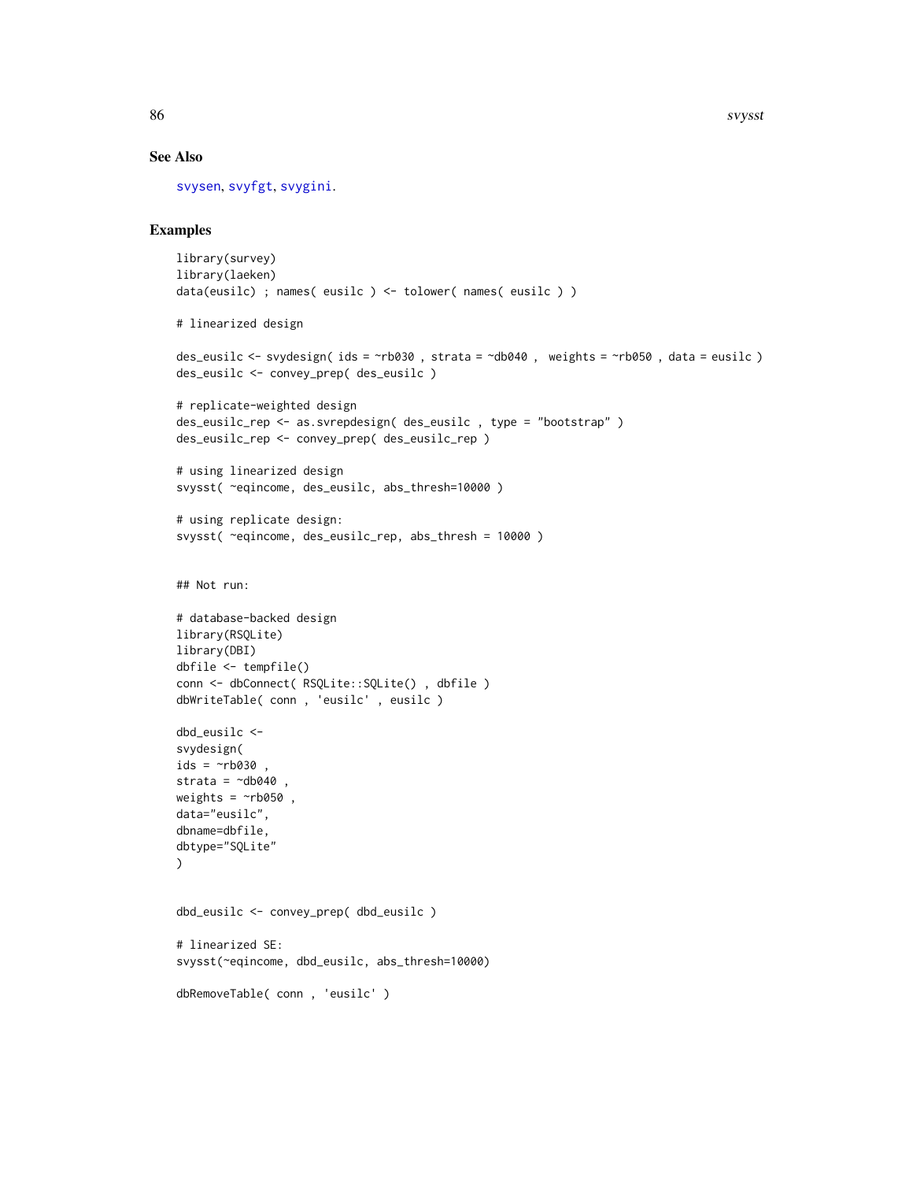## See Also

svysen, svyfgt, svygini.

## Examples

```
library(survey)
library(laeken)
data(eusilc) ; names( eusilc ) <- tolower( names( eusilc ) )

# linearized design

des_eusilc <- svydesign( ids = ~rb030 , strata = ~db040 ,  weights = ~rb050 , data = eusilc )
des_eusilc <- convey_prep( des_eusilc )

# replicate-weighted design
des_eusilc_rep <- as.svrepdesign( des_eusilc , type = "bootstrap" )
des_eusilc_rep <- convey_prep( des_eusilc_rep )

# using linearized design
svysst( ~eqincome, des_eusilc, abs_thresh=10000 )

# using replicate design:
svysst( ~eqincome, des_eusilc_rep, abs_thresh = 10000 )


## Not run:

# database-backed design
library(RSQLite)
library(DBI)
dbfile <- tempfile()
conn <- dbConnect( RSQLite::SQLite() , dbfile )
dbWriteTable( conn , 'eusilc' , eusilc )

dbd_eusilc <-
svydesign(
ids = ~rb030 ,
strata = ~db040 ,
weights = ~rb050 ,
data="eusilc",
dbname=dbfile,
dbtype="SQLite"
)


dbd_eusilc <- convey_prep( dbd_eusilc )

# linearized SE:
svysst(~eqincome, dbd_eusilc, abs_thresh=10000)

dbRemoveTable( conn , 'eusilc' )
```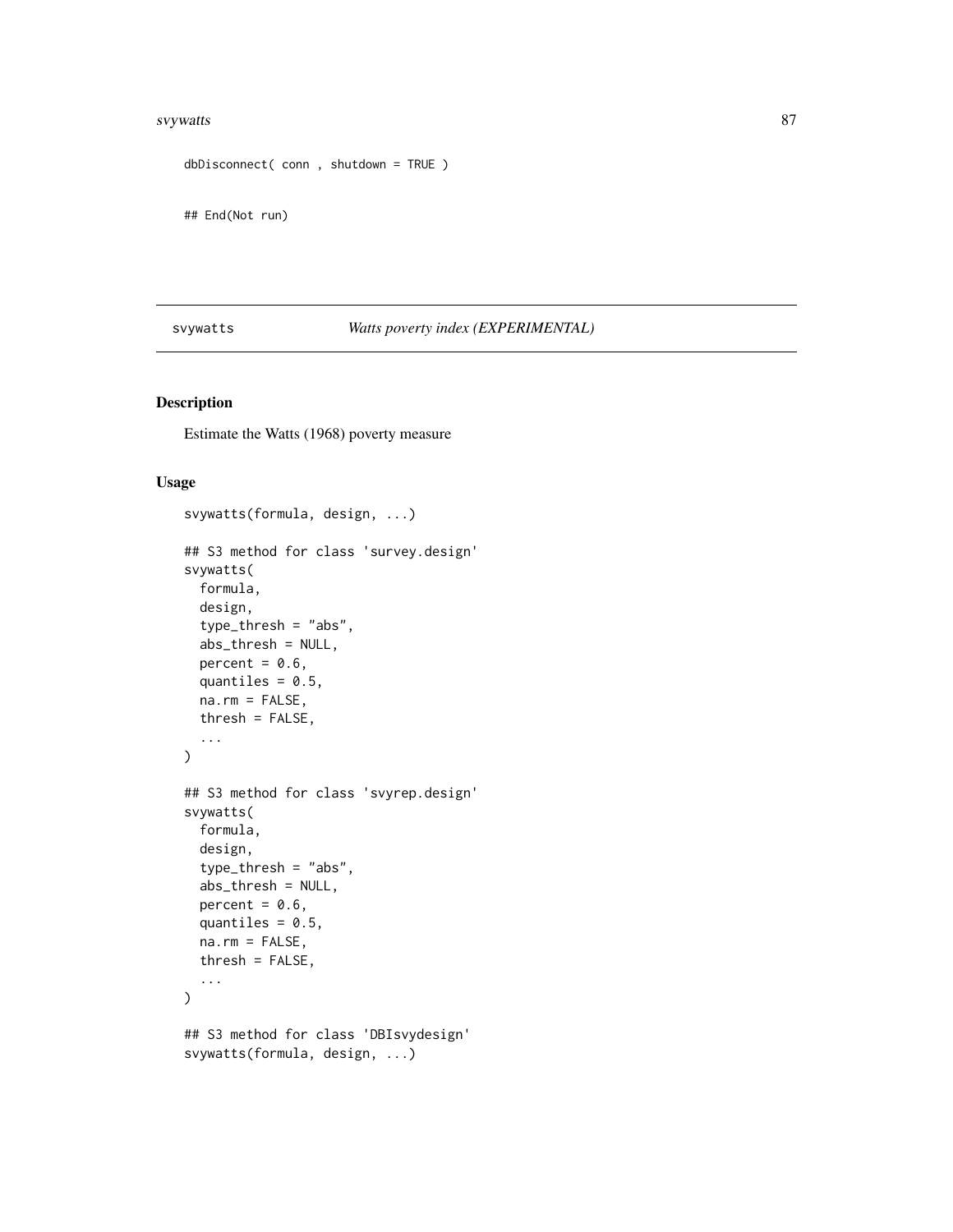```
dbDisconnect( conn , shutdown = TRUE )

## End(Not run)
```

## svywatts — *Watts poverty index (EXPERIMENTAL)*

### Description

Estimate the Watts (1968) poverty measure

### Usage

```
svywatts(formula, design, ...)

## S3 method for class 'survey.design'
svywatts(
  formula,
  design,
  type_thresh = "abs",
  abs_thresh = NULL,
  percent = 0.6,
  quantiles = 0.5,
  na.rm = FALSE,
  thresh = FALSE,
  ...
)

## S3 method for class 'svyrep.design'
svywatts(
  formula,
  design,
  type_thresh = "abs",
  abs_thresh = NULL,
  percent = 0.6,
  quantiles = 0.5,
  na.rm = FALSE,
  thresh = FALSE,
  ...
)

## S3 method for class 'DBIsvydesign'
svywatts(formula, design, ...)
```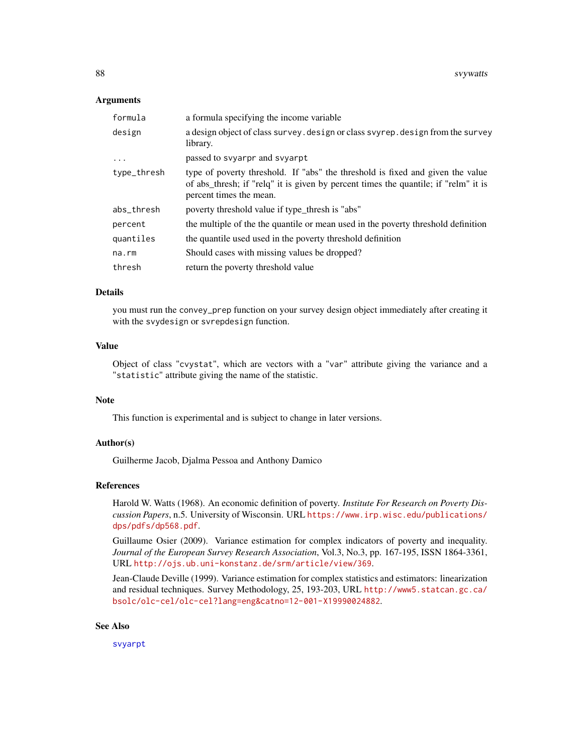## Arguments

| | |
|---|---|
| formula | a formula specifying the income variable |
| design | a design object of class survey.design or class svyrep.design from the survey library. |
| ... | passed to svyarpr and svyarpt |
| type_thresh | type of poverty threshold. If "abs" the threshold is fixed and given the value of abs_thresh; if "relq" it is given by percent times the quantile; if "relm" it is percent times the mean. |
| abs_thresh | poverty threshold value if type_thresh is "abs" |
| percent | the multiple of the the quantile or mean used in the poverty threshold definition |
| quantiles | the quantile used used in the poverty threshold definition |
| na.rm | Should cases with missing values be dropped? |
| thresh | return the poverty threshold value |

## Details

you must run the convey_prep function on your survey design object immediately after creating it with the svydesign or svrepdesign function.

## Value

Object of class "cvystat", which are vectors with a "var" attribute giving the variance and a "statistic" attribute giving the name of the statistic.

## Note

This function is experimental and is subject to change in later versions.

## Author(s)

Guilherme Jacob, Djalma Pessoa and Anthony Damico

## References

Harold W. Watts (1968). An economic definition of poverty. *Institute For Research on Poverty Discussion Papers*, n.5. University of Wisconsin. URL https://www.irp.wisc.edu/publications/dps/pdfs/dp568.pdf.

Guillaume Osier (2009). Variance estimation for complex indicators of poverty and inequality. *Journal of the European Survey Research Association*, Vol.3, No.3, pp. 167-195, ISSN 1864-3361, URL http://ojs.ub.uni-konstanz.de/srm/article/view/369.

Jean-Claude Deville (1999). Variance estimation for complex statistics and estimators: linearization and residual techniques. Survey Methodology, 25, 193-203, URL http://www5.statcan.gc.ca/bsolc/olc-cel/olc-cel?lang=eng&catno=12-001-X19990024882.

## See Also

svyarpt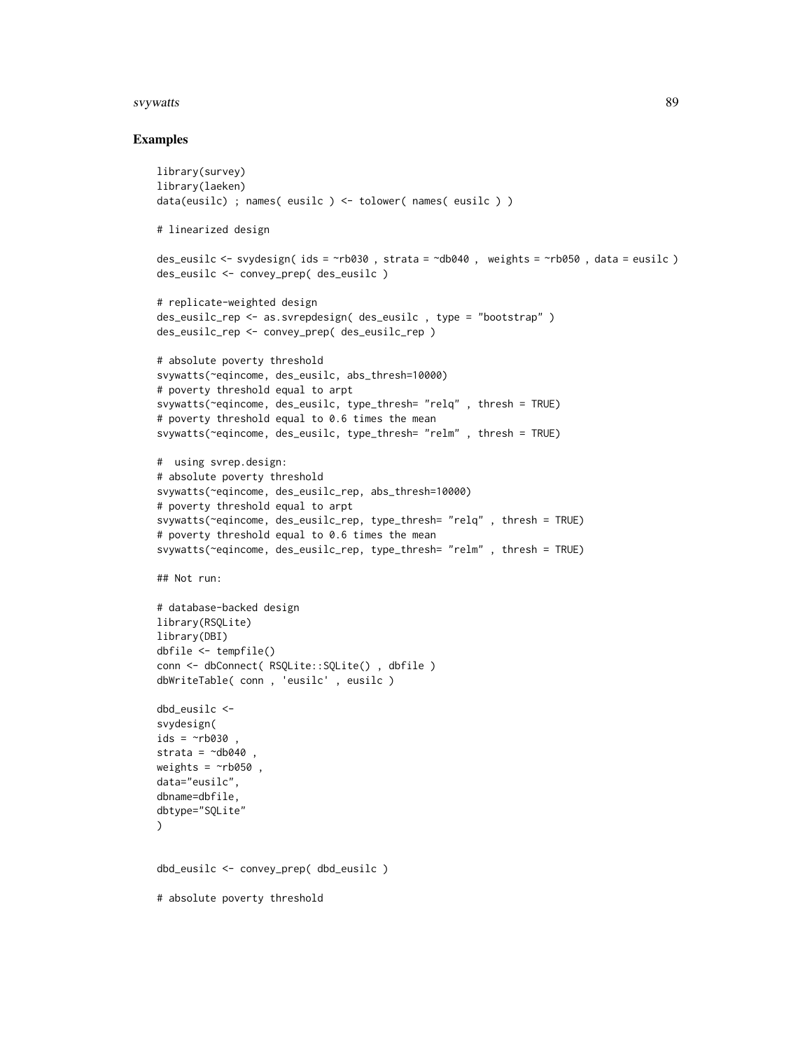## Examples

```
library(survey)
library(laeken)
data(eusilc) ; names( eusilc ) <- tolower( names( eusilc ) )

# linearized design

des_eusilc <- svydesign( ids = ~rb030 , strata = ~db040 ,  weights = ~rb050 , data = eusilc )
des_eusilc <- convey_prep( des_eusilc )

# replicate-weighted design
des_eusilc_rep <- as.svrepdesign( des_eusilc , type = "bootstrap" )
des_eusilc_rep <- convey_prep( des_eusilc_rep )

# absolute poverty threshold
svywatts(~eqincome, des_eusilc, abs_thresh=10000)
# poverty threshold equal to arpt
svywatts(~eqincome, des_eusilc, type_thresh= "relq" , thresh = TRUE)
# poverty threshold equal to 0.6 times the mean
svywatts(~eqincome, des_eusilc, type_thresh= "relm" , thresh = TRUE)

#  using svrep.design:
# absolute poverty threshold
svywatts(~eqincome, des_eusilc_rep, abs_thresh=10000)
# poverty threshold equal to arpt
svywatts(~eqincome, des_eusilc_rep, type_thresh= "relq" , thresh = TRUE)
# poverty threshold equal to 0.6 times the mean
svywatts(~eqincome, des_eusilc_rep, type_thresh= "relm" , thresh = TRUE)

## Not run:

# database-backed design
library(RSQLite)
library(DBI)
dbfile <- tempfile()
conn <- dbConnect( RSQLite::SQLite() , dbfile )
dbWriteTable( conn , 'eusilc' , eusilc )

dbd_eusilc <-
svydesign(
ids = ~rb030 ,
strata = ~db040 ,
weights = ~rb050 ,
data="eusilc",
dbname=dbfile,
dbtype="SQLite"
)


dbd_eusilc <- convey_prep( dbd_eusilc )

# absolute poverty threshold
```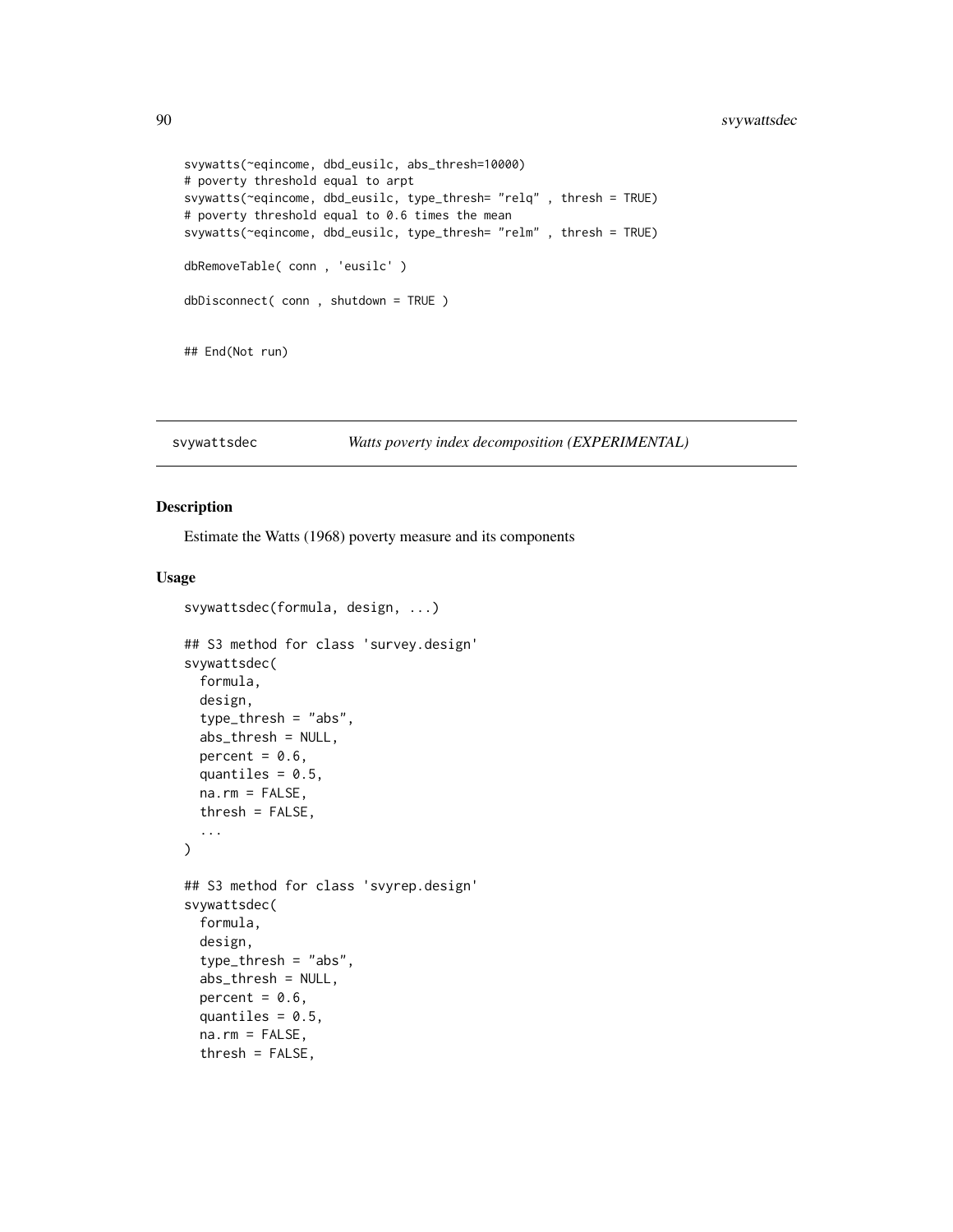```
svywatts(~eqincome, dbd_eusilc, abs_thresh=10000)
# poverty threshold equal to arpt
svywatts(~eqincome, dbd_eusilc, type_thresh= "relq" , thresh = TRUE)
# poverty threshold equal to 0.6 times the mean
svywatts(~eqincome, dbd_eusilc, type_thresh= "relm" , thresh = TRUE)

dbRemoveTable( conn , 'eusilc' )

dbDisconnect( conn , shutdown = TRUE )


## End(Not run)
```

## svywattsdec *Watts poverty index decomposition (EXPERIMENTAL)*

### Description

Estimate the Watts (1968) poverty measure and its components

### Usage

```
svywattsdec(formula, design, ...)

## S3 method for class 'survey.design'
svywattsdec(
  formula,
  design,
  type_thresh = "abs",
  abs_thresh = NULL,
  percent = 0.6,
  quantiles = 0.5,
  na.rm = FALSE,
  thresh = FALSE,
  ...
)

## S3 method for class 'svyrep.design'
svywattsdec(
  formula,
  design,
  type_thresh = "abs",
  abs_thresh = NULL,
  percent = 0.6,
  quantiles = 0.5,
  na.rm = FALSE,
  thresh = FALSE,
```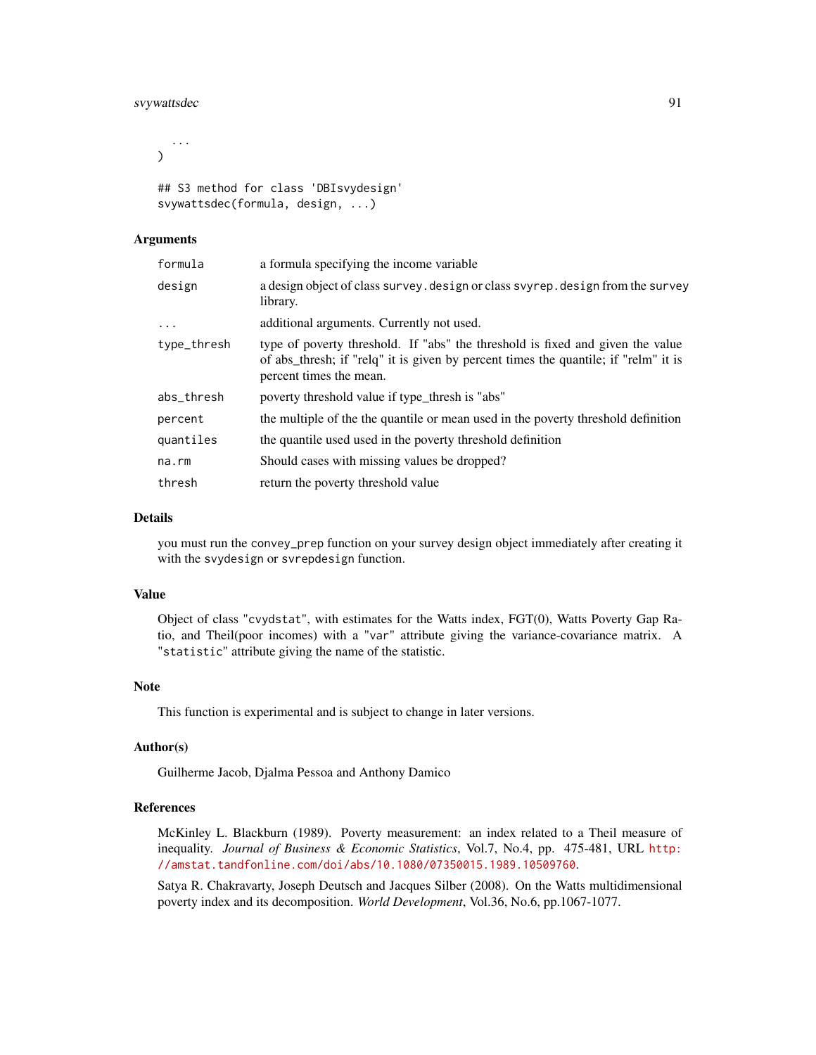```
  ...
)

## S3 method for class 'DBIsvydesign'
svywattsdec(formula, design, ...)
```

### Arguments

| | |
|---|---|
| `formula` | a formula specifying the income variable |
| `design` | a design object of class `survey.design` or class `svyrep.design` from the `survey` library. |
| `...` | additional arguments. Currently not used. |
| `type_thresh` | type of poverty threshold. If "abs" the threshold is fixed and given the value of abs_thresh; if "relq" it is given by percent times the quantile; if "relm" it is percent times the mean. |
| `abs_thresh` | poverty threshold value if type_thresh is "abs" |
| `percent` | the multiple of the the quantile or mean used in the poverty threshold definition |
| `quantiles` | the quantile used used in the poverty threshold definition |
| `na.rm` | Should cases with missing values be dropped? |
| `thresh` | return the poverty threshold value |

### Details

you must run the `convey_prep` function on your survey design object immediately after creating it with the `svydesign` or `svrepdesign` function.

### Value

Object of class "`cvydstat`", with estimates for the Watts index, FGT(0), Watts Poverty Gap Ratio, and Theil(poor incomes) with a "`var`" attribute giving the variance-covariance matrix. A "`statistic`" attribute giving the name of the statistic.

### Note

This function is experimental and is subject to change in later versions.

### Author(s)

Guilherme Jacob, Djalma Pessoa and Anthony Damico

### References

McKinley L. Blackburn (1989). Poverty measurement: an index related to a Theil measure of inequality. *Journal of Business & Economic Statistics*, Vol.7, No.4, pp. 475-481, URL http://amstat.tandfonline.com/doi/abs/10.1080/07350015.1989.10509760.

Satya R. Chakravarty, Joseph Deutsch and Jacques Silber (2008). On the Watts multidimensional poverty index and its decomposition. *World Development*, Vol.36, No.6, pp.1067-1077.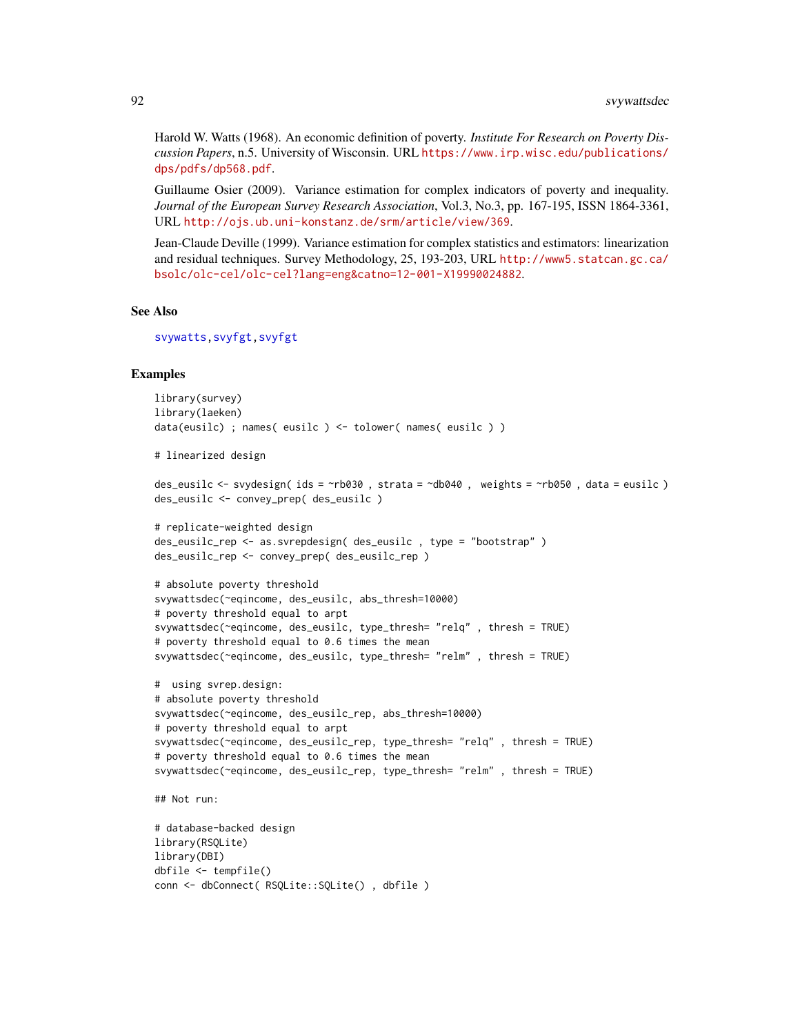Harold W. Watts (1968). An economic definition of poverty. *Institute For Research on Poverty Discussion Papers*, n.5. University of Wisconsin. URL https://www.irp.wisc.edu/publications/dps/pdfs/dp568.pdf.

Guillaume Osier (2009). Variance estimation for complex indicators of poverty and inequality. *Journal of the European Survey Research Association*, Vol.3, No.3, pp. 167-195, ISSN 1864-3361, URL http://ojs.ub.uni-konstanz.de/srm/article/view/369.

Jean-Claude Deville (1999). Variance estimation for complex statistics and estimators: linearization and residual techniques. Survey Methodology, 25, 193-203, URL http://www5.statcan.gc.ca/bsolc/olc-cel/olc-cel?lang=eng&catno=12-001-X19990024882.

## See Also

svywatts, svyfgt, svyfgt

## Examples

```
library(survey)
library(laeken)
data(eusilc) ; names( eusilc ) <- tolower( names( eusilc ) )

# linearized design

des_eusilc <- svydesign( ids = ~rb030 , strata = ~db040 ,  weights = ~rb050 , data = eusilc )
des_eusilc <- convey_prep( des_eusilc )

# replicate-weighted design
des_eusilc_rep <- as.svrepdesign( des_eusilc , type = "bootstrap" )
des_eusilc_rep <- convey_prep( des_eusilc_rep )

# absolute poverty threshold
svywattsdec(~eqincome, des_eusilc, abs_thresh=10000)
# poverty threshold equal to arpt
svywattsdec(~eqincome, des_eusilc, type_thresh= "relq" , thresh = TRUE)
# poverty threshold equal to 0.6 times the mean
svywattsdec(~eqincome, des_eusilc, type_thresh= "relm" , thresh = TRUE)

#  using svrep.design:
# absolute poverty threshold
svywattsdec(~eqincome, des_eusilc_rep, abs_thresh=10000)
# poverty threshold equal to arpt
svywattsdec(~eqincome, des_eusilc_rep, type_thresh= "relq" , thresh = TRUE)
# poverty threshold equal to 0.6 times the mean
svywattsdec(~eqincome, des_eusilc_rep, type_thresh= "relm" , thresh = TRUE)

## Not run:

# database-backed design
library(RSQLite)
library(DBI)
dbfile <- tempfile()
conn <- dbConnect( RSQLite::SQLite() , dbfile )
```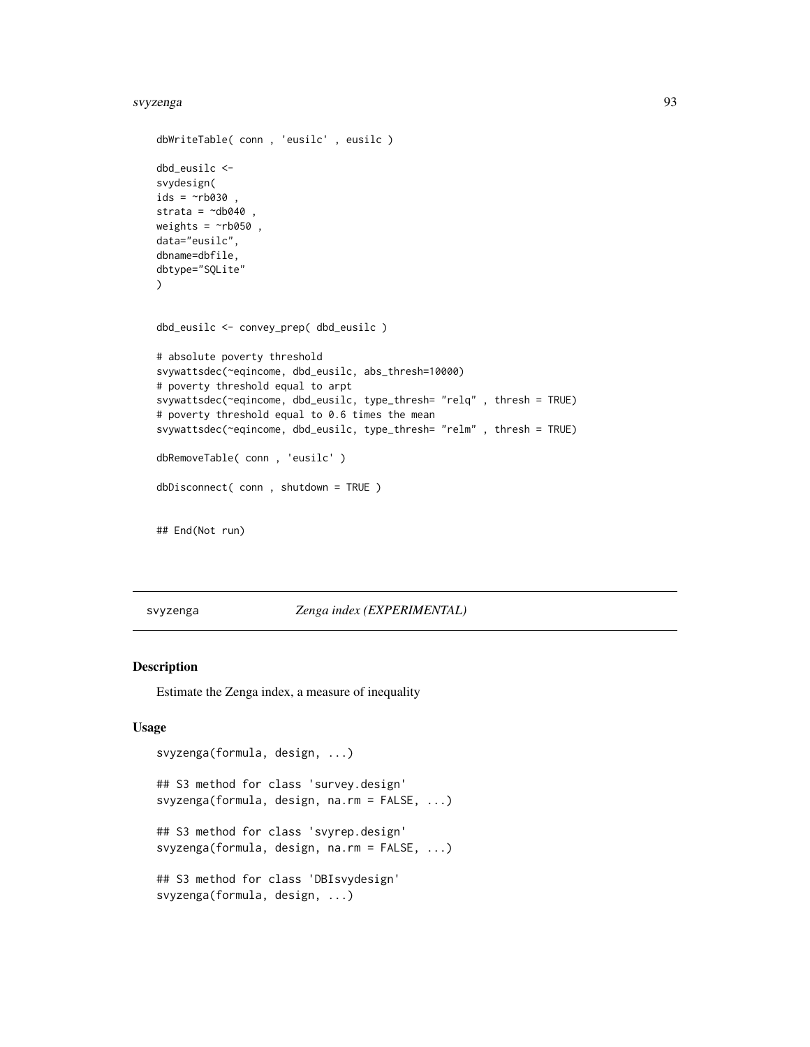```
dbWriteTable( conn , 'eusilc' , eusilc )

dbd_eusilc <-
svydesign(
ids = ~rb030 ,
strata = ~db040 ,
weights = ~rb050 ,
data="eusilc",
dbname=dbfile,
dbtype="SQLite"
)


dbd_eusilc <- convey_prep( dbd_eusilc )

# absolute poverty threshold
svywattsdec(~eqincome, dbd_eusilc, abs_thresh=10000)
# poverty threshold equal to arpt
svywattsdec(~eqincome, dbd_eusilc, type_thresh= "relq" , thresh = TRUE)
# poverty threshold equal to 0.6 times the mean
svywattsdec(~eqincome, dbd_eusilc, type_thresh= "relm" , thresh = TRUE)

dbRemoveTable( conn , 'eusilc' )

dbDisconnect( conn , shutdown = TRUE )


## End(Not run)
```

---

`svyzenga` *Zenga index (EXPERIMENTAL)*

---

## Description

Estimate the Zenga index, a measure of inequality

## Usage

```
svyzenga(formula, design, ...)

## S3 method for class 'survey.design'
svyzenga(formula, design, na.rm = FALSE, ...)

## S3 method for class 'svyrep.design'
svyzenga(formula, design, na.rm = FALSE, ...)

## S3 method for class 'DBIsvydesign'
svyzenga(formula, design, ...)
```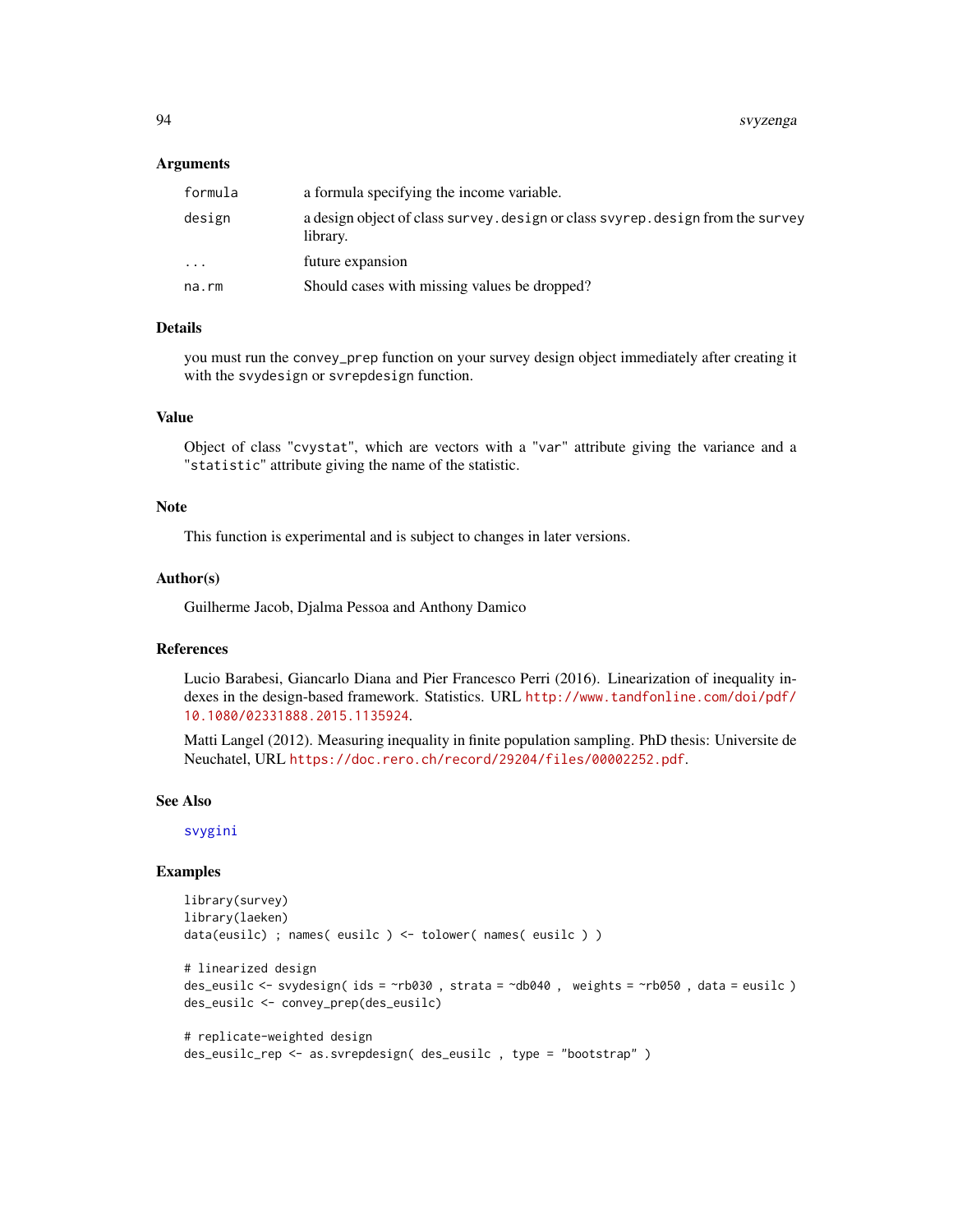### Arguments

| | |
|---|---|
| formula | a formula specifying the income variable. |
| design | a design object of class survey.design or class svyrep.design from the survey library. |
| ... | future expansion |
| na.rm | Should cases with missing values be dropped? |

### Details

you must run the convey_prep function on your survey design object immediately after creating it with the svydesign or svrepdesign function.

### Value

Object of class "cvystat", which are vectors with a "var" attribute giving the variance and a "statistic" attribute giving the name of the statistic.

### Note

This function is experimental and is subject to changes in later versions.

### Author(s)

Guilherme Jacob, Djalma Pessoa and Anthony Damico

### References

Lucio Barabesi, Giancarlo Diana and Pier Francesco Perri (2016). Linearization of inequality indexes in the design-based framework. Statistics. URL http://www.tandfonline.com/doi/pdf/10.1080/02331888.2015.1135924.

Matti Langel (2012). Measuring inequality in finite population sampling. PhD thesis: Universite de Neuchatel, URL https://doc.rero.ch/record/29204/files/00002252.pdf.

### See Also

svygini

### Examples

```
library(survey)
library(laeken)
data(eusilc) ; names( eusilc ) <- tolower( names( eusilc ) )

# linearized design
des_eusilc <- svydesign( ids = ~rb030 , strata = ~db040 ,  weights = ~rb050 , data = eusilc )
des_eusilc <- convey_prep(des_eusilc)

# replicate-weighted design
des_eusilc_rep <- as.svrepdesign( des_eusilc , type = "bootstrap" )
```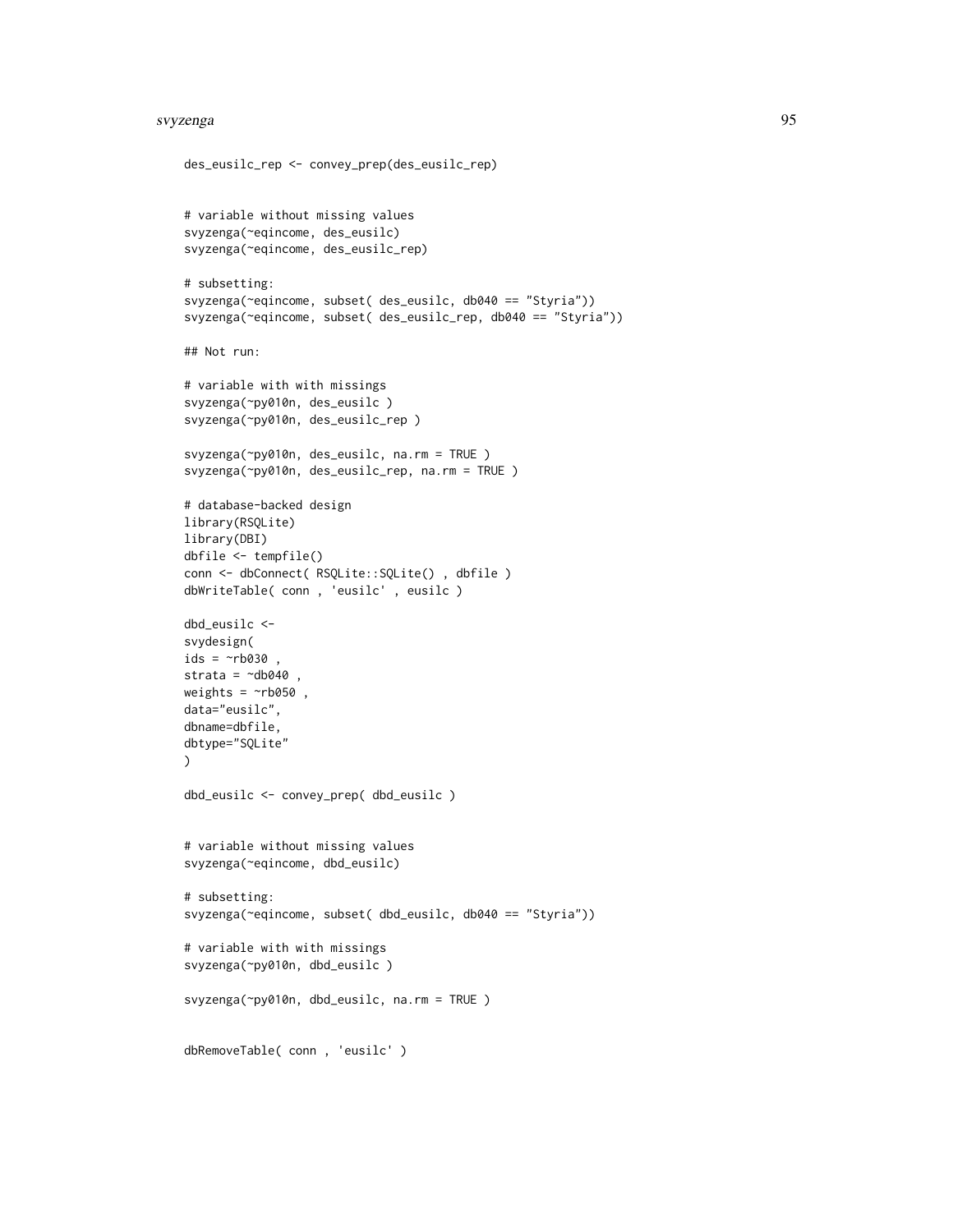```
des_eusilc_rep <- convey_prep(des_eusilc_rep)


# variable without missing values
svyzenga(~eqincome, des_eusilc)
svyzenga(~eqincome, des_eusilc_rep)

# subsetting:
svyzenga(~eqincome, subset( des_eusilc, db040 == "Styria"))
svyzenga(~eqincome, subset( des_eusilc_rep, db040 == "Styria"))

## Not run:

# variable with with missings
svyzenga(~py010n, des_eusilc )
svyzenga(~py010n, des_eusilc_rep )

svyzenga(~py010n, des_eusilc, na.rm = TRUE )
svyzenga(~py010n, des_eusilc_rep, na.rm = TRUE )

# database-backed design
library(RSQLite)
library(DBI)
dbfile <- tempfile()
conn <- dbConnect( RSQLite::SQLite() , dbfile )
dbWriteTable( conn , 'eusilc' , eusilc )

dbd_eusilc <-
svydesign(
ids = ~rb030 ,
strata = ~db040 ,
weights = ~rb050 ,
data="eusilc",
dbname=dbfile,
dbtype="SQLite"
)

dbd_eusilc <- convey_prep( dbd_eusilc )


# variable without missing values
svyzenga(~eqincome, dbd_eusilc)

# subsetting:
svyzenga(~eqincome, subset( dbd_eusilc, db040 == "Styria"))

# variable with with missings
svyzenga(~py010n, dbd_eusilc )

svyzenga(~py010n, dbd_eusilc, na.rm = TRUE )


dbRemoveTable( conn , 'eusilc' )
```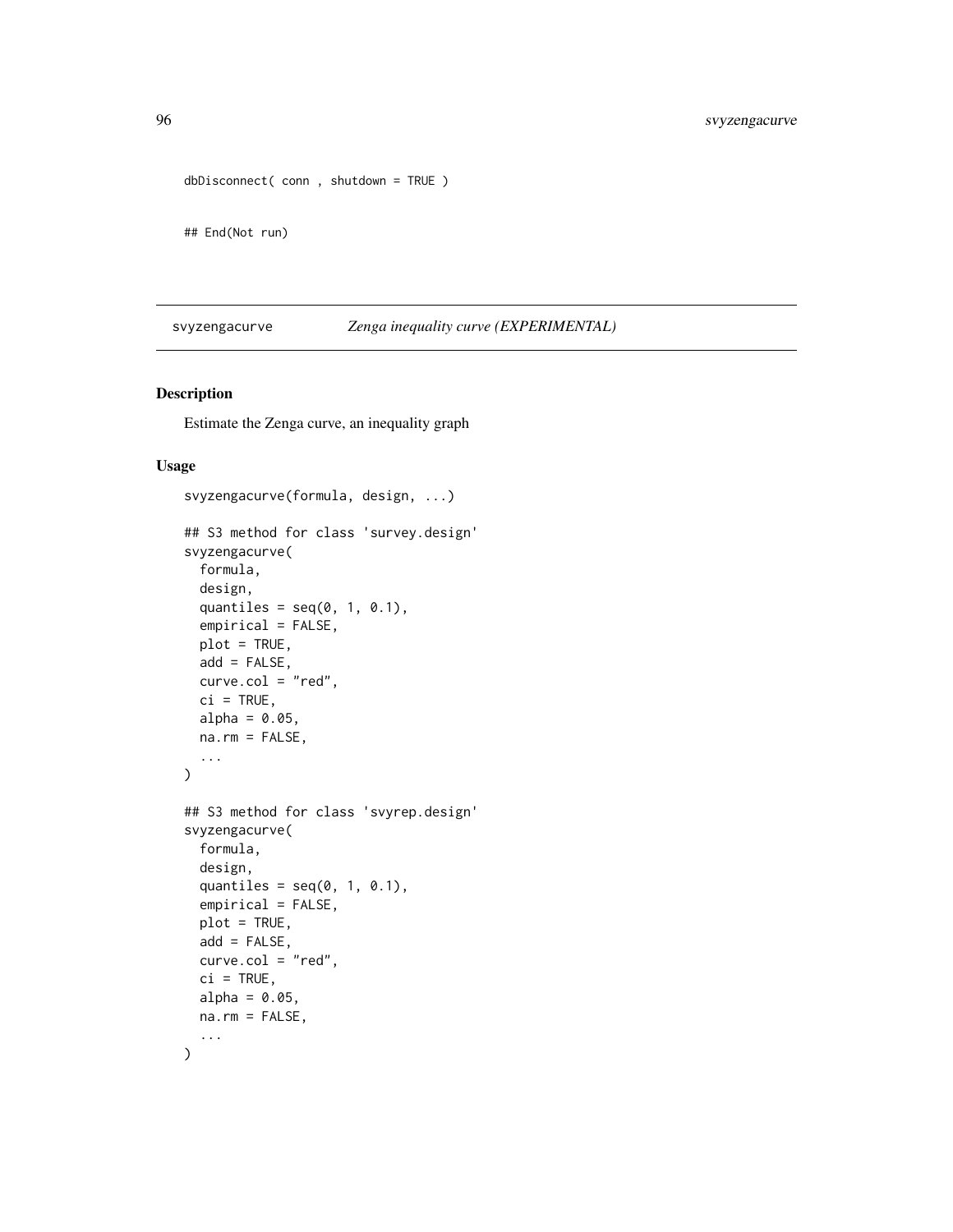```
dbDisconnect( conn , shutdown = TRUE )

## End(Not run)
```

---

## svyzengacurve — *Zenga inequality curve (EXPERIMENTAL)*

### Description

Estimate the Zenga curve, an inequality graph

### Usage

```
svyzengacurve(formula, design, ...)

## S3 method for class 'survey.design'
svyzengacurve(
  formula,
  design,
  quantiles = seq(0, 1, 0.1),
  empirical = FALSE,
  plot = TRUE,
  add = FALSE,
  curve.col = "red",
  ci = TRUE,
  alpha = 0.05,
  na.rm = FALSE,
  ...
)

## S3 method for class 'svyrep.design'
svyzengacurve(
  formula,
  design,
  quantiles = seq(0, 1, 0.1),
  empirical = FALSE,
  plot = TRUE,
  add = FALSE,
  curve.col = "red",
  ci = TRUE,
  alpha = 0.05,
  na.rm = FALSE,
  ...
)
```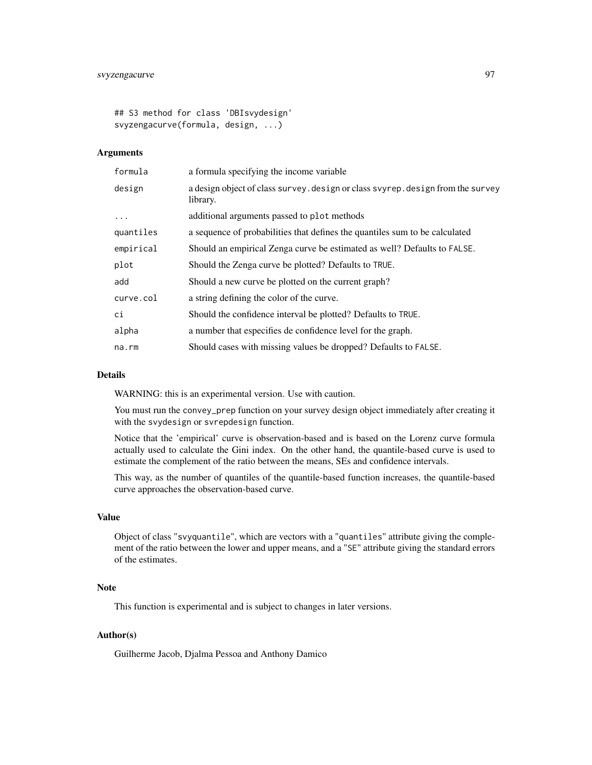```
## S3 method for class 'DBIsvydesign'
svyzengacurve(formula, design, ...)
```

### Arguments

| | |
|---|---|
| formula | a formula specifying the income variable |
| design | a design object of class survey.design or class svyrep.design from the survey library. |
| ... | additional arguments passed to plot methods |
| quantiles | a sequence of probabilities that defines the quantiles sum to be calculated |
| empirical | Should an empirical Zenga curve be estimated as well? Defaults to FALSE. |
| plot | Should the Zenga curve be plotted? Defaults to TRUE. |
| add | Should a new curve be plotted on the current graph? |
| curve.col | a string defining the color of the curve. |
| ci | Should the confidence interval be plotted? Defaults to TRUE. |
| alpha | a number that especifies de confidence level for the graph. |
| na.rm | Should cases with missing values be dropped? Defaults to FALSE. |

### Details

WARNING: this is an experimental version. Use with caution.

You must run the convey_prep function on your survey design object immediately after creating it with the svydesign or svrepdesign function.

Notice that the 'empirical' curve is observation-based and is based on the Lorenz curve formula actually used to calculate the Gini index. On the other hand, the quantile-based curve is used to estimate the complement of the ratio between the means, SEs and confidence intervals.

This way, as the number of quantiles of the quantile-based function increases, the quantile-based curve approaches the observation-based curve.

### Value

Object of class "svyquantile", which are vectors with a "quantiles" attribute giving the complement of the ratio between the lower and upper means, and a "SE" attribute giving the standard errors of the estimates.

### Note

This function is experimental and is subject to changes in later versions.

### Author(s)

Guilherme Jacob, Djalma Pessoa and Anthony Damico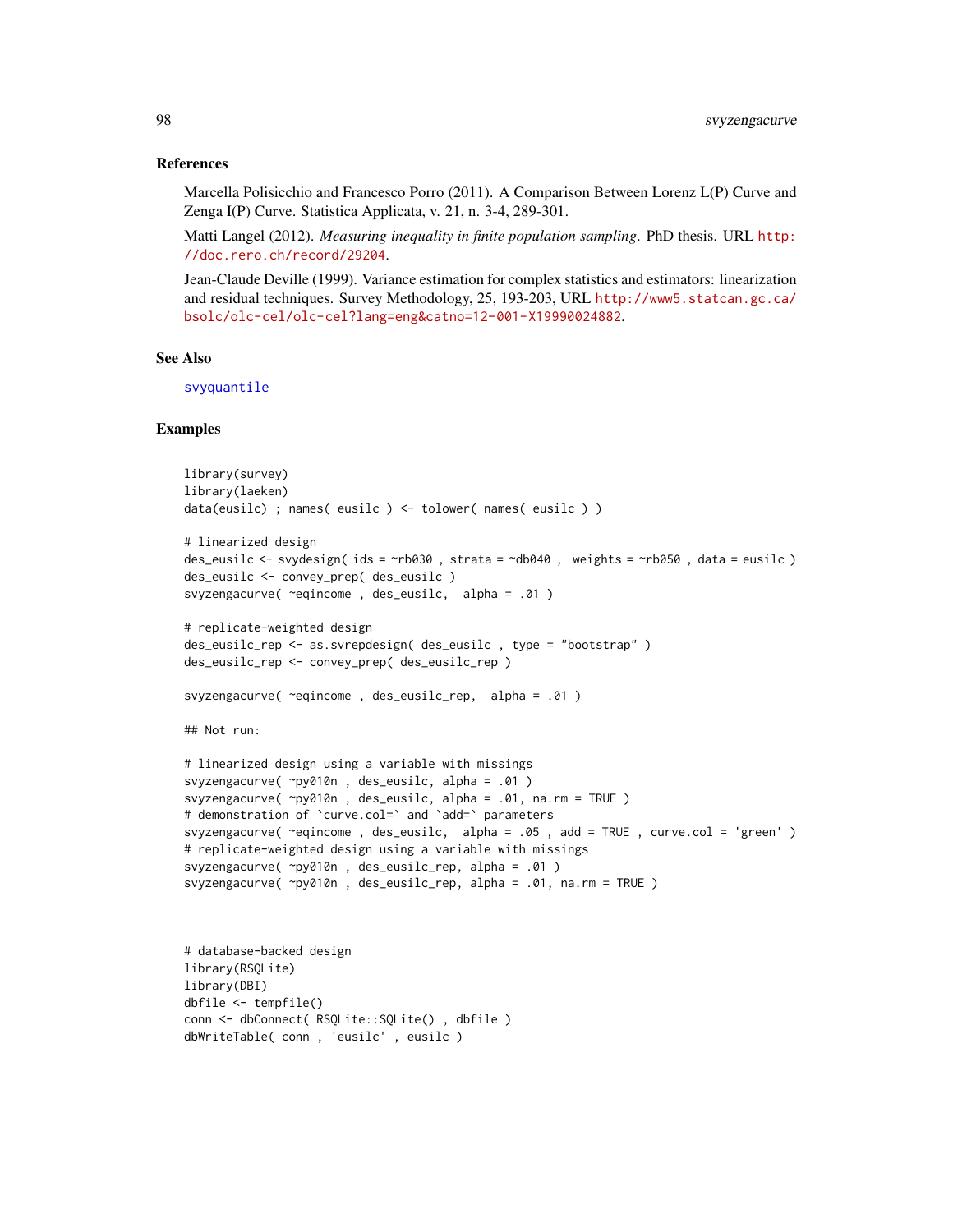## References

Marcella Polisicchio and Francesco Porro (2011). A Comparison Between Lorenz L(P) Curve and Zenga I(P) Curve. Statistica Applicata, v. 21, n. 3-4, 289-301.

Matti Langel (2012). *Measuring inequality in finite population sampling*. PhD thesis. URL http://doc.rero.ch/record/29204.

Jean-Claude Deville (1999). Variance estimation for complex statistics and estimators: linearization and residual techniques. Survey Methodology, 25, 193-203, URL http://www5.statcan.gc.ca/bsolc/olc-cel/olc-cel?lang=eng&catno=12-001-X19990024882.

## See Also

svyquantile

## Examples

```
library(survey)
library(laeken)
data(eusilc) ; names( eusilc ) <- tolower( names( eusilc ) )

# linearized design
des_eusilc <- svydesign( ids = ~rb030 , strata = ~db040 ,  weights = ~rb050 , data = eusilc )
des_eusilc <- convey_prep( des_eusilc )
svyzengacurve( ~eqincome , des_eusilc,  alpha = .01 )

# replicate-weighted design
des_eusilc_rep <- as.svrepdesign( des_eusilc , type = "bootstrap" )
des_eusilc_rep <- convey_prep( des_eusilc_rep )

svyzengacurve( ~eqincome , des_eusilc_rep,  alpha = .01 )

## Not run:

# linearized design using a variable with missings
svyzengacurve( ~py010n , des_eusilc, alpha = .01 )
svyzengacurve( ~py010n , des_eusilc, alpha = .01, na.rm = TRUE )
# demonstration of `curve.col=` and `add=` parameters
svyzengacurve( ~eqincome , des_eusilc,  alpha = .05 , add = TRUE , curve.col = 'green' )
# replicate-weighted design using a variable with missings
svyzengacurve( ~py010n , des_eusilc_rep, alpha = .01 )
svyzengacurve( ~py010n , des_eusilc_rep, alpha = .01, na.rm = TRUE )



# database-backed design
library(RSQLite)
library(DBI)
dbfile <- tempfile()
conn <- dbConnect( RSQLite::SQLite() , dbfile )
dbWriteTable( conn , 'eusilc' , eusilc )
```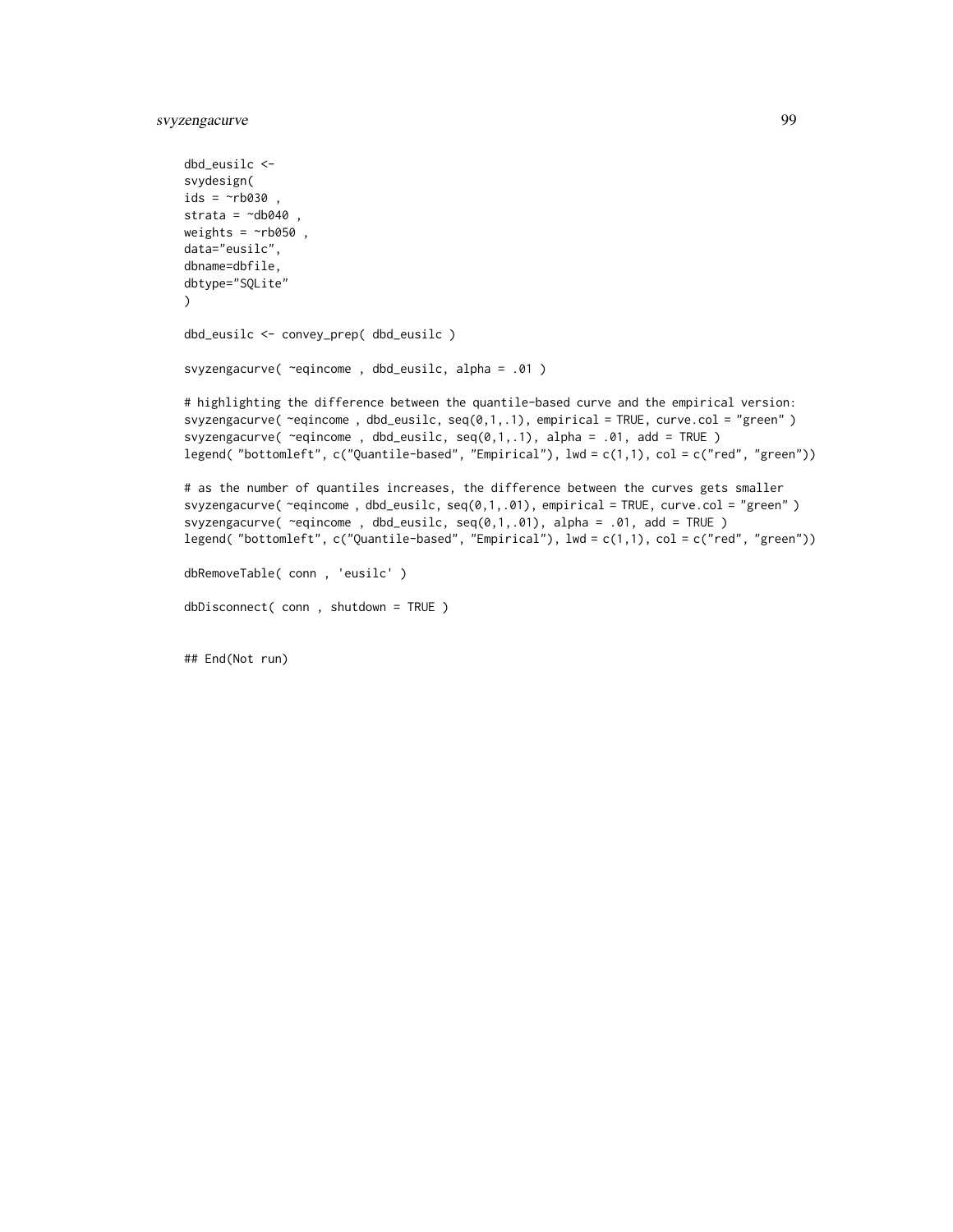```
dbd_eusilc <-
svydesign(
ids = ~rb030 ,
strata = ~db040 ,
weights = ~rb050 ,
data="eusilc",
dbname=dbfile,
dbtype="SQLite"
)

dbd_eusilc <- convey_prep( dbd_eusilc )

svyzengacurve( ~eqincome , dbd_eusilc, alpha = .01 )

# highlighting the difference between the quantile-based curve and the empirical version:
svyzengacurve( ~eqincome , dbd_eusilc, seq(0,1,.1), empirical = TRUE, curve.col = "green" )
svyzengacurve( ~eqincome , dbd_eusilc, seq(0,1,.1), alpha = .01, add = TRUE )
legend( "bottomleft", c("Quantile-based", "Empirical"), lwd = c(1,1), col = c("red", "green"))

# as the number of quantiles increases, the difference between the curves gets smaller
svyzengacurve( ~eqincome , dbd_eusilc, seq(0,1,.01), empirical = TRUE, curve.col = "green" )
svyzengacurve( ~eqincome , dbd_eusilc, seq(0,1,.01), alpha = .01, add = TRUE )
legend( "bottomleft", c("Quantile-based", "Empirical"), lwd = c(1,1), col = c("red", "green"))

dbRemoveTable( conn , 'eusilc' )

dbDisconnect( conn , shutdown = TRUE )


## End(Not run)
```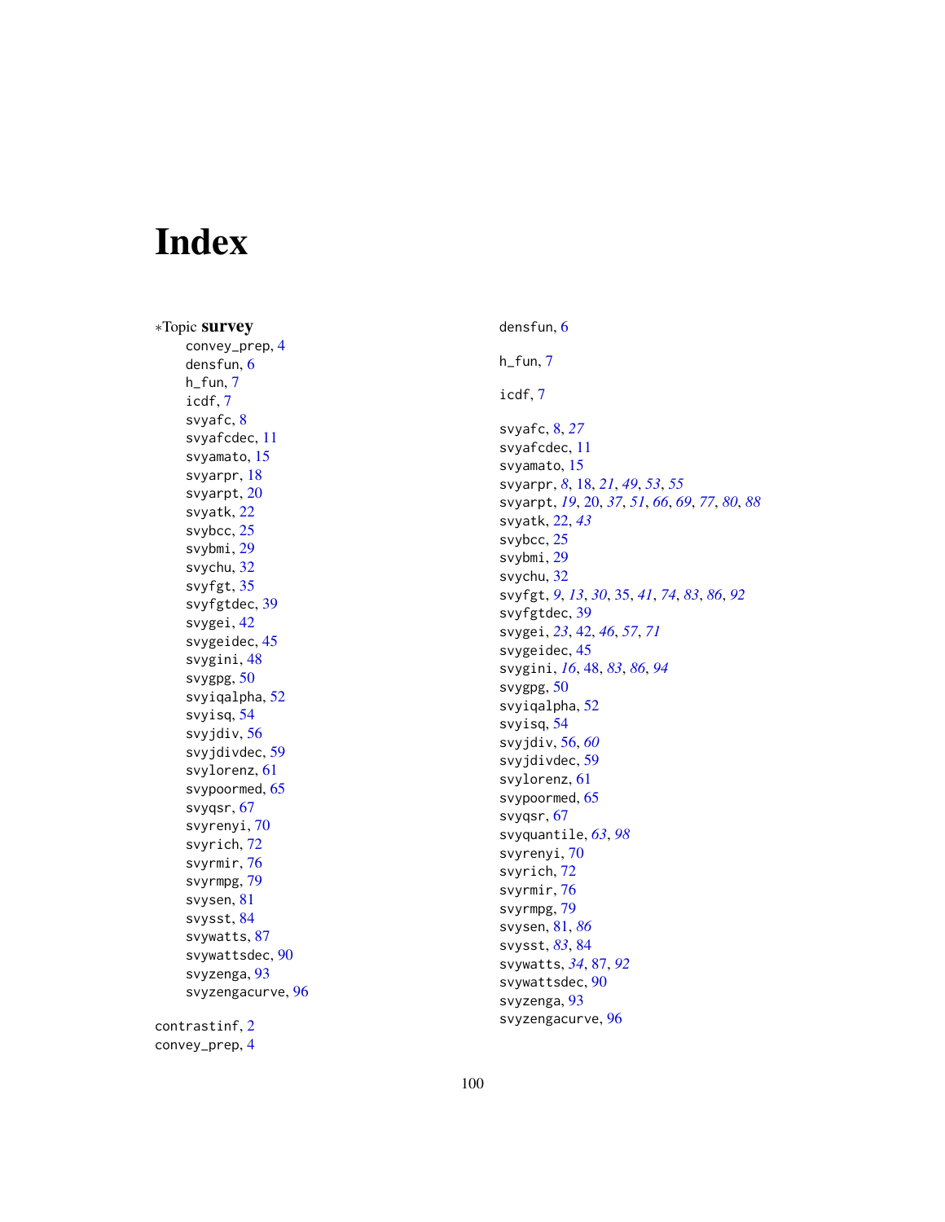# Index

*Topic **survey**

- convey_prep, 4
- densfun, 6
- h_fun, 7
- icdf, 7
- svyafc, 8
- svyafcdec, 11
- svyamato, 15
- svyarpr, 18
- svyarpt, 20
- svyatk, 22
- svybcc, 25
- svybmi, 29
- svychu, 32
- svyfgt, 35
- svyfgtdec, 39
- svygei, 42
- svygeidec, 45
- svygini, 48
- svygpg, 50
- svyiqalpha, 52
- svyisq, 54
- svyjdiv, 56
- svyjdivdec, 59
- svylorenz, 61
- svypoormed, 65
- svyqsr, 67
- svyrenyi, 70
- svyrich, 72
- svyrmir, 76
- svyrmpg, 79
- svysen, 81
- svysst, 84
- svywatts, 87
- svywattsdec, 90
- svyzenga, 93
- svyzengacurve, 96

contrastinf, 2
convey_prep, 4

densfun, 6

h_fun, 7

icdf, 7

svyafc, 8, *27*
svyafcdec, 11
svyamato, 15
svyarpr, *8*, 18, *21*, *49*, *53*, *55*
svyarpt, *19*, 20, *37*, *51*, *66*, *69*, *77*, *80*, *88*
svyatk, 22, *43*
svybcc, 25
svybmi, 29
svychu, 32
svyfgt, *9*, *13*, *30*, 35, *41*, *74*, *83*, *86*, *92*
svyfgtdec, 39
svygei, *23*, 42, *46*, *57*, *71*
svygeidec, 45
svygini, *16*, 48, *83*, *86*, *94*
svygpg, 50
svyiqalpha, 52
svyisq, 54
svyjdiv, 56, *60*
svyjdivdec, 59
svylorenz, 61
svypoormed, 65
svyqsr, 67
svyquantile, *63*, *98*
svyrenyi, 70
svyrich, 72
svyrmir, 76
svyrmpg, 79
svysen, 81, *86*
svysst, *83*, 84
svywatts, *34*, 87, *92*
svywattsdec, 90
svyzenga, 93
svyzengacurve, 96